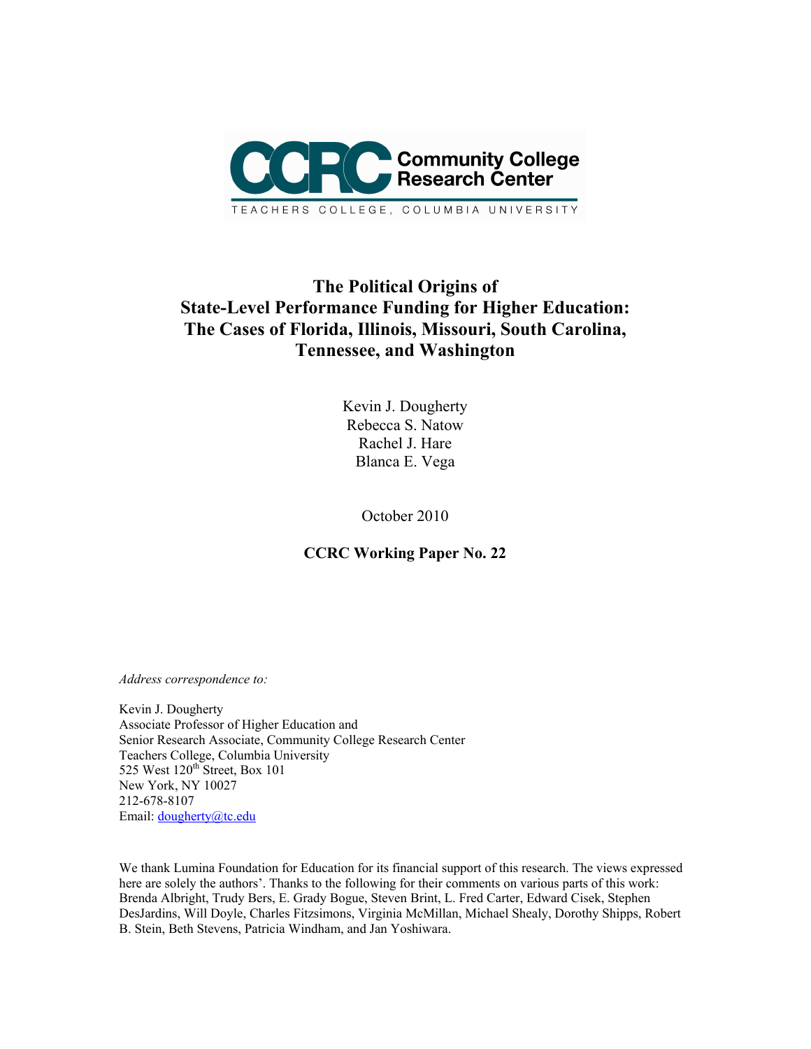CCRC Community College Research Center

TEACHERS COLLEGE, COLUMBIA UNIVERSITY

# The Political Origins of State-Level Performance Funding for Higher Education: The Cases of Florida, Illinois, Missouri, South Carolina, Tennessee, and Washington

Kevin J. Dougherty
Rebecca S. Natow
Rachel J. Hare
Blanca E. Vega

October 2010

**CCRC Working Paper No. 22**

*Address correspondence to:*

Kevin J. Dougherty
Associate Professor of Higher Education and
Senior Research Associate, Community College Research Center
Teachers College, Columbia University
525 West 120th Street, Box 101
New York, NY 10027
212-678-8107
Email: dougherty@tc.edu

We thank Lumina Foundation for Education for its financial support of this research. The views expressed here are solely the authors'. Thanks to the following for their comments on various parts of this work: Brenda Albright, Trudy Bers, E. Grady Bogue, Steven Brint, L. Fred Carter, Edward Cisek, Stephen DesJardins, Will Doyle, Charles Fitzsimons, Virginia McMillan, Michael Shealy, Dorothy Shipps, Robert B. Stein, Beth Stevens, Patricia Windham, and Jan Yoshiwara.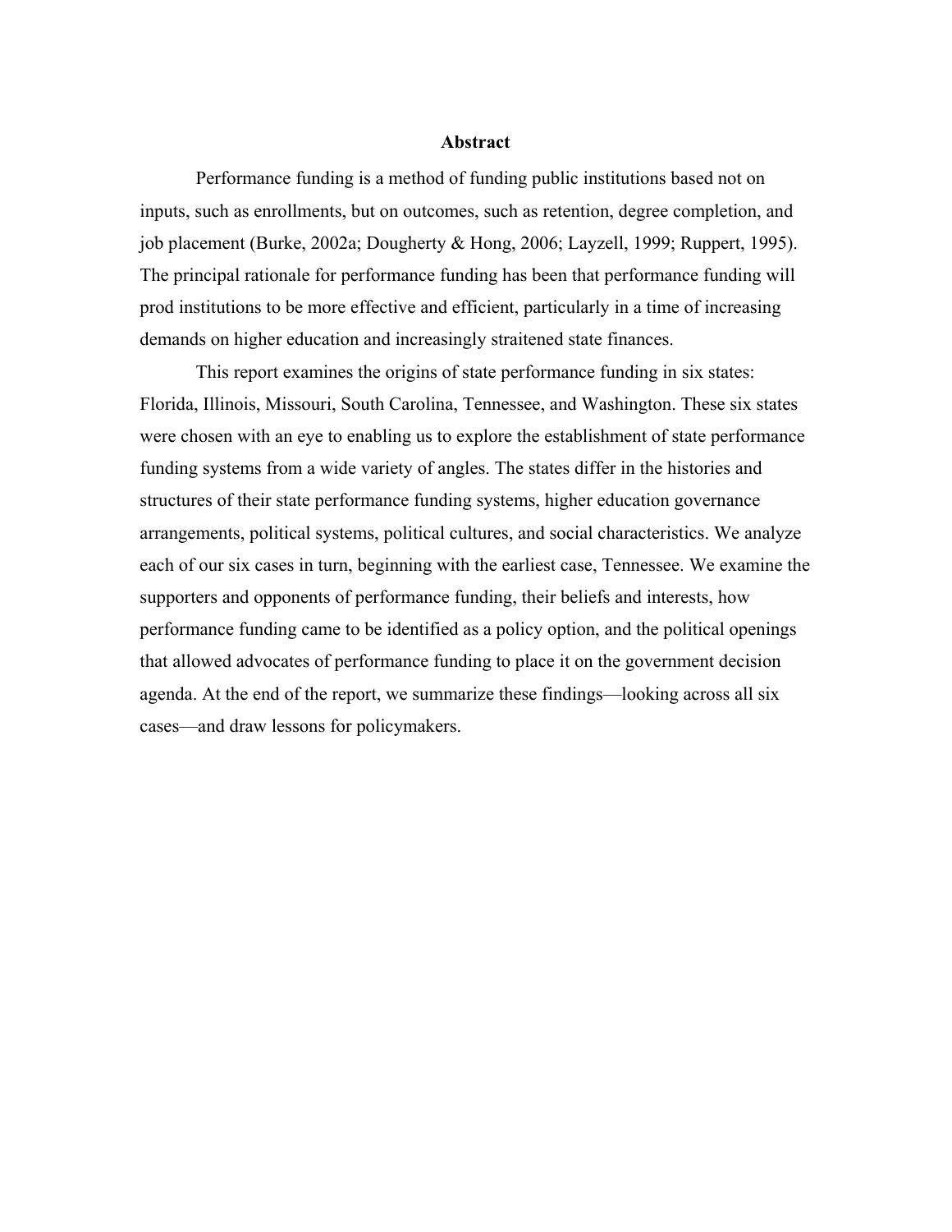## Abstract

Performance funding is a method of funding public institutions based not on inputs, such as enrollments, but on outcomes, such as retention, degree completion, and job placement (Burke, 2002a; Dougherty & Hong, 2006; Layzell, 1999; Ruppert, 1995). The principal rationale for performance funding has been that performance funding will prod institutions to be more effective and efficient, particularly in a time of increasing demands on higher education and increasingly straitened state finances.

This report examines the origins of state performance funding in six states: Florida, Illinois, Missouri, South Carolina, Tennessee, and Washington. These six states were chosen with an eye to enabling us to explore the establishment of state performance funding systems from a wide variety of angles. The states differ in the histories and structures of their state performance funding systems, higher education governance arrangements, political systems, political cultures, and social characteristics. We analyze each of our six cases in turn, beginning with the earliest case, Tennessee. We examine the supporters and opponents of performance funding, their beliefs and interests, how performance funding came to be identified as a policy option, and the political openings that allowed advocates of performance funding to place it on the government decision agenda. At the end of the report, we summarize these findings—looking across all six cases—and draw lessons for policymakers.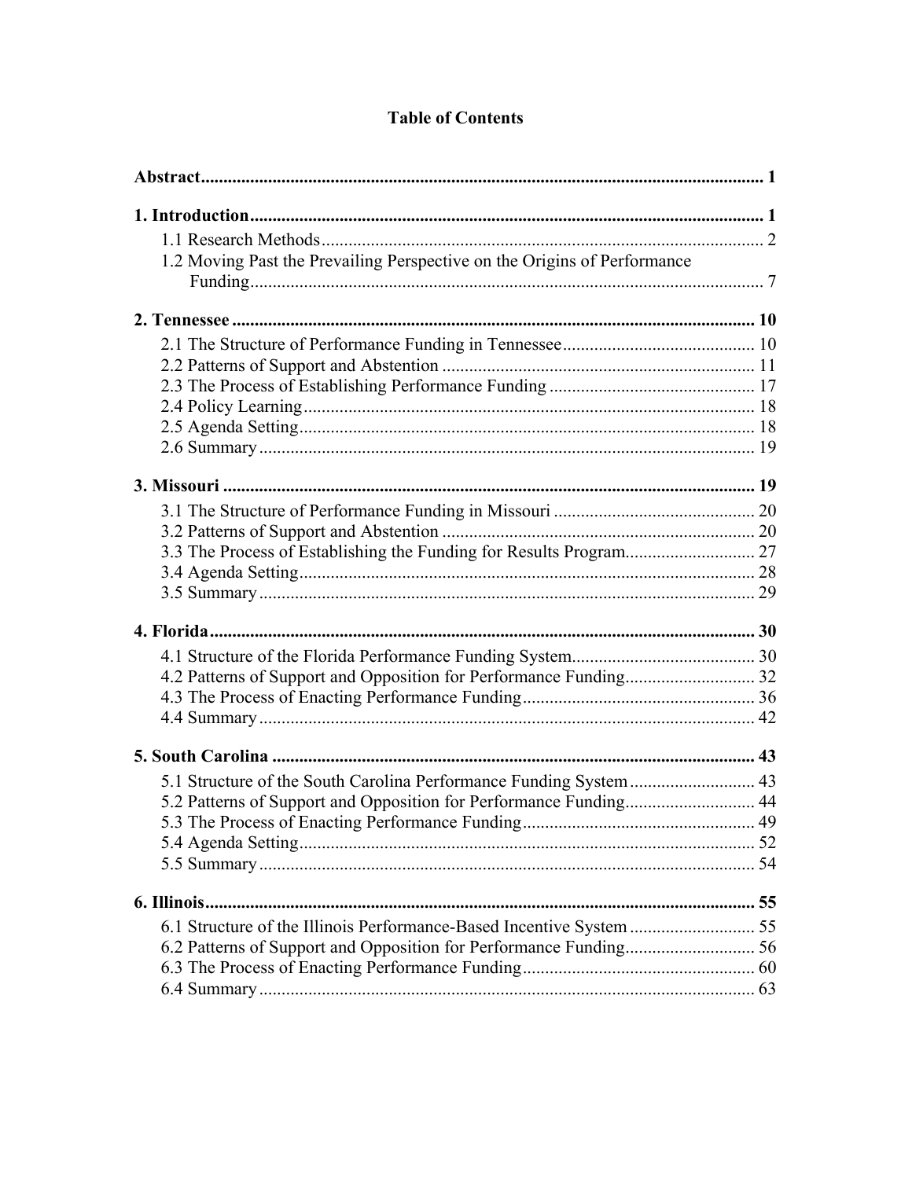# Table of Contents

**Abstract** ..... **1**

**1. Introduction** ..... **1**

- 1.1 Research Methods ..... 2
- 1.2 Moving Past the Prevailing Perspective on the Origins of Performance Funding ..... 7

**2. Tennessee** ..... **10**

- 2.1 The Structure of Performance Funding in Tennessee ..... 10
- 2.2 Patterns of Support and Abstention ..... 11
- 2.3 The Process of Establishing Performance Funding ..... 17
- 2.4 Policy Learning ..... 18
- 2.5 Agenda Setting ..... 18
- 2.6 Summary ..... 19

**3. Missouri** ..... **19**

- 3.1 The Structure of Performance Funding in Missouri ..... 20
- 3.2 Patterns of Support and Abstention ..... 20
- 3.3 The Process of Establishing the Funding for Results Program ..... 27
- 3.4 Agenda Setting ..... 28
- 3.5 Summary ..... 29

**4. Florida** ..... **30**

- 4.1 Structure of the Florida Performance Funding System ..... 30
- 4.2 Patterns of Support and Opposition for Performance Funding ..... 32
- 4.3 The Process of Enacting Performance Funding ..... 36
- 4.4 Summary ..... 42

**5. South Carolina** ..... **43**

- 5.1 Structure of the South Carolina Performance Funding System ..... 43
- 5.2 Patterns of Support and Opposition for Performance Funding ..... 44
- 5.3 The Process of Enacting Performance Funding ..... 49
- 5.4 Agenda Setting ..... 52
- 5.5 Summary ..... 54

**6. Illinois** ..... **55**

- 6.1 Structure of the Illinois Performance-Based Incentive System ..... 55
- 6.2 Patterns of Support and Opposition for Performance Funding ..... 56
- 6.3 The Process of Enacting Performance Funding ..... 60
- 6.4 Summary ..... 63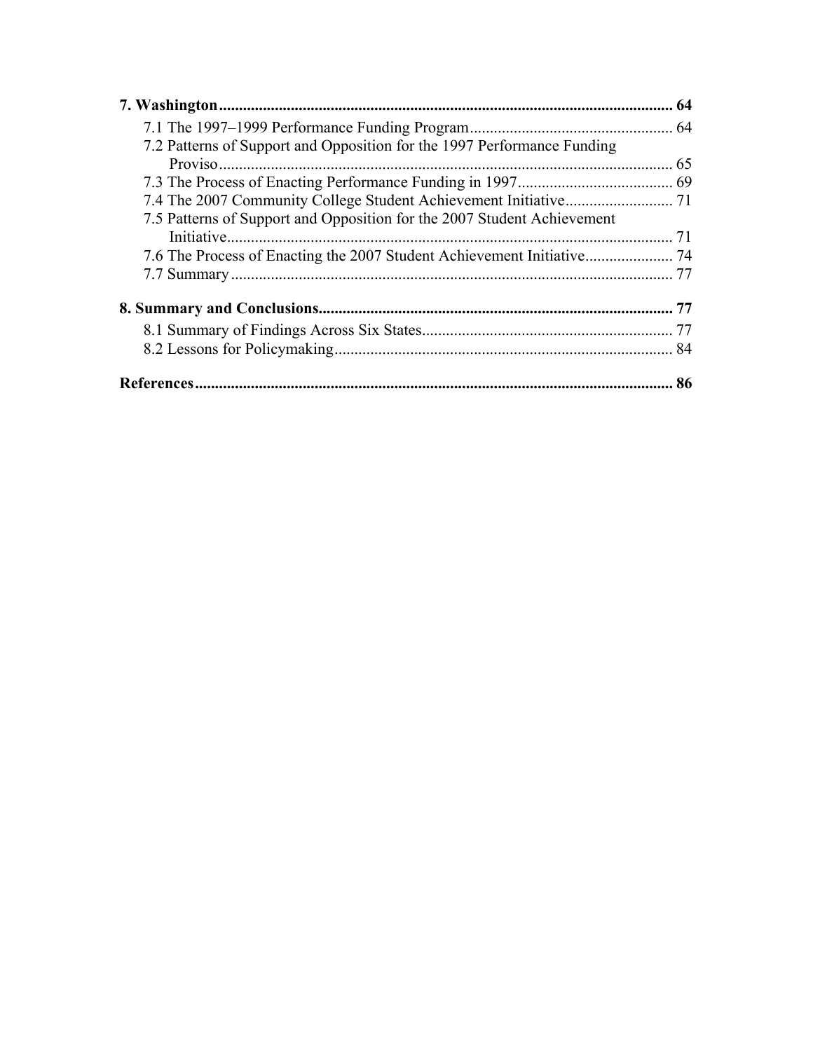**7. Washington** .......... **64**

- 7.1 The 1997–1999 Performance Funding Program .......... 64
- 7.2 Patterns of Support and Opposition for the 1997 Performance Funding Proviso .......... 65
- 7.3 The Process of Enacting Performance Funding in 1997 .......... 69
- 7.4 The 2007 Community College Student Achievement Initiative .......... 71
- 7.5 Patterns of Support and Opposition for the 2007 Student Achievement Initiative .......... 71
- 7.6 The Process of Enacting the 2007 Student Achievement Initiative .......... 74
- 7.7 Summary .......... 77

**8. Summary and Conclusions** .......... **77**

- 8.1 Summary of Findings Across Six States .......... 77
- 8.2 Lessons for Policymaking .......... 84

**References** .......... **86**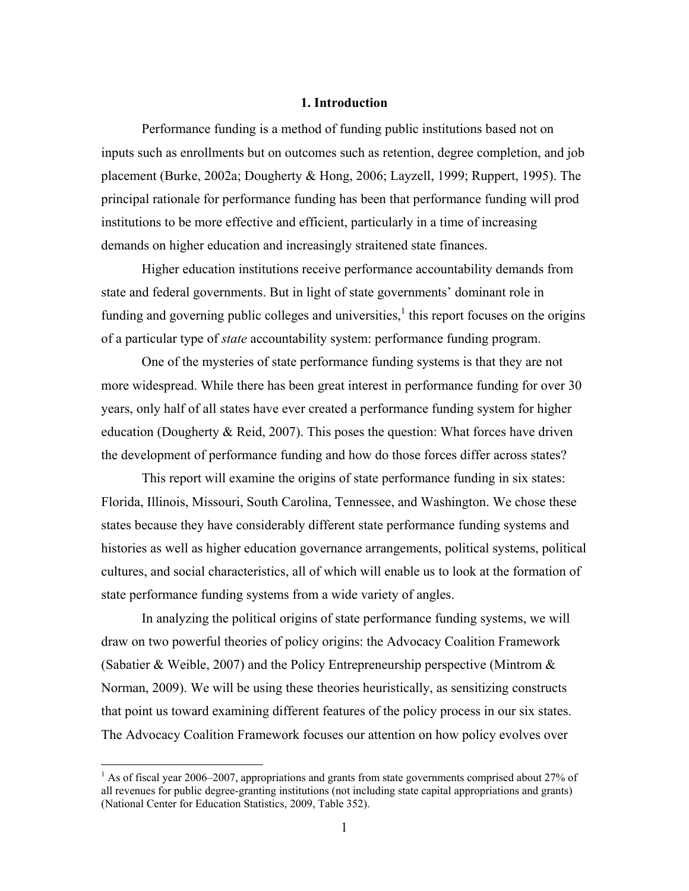# 1. Introduction

Performance funding is a method of funding public institutions based not on inputs such as enrollments but on outcomes such as retention, degree completion, and job placement (Burke, 2002a; Dougherty & Hong, 2006; Layzell, 1999; Ruppert, 1995). The principal rationale for performance funding has been that performance funding will prod institutions to be more effective and efficient, particularly in a time of increasing demands on higher education and increasingly straitened state finances.

Higher education institutions receive performance accountability demands from state and federal governments. But in light of state governments' dominant role in funding and governing public colleges and universities,[1] this report focuses on the origins of a particular type of *state* accountability system: performance funding program.

One of the mysteries of state performance funding systems is that they are not more widespread. While there has been great interest in performance funding for over 30 years, only half of all states have ever created a performance funding system for higher education (Dougherty & Reid, 2007). This poses the question: What forces have driven the development of performance funding and how do those forces differ across states?

This report will examine the origins of state performance funding in six states: Florida, Illinois, Missouri, South Carolina, Tennessee, and Washington. We chose these states because they have considerably different state performance funding systems and histories as well as higher education governance arrangements, political systems, political cultures, and social characteristics, all of which will enable us to look at the formation of state performance funding systems from a wide variety of angles.

In analyzing the political origins of state performance funding systems, we will draw on two powerful theories of policy origins: the Advocacy Coalition Framework (Sabatier & Weible, 2007) and the Policy Entrepreneurship perspective (Mintrom & Norman, 2009). We will be using these theories heuristically, as sensitizing constructs that point us toward examining different features of the policy process in our six states. The Advocacy Coalition Framework focuses our attention on how policy evolves over

[1] As of fiscal year 2006–2007, appropriations and grants from state governments comprised about 27% of all revenues for public degree-granting institutions (not including state capital appropriations and grants) (National Center for Education Statistics, 2009, Table 352).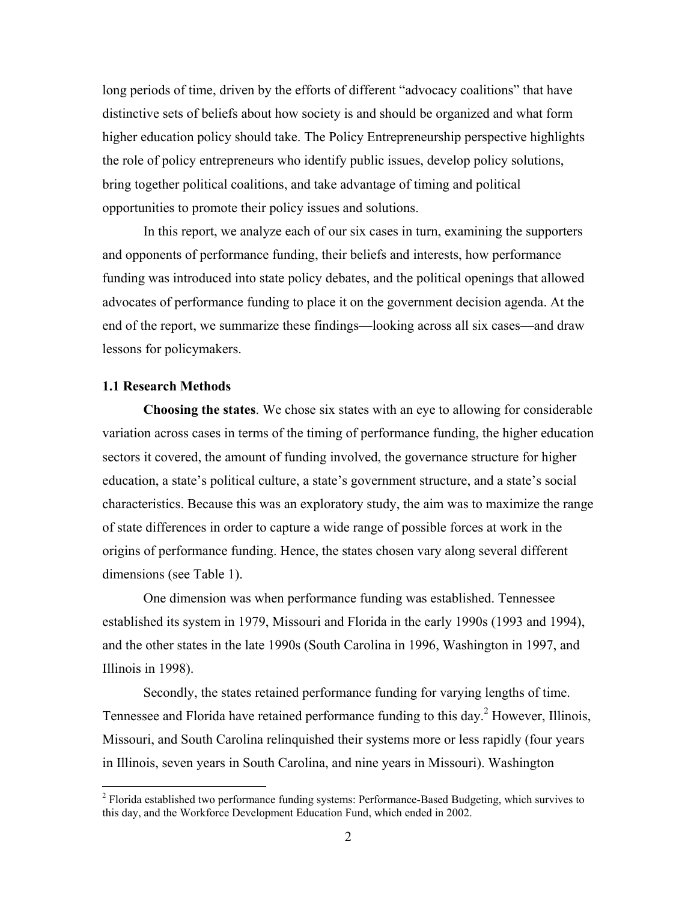long periods of time, driven by the efforts of different "advocacy coalitions" that have distinctive sets of beliefs about how society is and should be organized and what form higher education policy should take. The Policy Entrepreneurship perspective highlights the role of policy entrepreneurs who identify public issues, develop policy solutions, bring together political coalitions, and take advantage of timing and political opportunities to promote their policy issues and solutions.

In this report, we analyze each of our six cases in turn, examining the supporters and opponents of performance funding, their beliefs and interests, how performance funding was introduced into state policy debates, and the political openings that allowed advocates of performance funding to place it on the government decision agenda. At the end of the report, we summarize these findings—looking across all six cases—and draw lessons for policymakers.

### 1.1 Research Methods

**Choosing the states**. We chose six states with an eye to allowing for considerable variation across cases in terms of the timing of performance funding, the higher education sectors it covered, the amount of funding involved, the governance structure for higher education, a state's political culture, a state's government structure, and a state's social characteristics. Because this was an exploratory study, the aim was to maximize the range of state differences in order to capture a wide range of possible forces at work in the origins of performance funding. Hence, the states chosen vary along several different dimensions (see Table 1).

One dimension was when performance funding was established. Tennessee established its system in 1979, Missouri and Florida in the early 1990s (1993 and 1994), and the other states in the late 1990s (South Carolina in 1996, Washington in 1997, and Illinois in 1998).

Secondly, the states retained performance funding for varying lengths of time. Tennessee and Florida have retained performance funding to this day.[2] However, Illinois, Missouri, and South Carolina relinquished their systems more or less rapidly (four years in Illinois, seven years in South Carolina, and nine years in Missouri). Washington

[2] Florida established two performance funding systems: Performance-Based Budgeting, which survives to this day, and the Workforce Development Education Fund, which ended in 2002.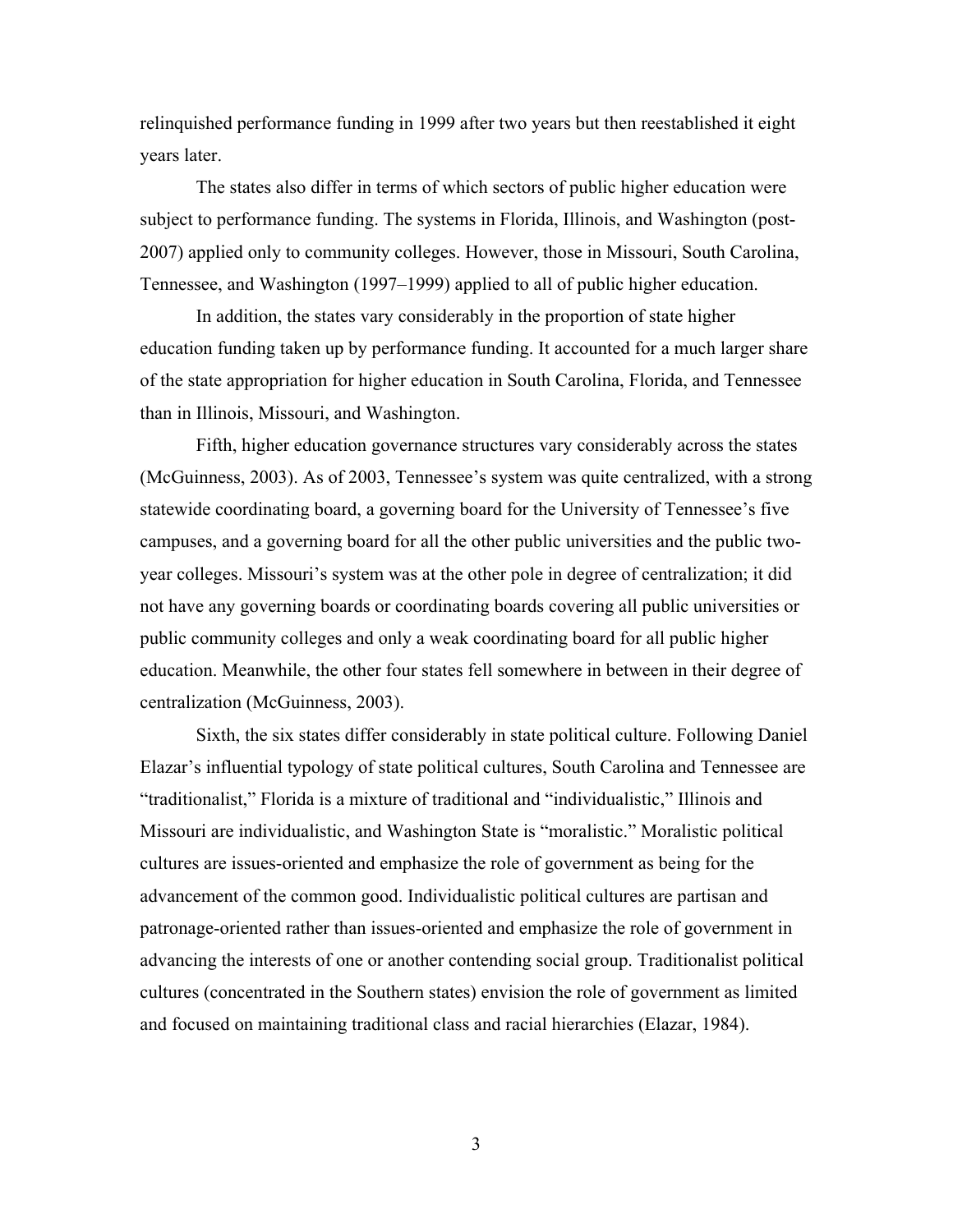relinquished performance funding in 1999 after two years but then reestablished it eight years later.

The states also differ in terms of which sectors of public higher education were subject to performance funding. The systems in Florida, Illinois, and Washington (post-2007) applied only to community colleges. However, those in Missouri, South Carolina, Tennessee, and Washington (1997–1999) applied to all of public higher education.

In addition, the states vary considerably in the proportion of state higher education funding taken up by performance funding. It accounted for a much larger share of the state appropriation for higher education in South Carolina, Florida, and Tennessee than in Illinois, Missouri, and Washington.

Fifth, higher education governance structures vary considerably across the states (McGuinness, 2003). As of 2003, Tennessee's system was quite centralized, with a strong statewide coordinating board, a governing board for the University of Tennessee's five campuses, and a governing board for all the other public universities and the public two-year colleges. Missouri's system was at the other pole in degree of centralization; it did not have any governing boards or coordinating boards covering all public universities or public community colleges and only a weak coordinating board for all public higher education. Meanwhile, the other four states fell somewhere in between in their degree of centralization (McGuinness, 2003).

Sixth, the six states differ considerably in state political culture. Following Daniel Elazar's influential typology of state political cultures, South Carolina and Tennessee are "traditionalist," Florida is a mixture of traditional and "individualistic," Illinois and Missouri are individualistic, and Washington State is "moralistic." Moralistic political cultures are issues-oriented and emphasize the role of government as being for the advancement of the common good. Individualistic political cultures are partisan and patronage-oriented rather than issues-oriented and emphasize the role of government in advancing the interests of one or another contending social group. Traditionalist political cultures (concentrated in the Southern states) envision the role of government as limited and focused on maintaining traditional class and racial hierarchies (Elazar, 1984).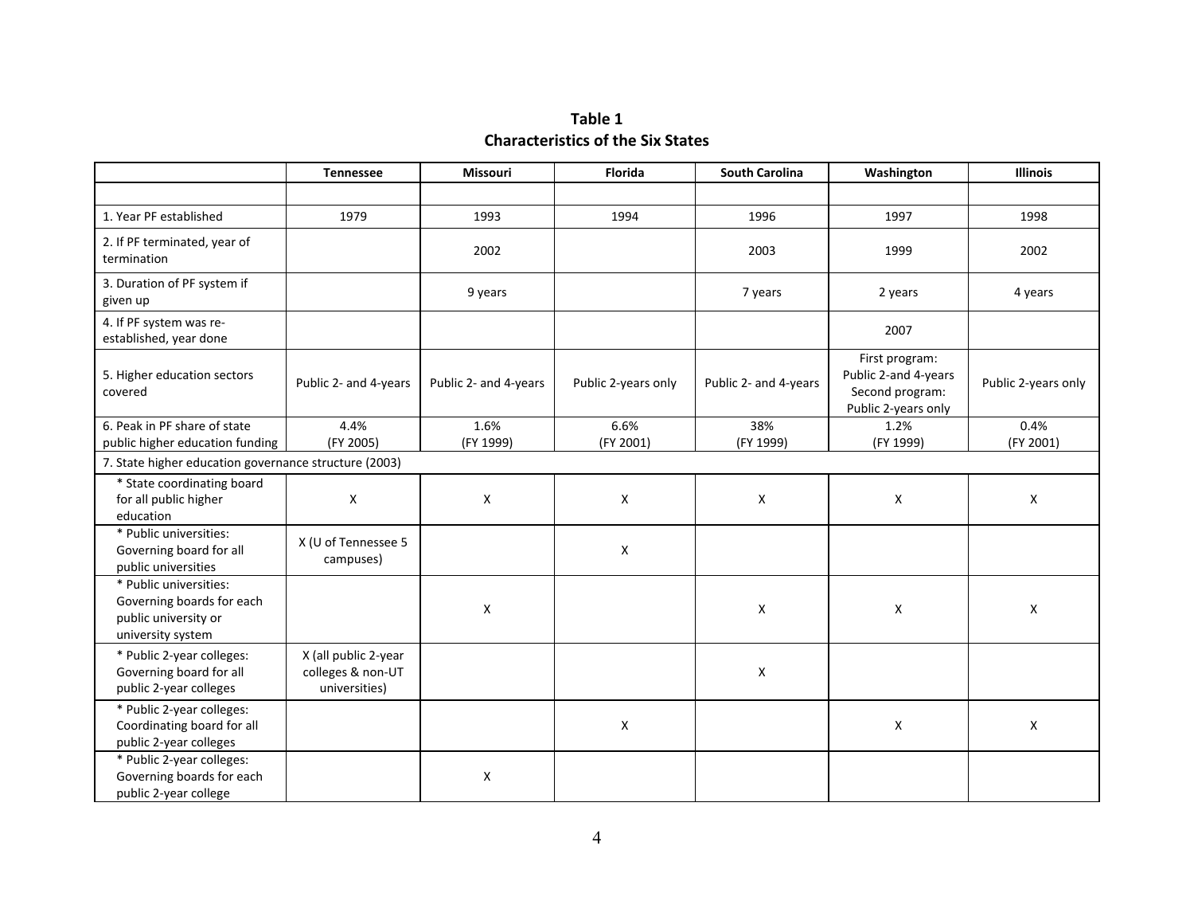**Table 1**
**Characteristics of the Six States**

| | Tennessee | Missouri | Florida | South Carolina | Washington | Illinois |
|---|---|---|---|---|---|---|
| | | | | | | |
| 1. Year PF established | 1979 | 1993 | 1994 | 1996 | 1997 | 1998 |
| 2. If PF terminated, year of termination | | 2002 | | 2003 | 1999 | 2002 |
| 3. Duration of PF system if given up | | 9 years | | 7 years | 2 years | 4 years |
| 4. If PF system was re-established, year done | | | | | 2007 | |
| 5. Higher education sectors covered | Public 2- and 4-years | Public 2- and 4-years | Public 2-years only | Public 2- and 4-years | First program: Public 2-and 4-years Second program: Public 2-years only | Public 2-years only |
| 6. Peak in PF share of state public higher education funding | 4.4% (FY 2005) | 1.6% (FY 1999) | 6.6% (FY 2001) | 38% (FY 1999) | 1.2% (FY 1999) | 0.4% (FY 2001) |
| 7. State higher education governance structure (2003) | | | | | | |
| * State coordinating board for all public higher education | X | X | X | X | X | X |
| * Public universities: Governing board for all public universities | X (U of Tennessee 5 campuses) | | X | | | |
| * Public universities: Governing boards for each public university or university system | | X | | X | X | X |
| * Public 2-year colleges: Governing board for all public 2-year colleges | X (all public 2-year colleges & non-UT universities) | | | X | | |
| * Public 2-year colleges: Coordinating board for all public 2-year colleges | | | X | | X | X |
| * Public 2-year colleges: Governing boards for each public 2-year college | | X | | | | |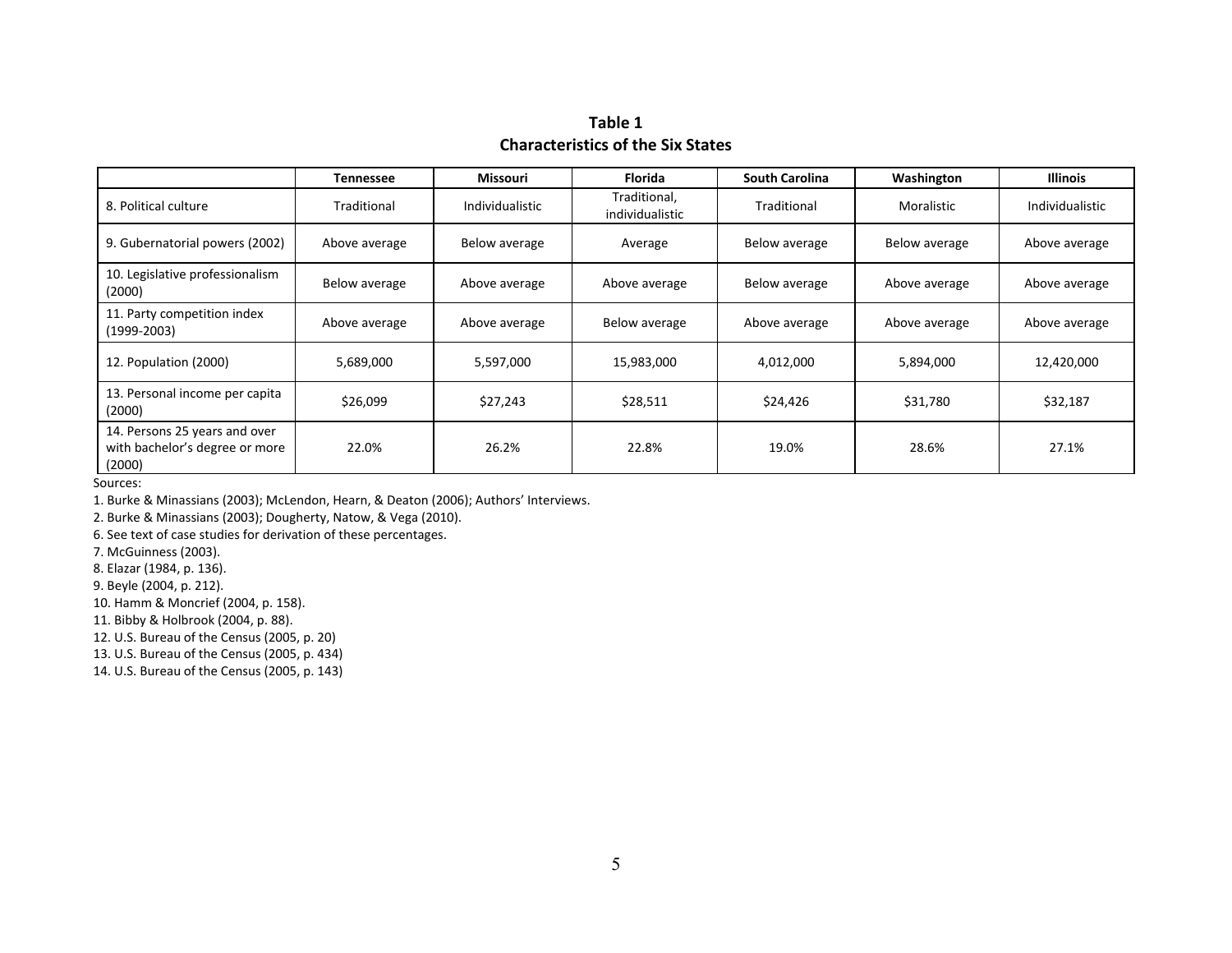**Table 1**
**Characteristics of the Six States**

| | Tennessee | Missouri | Florida | South Carolina | Washington | Illinois |
|---|---|---|---|---|---|---|
| 8. Political culture | Traditional | Individualistic | Traditional, individualistic | Traditional | Moralistic | Individualistic |
| 9. Gubernatorial powers (2002) | Above average | Below average | Average | Below average | Below average | Above average |
| 10. Legislative professionalism (2000) | Below average | Above average | Above average | Below average | Above average | Above average |
| 11. Party competition index (1999-2003) | Above average | Above average | Below average | Above average | Above average | Above average |
| 12. Population (2000) | 5,689,000 | 5,597,000 | 15,983,000 | 4,012,000 | 5,894,000 | 12,420,000 |
| 13. Personal income per capita (2000) | $26,099 | $27,243 | $28,511 | $24,426 | $31,780 | $32,187 |
| 14. Persons 25 years and over with bachelor's degree or more (2000) | 22.0% | 26.2% | 22.8% | 19.0% | 28.6% | 27.1% |

Sources:

1. Burke & Minassians (2003); McLendon, Hearn, & Deaton (2006); Authors' Interviews.
2. Burke & Minassians (2003); Dougherty, Natow, & Vega (2010).
6. See text of case studies for derivation of these percentages.
7. McGuinness (2003).
8. Elazar (1984, p. 136).
9. Beyle (2004, p. 212).
10. Hamm & Moncrief (2004, p. 158).
11. Bibby & Holbrook (2004, p. 88).
12. U.S. Bureau of the Census (2005, p. 20)
13. U.S. Bureau of the Census (2005, p. 434)
14. U.S. Bureau of the Census (2005, p. 143)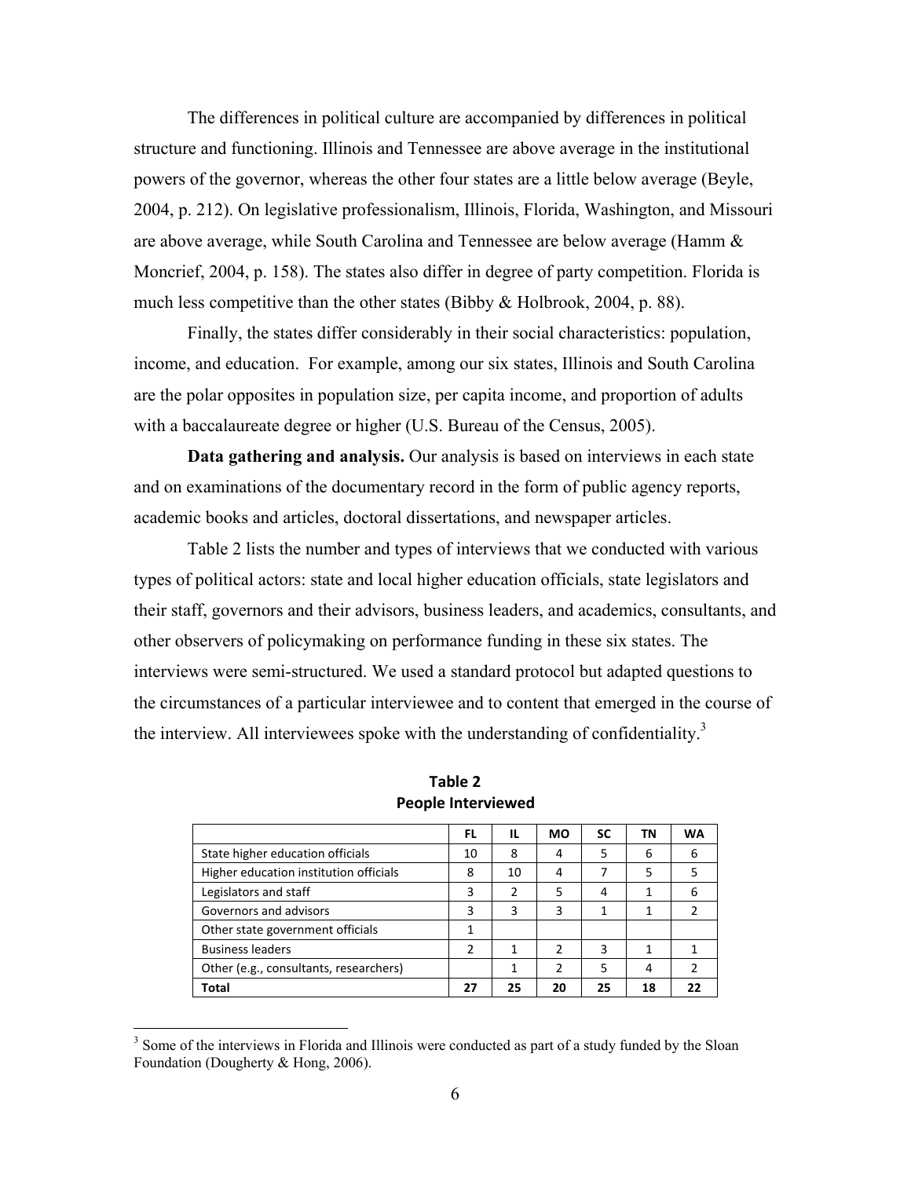The differences in political culture are accompanied by differences in political structure and functioning. Illinois and Tennessee are above average in the institutional powers of the governor, whereas the other four states are a little below average (Beyle, 2004, p. 212). On legislative professionalism, Illinois, Florida, Washington, and Missouri are above average, while South Carolina and Tennessee are below average (Hamm & Moncrief, 2004, p. 158). The states also differ in degree of party competition. Florida is much less competitive than the other states (Bibby & Holbrook, 2004, p. 88).

Finally, the states differ considerably in their social characteristics: population, income, and education. For example, among our six states, Illinois and South Carolina are the polar opposites in population size, per capita income, and proportion of adults with a baccalaureate degree or higher (U.S. Bureau of the Census, 2005).

**Data gathering and analysis.** Our analysis is based on interviews in each state and on examinations of the documentary record in the form of public agency reports, academic books and articles, doctoral dissertations, and newspaper articles.

Table 2 lists the number and types of interviews that we conducted with various types of political actors: state and local higher education officials, state legislators and their staff, governors and their advisors, business leaders, and academics, consultants, and other observers of policymaking on performance funding in these six states. The interviews were semi-structured. We used a standard protocol but adapted questions to the circumstances of a particular interviewee and to content that emerged in the course of the interview. All interviewees spoke with the understanding of confidentiality.[3]

**Table 2**
**People Interviewed**

| | FL | IL | MO | SC | TN | WA |
|---|---|---|---|---|---|---|
| State higher education officials | 10 | 8 | 4 | 5 | 6 | 6 |
| Higher education institution officials | 8 | 10 | 4 | 7 | 5 | 5 |
| Legislators and staff | 3 | 2 | 5 | 4 | 1 | 6 |
| Governors and advisors | 3 | 3 | 3 | 1 | 1 | 2 |
| Other state government officials | 1 | | | | | |
| Business leaders | 2 | 1 | 2 | 3 | 1 | 1 |
| Other (e.g., consultants, researchers) | | 1 | 2 | 5 | 4 | 2 |
| **Total** | **27** | **25** | **20** | **25** | **18** | **22** |

[3] Some of the interviews in Florida and Illinois were conducted as part of a study funded by the Sloan Foundation (Dougherty & Hong, 2006).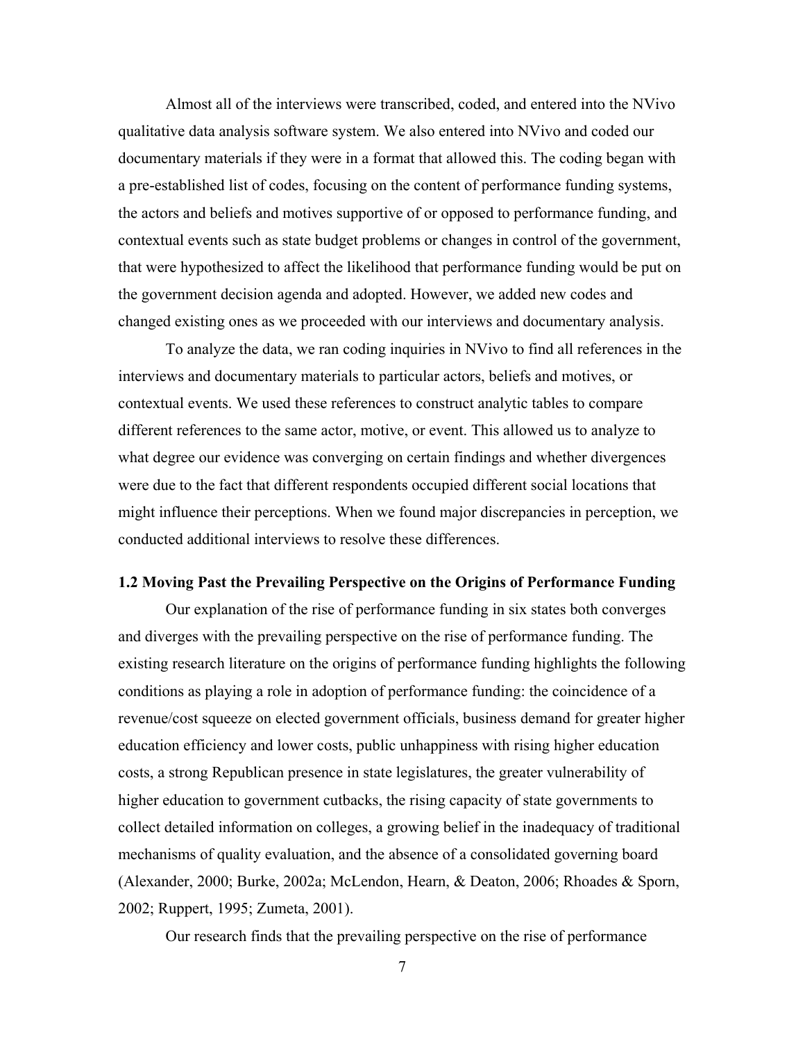Almost all of the interviews were transcribed, coded, and entered into the NVivo qualitative data analysis software system. We also entered into NVivo and coded our documentary materials if they were in a format that allowed this. The coding began with a pre-established list of codes, focusing on the content of performance funding systems, the actors and beliefs and motives supportive of or opposed to performance funding, and contextual events such as state budget problems or changes in control of the government, that were hypothesized to affect the likelihood that performance funding would be put on the government decision agenda and adopted. However, we added new codes and changed existing ones as we proceeded with our interviews and documentary analysis.

To analyze the data, we ran coding inquiries in NVivo to find all references in the interviews and documentary materials to particular actors, beliefs and motives, or contextual events. We used these references to construct analytic tables to compare different references to the same actor, motive, or event. This allowed us to analyze to what degree our evidence was converging on certain findings and whether divergences were due to the fact that different respondents occupied different social locations that might influence their perceptions. When we found major discrepancies in perception, we conducted additional interviews to resolve these differences.

### 1.2 Moving Past the Prevailing Perspective on the Origins of Performance Funding

Our explanation of the rise of performance funding in six states both converges and diverges with the prevailing perspective on the rise of performance funding. The existing research literature on the origins of performance funding highlights the following conditions as playing a role in adoption of performance funding: the coincidence of a revenue/cost squeeze on elected government officials, business demand for greater higher education efficiency and lower costs, public unhappiness with rising higher education costs, a strong Republican presence in state legislatures, the greater vulnerability of higher education to government cutbacks, the rising capacity of state governments to collect detailed information on colleges, a growing belief in the inadequacy of traditional mechanisms of quality evaluation, and the absence of a consolidated governing board (Alexander, 2000; Burke, 2002a; McLendon, Hearn, & Deaton, 2006; Rhoades & Sporn, 2002; Ruppert, 1995; Zumeta, 2001).

Our research finds that the prevailing perspective on the rise of performance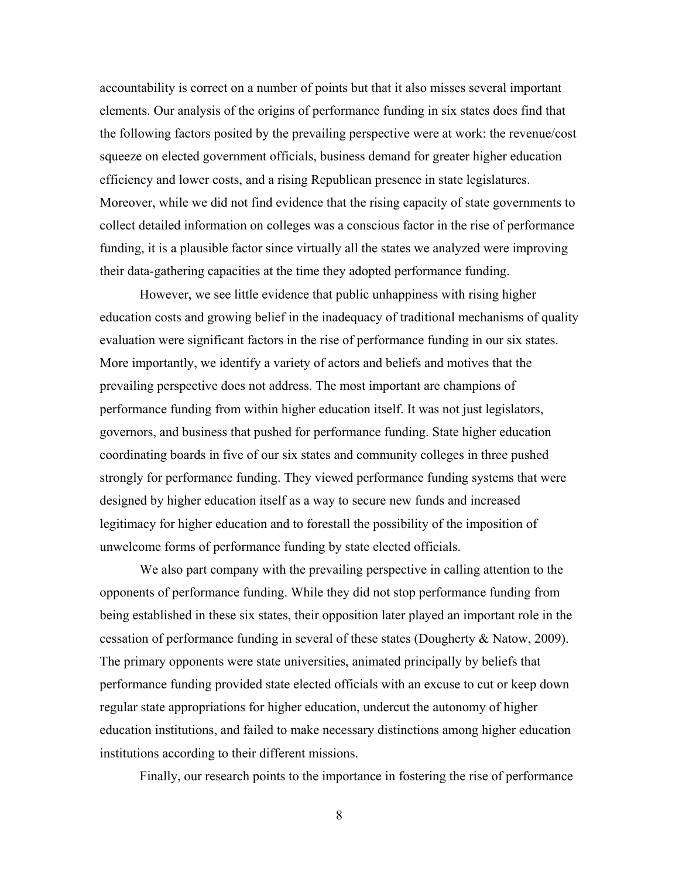accountability is correct on a number of points but that it also misses several important elements. Our analysis of the origins of performance funding in six states does find that the following factors posited by the prevailing perspective were at work: the revenue/cost squeeze on elected government officials, business demand for greater higher education efficiency and lower costs, and a rising Republican presence in state legislatures. Moreover, while we did not find evidence that the rising capacity of state governments to collect detailed information on colleges was a conscious factor in the rise of performance funding, it is a plausible factor since virtually all the states we analyzed were improving their data-gathering capacities at the time they adopted performance funding.

However, we see little evidence that public unhappiness with rising higher education costs and growing belief in the inadequacy of traditional mechanisms of quality evaluation were significant factors in the rise of performance funding in our six states. More importantly, we identify a variety of actors and beliefs and motives that the prevailing perspective does not address. The most important are champions of performance funding from within higher education itself. It was not just legislators, governors, and business that pushed for performance funding. State higher education coordinating boards in five of our six states and community colleges in three pushed strongly for performance funding. They viewed performance funding systems that were designed by higher education itself as a way to secure new funds and increased legitimacy for higher education and to forestall the possibility of the imposition of unwelcome forms of performance funding by state elected officials.

We also part company with the prevailing perspective in calling attention to the opponents of performance funding. While they did not stop performance funding from being established in these six states, their opposition later played an important role in the cessation of performance funding in several of these states (Dougherty & Natow, 2009). The primary opponents were state universities, animated principally by beliefs that performance funding provided state elected officials with an excuse to cut or keep down regular state appropriations for higher education, undercut the autonomy of higher education institutions, and failed to make necessary distinctions among higher education institutions according to their different missions.

Finally, our research points to the importance in fostering the rise of performance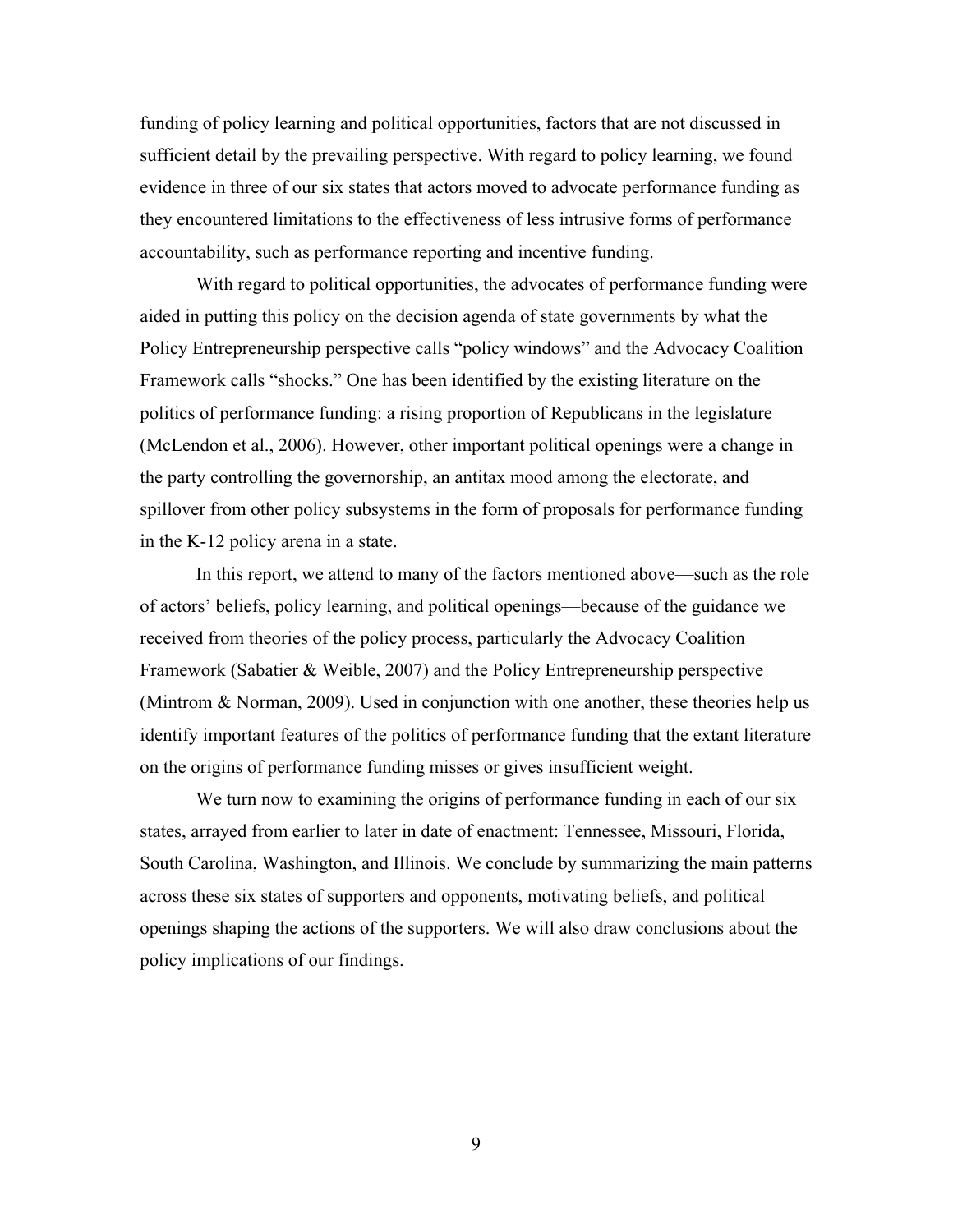funding of policy learning and political opportunities, factors that are not discussed in sufficient detail by the prevailing perspective. With regard to policy learning, we found evidence in three of our six states that actors moved to advocate performance funding as they encountered limitations to the effectiveness of less intrusive forms of performance accountability, such as performance reporting and incentive funding.

With regard to political opportunities, the advocates of performance funding were aided in putting this policy on the decision agenda of state governments by what the Policy Entrepreneurship perspective calls "policy windows" and the Advocacy Coalition Framework calls "shocks." One has been identified by the existing literature on the politics of performance funding: a rising proportion of Republicans in the legislature (McLendon et al., 2006). However, other important political openings were a change in the party controlling the governorship, an antitax mood among the electorate, and spillover from other policy subsystems in the form of proposals for performance funding in the K-12 policy arena in a state.

In this report, we attend to many of the factors mentioned above—such as the role of actors' beliefs, policy learning, and political openings—because of the guidance we received from theories of the policy process, particularly the Advocacy Coalition Framework (Sabatier & Weible, 2007) and the Policy Entrepreneurship perspective (Mintrom & Norman, 2009). Used in conjunction with one another, these theories help us identify important features of the politics of performance funding that the extant literature on the origins of performance funding misses or gives insufficient weight.

We turn now to examining the origins of performance funding in each of our six states, arrayed from earlier to later in date of enactment: Tennessee, Missouri, Florida, South Carolina, Washington, and Illinois. We conclude by summarizing the main patterns across these six states of supporters and opponents, motivating beliefs, and political openings shaping the actions of the supporters. We will also draw conclusions about the policy implications of our findings.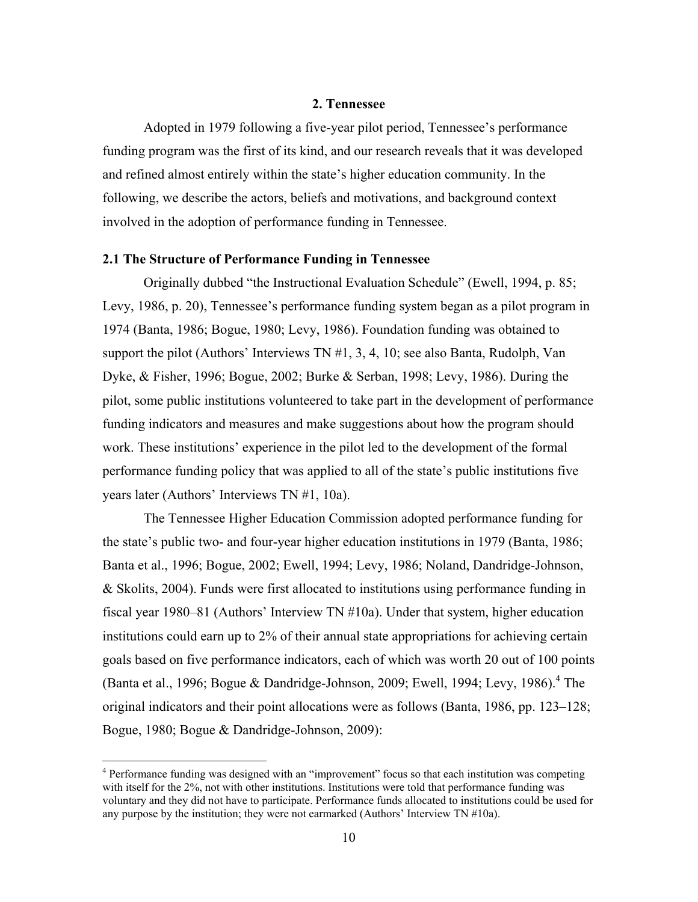## 2. Tennessee

Adopted in 1979 following a five-year pilot period, Tennessee's performance funding program was the first of its kind, and our research reveals that it was developed and refined almost entirely within the state's higher education community. In the following, we describe the actors, beliefs and motivations, and background context involved in the adoption of performance funding in Tennessee.

### 2.1 The Structure of Performance Funding in Tennessee

Originally dubbed "the Instructional Evaluation Schedule" (Ewell, 1994, p. 85; Levy, 1986, p. 20), Tennessee's performance funding system began as a pilot program in 1974 (Banta, 1986; Bogue, 1980; Levy, 1986). Foundation funding was obtained to support the pilot (Authors' Interviews TN #1, 3, 4, 10; see also Banta, Rudolph, Van Dyke, & Fisher, 1996; Bogue, 2002; Burke & Serban, 1998; Levy, 1986). During the pilot, some public institutions volunteered to take part in the development of performance funding indicators and measures and make suggestions about how the program should work. These institutions' experience in the pilot led to the development of the formal performance funding policy that was applied to all of the state's public institutions five years later (Authors' Interviews TN #1, 10a).

The Tennessee Higher Education Commission adopted performance funding for the state's public two- and four-year higher education institutions in 1979 (Banta, 1986; Banta et al., 1996; Bogue, 2002; Ewell, 1994; Levy, 1986; Noland, Dandridge-Johnson, & Skolits, 2004). Funds were first allocated to institutions using performance funding in fiscal year 1980–81 (Authors' Interview TN #10a). Under that system, higher education institutions could earn up to 2% of their annual state appropriations for achieving certain goals based on five performance indicators, each of which was worth 20 out of 100 points (Banta et al., 1996; Bogue & Dandridge-Johnson, 2009; Ewell, 1994; Levy, 1986).[4] The original indicators and their point allocations were as follows (Banta, 1986, pp. 123–128; Bogue, 1980; Bogue & Dandridge-Johnson, 2009):

[4] Performance funding was designed with an "improvement" focus so that each institution was competing with itself for the 2%, not with other institutions. Institutions were told that performance funding was voluntary and they did not have to participate. Performance funds allocated to institutions could be used for any purpose by the institution; they were not earmarked (Authors' Interview TN #10a).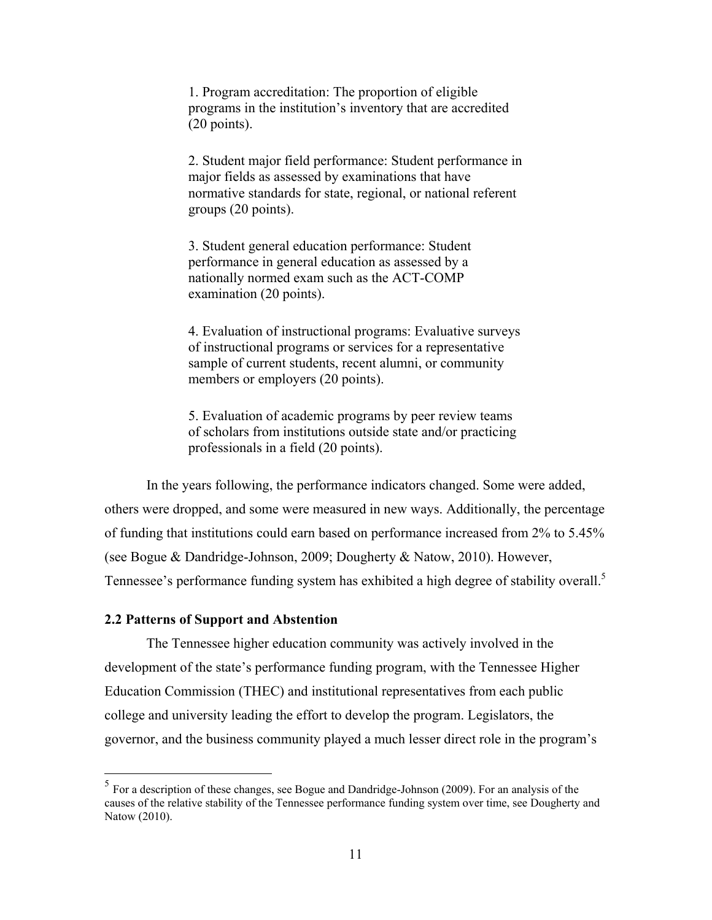> 1. Program accreditation: The proportion of eligible programs in the institution's inventory that are accredited (20 points).
>
> 2. Student major field performance: Student performance in major fields as assessed by examinations that have normative standards for state, regional, or national referent groups (20 points).
>
> 3. Student general education performance: Student performance in general education as assessed by a nationally normed exam such as the ACT-COMP examination (20 points).
>
> 4. Evaluation of instructional programs: Evaluative surveys of instructional programs or services for a representative sample of current students, recent alumni, or community members or employers (20 points).
>
> 5. Evaluation of academic programs by peer review teams of scholars from institutions outside state and/or practicing professionals in a field (20 points).

In the years following, the performance indicators changed. Some were added, others were dropped, and some were measured in new ways. Additionally, the percentage of funding that institutions could earn based on performance increased from 2% to 5.45% (see Bogue & Dandridge-Johnson, 2009; Dougherty & Natow, 2010). However, Tennessee's performance funding system has exhibited a high degree of stability overall.[5]

### 2.2 Patterns of Support and Abstention

The Tennessee higher education community was actively involved in the development of the state's performance funding program, with the Tennessee Higher Education Commission (THEC) and institutional representatives from each public college and university leading the effort to develop the program. Legislators, the governor, and the business community played a much lesser direct role in the program's

[5] For a description of these changes, see Bogue and Dandridge-Johnson (2009). For an analysis of the causes of the relative stability of the Tennessee performance funding system over time, see Dougherty and Natow (2010).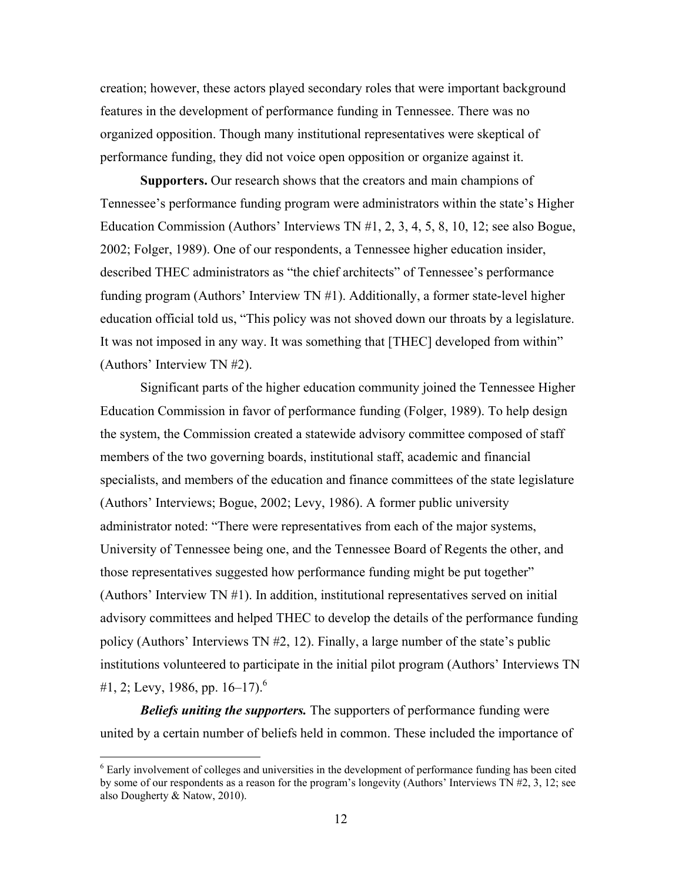creation; however, these actors played secondary roles that were important background features in the development of performance funding in Tennessee. There was no organized opposition. Though many institutional representatives were skeptical of performance funding, they did not voice open opposition or organize against it.

**Supporters.** Our research shows that the creators and main champions of Tennessee's performance funding program were administrators within the state's Higher Education Commission (Authors' Interviews TN #1, 2, 3, 4, 5, 8, 10, 12; see also Bogue, 2002; Folger, 1989). One of our respondents, a Tennessee higher education insider, described THEC administrators as "the chief architects" of Tennessee's performance funding program (Authors' Interview TN #1). Additionally, a former state-level higher education official told us, "This policy was not shoved down our throats by a legislature. It was not imposed in any way. It was something that [THEC] developed from within" (Authors' Interview TN #2).

Significant parts of the higher education community joined the Tennessee Higher Education Commission in favor of performance funding (Folger, 1989). To help design the system, the Commission created a statewide advisory committee composed of staff members of the two governing boards, institutional staff, academic and financial specialists, and members of the education and finance committees of the state legislature (Authors' Interviews; Bogue, 2002; Levy, 1986). A former public university administrator noted: "There were representatives from each of the major systems, University of Tennessee being one, and the Tennessee Board of Regents the other, and those representatives suggested how performance funding might be put together" (Authors' Interview TN #1). In addition, institutional representatives served on initial advisory committees and helped THEC to develop the details of the performance funding policy (Authors' Interviews TN #2, 12). Finally, a large number of the state's public institutions volunteered to participate in the initial pilot program (Authors' Interviews TN #1, 2; Levy, 1986, pp. 16–17).[6]

***Beliefs uniting the supporters.*** The supporters of performance funding were united by a certain number of beliefs held in common. These included the importance of

[6] Early involvement of colleges and universities in the development of performance funding has been cited by some of our respondents as a reason for the program's longevity (Authors' Interviews TN #2, 3, 12; see also Dougherty & Natow, 2010).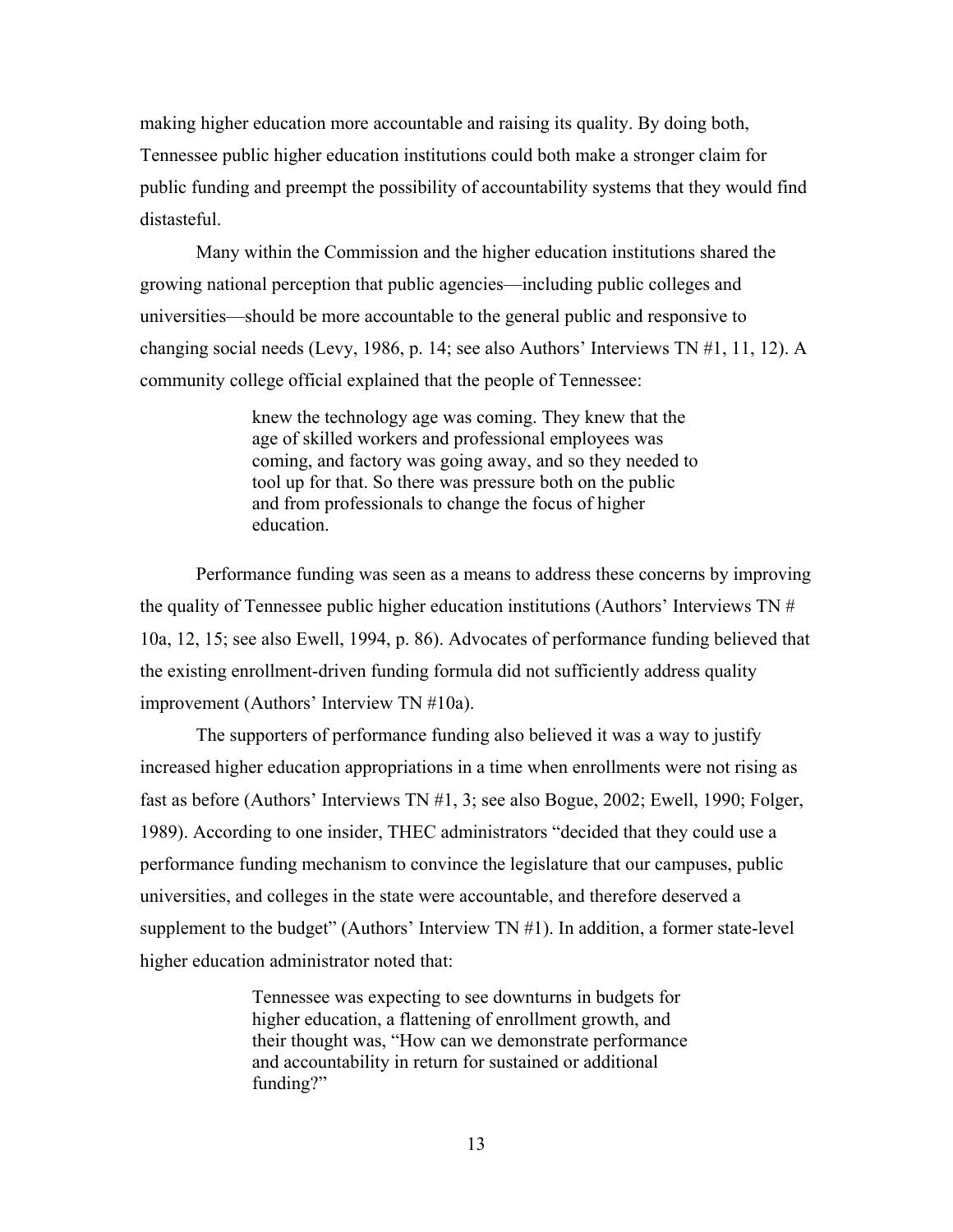making higher education more accountable and raising its quality. By doing both, Tennessee public higher education institutions could both make a stronger claim for public funding and preempt the possibility of accountability systems that they would find distasteful.

Many within the Commission and the higher education institutions shared the growing national perception that public agencies—including public colleges and universities—should be more accountable to the general public and responsive to changing social needs (Levy, 1986, p. 14; see also Authors' Interviews TN #1, 11, 12). A community college official explained that the people of Tennessee:

> knew the technology age was coming. They knew that the age of skilled workers and professional employees was coming, and factory was going away, and so they needed to tool up for that. So there was pressure both on the public and from professionals to change the focus of higher education.

Performance funding was seen as a means to address these concerns by improving the quality of Tennessee public higher education institutions (Authors' Interviews TN # 10a, 12, 15; see also Ewell, 1994, p. 86). Advocates of performance funding believed that the existing enrollment-driven funding formula did not sufficiently address quality improvement (Authors' Interview TN #10a).

The supporters of performance funding also believed it was a way to justify increased higher education appropriations in a time when enrollments were not rising as fast as before (Authors' Interviews TN #1, 3; see also Bogue, 2002; Ewell, 1990; Folger, 1989). According to one insider, THEC administrators "decided that they could use a performance funding mechanism to convince the legislature that our campuses, public universities, and colleges in the state were accountable, and therefore deserved a supplement to the budget" (Authors' Interview TN #1). In addition, a former state-level higher education administrator noted that:

> Tennessee was expecting to see downturns in budgets for higher education, a flattening of enrollment growth, and their thought was, "How can we demonstrate performance and accountability in return for sustained or additional funding?"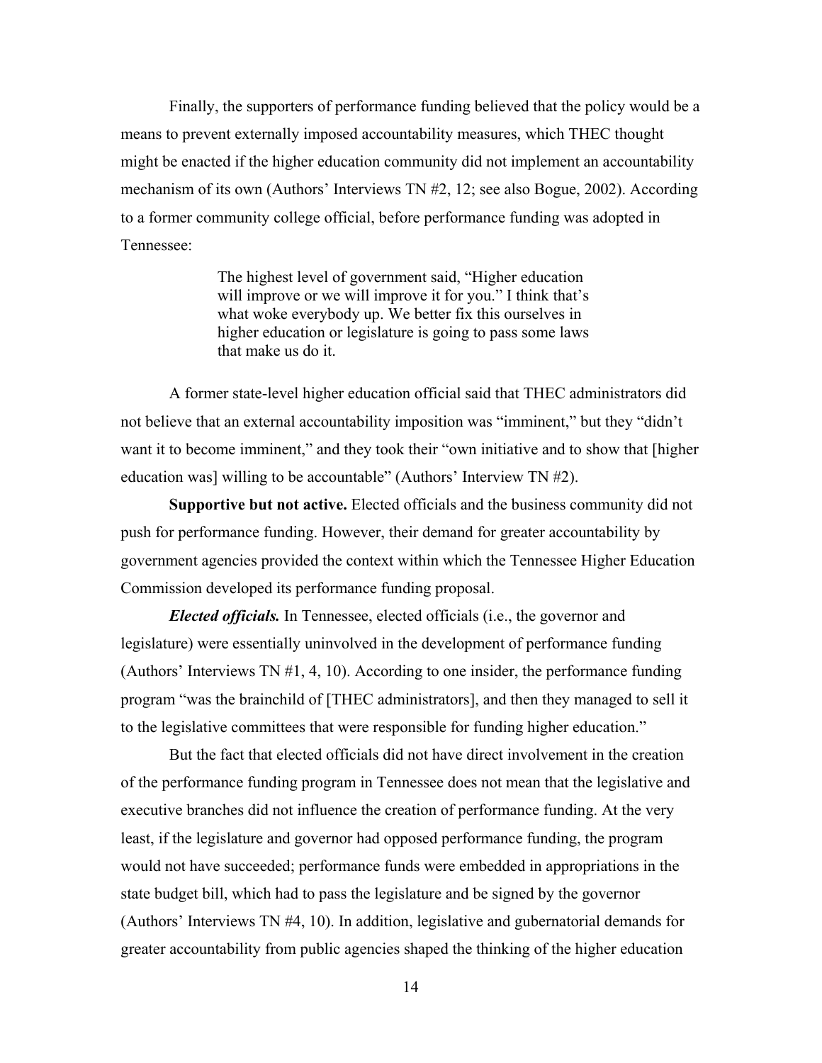Finally, the supporters of performance funding believed that the policy would be a means to prevent externally imposed accountability measures, which THEC thought might be enacted if the higher education community did not implement an accountability mechanism of its own (Authors' Interviews TN #2, 12; see also Bogue, 2002). According to a former community college official, before performance funding was adopted in Tennessee:

> The highest level of government said, "Higher education will improve or we will improve it for you." I think that's what woke everybody up. We better fix this ourselves in higher education or legislature is going to pass some laws that make us do it.

A former state-level higher education official said that THEC administrators did not believe that an external accountability imposition was "imminent," but they "didn't want it to become imminent," and they took their "own initiative and to show that [higher education was] willing to be accountable" (Authors' Interview TN #2).

**Supportive but not active.** Elected officials and the business community did not push for performance funding. However, their demand for greater accountability by government agencies provided the context within which the Tennessee Higher Education Commission developed its performance funding proposal.

***Elected officials.*** In Tennessee, elected officials (i.e., the governor and legislature) were essentially uninvolved in the development of performance funding (Authors' Interviews TN #1, 4, 10). According to one insider, the performance funding program "was the brainchild of [THEC administrators], and then they managed to sell it to the legislative committees that were responsible for funding higher education."

But the fact that elected officials did not have direct involvement in the creation of the performance funding program in Tennessee does not mean that the legislative and executive branches did not influence the creation of performance funding. At the very least, if the legislature and governor had opposed performance funding, the program would not have succeeded; performance funds were embedded in appropriations in the state budget bill, which had to pass the legislature and be signed by the governor (Authors' Interviews TN #4, 10). In addition, legislative and gubernatorial demands for greater accountability from public agencies shaped the thinking of the higher education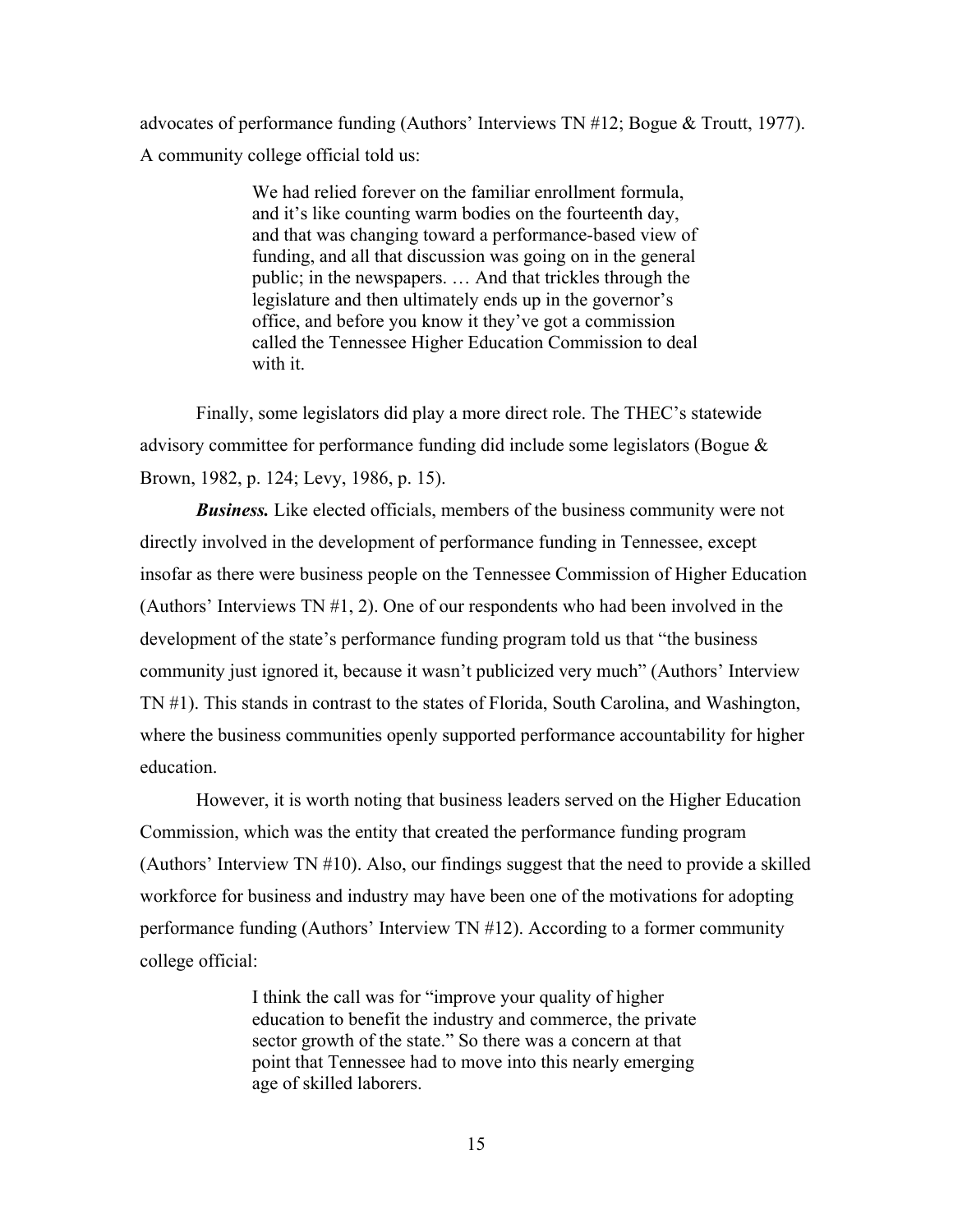advocates of performance funding (Authors' Interviews TN #12; Bogue & Troutt, 1977). A community college official told us:

> We had relied forever on the familiar enrollment formula, and it's like counting warm bodies on the fourteenth day, and that was changing toward a performance-based view of funding, and all that discussion was going on in the general public; in the newspapers. … And that trickles through the legislature and then ultimately ends up in the governor's office, and before you know it they've got a commission called the Tennessee Higher Education Commission to deal with it.

Finally, some legislators did play a more direct role. The THEC's statewide advisory committee for performance funding did include some legislators (Bogue & Brown, 1982, p. 124; Levy, 1986, p. 15).

***Business.*** Like elected officials, members of the business community were not directly involved in the development of performance funding in Tennessee, except insofar as there were business people on the Tennessee Commission of Higher Education (Authors' Interviews TN #1, 2). One of our respondents who had been involved in the development of the state's performance funding program told us that "the business community just ignored it, because it wasn't publicized very much" (Authors' Interview TN #1). This stands in contrast to the states of Florida, South Carolina, and Washington, where the business communities openly supported performance accountability for higher education.

However, it is worth noting that business leaders served on the Higher Education Commission, which was the entity that created the performance funding program (Authors' Interview TN #10). Also, our findings suggest that the need to provide a skilled workforce for business and industry may have been one of the motivations for adopting performance funding (Authors' Interview TN #12). According to a former community college official:

> I think the call was for "improve your quality of higher education to benefit the industry and commerce, the private sector growth of the state." So there was a concern at that point that Tennessee had to move into this nearly emerging age of skilled laborers.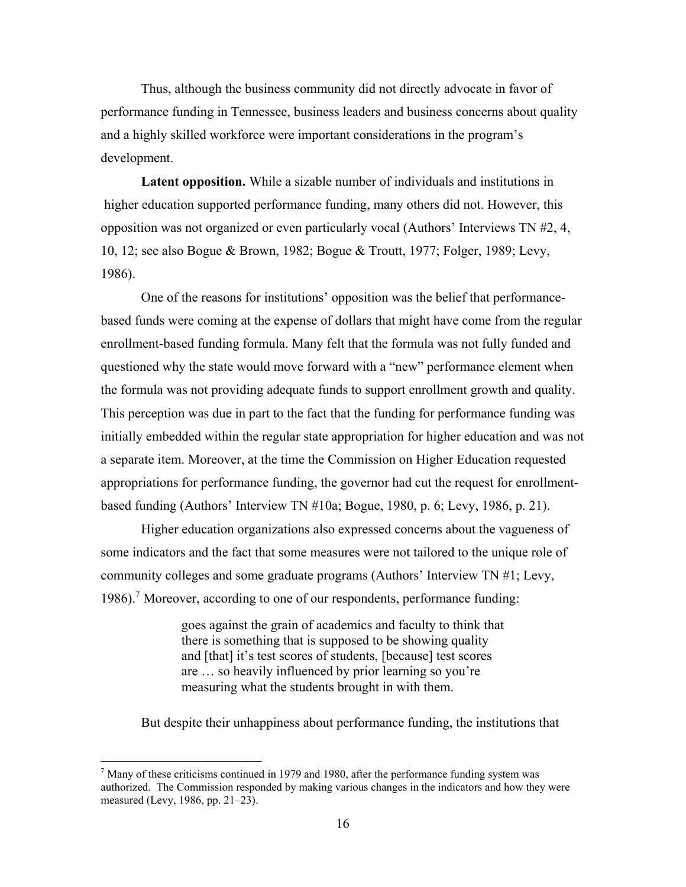Thus, although the business community did not directly advocate in favor of performance funding in Tennessee, business leaders and business concerns about quality and a highly skilled workforce were important considerations in the program's development.

**Latent opposition.** While a sizable number of individuals and institutions in higher education supported performance funding, many others did not. However, this opposition was not organized or even particularly vocal (Authors' Interviews TN #2, 4, 10, 12; see also Bogue & Brown, 1982; Bogue & Troutt, 1977; Folger, 1989; Levy, 1986).

One of the reasons for institutions' opposition was the belief that performance-based funds were coming at the expense of dollars that might have come from the regular enrollment-based funding formula. Many felt that the formula was not fully funded and questioned why the state would move forward with a "new" performance element when the formula was not providing adequate funds to support enrollment growth and quality. This perception was due in part to the fact that the funding for performance funding was initially embedded within the regular state appropriation for higher education and was not a separate item. Moreover, at the time the Commission on Higher Education requested appropriations for performance funding, the governor had cut the request for enrollment-based funding (Authors' Interview TN #10a; Bogue, 1980, p. 6; Levy, 1986, p. 21).

Higher education organizations also expressed concerns about the vagueness of some indicators and the fact that some measures were not tailored to the unique role of community colleges and some graduate programs (Authors' Interview TN #1; Levy, 1986).[7] Moreover, according to one of our respondents, performance funding:

> goes against the grain of academics and faculty to think that there is something that is supposed to be showing quality and [that] it's test scores of students, [because] test scores are … so heavily influenced by prior learning so you're measuring what the students brought in with them.

But despite their unhappiness about performance funding, the institutions that

---

[7] Many of these criticisms continued in 1979 and 1980, after the performance funding system was authorized. The Commission responded by making various changes in the indicators and how they were measured (Levy, 1986, pp. 21–23).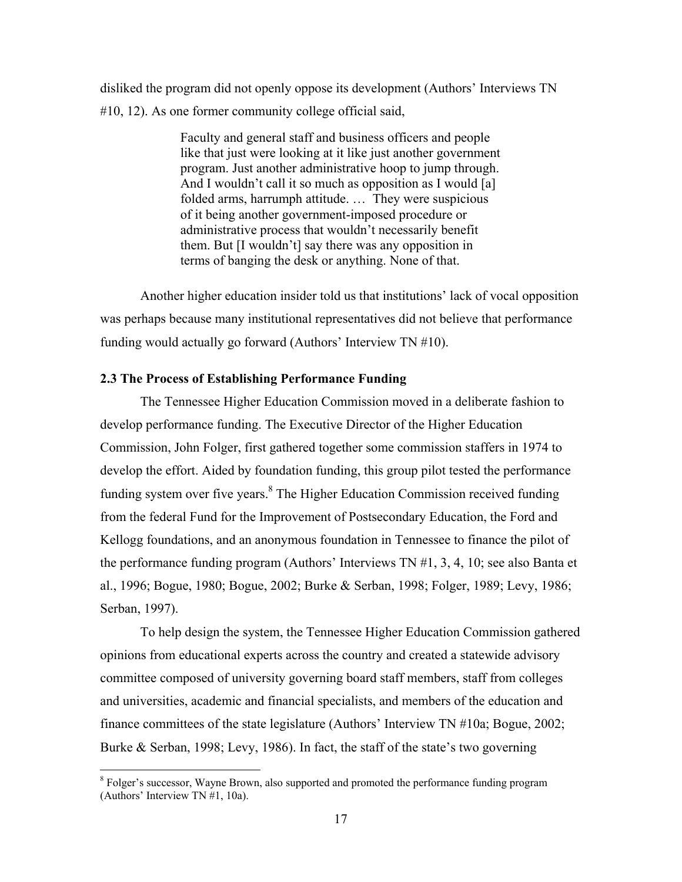disliked the program did not openly oppose its development (Authors' Interviews TN #10, 12). As one former community college official said,

> Faculty and general staff and business officers and people like that just were looking at it like just another government program. Just another administrative hoop to jump through. And I wouldn't call it so much as opposition as I would [a] folded arms, harrumph attitude. … They were suspicious of it being another government-imposed procedure or administrative process that wouldn't necessarily benefit them. But [I wouldn't] say there was any opposition in terms of banging the desk or anything. None of that.

Another higher education insider told us that institutions' lack of vocal opposition was perhaps because many institutional representatives did not believe that performance funding would actually go forward (Authors' Interview TN #10).

### 2.3 The Process of Establishing Performance Funding

The Tennessee Higher Education Commission moved in a deliberate fashion to develop performance funding. The Executive Director of the Higher Education Commission, John Folger, first gathered together some commission staffers in 1974 to develop the effort. Aided by foundation funding, this group pilot tested the performance funding system over five years.[8] The Higher Education Commission received funding from the federal Fund for the Improvement of Postsecondary Education, the Ford and Kellogg foundations, and an anonymous foundation in Tennessee to finance the pilot of the performance funding program (Authors' Interviews TN #1, 3, 4, 10; see also Banta et al., 1996; Bogue, 1980; Bogue, 2002; Burke & Serban, 1998; Folger, 1989; Levy, 1986; Serban, 1997).

To help design the system, the Tennessee Higher Education Commission gathered opinions from educational experts across the country and created a statewide advisory committee composed of university governing board staff members, staff from colleges and universities, academic and financial specialists, and members of the education and finance committees of the state legislature (Authors' Interview TN #10a; Bogue, 2002; Burke & Serban, 1998; Levy, 1986). In fact, the staff of the state's two governing

[8] Folger's successor, Wayne Brown, also supported and promoted the performance funding program (Authors' Interview TN #1, 10a).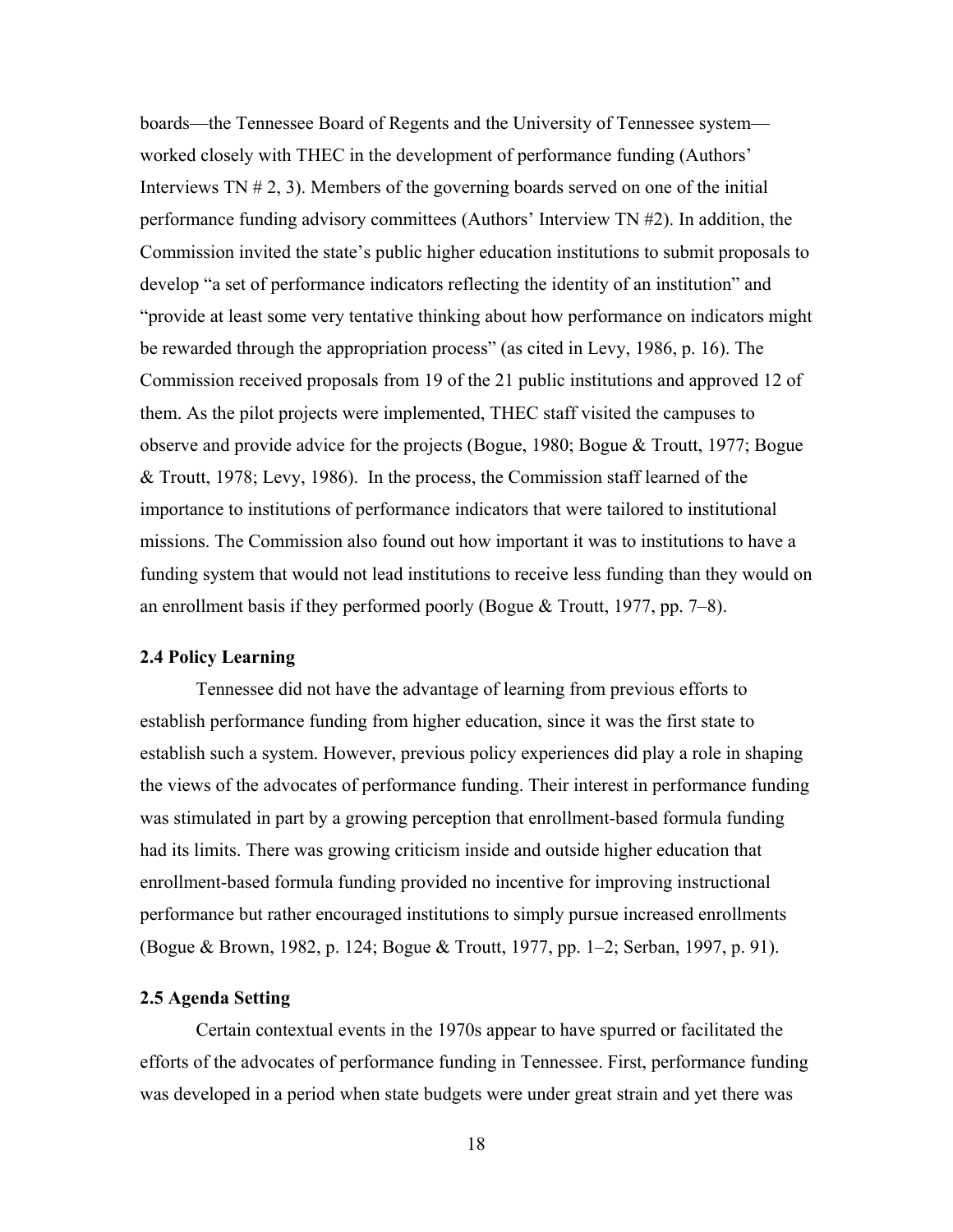boards—the Tennessee Board of Regents and the University of Tennessee system—worked closely with THEC in the development of performance funding (Authors' Interviews TN # 2, 3). Members of the governing boards served on one of the initial performance funding advisory committees (Authors' Interview TN #2). In addition, the Commission invited the state's public higher education institutions to submit proposals to develop "a set of performance indicators reflecting the identity of an institution" and "provide at least some very tentative thinking about how performance on indicators might be rewarded through the appropriation process" (as cited in Levy, 1986, p. 16). The Commission received proposals from 19 of the 21 public institutions and approved 12 of them. As the pilot projects were implemented, THEC staff visited the campuses to observe and provide advice for the projects (Bogue, 1980; Bogue & Troutt, 1977; Bogue & Troutt, 1978; Levy, 1986). In the process, the Commission staff learned of the importance to institutions of performance indicators that were tailored to institutional missions. The Commission also found out how important it was to institutions to have a funding system that would not lead institutions to receive less funding than they would on an enrollment basis if they performed poorly (Bogue & Troutt, 1977, pp. 7–8).

### 2.4 Policy Learning

Tennessee did not have the advantage of learning from previous efforts to establish performance funding from higher education, since it was the first state to establish such a system. However, previous policy experiences did play a role in shaping the views of the advocates of performance funding. Their interest in performance funding was stimulated in part by a growing perception that enrollment-based formula funding had its limits. There was growing criticism inside and outside higher education that enrollment-based formula funding provided no incentive for improving instructional performance but rather encouraged institutions to simply pursue increased enrollments (Bogue & Brown, 1982, p. 124; Bogue & Troutt, 1977, pp. 1–2; Serban, 1997, p. 91).

### 2.5 Agenda Setting

Certain contextual events in the 1970s appear to have spurred or facilitated the efforts of the advocates of performance funding in Tennessee. First, performance funding was developed in a period when state budgets were under great strain and yet there was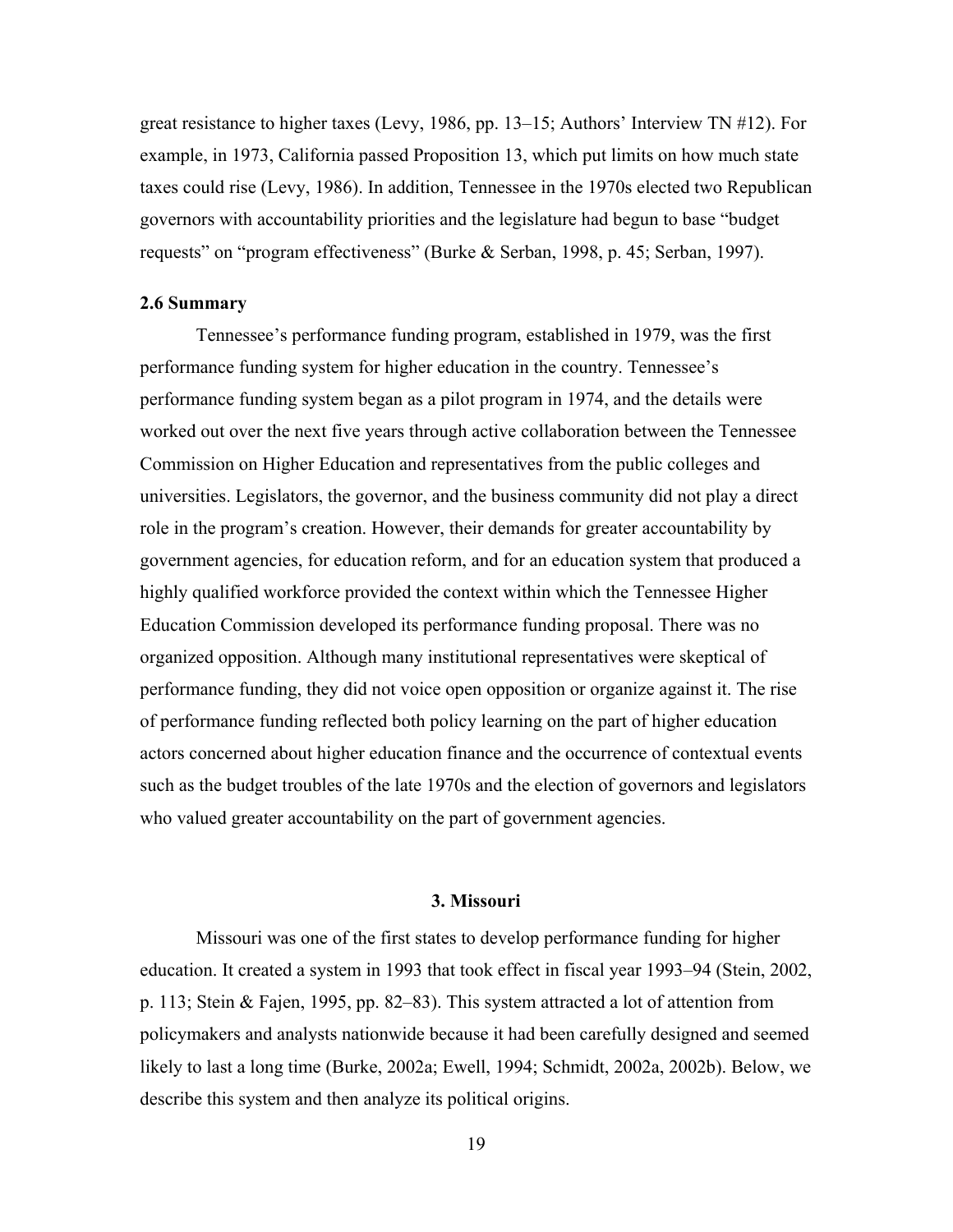great resistance to higher taxes (Levy, 1986, pp. 13–15; Authors' Interview TN #12). For example, in 1973, California passed Proposition 13, which put limits on how much state taxes could rise (Levy, 1986). In addition, Tennessee in the 1970s elected two Republican governors with accountability priorities and the legislature had begun to base "budget requests" on "program effectiveness" (Burke & Serban, 1998, p. 45; Serban, 1997).

### 2.6 Summary

Tennessee's performance funding program, established in 1979, was the first performance funding system for higher education in the country. Tennessee's performance funding system began as a pilot program in 1974, and the details were worked out over the next five years through active collaboration between the Tennessee Commission on Higher Education and representatives from the public colleges and universities. Legislators, the governor, and the business community did not play a direct role in the program's creation. However, their demands for greater accountability by government agencies, for education reform, and for an education system that produced a highly qualified workforce provided the context within which the Tennessee Higher Education Commission developed its performance funding proposal. There was no organized opposition. Although many institutional representatives were skeptical of performance funding, they did not voice open opposition or organize against it. The rise of performance funding reflected both policy learning on the part of higher education actors concerned about higher education finance and the occurrence of contextual events such as the budget troubles of the late 1970s and the election of governors and legislators who valued greater accountability on the part of government agencies.

## 3. Missouri

Missouri was one of the first states to develop performance funding for higher education. It created a system in 1993 that took effect in fiscal year 1993–94 (Stein, 2002, p. 113; Stein & Fajen, 1995, pp. 82–83). This system attracted a lot of attention from policymakers and analysts nationwide because it had been carefully designed and seemed likely to last a long time (Burke, 2002a; Ewell, 1994; Schmidt, 2002a, 2002b). Below, we describe this system and then analyze its political origins.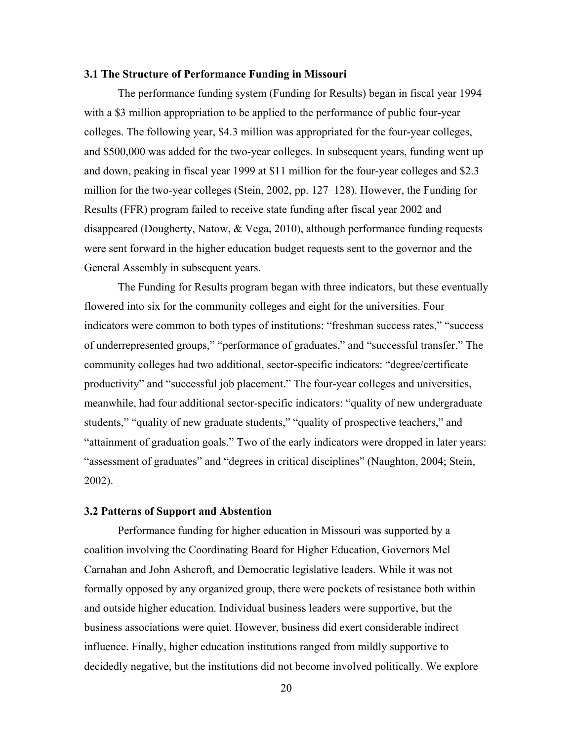### 3.1 The Structure of Performance Funding in Missouri

The performance funding system (Funding for Results) began in fiscal year 1994 with a $3 million appropriation to be applied to the performance of public four-year colleges. The following year, $4.3 million was appropriated for the four-year colleges, and $500,000 was added for the two-year colleges. In subsequent years, funding went up and down, peaking in fiscal year 1999 at $11 million for the four-year colleges and $2.3 million for the two-year colleges (Stein, 2002, pp. 127–128). However, the Funding for Results (FFR) program failed to receive state funding after fiscal year 2002 and disappeared (Dougherty, Natow, & Vega, 2010), although performance funding requests were sent forward in the higher education budget requests sent to the governor and the General Assembly in subsequent years.

The Funding for Results program began with three indicators, but these eventually flowered into six for the community colleges and eight for the universities. Four indicators were common to both types of institutions: "freshman success rates," "success of underrepresented groups," "performance of graduates," and "successful transfer." The community colleges had two additional, sector-specific indicators: "degree/certificate productivity" and "successful job placement." The four-year colleges and universities, meanwhile, had four additional sector-specific indicators: "quality of new undergraduate students," "quality of new graduate students," "quality of prospective teachers," and "attainment of graduation goals." Two of the early indicators were dropped in later years: "assessment of graduates" and "degrees in critical disciplines" (Naughton, 2004; Stein, 2002).

### 3.2 Patterns of Support and Abstention

Performance funding for higher education in Missouri was supported by a coalition involving the Coordinating Board for Higher Education, Governors Mel Carnahan and John Ashcroft, and Democratic legislative leaders. While it was not formally opposed by any organized group, there were pockets of resistance both within and outside higher education. Individual business leaders were supportive, but the business associations were quiet. However, business did exert considerable indirect influence. Finally, higher education institutions ranged from mildly supportive to decidedly negative, but the institutions did not become involved politically. We explore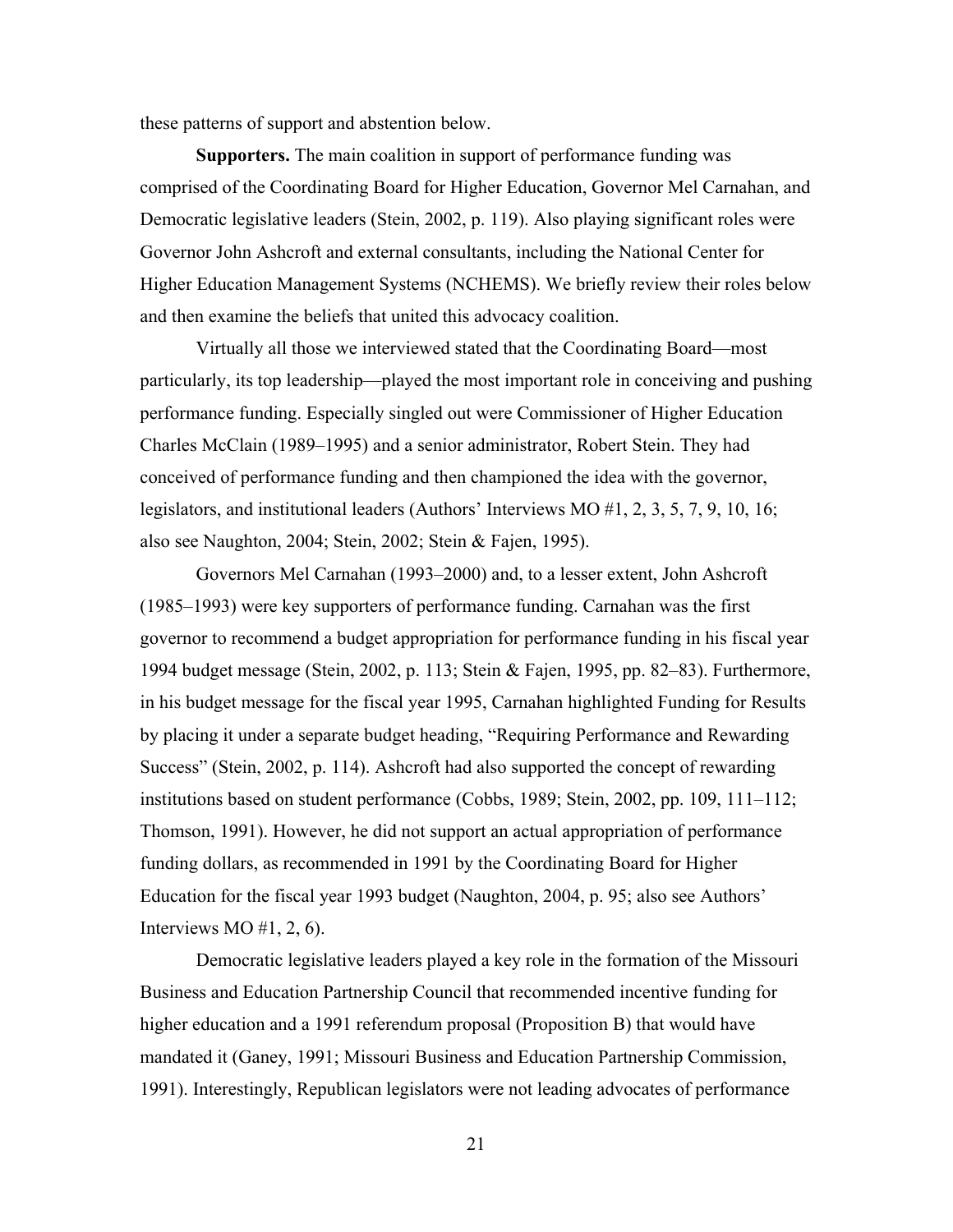these patterns of support and abstention below.

**Supporters.** The main coalition in support of performance funding was comprised of the Coordinating Board for Higher Education, Governor Mel Carnahan, and Democratic legislative leaders (Stein, 2002, p. 119). Also playing significant roles were Governor John Ashcroft and external consultants, including the National Center for Higher Education Management Systems (NCHEMS). We briefly review their roles below and then examine the beliefs that united this advocacy coalition.

Virtually all those we interviewed stated that the Coordinating Board—most particularly, its top leadership—played the most important role in conceiving and pushing performance funding. Especially singled out were Commissioner of Higher Education Charles McClain (1989–1995) and a senior administrator, Robert Stein. They had conceived of performance funding and then championed the idea with the governor, legislators, and institutional leaders (Authors' Interviews MO #1, 2, 3, 5, 7, 9, 10, 16; also see Naughton, 2004; Stein, 2002; Stein & Fajen, 1995).

Governors Mel Carnahan (1993–2000) and, to a lesser extent, John Ashcroft (1985–1993) were key supporters of performance funding. Carnahan was the first governor to recommend a budget appropriation for performance funding in his fiscal year 1994 budget message (Stein, 2002, p. 113; Stein & Fajen, 1995, pp. 82–83). Furthermore, in his budget message for the fiscal year 1995, Carnahan highlighted Funding for Results by placing it under a separate budget heading, "Requiring Performance and Rewarding Success" (Stein, 2002, p. 114). Ashcroft had also supported the concept of rewarding institutions based on student performance (Cobbs, 1989; Stein, 2002, pp. 109, 111–112; Thomson, 1991). However, he did not support an actual appropriation of performance funding dollars, as recommended in 1991 by the Coordinating Board for Higher Education for the fiscal year 1993 budget (Naughton, 2004, p. 95; also see Authors' Interviews MO #1, 2, 6).

Democratic legislative leaders played a key role in the formation of the Missouri Business and Education Partnership Council that recommended incentive funding for higher education and a 1991 referendum proposal (Proposition B) that would have mandated it (Ganey, 1991; Missouri Business and Education Partnership Commission, 1991). Interestingly, Republican legislators were not leading advocates of performance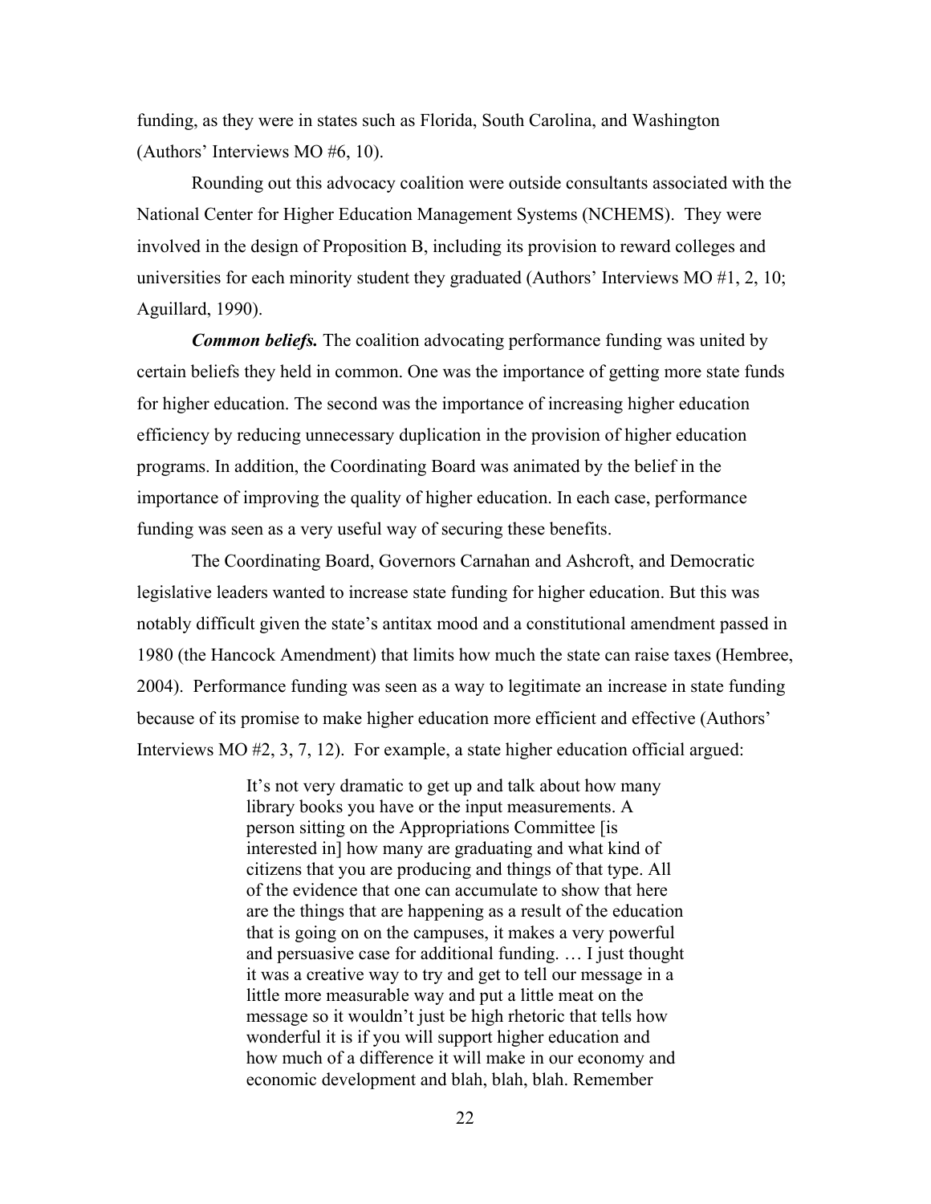funding, as they were in states such as Florida, South Carolina, and Washington (Authors' Interviews MO #6, 10).

Rounding out this advocacy coalition were outside consultants associated with the National Center for Higher Education Management Systems (NCHEMS). They were involved in the design of Proposition B, including its provision to reward colleges and universities for each minority student they graduated (Authors' Interviews MO #1, 2, 10; Aguillard, 1990).

***Common beliefs.*** The coalition advocating performance funding was united by certain beliefs they held in common. One was the importance of getting more state funds for higher education. The second was the importance of increasing higher education efficiency by reducing unnecessary duplication in the provision of higher education programs. In addition, the Coordinating Board was animated by the belief in the importance of improving the quality of higher education. In each case, performance funding was seen as a very useful way of securing these benefits.

The Coordinating Board, Governors Carnahan and Ashcroft, and Democratic legislative leaders wanted to increase state funding for higher education. But this was notably difficult given the state's antitax mood and a constitutional amendment passed in 1980 (the Hancock Amendment) that limits how much the state can raise taxes (Hembree, 2004). Performance funding was seen as a way to legitimate an increase in state funding because of its promise to make higher education more efficient and effective (Authors' Interviews MO #2, 3, 7, 12). For example, a state higher education official argued:

> It's not very dramatic to get up and talk about how many library books you have or the input measurements. A person sitting on the Appropriations Committee [is interested in] how many are graduating and what kind of citizens that you are producing and things of that type. All of the evidence that one can accumulate to show that here are the things that are happening as a result of the education that is going on on the campuses, it makes a very powerful and persuasive case for additional funding. … I just thought it was a creative way to try and get to tell our message in a little more measurable way and put a little meat on the message so it wouldn't just be high rhetoric that tells how wonderful it is if you will support higher education and how much of a difference it will make in our economy and economic development and blah, blah, blah. Remember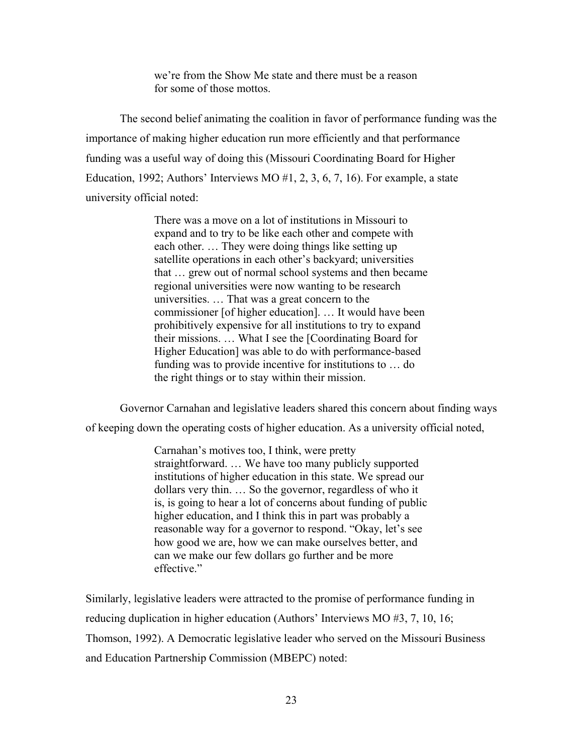> we're from the Show Me state and there must be a reason for some of those mottos.

The second belief animating the coalition in favor of performance funding was the importance of making higher education run more efficiently and that performance funding was a useful way of doing this (Missouri Coordinating Board for Higher Education, 1992; Authors' Interviews MO #1, 2, 3, 6, 7, 16). For example, a state university official noted:

> There was a move on a lot of institutions in Missouri to expand and to try to be like each other and compete with each other. … They were doing things like setting up satellite operations in each other's backyard; universities that … grew out of normal school systems and then became regional universities were now wanting to be research universities. … That was a great concern to the commissioner [of higher education]. … It would have been prohibitively expensive for all institutions to try to expand their missions. … What I see the [Coordinating Board for Higher Education] was able to do with performance-based funding was to provide incentive for institutions to … do the right things or to stay within their mission.

Governor Carnahan and legislative leaders shared this concern about finding ways of keeping down the operating costs of higher education. As a university official noted,

> Carnahan's motives too, I think, were pretty straightforward. … We have too many publicly supported institutions of higher education in this state. We spread our dollars very thin. … So the governor, regardless of who it is, is going to hear a lot of concerns about funding of public higher education, and I think this in part was probably a reasonable way for a governor to respond. "Okay, let's see how good we are, how we can make ourselves better, and can we make our few dollars go further and be more effective."

Similarly, legislative leaders were attracted to the promise of performance funding in reducing duplication in higher education (Authors' Interviews MO #3, 7, 10, 16; Thomson, 1992). A Democratic legislative leader who served on the Missouri Business and Education Partnership Commission (MBEPC) noted: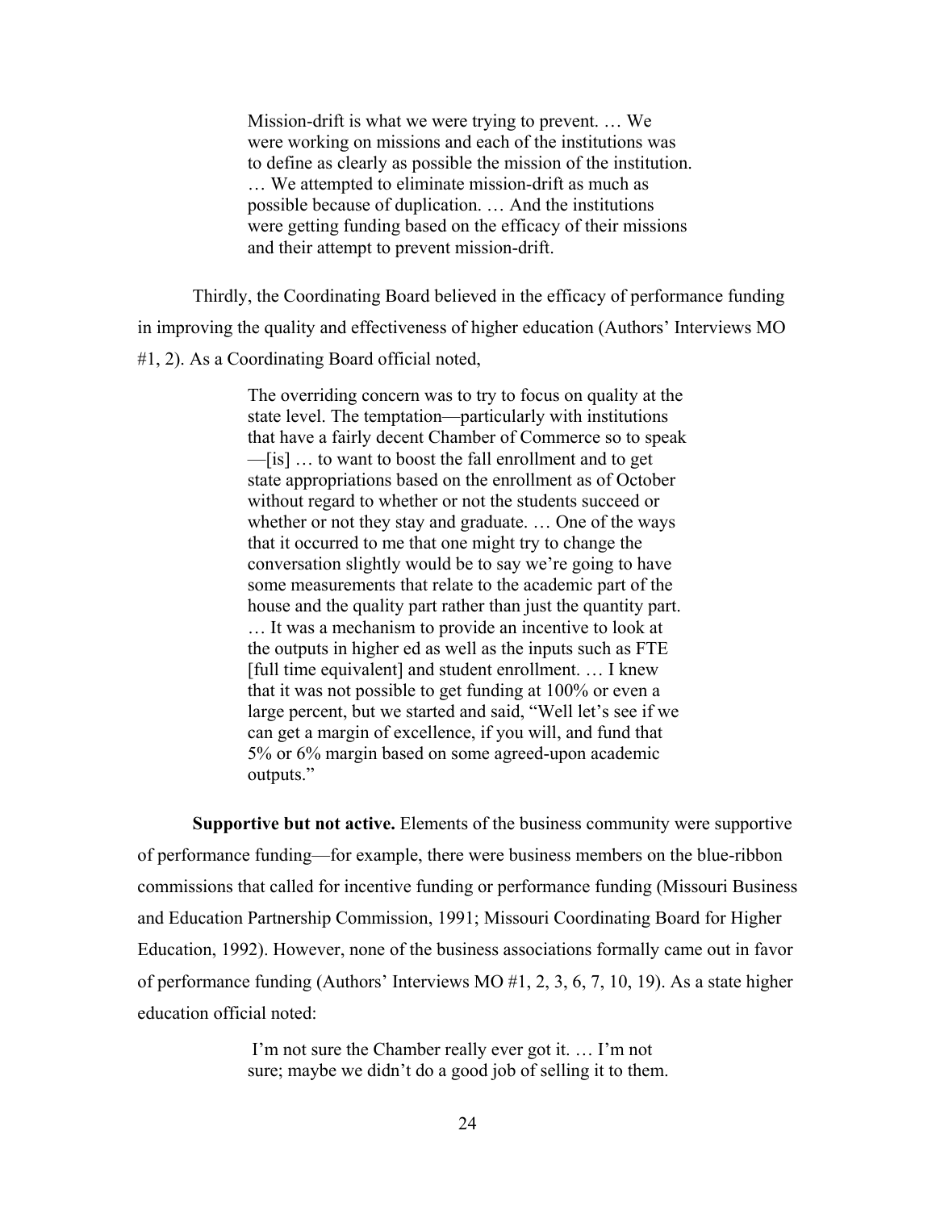> Mission-drift is what we were trying to prevent. … We were working on missions and each of the institutions was to define as clearly as possible the mission of the institution. … We attempted to eliminate mission-drift as much as possible because of duplication. … And the institutions were getting funding based on the efficacy of their missions and their attempt to prevent mission-drift.

Thirdly, the Coordinating Board believed in the efficacy of performance funding in improving the quality and effectiveness of higher education (Authors' Interviews MO #1, 2). As a Coordinating Board official noted,

> The overriding concern was to try to focus on quality at the state level. The temptation—particularly with institutions that have a fairly decent Chamber of Commerce so to speak—[is] … to want to boost the fall enrollment and to get state appropriations based on the enrollment as of October without regard to whether or not the students succeed or whether or not they stay and graduate. … One of the ways that it occurred to me that one might try to change the conversation slightly would be to say we're going to have some measurements that relate to the academic part of the house and the quality part rather than just the quantity part. … It was a mechanism to provide an incentive to look at the outputs in higher ed as well as the inputs such as FTE [full time equivalent] and student enrollment. … I knew that it was not possible to get funding at 100% or even a large percent, but we started and said, "Well let's see if we can get a margin of excellence, if you will, and fund that 5% or 6% margin based on some agreed-upon academic outputs."

**Supportive but not active.** Elements of the business community were supportive of performance funding—for example, there were business members on the blue-ribbon commissions that called for incentive funding or performance funding (Missouri Business and Education Partnership Commission, 1991; Missouri Coordinating Board for Higher Education, 1992). However, none of the business associations formally came out in favor of performance funding (Authors' Interviews MO #1, 2, 3, 6, 7, 10, 19). As a state higher education official noted:

> I'm not sure the Chamber really ever got it. … I'm not sure; maybe we didn't do a good job of selling it to them.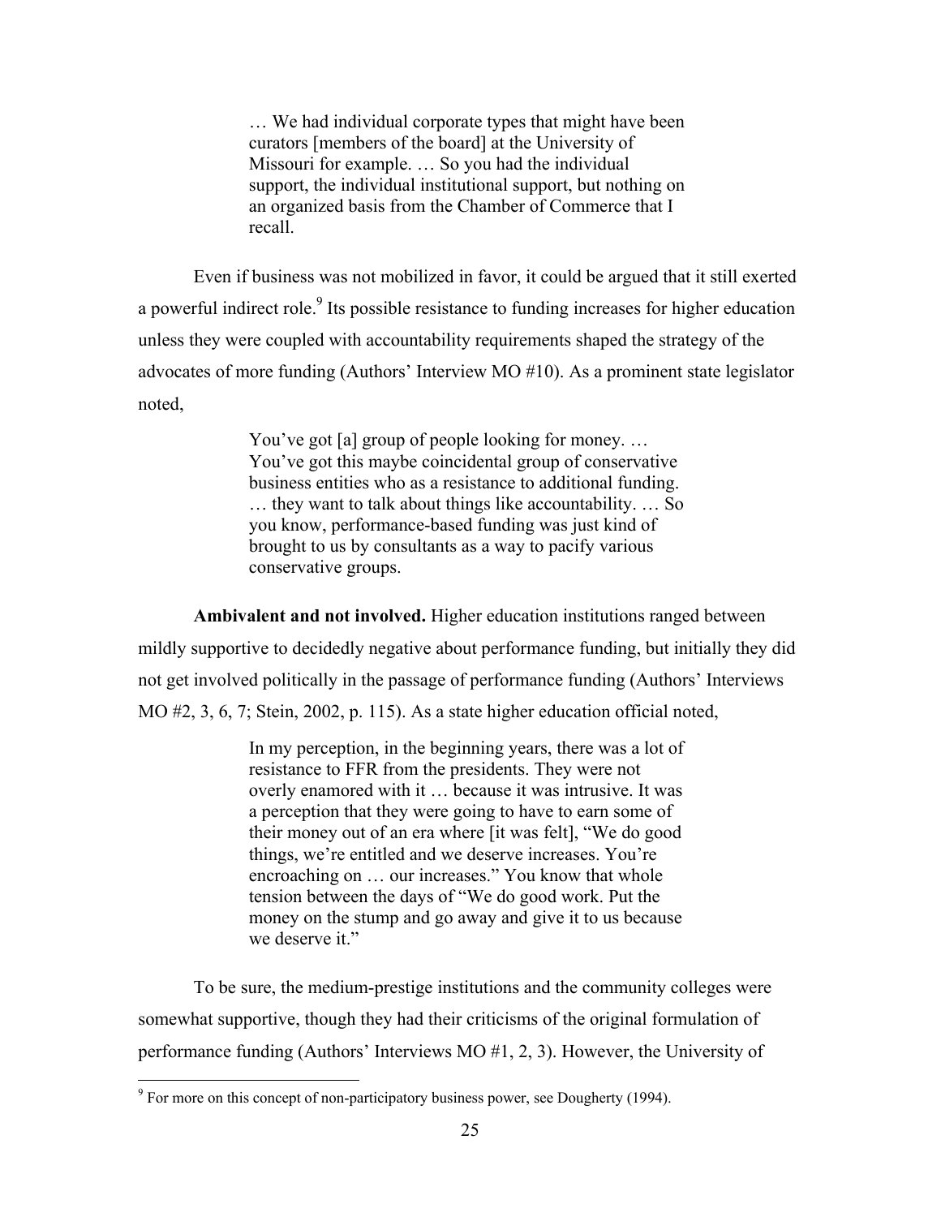> … We had individual corporate types that might have been curators [members of the board] at the University of Missouri for example. … So you had the individual support, the individual institutional support, but nothing on an organized basis from the Chamber of Commerce that I recall.

Even if business was not mobilized in favor, it could be argued that it still exerted a powerful indirect role.[9] Its possible resistance to funding increases for higher education unless they were coupled with accountability requirements shaped the strategy of the advocates of more funding (Authors' Interview MO #10). As a prominent state legislator noted,

> You've got [a] group of people looking for money. … You've got this maybe coincidental group of conservative business entities who as a resistance to additional funding. … they want to talk about things like accountability. … So you know, performance-based funding was just kind of brought to us by consultants as a way to pacify various conservative groups.

**Ambivalent and not involved.** Higher education institutions ranged between mildly supportive to decidedly negative about performance funding, but initially they did not get involved politically in the passage of performance funding (Authors' Interviews MO #2, 3, 6, 7; Stein, 2002, p. 115). As a state higher education official noted,

> In my perception, in the beginning years, there was a lot of resistance to FFR from the presidents. They were not overly enamored with it … because it was intrusive. It was a perception that they were going to have to earn some of their money out of an era where [it was felt], "We do good things, we're entitled and we deserve increases. You're encroaching on … our increases." You know that whole tension between the days of "We do good work. Put the money on the stump and go away and give it to us because we deserve it."

To be sure, the medium-prestige institutions and the community colleges were somewhat supportive, though they had their criticisms of the original formulation of performance funding (Authors' Interviews MO #1, 2, 3). However, the University of

[9] For more on this concept of non-participatory business power, see Dougherty (1994).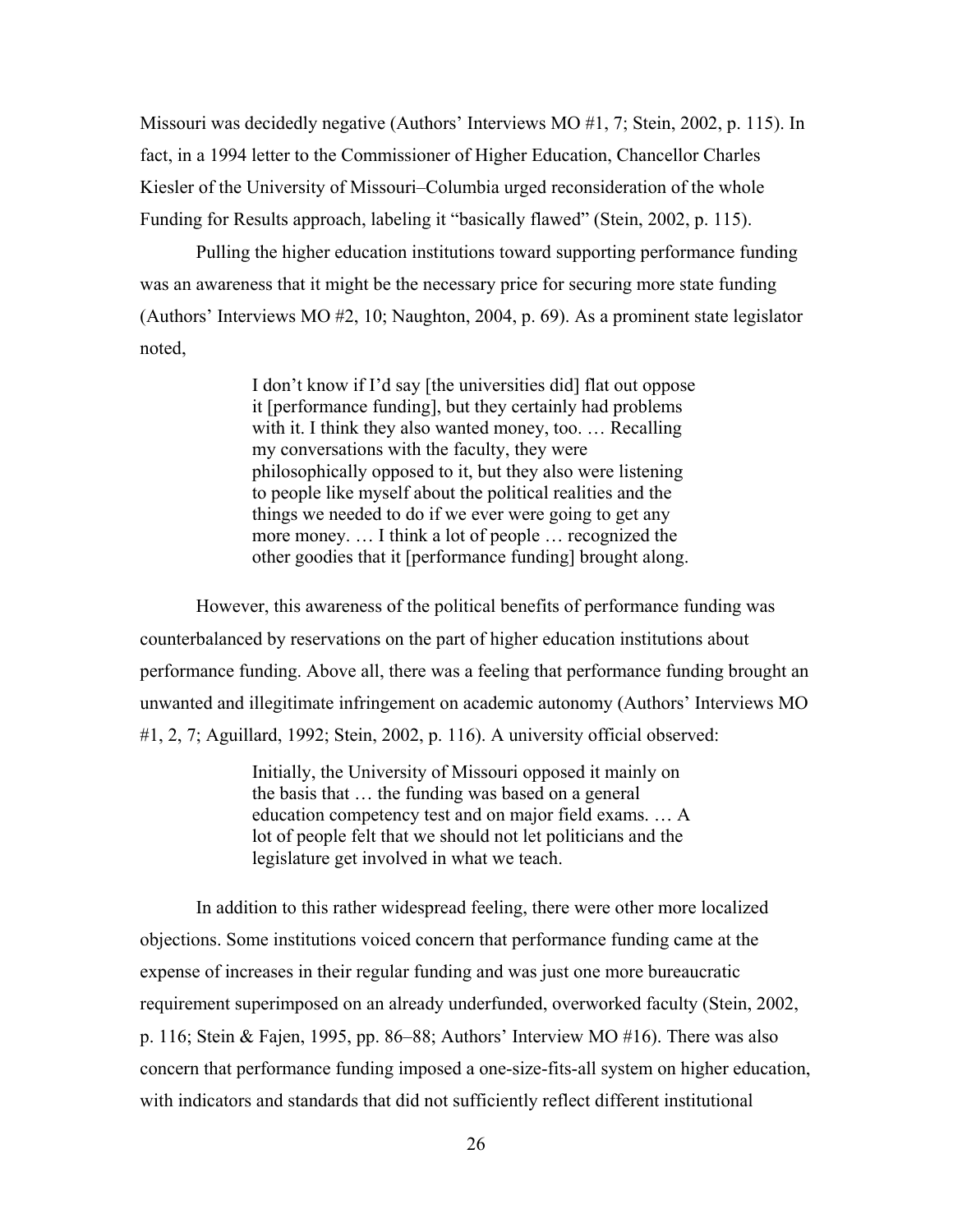Missouri was decidedly negative (Authors' Interviews MO #1, 7; Stein, 2002, p. 115). In fact, in a 1994 letter to the Commissioner of Higher Education, Chancellor Charles Kiesler of the University of Missouri–Columbia urged reconsideration of the whole Funding for Results approach, labeling it "basically flawed" (Stein, 2002, p. 115).

Pulling the higher education institutions toward supporting performance funding was an awareness that it might be the necessary price for securing more state funding (Authors' Interviews MO #2, 10; Naughton, 2004, p. 69). As a prominent state legislator noted,

> I don't know if I'd say [the universities did] flat out oppose it [performance funding], but they certainly had problems with it. I think they also wanted money, too. … Recalling my conversations with the faculty, they were philosophically opposed to it, but they also were listening to people like myself about the political realities and the things we needed to do if we ever were going to get any more money. … I think a lot of people … recognized the other goodies that it [performance funding] brought along.

However, this awareness of the political benefits of performance funding was counterbalanced by reservations on the part of higher education institutions about performance funding. Above all, there was a feeling that performance funding brought an unwanted and illegitimate infringement on academic autonomy (Authors' Interviews MO #1, 2, 7; Aguillard, 1992; Stein, 2002, p. 116). A university official observed:

> Initially, the University of Missouri opposed it mainly on the basis that … the funding was based on a general education competency test and on major field exams. … A lot of people felt that we should not let politicians and the legislature get involved in what we teach.

In addition to this rather widespread feeling, there were other more localized objections. Some institutions voiced concern that performance funding came at the expense of increases in their regular funding and was just one more bureaucratic requirement superimposed on an already underfunded, overworked faculty (Stein, 2002, p. 116; Stein & Fajen, 1995, pp. 86–88; Authors' Interview MO #16). There was also concern that performance funding imposed a one-size-fits-all system on higher education, with indicators and standards that did not sufficiently reflect different institutional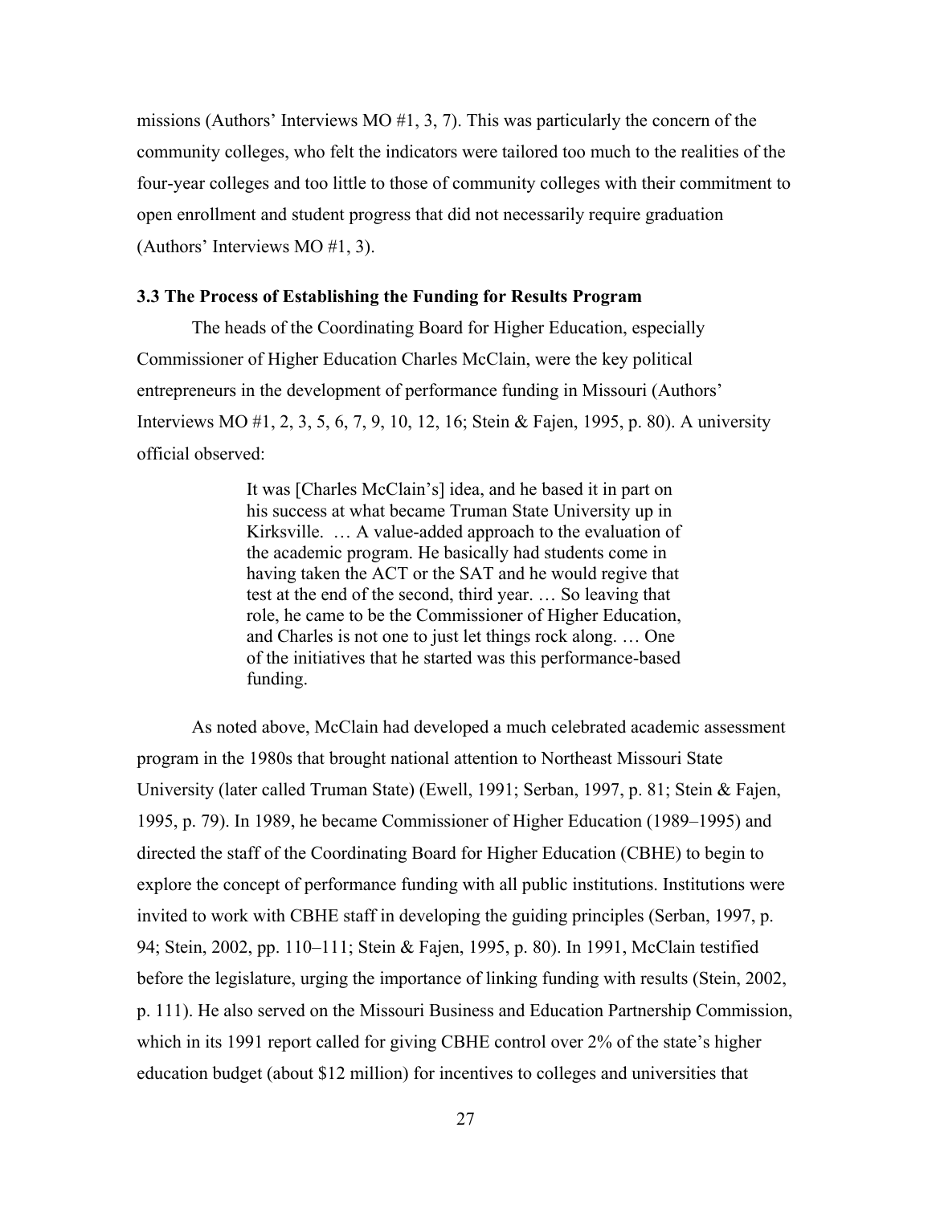missions (Authors' Interviews MO #1, 3, 7). This was particularly the concern of the community colleges, who felt the indicators were tailored too much to the realities of the four-year colleges and too little to those of community colleges with their commitment to open enrollment and student progress that did not necessarily require graduation (Authors' Interviews MO #1, 3).

### 3.3 The Process of Establishing the Funding for Results Program

The heads of the Coordinating Board for Higher Education, especially Commissioner of Higher Education Charles McClain, were the key political entrepreneurs in the development of performance funding in Missouri (Authors' Interviews MO #1, 2, 3, 5, 6, 7, 9, 10, 12, 16; Stein & Fajen, 1995, p. 80). A university official observed:

> It was [Charles McClain's] idea, and he based it in part on his success at what became Truman State University up in Kirksville. … A value-added approach to the evaluation of the academic program. He basically had students come in having taken the ACT or the SAT and he would regive that test at the end of the second, third year. … So leaving that role, he came to be the Commissioner of Higher Education, and Charles is not one to just let things rock along. … One of the initiatives that he started was this performance-based funding.

As noted above, McClain had developed a much celebrated academic assessment program in the 1980s that brought national attention to Northeast Missouri State University (later called Truman State) (Ewell, 1991; Serban, 1997, p. 81; Stein & Fajen, 1995, p. 79). In 1989, he became Commissioner of Higher Education (1989–1995) and directed the staff of the Coordinating Board for Higher Education (CBHE) to begin to explore the concept of performance funding with all public institutions. Institutions were invited to work with CBHE staff in developing the guiding principles (Serban, 1997, p. 94; Stein, 2002, pp. 110–111; Stein & Fajen, 1995, p. 80). In 1991, McClain testified before the legislature, urging the importance of linking funding with results (Stein, 2002, p. 111). He also served on the Missouri Business and Education Partnership Commission, which in its 1991 report called for giving CBHE control over 2% of the state's higher education budget (about $12 million) for incentives to colleges and universities that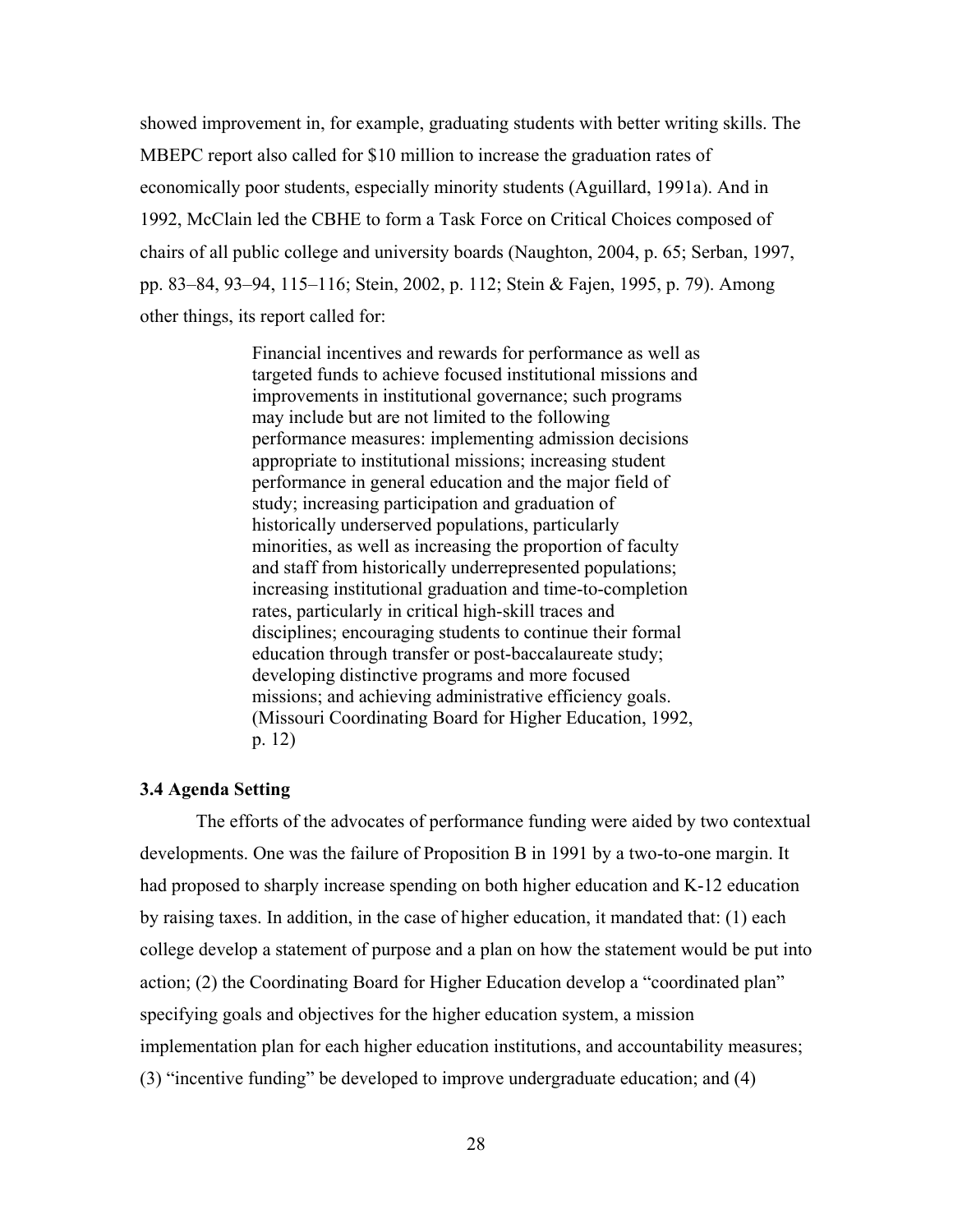showed improvement in, for example, graduating students with better writing skills. The MBEPC report also called for $10 million to increase the graduation rates of economically poor students, especially minority students (Aguillard, 1991a). And in 1992, McClain led the CBHE to form a Task Force on Critical Choices composed of chairs of all public college and university boards (Naughton, 2004, p. 65; Serban, 1997, pp. 83–84, 93–94, 115–116; Stein, 2002, p. 112; Stein & Fajen, 1995, p. 79). Among other things, its report called for:

> Financial incentives and rewards for performance as well as targeted funds to achieve focused institutional missions and improvements in institutional governance; such programs may include but are not limited to the following performance measures: implementing admission decisions appropriate to institutional missions; increasing student performance in general education and the major field of study; increasing participation and graduation of historically underserved populations, particularly minorities, as well as increasing the proportion of faculty and staff from historically underrepresented populations; increasing institutional graduation and time-to-completion rates, particularly in critical high-skill traces and disciplines; encouraging students to continue their formal education through transfer or post-baccalaureate study; developing distinctive programs and more focused missions; and achieving administrative efficiency goals. (Missouri Coordinating Board for Higher Education, 1992, p. 12)

### 3.4 Agenda Setting

The efforts of the advocates of performance funding were aided by two contextual developments. One was the failure of Proposition B in 1991 by a two-to-one margin. It had proposed to sharply increase spending on both higher education and K-12 education by raising taxes. In addition, in the case of higher education, it mandated that: (1) each college develop a statement of purpose and a plan on how the statement would be put into action; (2) the Coordinating Board for Higher Education develop a "coordinated plan" specifying goals and objectives for the higher education system, a mission implementation plan for each higher education institutions, and accountability measures; (3) "incentive funding" be developed to improve undergraduate education; and (4)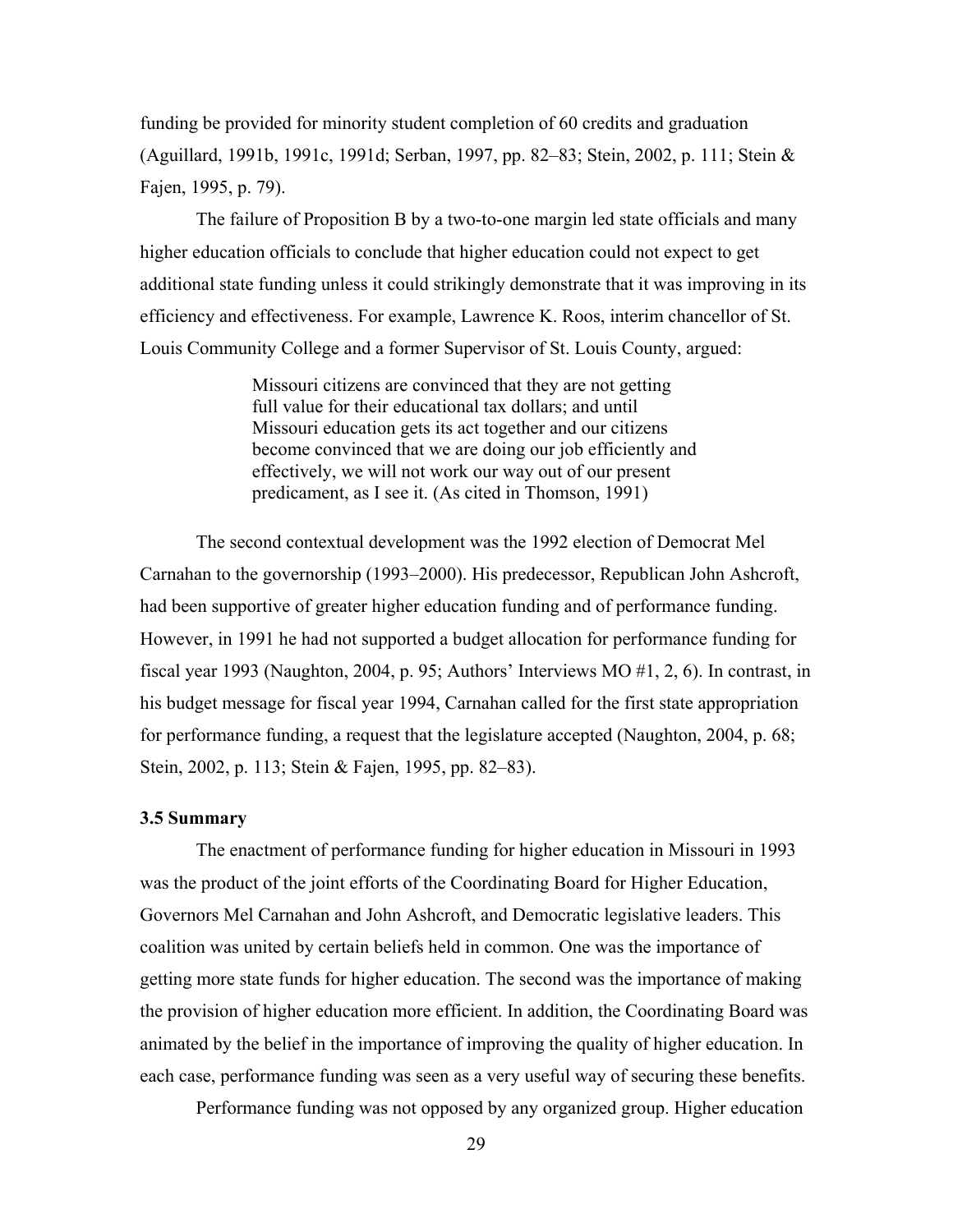funding be provided for minority student completion of 60 credits and graduation (Aguillard, 1991b, 1991c, 1991d; Serban, 1997, pp. 82–83; Stein, 2002, p. 111; Stein & Fajen, 1995, p. 79).

The failure of Proposition B by a two-to-one margin led state officials and many higher education officials to conclude that higher education could not expect to get additional state funding unless it could strikingly demonstrate that it was improving in its efficiency and effectiveness. For example, Lawrence K. Roos, interim chancellor of St. Louis Community College and a former Supervisor of St. Louis County, argued:

> Missouri citizens are convinced that they are not getting full value for their educational tax dollars; and until Missouri education gets its act together and our citizens become convinced that we are doing our job efficiently and effectively, we will not work our way out of our present predicament, as I see it. (As cited in Thomson, 1991)

The second contextual development was the 1992 election of Democrat Mel Carnahan to the governorship (1993–2000). His predecessor, Republican John Ashcroft, had been supportive of greater higher education funding and of performance funding. However, in 1991 he had not supported a budget allocation for performance funding for fiscal year 1993 (Naughton, 2004, p. 95; Authors' Interviews MO #1, 2, 6). In contrast, in his budget message for fiscal year 1994, Carnahan called for the first state appropriation for performance funding, a request that the legislature accepted (Naughton, 2004, p. 68; Stein, 2002, p. 113; Stein & Fajen, 1995, pp. 82–83).

### 3.5 Summary

The enactment of performance funding for higher education in Missouri in 1993 was the product of the joint efforts of the Coordinating Board for Higher Education, Governors Mel Carnahan and John Ashcroft, and Democratic legislative leaders. This coalition was united by certain beliefs held in common. One was the importance of getting more state funds for higher education. The second was the importance of making the provision of higher education more efficient. In addition, the Coordinating Board was animated by the belief in the importance of improving the quality of higher education. In each case, performance funding was seen as a very useful way of securing these benefits.

Performance funding was not opposed by any organized group. Higher education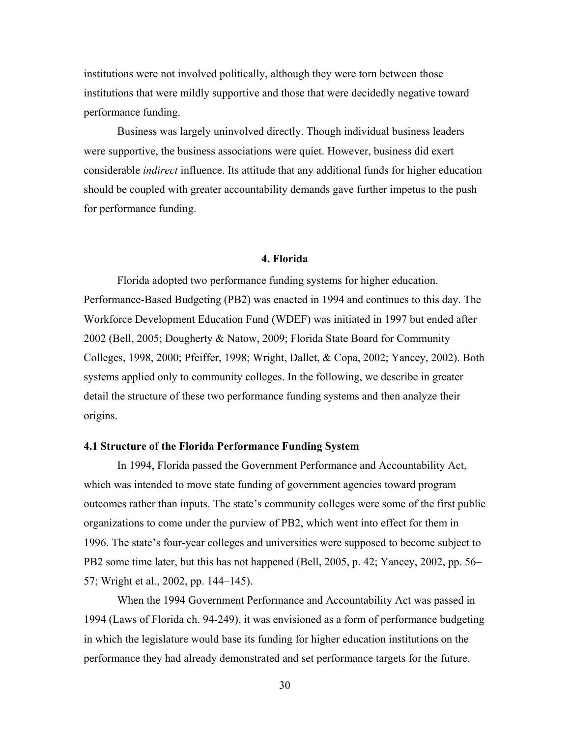institutions were not involved politically, although they were torn between those institutions that were mildly supportive and those that were decidedly negative toward performance funding.

Business was largely uninvolved directly. Though individual business leaders were supportive, the business associations were quiet. However, business did exert considerable *indirect* influence. Its attitude that any additional funds for higher education should be coupled with greater accountability demands gave further impetus to the push for performance funding.

## 4. Florida

Florida adopted two performance funding systems for higher education. Performance-Based Budgeting (PB2) was enacted in 1994 and continues to this day. The Workforce Development Education Fund (WDEF) was initiated in 1997 but ended after 2002 (Bell, 2005; Dougherty & Natow, 2009; Florida State Board for Community Colleges, 1998, 2000; Pfeiffer, 1998; Wright, Dallet, & Copa, 2002; Yancey, 2002). Both systems applied only to community colleges. In the following, we describe in greater detail the structure of these two performance funding systems and then analyze their origins.

### 4.1 Structure of the Florida Performance Funding System

In 1994, Florida passed the Government Performance and Accountability Act, which was intended to move state funding of government agencies toward program outcomes rather than inputs. The state's community colleges were some of the first public organizations to come under the purview of PB2, which went into effect for them in 1996. The state's four-year colleges and universities were supposed to become subject to PB2 some time later, but this has not happened (Bell, 2005, p. 42; Yancey, 2002, pp. 56–57; Wright et al., 2002, pp. 144–145).

When the 1994 Government Performance and Accountability Act was passed in 1994 (Laws of Florida ch. 94-249), it was envisioned as a form of performance budgeting in which the legislature would base its funding for higher education institutions on the performance they had already demonstrated and set performance targets for the future.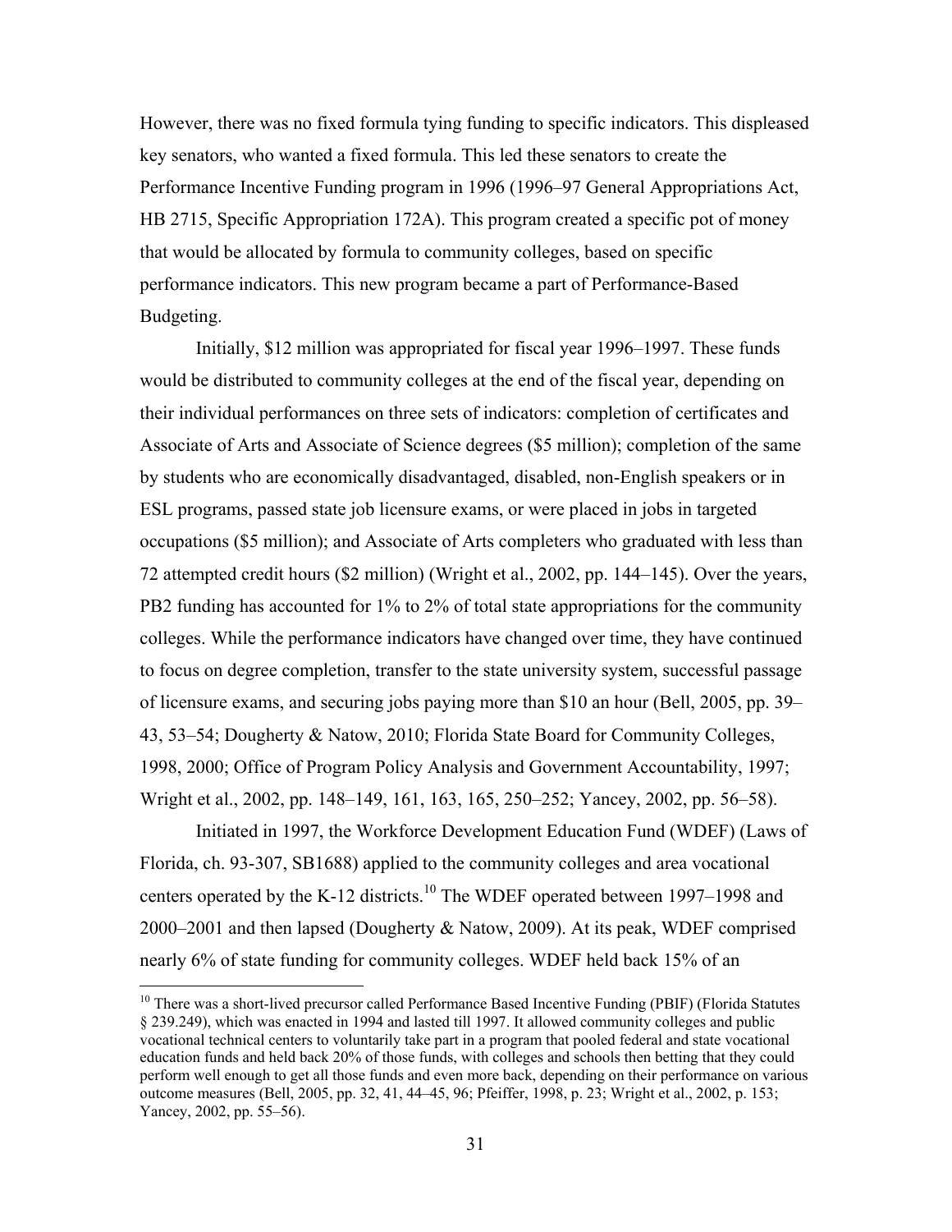However, there was no fixed formula tying funding to specific indicators. This displeased key senators, who wanted a fixed formula. This led these senators to create the Performance Incentive Funding program in 1996 (1996–97 General Appropriations Act, HB 2715, Specific Appropriation 172A). This program created a specific pot of money that would be allocated by formula to community colleges, based on specific performance indicators. This new program became a part of Performance-Based Budgeting.

Initially, $12 million was appropriated for fiscal year 1996–1997. These funds would be distributed to community colleges at the end of the fiscal year, depending on their individual performances on three sets of indicators: completion of certificates and Associate of Arts and Associate of Science degrees ($5 million); completion of the same by students who are economically disadvantaged, disabled, non-English speakers or in ESL programs, passed state job licensure exams, or were placed in jobs in targeted occupations ($5 million); and Associate of Arts completers who graduated with less than 72 attempted credit hours ($2 million) (Wright et al., 2002, pp. 144–145). Over the years, PB2 funding has accounted for 1% to 2% of total state appropriations for the community colleges. While the performance indicators have changed over time, they have continued to focus on degree completion, transfer to the state university system, successful passage of licensure exams, and securing jobs paying more than $10 an hour (Bell, 2005, pp. 39–43, 53–54; Dougherty & Natow, 2010; Florida State Board for Community Colleges, 1998, 2000; Office of Program Policy Analysis and Government Accountability, 1997; Wright et al., 2002, pp. 148–149, 161, 163, 165, 250–252; Yancey, 2002, pp. 56–58).

Initiated in 1997, the Workforce Development Education Fund (WDEF) (Laws of Florida, ch. 93-307, SB1688) applied to the community colleges and area vocational centers operated by the K-12 districts.[10] The WDEF operated between 1997–1998 and 2000–2001 and then lapsed (Dougherty & Natow, 2009). At its peak, WDEF comprised nearly 6% of state funding for community colleges. WDEF held back 15% of an

[10] There was a short-lived precursor called Performance Based Incentive Funding (PBIF) (Florida Statutes § 239.249), which was enacted in 1994 and lasted till 1997. It allowed community colleges and public vocational technical centers to voluntarily take part in a program that pooled federal and state vocational education funds and held back 20% of those funds, with colleges and schools then betting that they could perform well enough to get all those funds and even more back, depending on their performance on various outcome measures (Bell, 2005, pp. 32, 41, 44–45, 96; Pfeiffer, 1998, p. 23; Wright et al., 2002, p. 153; Yancey, 2002, pp. 55–56).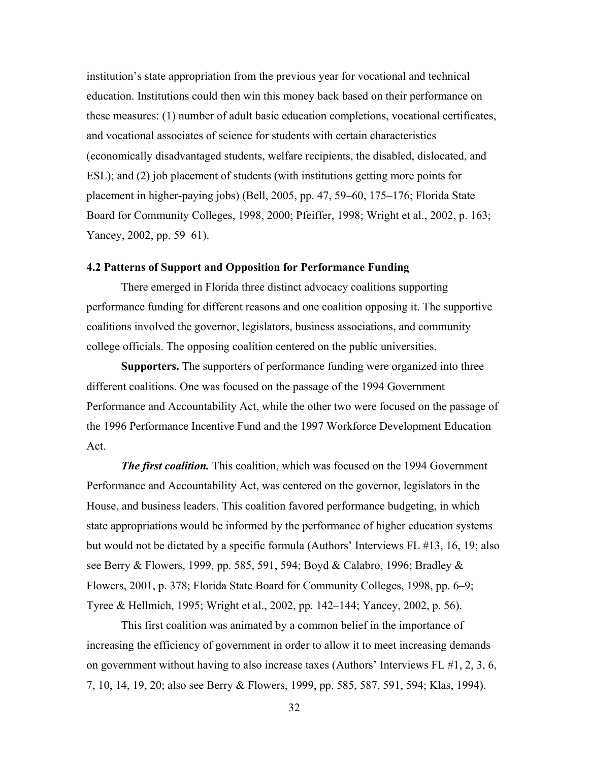institution's state appropriation from the previous year for vocational and technical education. Institutions could then win this money back based on their performance on these measures: (1) number of adult basic education completions, vocational certificates, and vocational associates of science for students with certain characteristics (economically disadvantaged students, welfare recipients, the disabled, dislocated, and ESL); and (2) job placement of students (with institutions getting more points for placement in higher-paying jobs) (Bell, 2005, pp. 47, 59–60, 175–176; Florida State Board for Community Colleges, 1998, 2000; Pfeiffer, 1998; Wright et al., 2002, p. 163; Yancey, 2002, pp. 59–61).

### 4.2 Patterns of Support and Opposition for Performance Funding

There emerged in Florida three distinct advocacy coalitions supporting performance funding for different reasons and one coalition opposing it. The supportive coalitions involved the governor, legislators, business associations, and community college officials. The opposing coalition centered on the public universities.

**Supporters.** The supporters of performance funding were organized into three different coalitions. One was focused on the passage of the 1994 Government Performance and Accountability Act, while the other two were focused on the passage of the 1996 Performance Incentive Fund and the 1997 Workforce Development Education Act.

***The first coalition.*** This coalition, which was focused on the 1994 Government Performance and Accountability Act, was centered on the governor, legislators in the House, and business leaders. This coalition favored performance budgeting, in which state appropriations would be informed by the performance of higher education systems but would not be dictated by a specific formula (Authors' Interviews FL #13, 16, 19; also see Berry & Flowers, 1999, pp. 585, 591, 594; Boyd & Calabro, 1996; Bradley & Flowers, 2001, p. 378; Florida State Board for Community Colleges, 1998, pp. 6–9; Tyree & Hellmich, 1995; Wright et al., 2002, pp. 142–144; Yancey, 2002, p. 56).

This first coalition was animated by a common belief in the importance of increasing the efficiency of government in order to allow it to meet increasing demands on government without having to also increase taxes (Authors' Interviews FL #1, 2, 3, 6, 7, 10, 14, 19, 20; also see Berry & Flowers, 1999, pp. 585, 587, 591, 594; Klas, 1994).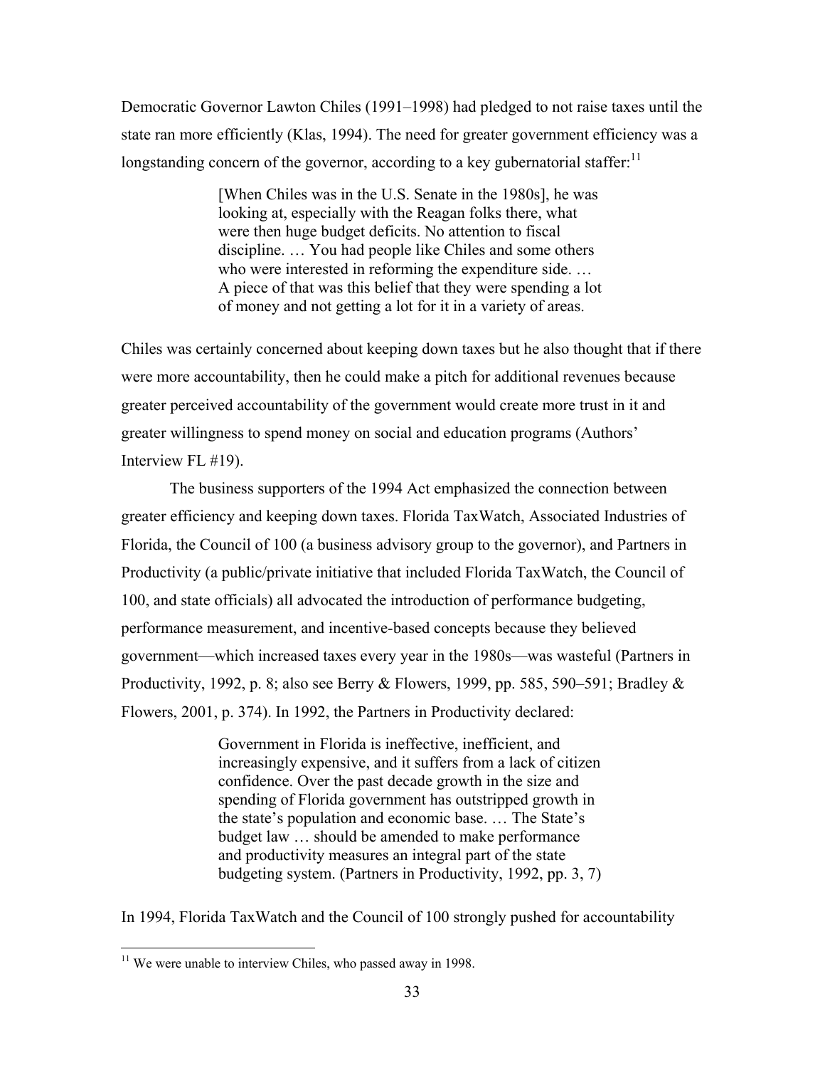Democratic Governor Lawton Chiles (1991–1998) had pledged to not raise taxes until the state ran more efficiently (Klas, 1994). The need for greater government efficiency was a longstanding concern of the governor, according to a key gubernatorial staffer:[11]

> [When Chiles was in the U.S. Senate in the 1980s], he was looking at, especially with the Reagan folks there, what were then huge budget deficits. No attention to fiscal discipline. … You had people like Chiles and some others who were interested in reforming the expenditure side. … A piece of that was this belief that they were spending a lot of money and not getting a lot for it in a variety of areas.

Chiles was certainly concerned about keeping down taxes but he also thought that if there were more accountability, then he could make a pitch for additional revenues because greater perceived accountability of the government would create more trust in it and greater willingness to spend money on social and education programs (Authors' Interview FL #19).

The business supporters of the 1994 Act emphasized the connection between greater efficiency and keeping down taxes. Florida TaxWatch, Associated Industries of Florida, the Council of 100 (a business advisory group to the governor), and Partners in Productivity (a public/private initiative that included Florida TaxWatch, the Council of 100, and state officials) all advocated the introduction of performance budgeting, performance measurement, and incentive-based concepts because they believed government—which increased taxes every year in the 1980s—was wasteful (Partners in Productivity, 1992, p. 8; also see Berry & Flowers, 1999, pp. 585, 590–591; Bradley & Flowers, 2001, p. 374). In 1992, the Partners in Productivity declared:

> Government in Florida is ineffective, inefficient, and increasingly expensive, and it suffers from a lack of citizen confidence. Over the past decade growth in the size and spending of Florida government has outstripped growth in the state's population and economic base. … The State's budget law … should be amended to make performance and productivity measures an integral part of the state budgeting system. (Partners in Productivity, 1992, pp. 3, 7)

In 1994, Florida TaxWatch and the Council of 100 strongly pushed for accountability

[11] We were unable to interview Chiles, who passed away in 1998.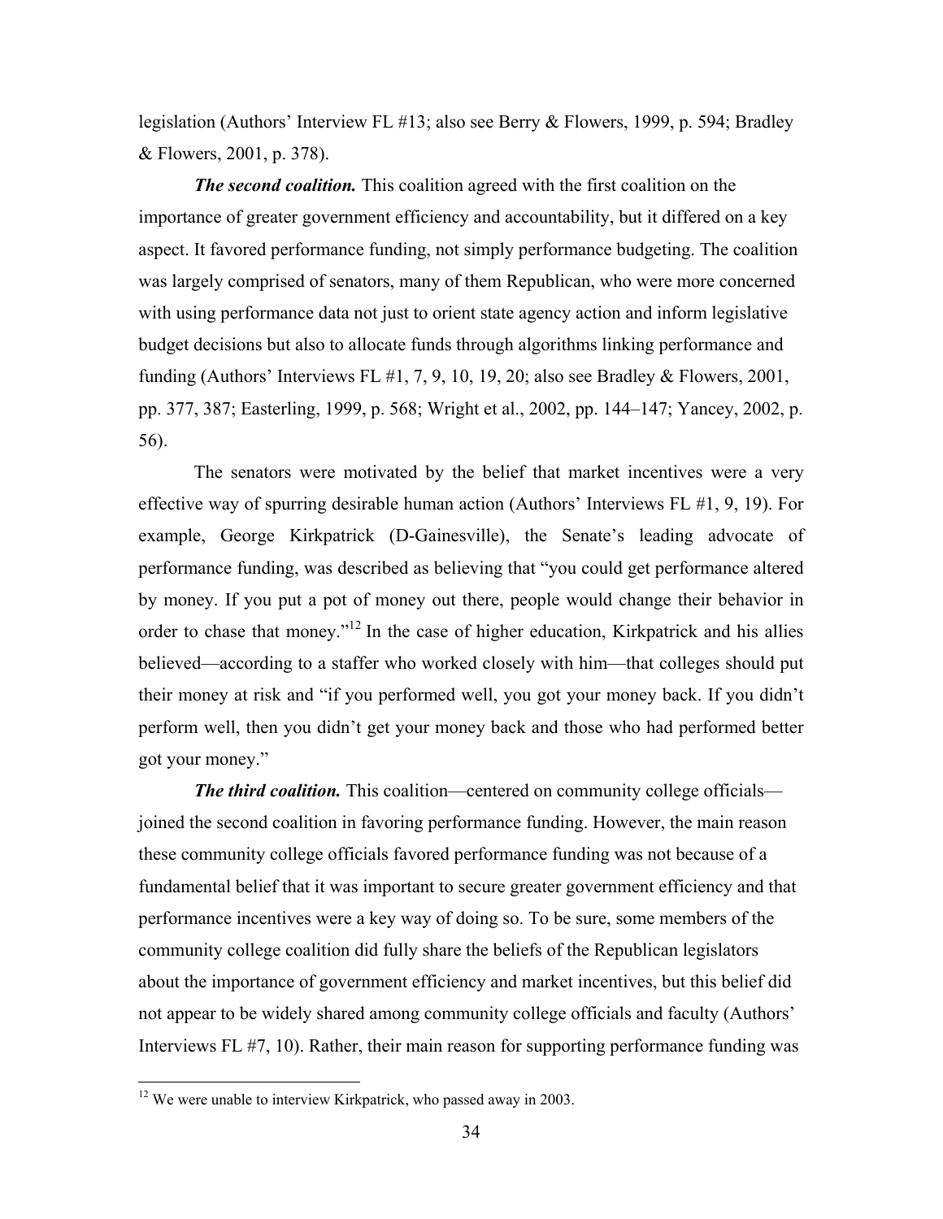legislation (Authors' Interview FL #13; also see Berry & Flowers, 1999, p. 594; Bradley & Flowers, 2001, p. 378).

***The second coalition.*** This coalition agreed with the first coalition on the importance of greater government efficiency and accountability, but it differed on a key aspect. It favored performance funding, not simply performance budgeting. The coalition was largely comprised of senators, many of them Republican, who were more concerned with using performance data not just to orient state agency action and inform legislative budget decisions but also to allocate funds through algorithms linking performance and funding (Authors' Interviews FL #1, 7, 9, 10, 19, 20; also see Bradley & Flowers, 2001, pp. 377, 387; Easterling, 1999, p. 568; Wright et al., 2002, pp. 144–147; Yancey, 2002, p. 56).

The senators were motivated by the belief that market incentives were a very effective way of spurring desirable human action (Authors' Interviews FL #1, 9, 19). For example, George Kirkpatrick (D-Gainesville), the Senate's leading advocate of performance funding, was described as believing that "you could get performance altered by money. If you put a pot of money out there, people would change their behavior in order to chase that money."[12] In the case of higher education, Kirkpatrick and his allies believed—according to a staffer who worked closely with him—that colleges should put their money at risk and "if you performed well, you got your money back. If you didn't perform well, then you didn't get your money back and those who had performed better got your money."

***The third coalition.*** This coalition—centered on community college officials—joined the second coalition in favoring performance funding. However, the main reason these community college officials favored performance funding was not because of a fundamental belief that it was important to secure greater government efficiency and that performance incentives were a key way of doing so. To be sure, some members of the community college coalition did fully share the beliefs of the Republican legislators about the importance of government efficiency and market incentives, but this belief did not appear to be widely shared among community college officials and faculty (Authors' Interviews FL #7, 10). Rather, their main reason for supporting performance funding was

[12] We were unable to interview Kirkpatrick, who passed away in 2003.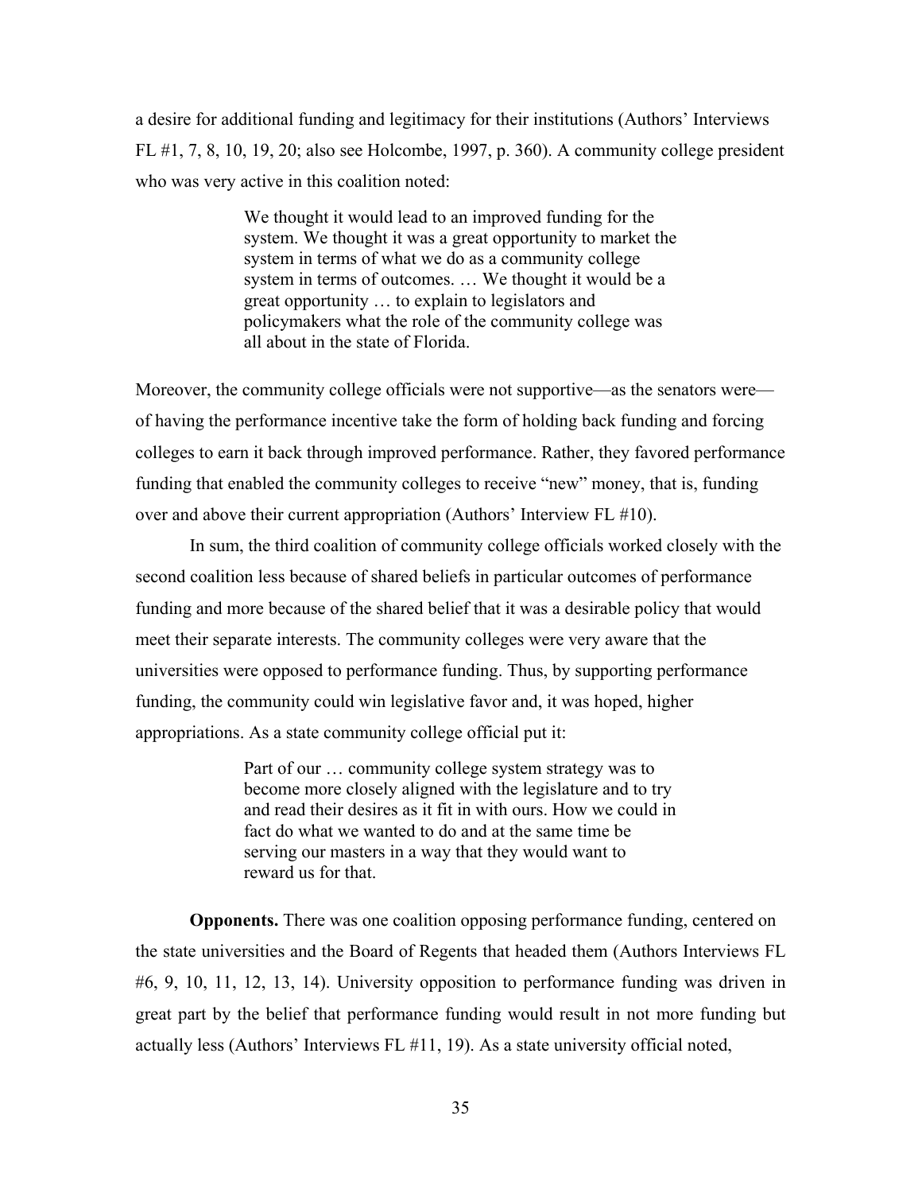a desire for additional funding and legitimacy for their institutions (Authors' Interviews FL #1, 7, 8, 10, 19, 20; also see Holcombe, 1997, p. 360). A community college president who was very active in this coalition noted:

> We thought it would lead to an improved funding for the system. We thought it was a great opportunity to market the system in terms of what we do as a community college system in terms of outcomes. … We thought it would be a great opportunity … to explain to legislators and policymakers what the role of the community college was all about in the state of Florida.

Moreover, the community college officials were not supportive—as the senators were—of having the performance incentive take the form of holding back funding and forcing colleges to earn it back through improved performance. Rather, they favored performance funding that enabled the community colleges to receive "new" money, that is, funding over and above their current appropriation (Authors' Interview FL #10).

In sum, the third coalition of community college officials worked closely with the second coalition less because of shared beliefs in particular outcomes of performance funding and more because of the shared belief that it was a desirable policy that would meet their separate interests. The community colleges were very aware that the universities were opposed to performance funding. Thus, by supporting performance funding, the community could win legislative favor and, it was hoped, higher appropriations. As a state community college official put it:

> Part of our … community college system strategy was to become more closely aligned with the legislature and to try and read their desires as it fit in with ours. How we could in fact do what we wanted to do and at the same time be serving our masters in a way that they would want to reward us for that.

**Opponents.** There was one coalition opposing performance funding, centered on the state universities and the Board of Regents that headed them (Authors Interviews FL #6, 9, 10, 11, 12, 13, 14). University opposition to performance funding was driven in great part by the belief that performance funding would result in not more funding but actually less (Authors' Interviews FL #11, 19). As a state university official noted,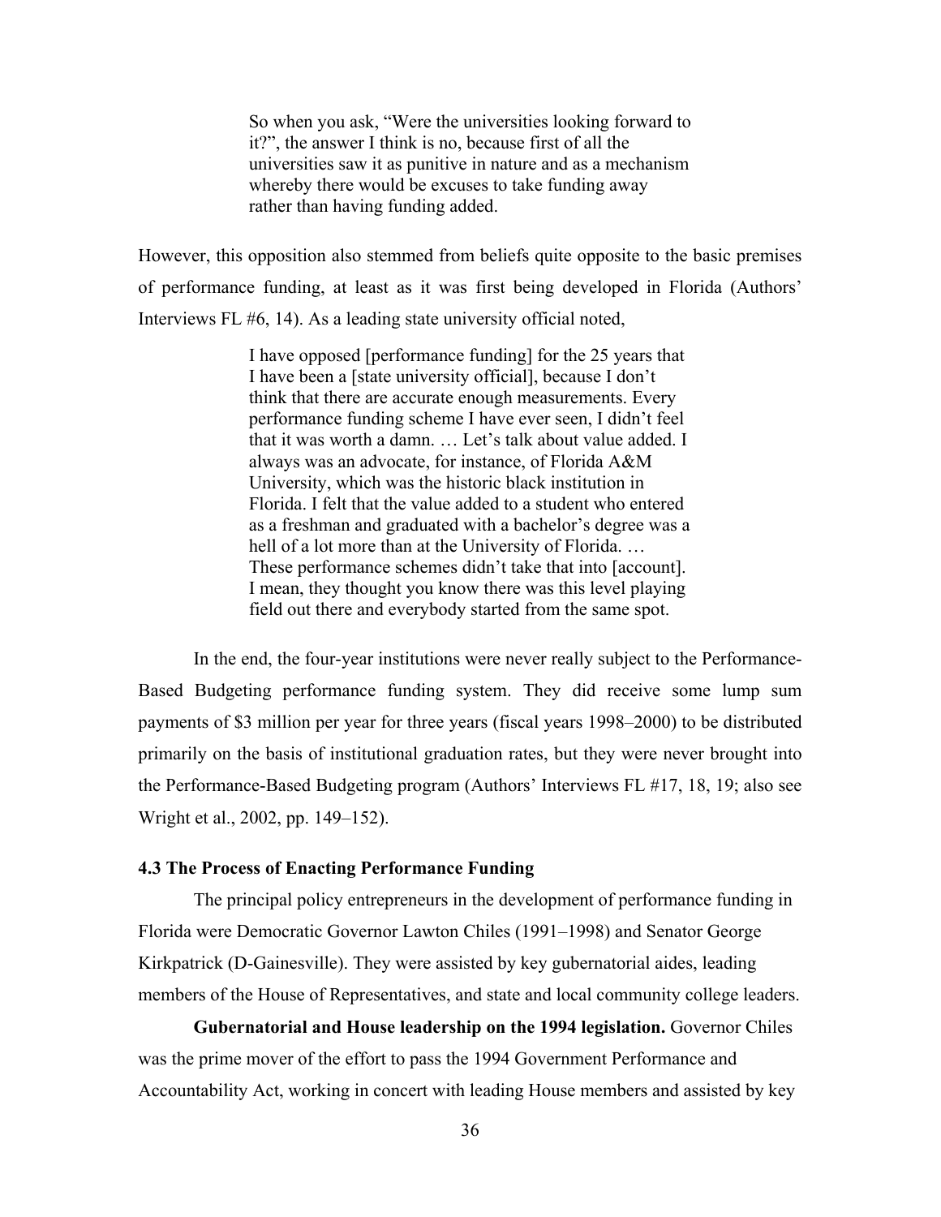> So when you ask, "Were the universities looking forward to it?", the answer I think is no, because first of all the universities saw it as punitive in nature and as a mechanism whereby there would be excuses to take funding away rather than having funding added.

However, this opposition also stemmed from beliefs quite opposite to the basic premises of performance funding, at least as it was first being developed in Florida (Authors' Interviews FL #6, 14). As a leading state university official noted,

> I have opposed [performance funding] for the 25 years that I have been a [state university official], because I don't think that there are accurate enough measurements. Every performance funding scheme I have ever seen, I didn't feel that it was worth a damn. … Let's talk about value added. I always was an advocate, for instance, of Florida A&M University, which was the historic black institution in Florida. I felt that the value added to a student who entered as a freshman and graduated with a bachelor's degree was a hell of a lot more than at the University of Florida. … These performance schemes didn't take that into [account]. I mean, they thought you know there was this level playing field out there and everybody started from the same spot.

In the end, the four-year institutions were never really subject to the Performance-Based Budgeting performance funding system. They did receive some lump sum payments of $3 million per year for three years (fiscal years 1998–2000) to be distributed primarily on the basis of institutional graduation rates, but they were never brought into the Performance-Based Budgeting program (Authors' Interviews FL #17, 18, 19; also see Wright et al., 2002, pp. 149–152).

### 4.3 The Process of Enacting Performance Funding

The principal policy entrepreneurs in the development of performance funding in Florida were Democratic Governor Lawton Chiles (1991–1998) and Senator George Kirkpatrick (D-Gainesville). They were assisted by key gubernatorial aides, leading members of the House of Representatives, and state and local community college leaders.

**Gubernatorial and House leadership on the 1994 legislation.** Governor Chiles was the prime mover of the effort to pass the 1994 Government Performance and Accountability Act, working in concert with leading House members and assisted by key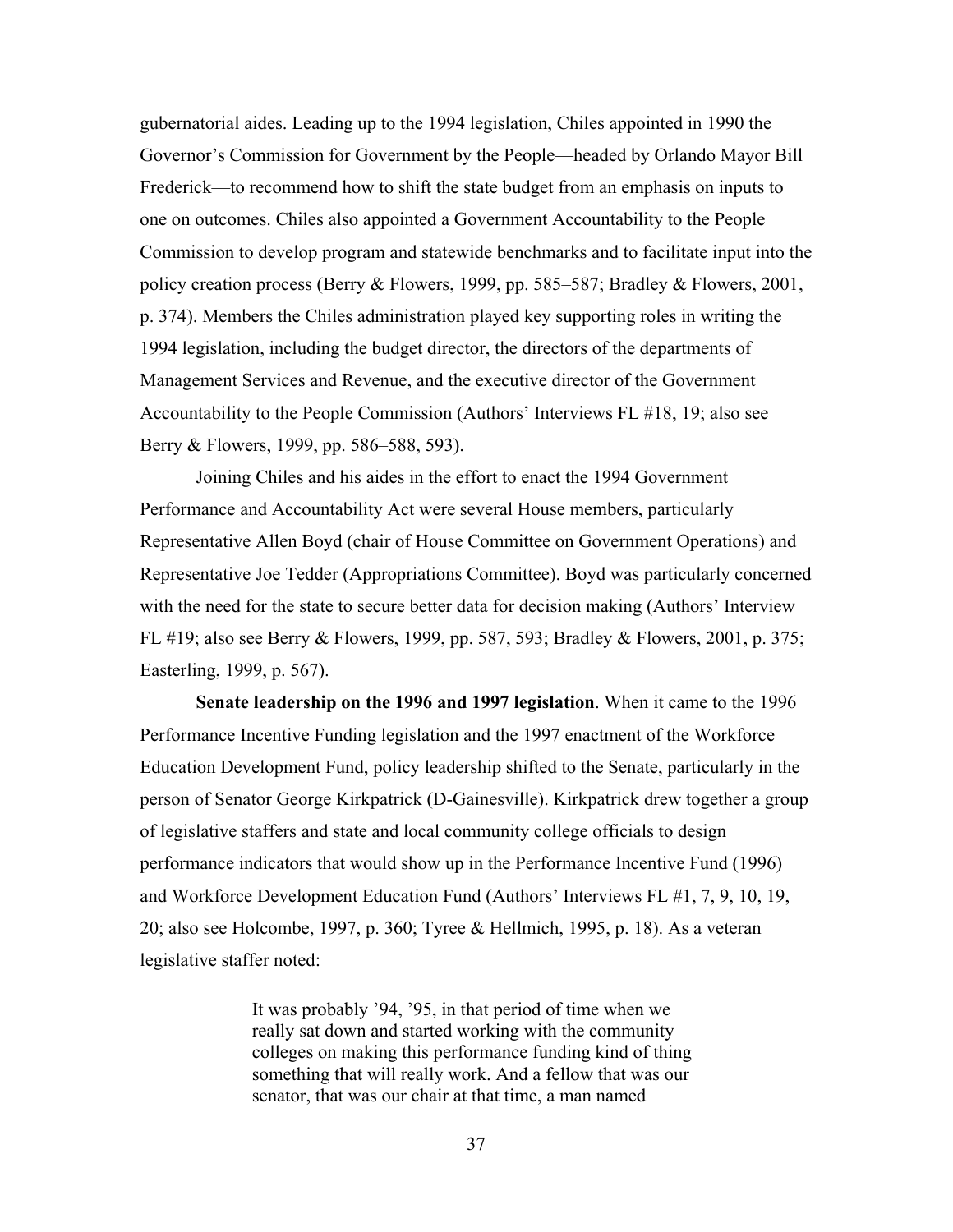gubernatorial aides. Leading up to the 1994 legislation, Chiles appointed in 1990 the Governor's Commission for Government by the People—headed by Orlando Mayor Bill Frederick—to recommend how to shift the state budget from an emphasis on inputs to one on outcomes. Chiles also appointed a Government Accountability to the People Commission to develop program and statewide benchmarks and to facilitate input into the policy creation process (Berry & Flowers, 1999, pp. 585–587; Bradley & Flowers, 2001, p. 374). Members the Chiles administration played key supporting roles in writing the 1994 legislation, including the budget director, the directors of the departments of Management Services and Revenue, and the executive director of the Government Accountability to the People Commission (Authors' Interviews FL #18, 19; also see Berry & Flowers, 1999, pp. 586–588, 593).

Joining Chiles and his aides in the effort to enact the 1994 Government Performance and Accountability Act were several House members, particularly Representative Allen Boyd (chair of House Committee on Government Operations) and Representative Joe Tedder (Appropriations Committee). Boyd was particularly concerned with the need for the state to secure better data for decision making (Authors' Interview FL #19; also see Berry & Flowers, 1999, pp. 587, 593; Bradley & Flowers, 2001, p. 375; Easterling, 1999, p. 567).

**Senate leadership on the 1996 and 1997 legislation**. When it came to the 1996 Performance Incentive Funding legislation and the 1997 enactment of the Workforce Education Development Fund, policy leadership shifted to the Senate, particularly in the person of Senator George Kirkpatrick (D-Gainesville). Kirkpatrick drew together a group of legislative staffers and state and local community college officials to design performance indicators that would show up in the Performance Incentive Fund (1996) and Workforce Development Education Fund (Authors' Interviews FL #1, 7, 9, 10, 19, 20; also see Holcombe, 1997, p. 360; Tyree & Hellmich, 1995, p. 18). As a veteran legislative staffer noted:

> It was probably '94, '95, in that period of time when we really sat down and started working with the community colleges on making this performance funding kind of thing something that will really work. And a fellow that was our senator, that was our chair at that time, a man named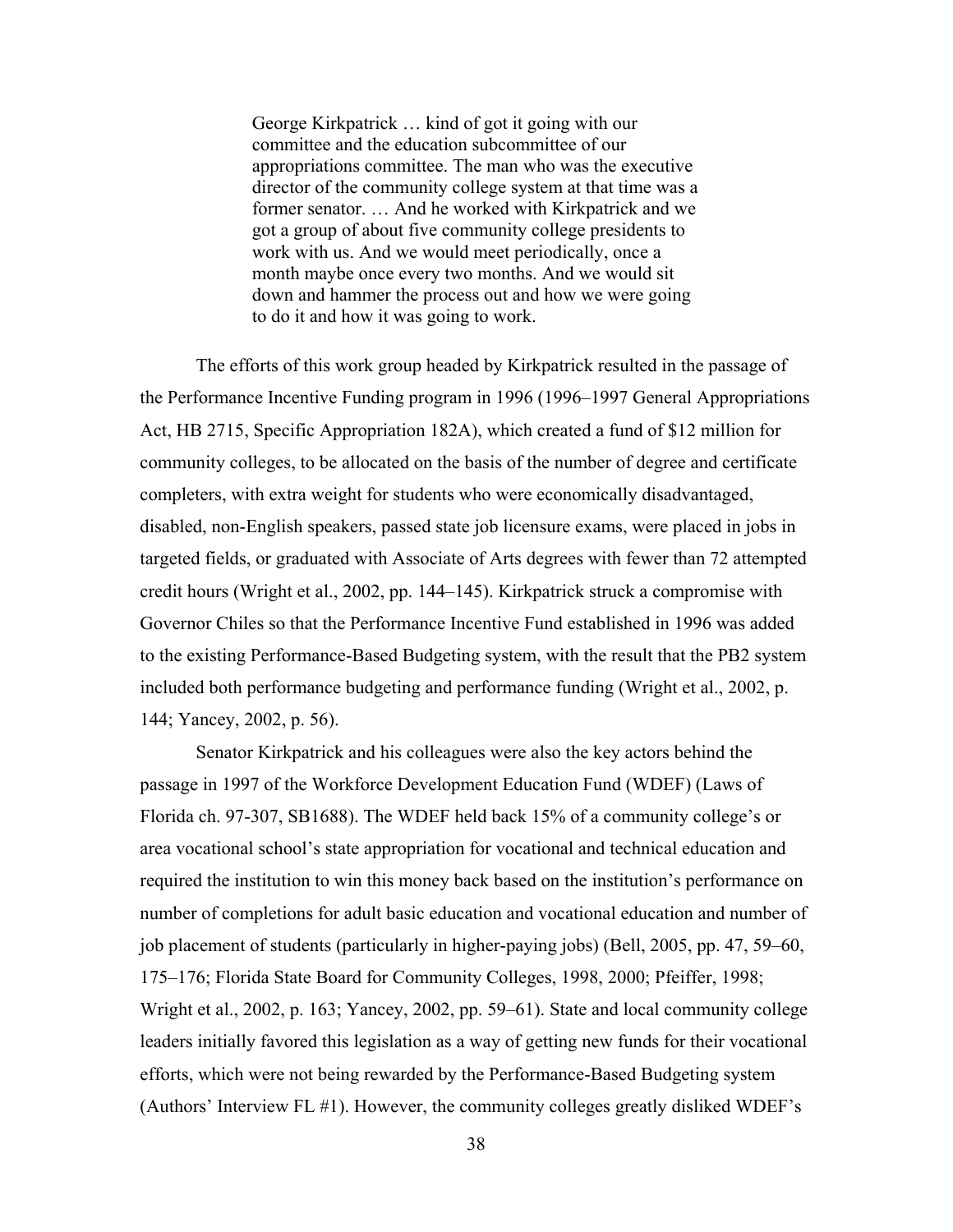> George Kirkpatrick … kind of got it going with our committee and the education subcommittee of our appropriations committee. The man who was the executive director of the community college system at that time was a former senator. … And he worked with Kirkpatrick and we got a group of about five community college presidents to work with us. And we would meet periodically, once a month maybe once every two months. And we would sit down and hammer the process out and how we were going to do it and how it was going to work.

The efforts of this work group headed by Kirkpatrick resulted in the passage of the Performance Incentive Funding program in 1996 (1996–1997 General Appropriations Act, HB 2715, Specific Appropriation 182A), which created a fund of $12 million for community colleges, to be allocated on the basis of the number of degree and certificate completers, with extra weight for students who were economically disadvantaged, disabled, non-English speakers, passed state job licensure exams, were placed in jobs in targeted fields, or graduated with Associate of Arts degrees with fewer than 72 attempted credit hours (Wright et al., 2002, pp. 144–145). Kirkpatrick struck a compromise with Governor Chiles so that the Performance Incentive Fund established in 1996 was added to the existing Performance-Based Budgeting system, with the result that the PB2 system included both performance budgeting and performance funding (Wright et al., 2002, p. 144; Yancey, 2002, p. 56).

Senator Kirkpatrick and his colleagues were also the key actors behind the passage in 1997 of the Workforce Development Education Fund (WDEF) (Laws of Florida ch. 97-307, SB1688). The WDEF held back 15% of a community college's or area vocational school's state appropriation for vocational and technical education and required the institution to win this money back based on the institution's performance on number of completions for adult basic education and vocational education and number of job placement of students (particularly in higher-paying jobs) (Bell, 2005, pp. 47, 59–60, 175–176; Florida State Board for Community Colleges, 1998, 2000; Pfeiffer, 1998; Wright et al., 2002, p. 163; Yancey, 2002, pp. 59–61). State and local community college leaders initially favored this legislation as a way of getting new funds for their vocational efforts, which were not being rewarded by the Performance-Based Budgeting system (Authors' Interview FL #1). However, the community colleges greatly disliked WDEF's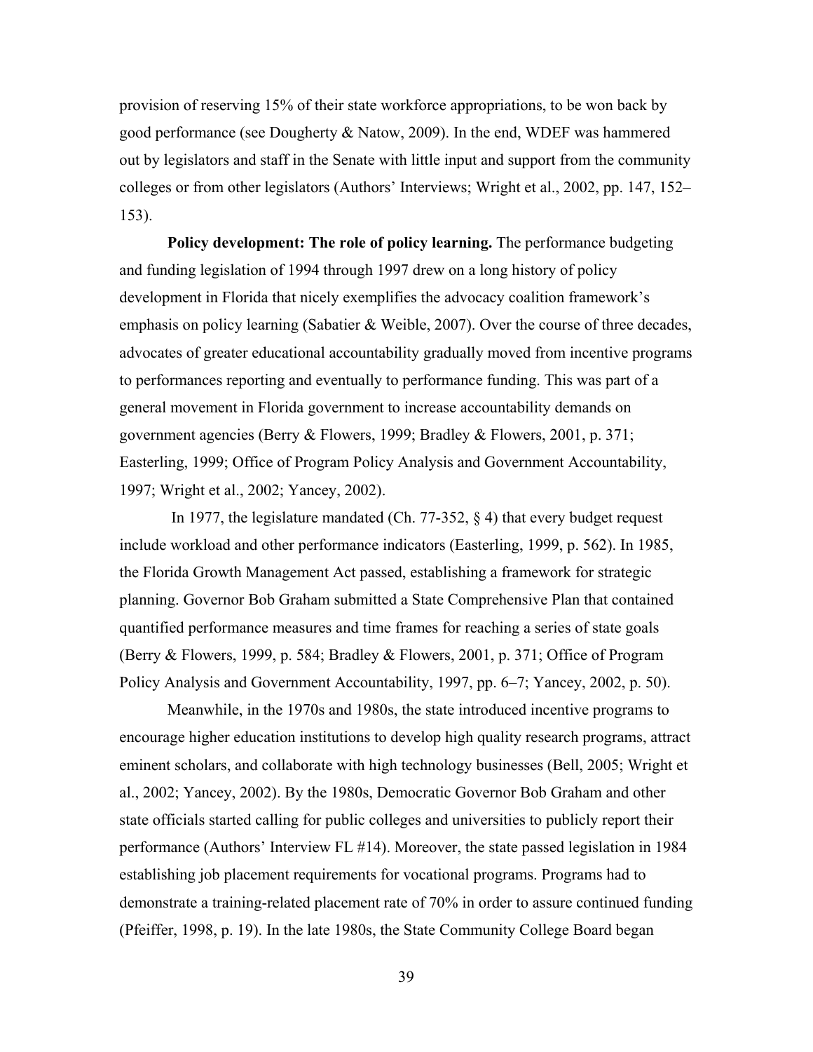provision of reserving 15% of their state workforce appropriations, to be won back by good performance (see Dougherty & Natow, 2009). In the end, WDEF was hammered out by legislators and staff in the Senate with little input and support from the community colleges or from other legislators (Authors' Interviews; Wright et al., 2002, pp. 147, 152–153).

**Policy development: The role of policy learning.** The performance budgeting and funding legislation of 1994 through 1997 drew on a long history of policy development in Florida that nicely exemplifies the advocacy coalition framework's emphasis on policy learning (Sabatier & Weible, 2007). Over the course of three decades, advocates of greater educational accountability gradually moved from incentive programs to performances reporting and eventually to performance funding. This was part of a general movement in Florida government to increase accountability demands on government agencies (Berry & Flowers, 1999; Bradley & Flowers, 2001, p. 371; Easterling, 1999; Office of Program Policy Analysis and Government Accountability, 1997; Wright et al., 2002; Yancey, 2002).

In 1977, the legislature mandated (Ch. 77-352, § 4) that every budget request include workload and other performance indicators (Easterling, 1999, p. 562). In 1985, the Florida Growth Management Act passed, establishing a framework for strategic planning. Governor Bob Graham submitted a State Comprehensive Plan that contained quantified performance measures and time frames for reaching a series of state goals (Berry & Flowers, 1999, p. 584; Bradley & Flowers, 2001, p. 371; Office of Program Policy Analysis and Government Accountability, 1997, pp. 6–7; Yancey, 2002, p. 50).

Meanwhile, in the 1970s and 1980s, the state introduced incentive programs to encourage higher education institutions to develop high quality research programs, attract eminent scholars, and collaborate with high technology businesses (Bell, 2005; Wright et al., 2002; Yancey, 2002). By the 1980s, Democratic Governor Bob Graham and other state officials started calling for public colleges and universities to publicly report their performance (Authors' Interview FL #14). Moreover, the state passed legislation in 1984 establishing job placement requirements for vocational programs. Programs had to demonstrate a training-related placement rate of 70% in order to assure continued funding (Pfeiffer, 1998, p. 19). In the late 1980s, the State Community College Board began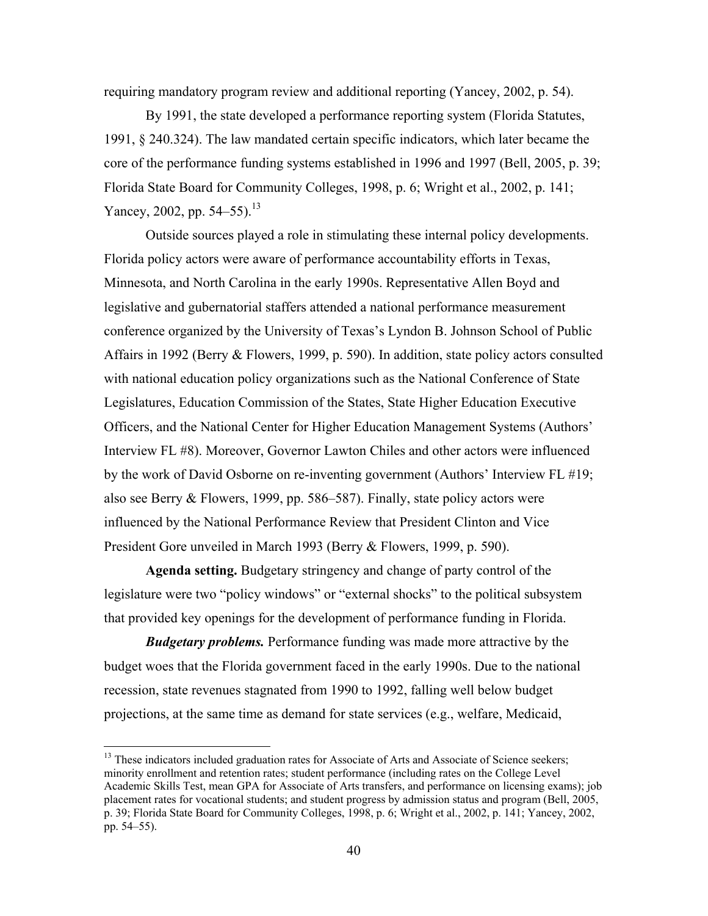requiring mandatory program review and additional reporting (Yancey, 2002, p. 54).

By 1991, the state developed a performance reporting system (Florida Statutes, 1991, § 240.324). The law mandated certain specific indicators, which later became the core of the performance funding systems established in 1996 and 1997 (Bell, 2005, p. 39; Florida State Board for Community Colleges, 1998, p. 6; Wright et al., 2002, p. 141; Yancey, 2002, pp. 54–55).[13]

Outside sources played a role in stimulating these internal policy developments. Florida policy actors were aware of performance accountability efforts in Texas, Minnesota, and North Carolina in the early 1990s. Representative Allen Boyd and legislative and gubernatorial staffers attended a national performance measurement conference organized by the University of Texas's Lyndon B. Johnson School of Public Affairs in 1992 (Berry & Flowers, 1999, p. 590). In addition, state policy actors consulted with national education policy organizations such as the National Conference of State Legislatures, Education Commission of the States, State Higher Education Executive Officers, and the National Center for Higher Education Management Systems (Authors' Interview FL #8). Moreover, Governor Lawton Chiles and other actors were influenced by the work of David Osborne on re-inventing government (Authors' Interview FL #19; also see Berry & Flowers, 1999, pp. 586–587). Finally, state policy actors were influenced by the National Performance Review that President Clinton and Vice President Gore unveiled in March 1993 (Berry & Flowers, 1999, p. 590).

**Agenda setting.** Budgetary stringency and change of party control of the legislature were two "policy windows" or "external shocks" to the political subsystem that provided key openings for the development of performance funding in Florida.

***Budgetary problems.*** Performance funding was made more attractive by the budget woes that the Florida government faced in the early 1990s. Due to the national recession, state revenues stagnated from 1990 to 1992, falling well below budget projections, at the same time as demand for state services (e.g., welfare, Medicaid,

[13] These indicators included graduation rates for Associate of Arts and Associate of Science seekers; minority enrollment and retention rates; student performance (including rates on the College Level Academic Skills Test, mean GPA for Associate of Arts transfers, and performance on licensing exams); job placement rates for vocational students; and student progress by admission status and program (Bell, 2005, p. 39; Florida State Board for Community Colleges, 1998, p. 6; Wright et al., 2002, p. 141; Yancey, 2002, pp. 54–55).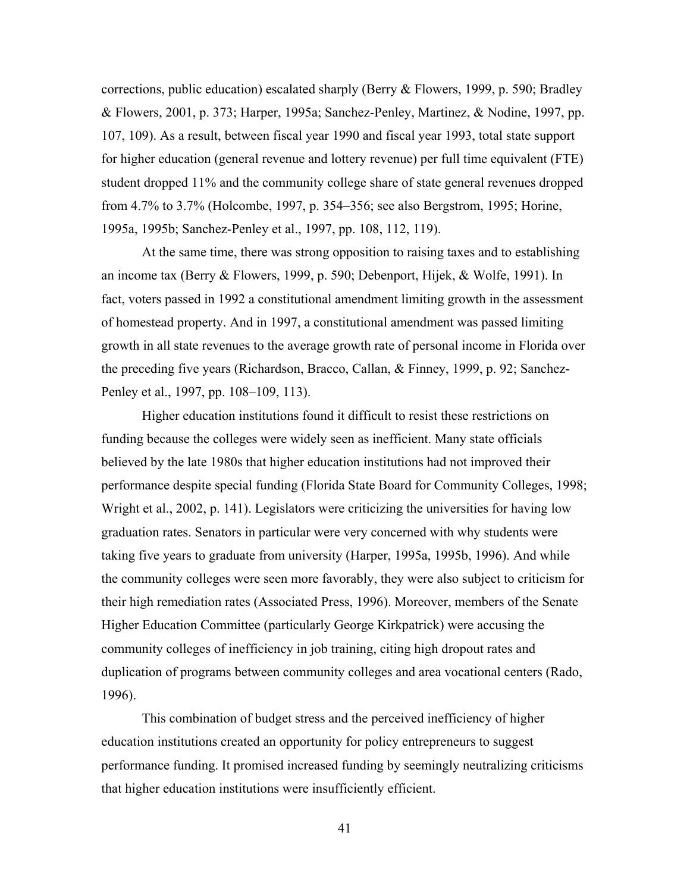corrections, public education) escalated sharply (Berry & Flowers, 1999, p. 590; Bradley & Flowers, 2001, p. 373; Harper, 1995a; Sanchez-Penley, Martinez, & Nodine, 1997, pp. 107, 109). As a result, between fiscal year 1990 and fiscal year 1993, total state support for higher education (general revenue and lottery revenue) per full time equivalent (FTE) student dropped 11% and the community college share of state general revenues dropped from 4.7% to 3.7% (Holcombe, 1997, p. 354–356; see also Bergstrom, 1995; Horine, 1995a, 1995b; Sanchez-Penley et al., 1997, pp. 108, 112, 119).

At the same time, there was strong opposition to raising taxes and to establishing an income tax (Berry & Flowers, 1999, p. 590; Debenport, Hijek, & Wolfe, 1991). In fact, voters passed in 1992 a constitutional amendment limiting growth in the assessment of homestead property. And in 1997, a constitutional amendment was passed limiting growth in all state revenues to the average growth rate of personal income in Florida over the preceding five years (Richardson, Bracco, Callan, & Finney, 1999, p. 92; Sanchez-Penley et al., 1997, pp. 108–109, 113).

Higher education institutions found it difficult to resist these restrictions on funding because the colleges were widely seen as inefficient. Many state officials believed by the late 1980s that higher education institutions had not improved their performance despite special funding (Florida State Board for Community Colleges, 1998; Wright et al., 2002, p. 141). Legislators were criticizing the universities for having low graduation rates. Senators in particular were very concerned with why students were taking five years to graduate from university (Harper, 1995a, 1995b, 1996). And while the community colleges were seen more favorably, they were also subject to criticism for their high remediation rates (Associated Press, 1996). Moreover, members of the Senate Higher Education Committee (particularly George Kirkpatrick) were accusing the community colleges of inefficiency in job training, citing high dropout rates and duplication of programs between community colleges and area vocational centers (Rado, 1996).

This combination of budget stress and the perceived inefficiency of higher education institutions created an opportunity for policy entrepreneurs to suggest performance funding. It promised increased funding by seemingly neutralizing criticisms that higher education institutions were insufficiently efficient.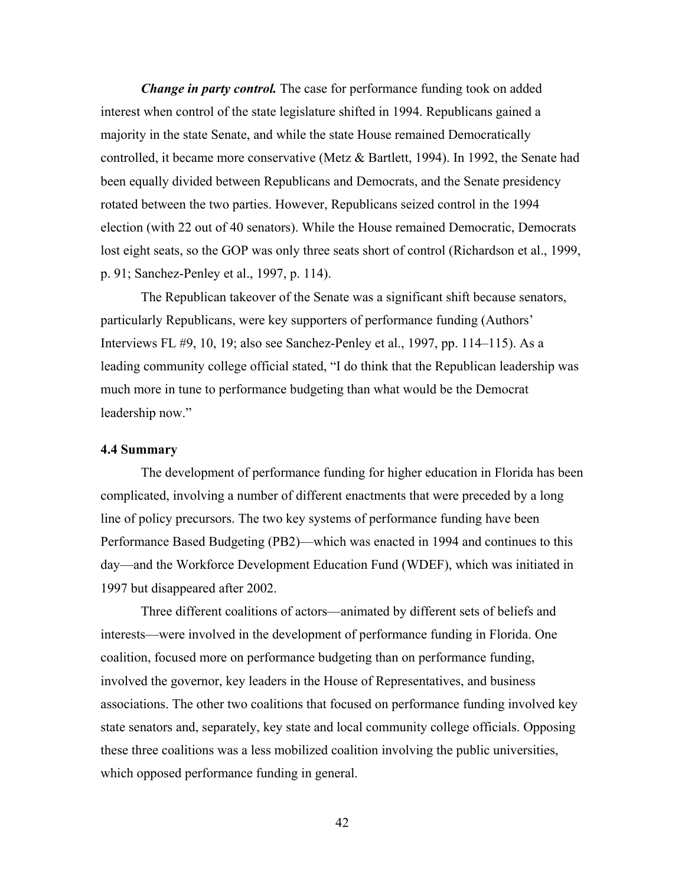***Change in party control.*** The case for performance funding took on added interest when control of the state legislature shifted in 1994. Republicans gained a majority in the state Senate, and while the state House remained Democratically controlled, it became more conservative (Metz & Bartlett, 1994). In 1992, the Senate had been equally divided between Republicans and Democrats, and the Senate presidency rotated between the two parties. However, Republicans seized control in the 1994 election (with 22 out of 40 senators). While the House remained Democratic, Democrats lost eight seats, so the GOP was only three seats short of control (Richardson et al., 1999, p. 91; Sanchez-Penley et al., 1997, p. 114).

The Republican takeover of the Senate was a significant shift because senators, particularly Republicans, were key supporters of performance funding (Authors' Interviews FL #9, 10, 19; also see Sanchez-Penley et al., 1997, pp. 114–115). As a leading community college official stated, "I do think that the Republican leadership was much more in tune to performance budgeting than what would be the Democrat leadership now."

### 4.4 Summary

The development of performance funding for higher education in Florida has been complicated, involving a number of different enactments that were preceded by a long line of policy precursors. The two key systems of performance funding have been Performance Based Budgeting (PB2)—which was enacted in 1994 and continues to this day—and the Workforce Development Education Fund (WDEF), which was initiated in 1997 but disappeared after 2002.

Three different coalitions of actors—animated by different sets of beliefs and interests—were involved in the development of performance funding in Florida. One coalition, focused more on performance budgeting than on performance funding, involved the governor, key leaders in the House of Representatives, and business associations. The other two coalitions that focused on performance funding involved key state senators and, separately, key state and local community college officials. Opposing these three coalitions was a less mobilized coalition involving the public universities, which opposed performance funding in general.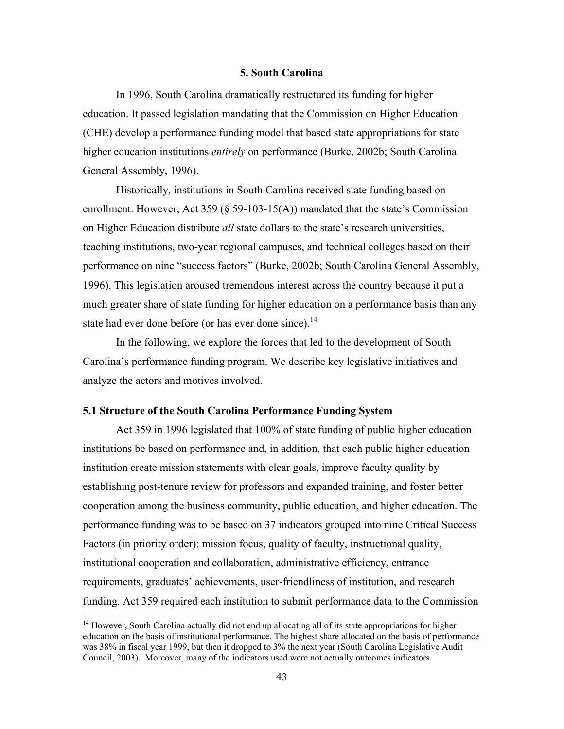## 5. South Carolina

In 1996, South Carolina dramatically restructured its funding for higher education. It passed legislation mandating that the Commission on Higher Education (CHE) develop a performance funding model that based state appropriations for state higher education institutions *entirely* on performance (Burke, 2002b; South Carolina General Assembly, 1996).

Historically, institutions in South Carolina received state funding based on enrollment. However, Act 359 (§ 59-103-15(A)) mandated that the state's Commission on Higher Education distribute *all* state dollars to the state's research universities, teaching institutions, two-year regional campuses, and technical colleges based on their performance on nine "success factors" (Burke, 2002b; South Carolina General Assembly, 1996). This legislation aroused tremendous interest across the country because it put a much greater share of state funding for higher education on a performance basis than any state had ever done before (or has ever done since).[14]

In the following, we explore the forces that led to the development of South Carolina's performance funding program. We describe key legislative initiatives and analyze the actors and motives involved.

### 5.1 Structure of the South Carolina Performance Funding System

Act 359 in 1996 legislated that 100% of state funding of public higher education institutions be based on performance and, in addition, that each public higher education institution create mission statements with clear goals, improve faculty quality by establishing post-tenure review for professors and expanded training, and foster better cooperation among the business community, public education, and higher education. The performance funding was to be based on 37 indicators grouped into nine Critical Success Factors (in priority order): mission focus, quality of faculty, instructional quality, institutional cooperation and collaboration, administrative efficiency, entrance requirements, graduates' achievements, user-friendliness of institution, and research funding. Act 359 required each institution to submit performance data to the Commission

[14] However, South Carolina actually did not end up allocating all of its state appropriations for higher education on the basis of institutional performance. The highest share allocated on the basis of performance was 38% in fiscal year 1999, but then it dropped to 3% the next year (South Carolina Legislative Audit Council, 2003). Moreover, many of the indicators used were not actually outcomes indicators.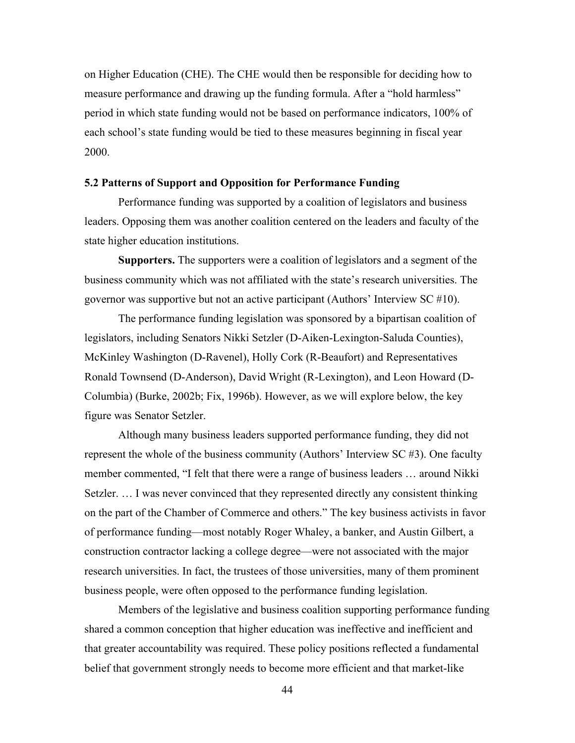on Higher Education (CHE). The CHE would then be responsible for deciding how to measure performance and drawing up the funding formula. After a "hold harmless" period in which state funding would not be based on performance indicators, 100% of each school's state funding would be tied to these measures beginning in fiscal year 2000.

### 5.2 Patterns of Support and Opposition for Performance Funding

Performance funding was supported by a coalition of legislators and business leaders. Opposing them was another coalition centered on the leaders and faculty of the state higher education institutions.

**Supporters.** The supporters were a coalition of legislators and a segment of the business community which was not affiliated with the state's research universities. The governor was supportive but not an active participant (Authors' Interview SC #10).

The performance funding legislation was sponsored by a bipartisan coalition of legislators, including Senators Nikki Setzler (D-Aiken-Lexington-Saluda Counties), McKinley Washington (D-Ravenel), Holly Cork (R-Beaufort) and Representatives Ronald Townsend (D-Anderson), David Wright (R-Lexington), and Leon Howard (D-Columbia) (Burke, 2002b; Fix, 1996b). However, as we will explore below, the key figure was Senator Setzler.

Although many business leaders supported performance funding, they did not represent the whole of the business community (Authors' Interview SC #3). One faculty member commented, "I felt that there were a range of business leaders … around Nikki Setzler. … I was never convinced that they represented directly any consistent thinking on the part of the Chamber of Commerce and others." The key business activists in favor of performance funding—most notably Roger Whaley, a banker, and Austin Gilbert, a construction contractor lacking a college degree—were not associated with the major research universities. In fact, the trustees of those universities, many of them prominent business people, were often opposed to the performance funding legislation.

Members of the legislative and business coalition supporting performance funding shared a common conception that higher education was ineffective and inefficient and that greater accountability was required. These policy positions reflected a fundamental belief that government strongly needs to become more efficient and that market-like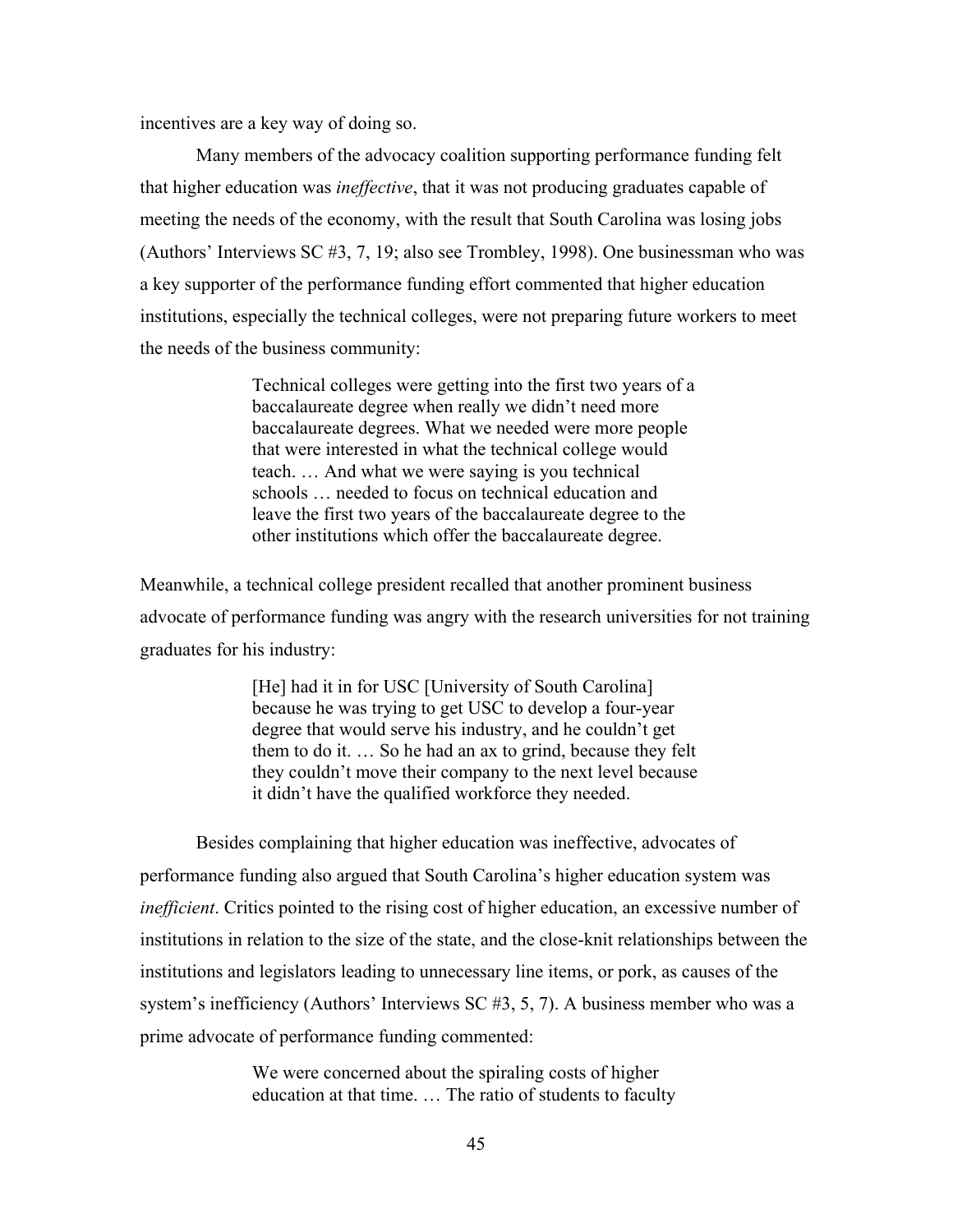incentives are a key way of doing so.

Many members of the advocacy coalition supporting performance funding felt that higher education was *ineffective*, that it was not producing graduates capable of meeting the needs of the economy, with the result that South Carolina was losing jobs (Authors' Interviews SC #3, 7, 19; also see Trombley, 1998). One businessman who was a key supporter of the performance funding effort commented that higher education institutions, especially the technical colleges, were not preparing future workers to meet the needs of the business community:

> Technical colleges were getting into the first two years of a baccalaureate degree when really we didn't need more baccalaureate degrees. What we needed were more people that were interested in what the technical college would teach. … And what we were saying is you technical schools … needed to focus on technical education and leave the first two years of the baccalaureate degree to the other institutions which offer the baccalaureate degree.

Meanwhile, a technical college president recalled that another prominent business advocate of performance funding was angry with the research universities for not training graduates for his industry:

> [He] had it in for USC [University of South Carolina] because he was trying to get USC to develop a four-year degree that would serve his industry, and he couldn't get them to do it. … So he had an ax to grind, because they felt they couldn't move their company to the next level because it didn't have the qualified workforce they needed.

Besides complaining that higher education was ineffective, advocates of performance funding also argued that South Carolina's higher education system was *inefficient*. Critics pointed to the rising cost of higher education, an excessive number of institutions in relation to the size of the state, and the close-knit relationships between the institutions and legislators leading to unnecessary line items, or pork, as causes of the system's inefficiency (Authors' Interviews SC #3, 5, 7). A business member who was a prime advocate of performance funding commented:

> We were concerned about the spiraling costs of higher education at that time. … The ratio of students to faculty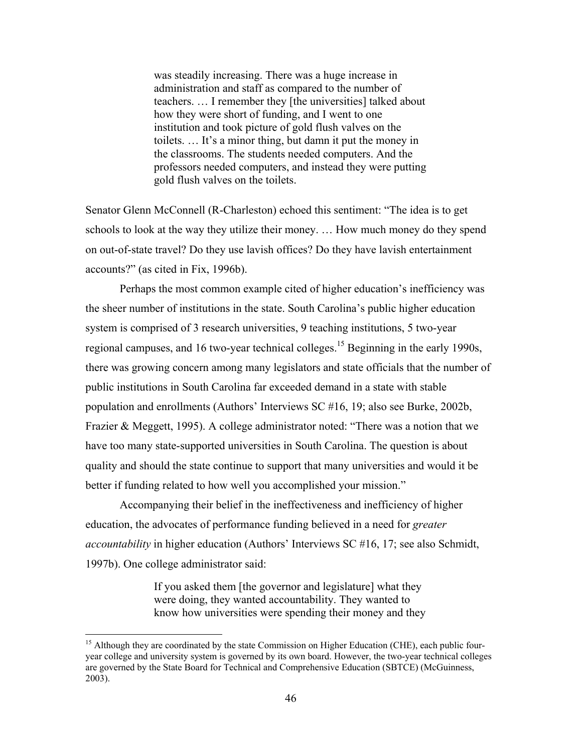> was steadily increasing. There was a huge increase in administration and staff as compared to the number of teachers. … I remember they [the universities] talked about how they were short of funding, and I went to one institution and took picture of gold flush valves on the toilets. … It's a minor thing, but damn it put the money in the classrooms. The students needed computers. And the professors needed computers, and instead they were putting gold flush valves on the toilets.

Senator Glenn McConnell (R-Charleston) echoed this sentiment: "The idea is to get schools to look at the way they utilize their money. … How much money do they spend on out-of-state travel? Do they use lavish offices? Do they have lavish entertainment accounts?" (as cited in Fix, 1996b).

Perhaps the most common example cited of higher education's inefficiency was the sheer number of institutions in the state. South Carolina's public higher education system is comprised of 3 research universities, 9 teaching institutions, 5 two-year regional campuses, and 16 two-year technical colleges.[15] Beginning in the early 1990s, there was growing concern among many legislators and state officials that the number of public institutions in South Carolina far exceeded demand in a state with stable population and enrollments (Authors' Interviews SC #16, 19; also see Burke, 2002b, Frazier & Meggett, 1995). A college administrator noted: "There was a notion that we have too many state-supported universities in South Carolina. The question is about quality and should the state continue to support that many universities and would it be better if funding related to how well you accomplished your mission."

Accompanying their belief in the ineffectiveness and inefficiency of higher education, the advocates of performance funding believed in a need for *greater accountability* in higher education (Authors' Interviews SC #16, 17; see also Schmidt, 1997b). One college administrator said:

> If you asked them [the governor and legislature] what they were doing, they wanted accountability. They wanted to know how universities were spending their money and they

[15] Although they are coordinated by the state Commission on Higher Education (CHE), each public four-year college and university system is governed by its own board. However, the two-year technical colleges are governed by the State Board for Technical and Comprehensive Education (SBTCE) (McGuinness, 2003).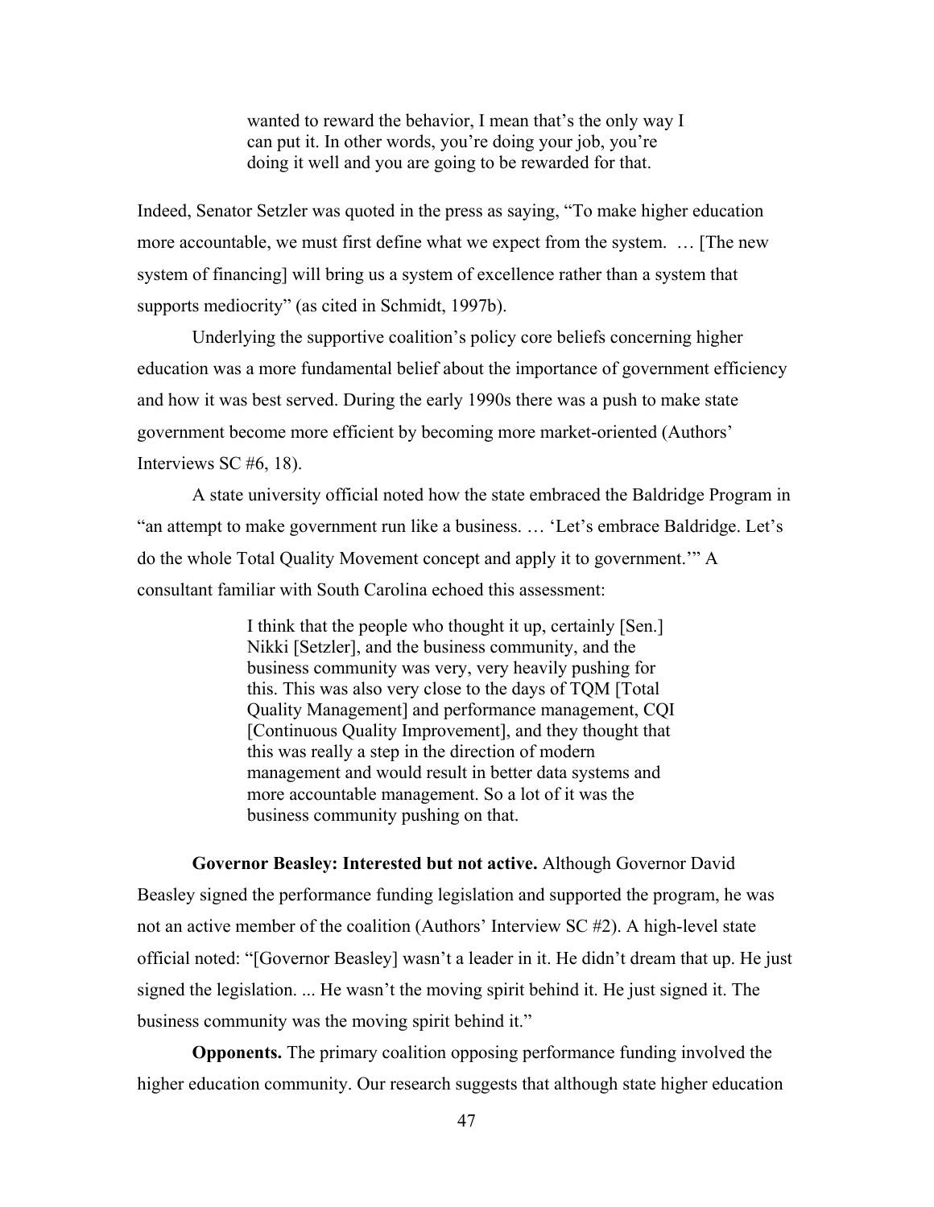> wanted to reward the behavior, I mean that's the only way I can put it. In other words, you're doing your job, you're doing it well and you are going to be rewarded for that.

Indeed, Senator Setzler was quoted in the press as saying, "To make higher education more accountable, we must first define what we expect from the system. … [The new system of financing] will bring us a system of excellence rather than a system that supports mediocrity" (as cited in Schmidt, 1997b).

Underlying the supportive coalition's policy core beliefs concerning higher education was a more fundamental belief about the importance of government efficiency and how it was best served. During the early 1990s there was a push to make state government become more efficient by becoming more market-oriented (Authors' Interviews SC #6, 18).

A state university official noted how the state embraced the Baldridge Program in "an attempt to make government run like a business. … 'Let's embrace Baldridge. Let's do the whole Total Quality Movement concept and apply it to government.'" A consultant familiar with South Carolina echoed this assessment:

> I think that the people who thought it up, certainly [Sen.] Nikki [Setzler], and the business community, and the business community was very, very heavily pushing for this. This was also very close to the days of TQM [Total Quality Management] and performance management, CQI [Continuous Quality Improvement], and they thought that this was really a step in the direction of modern management and would result in better data systems and more accountable management. So a lot of it was the business community pushing on that.

**Governor Beasley: Interested but not active.** Although Governor David Beasley signed the performance funding legislation and supported the program, he was not an active member of the coalition (Authors' Interview SC #2). A high-level state official noted: "[Governor Beasley] wasn't a leader in it. He didn't dream that up. He just signed the legislation. ... He wasn't the moving spirit behind it. He just signed it. The business community was the moving spirit behind it."

**Opponents.** The primary coalition opposing performance funding involved the higher education community. Our research suggests that although state higher education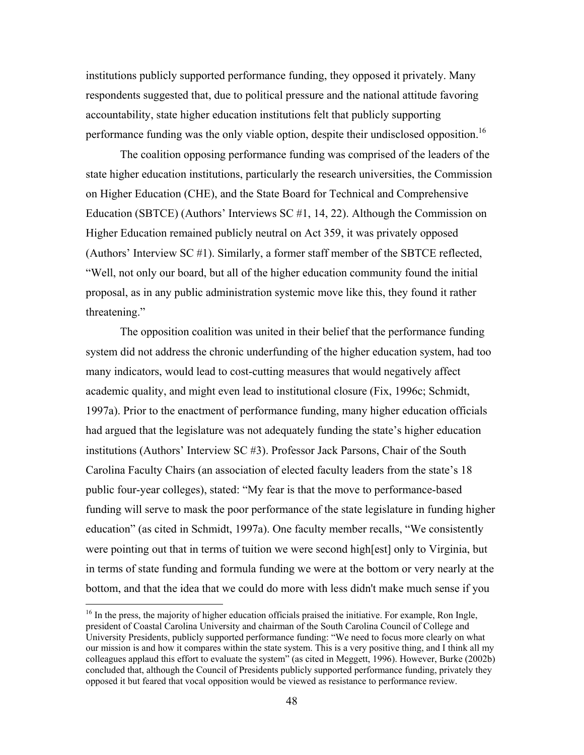institutions publicly supported performance funding, they opposed it privately. Many respondents suggested that, due to political pressure and the national attitude favoring accountability, state higher education institutions felt that publicly supporting performance funding was the only viable option, despite their undisclosed opposition.[16]

The coalition opposing performance funding was comprised of the leaders of the state higher education institutions, particularly the research universities, the Commission on Higher Education (CHE), and the State Board for Technical and Comprehensive Education (SBTCE) (Authors' Interviews SC #1, 14, 22). Although the Commission on Higher Education remained publicly neutral on Act 359, it was privately opposed (Authors' Interview SC #1). Similarly, a former staff member of the SBTCE reflected, "Well, not only our board, but all of the higher education community found the initial proposal, as in any public administration systemic move like this, they found it rather threatening."

The opposition coalition was united in their belief that the performance funding system did not address the chronic underfunding of the higher education system, had too many indicators, would lead to cost-cutting measures that would negatively affect academic quality, and might even lead to institutional closure (Fix, 1996c; Schmidt, 1997a). Prior to the enactment of performance funding, many higher education officials had argued that the legislature was not adequately funding the state's higher education institutions (Authors' Interview SC #3). Professor Jack Parsons, Chair of the South Carolina Faculty Chairs (an association of elected faculty leaders from the state's 18 public four-year colleges), stated: "My fear is that the move to performance-based funding will serve to mask the poor performance of the state legislature in funding higher education" (as cited in Schmidt, 1997a). One faculty member recalls, "We consistently were pointing out that in terms of tuition we were second high[est] only to Virginia, but in terms of state funding and formula funding we were at the bottom or very nearly at the bottom, and that the idea that we could do more with less didn't make much sense if you

---

[16] In the press, the majority of higher education officials praised the initiative. For example, Ron Ingle, president of Coastal Carolina University and chairman of the South Carolina Council of College and University Presidents, publicly supported performance funding: "We need to focus more clearly on what our mission is and how it compares within the state system. This is a very positive thing, and I think all my colleagues applaud this effort to evaluate the system" (as cited in Meggett, 1996). However, Burke (2002b) concluded that, although the Council of Presidents publicly supported performance funding, privately they opposed it but feared that vocal opposition would be viewed as resistance to performance review.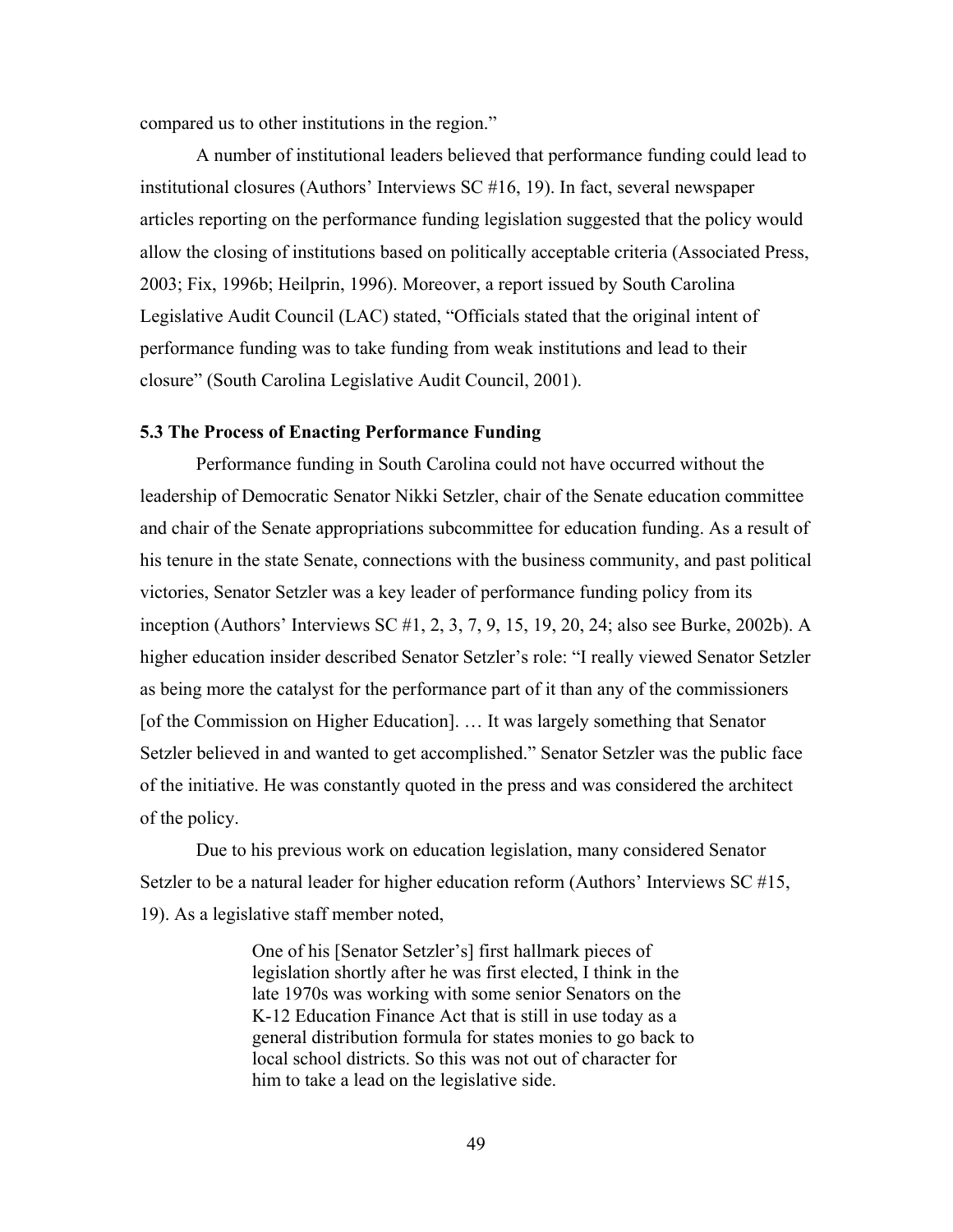compared us to other institutions in the region."

A number of institutional leaders believed that performance funding could lead to institutional closures (Authors' Interviews SC #16, 19). In fact, several newspaper articles reporting on the performance funding legislation suggested that the policy would allow the closing of institutions based on politically acceptable criteria (Associated Press, 2003; Fix, 1996b; Heilprin, 1996). Moreover, a report issued by South Carolina Legislative Audit Council (LAC) stated, "Officials stated that the original intent of performance funding was to take funding from weak institutions and lead to their closure" (South Carolina Legislative Audit Council, 2001).

### 5.3 The Process of Enacting Performance Funding

Performance funding in South Carolina could not have occurred without the leadership of Democratic Senator Nikki Setzler, chair of the Senate education committee and chair of the Senate appropriations subcommittee for education funding. As a result of his tenure in the state Senate, connections with the business community, and past political victories, Senator Setzler was a key leader of performance funding policy from its inception (Authors' Interviews SC #1, 2, 3, 7, 9, 15, 19, 20, 24; also see Burke, 2002b). A higher education insider described Senator Setzler's role: "I really viewed Senator Setzler as being more the catalyst for the performance part of it than any of the commissioners [of the Commission on Higher Education]. … It was largely something that Senator Setzler believed in and wanted to get accomplished." Senator Setzler was the public face of the initiative. He was constantly quoted in the press and was considered the architect of the policy.

Due to his previous work on education legislation, many considered Senator Setzler to be a natural leader for higher education reform (Authors' Interviews SC #15, 19). As a legislative staff member noted,

> One of his [Senator Setzler's] first hallmark pieces of legislation shortly after he was first elected, I think in the late 1970s was working with some senior Senators on the K-12 Education Finance Act that is still in use today as a general distribution formula for states monies to go back to local school districts. So this was not out of character for him to take a lead on the legislative side.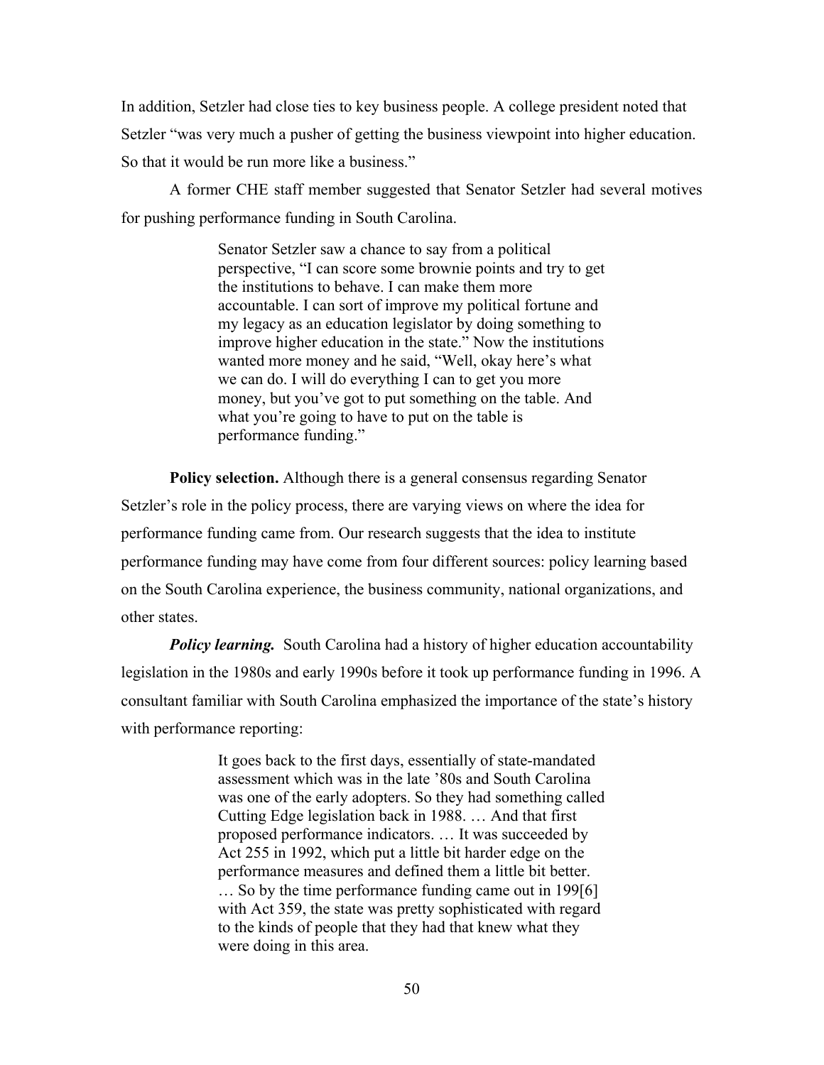In addition, Setzler had close ties to key business people. A college president noted that Setzler "was very much a pusher of getting the business viewpoint into higher education. So that it would be run more like a business."

A former CHE staff member suggested that Senator Setzler had several motives for pushing performance funding in South Carolina.

> Senator Setzler saw a chance to say from a political perspective, "I can score some brownie points and try to get the institutions to behave. I can make them more accountable. I can sort of improve my political fortune and my legacy as an education legislator by doing something to improve higher education in the state." Now the institutions wanted more money and he said, "Well, okay here's what we can do. I will do everything I can to get you more money, but you've got to put something on the table. And what you're going to have to put on the table is performance funding."

**Policy selection.** Although there is a general consensus regarding Senator Setzler's role in the policy process, there are varying views on where the idea for performance funding came from. Our research suggests that the idea to institute performance funding may have come from four different sources: policy learning based on the South Carolina experience, the business community, national organizations, and other states.

***Policy learning.*** South Carolina had a history of higher education accountability legislation in the 1980s and early 1990s before it took up performance funding in 1996. A consultant familiar with South Carolina emphasized the importance of the state's history with performance reporting:

> It goes back to the first days, essentially of state-mandated assessment which was in the late '80s and South Carolina was one of the early adopters. So they had something called Cutting Edge legislation back in 1988. … And that first proposed performance indicators. … It was succeeded by Act 255 in 1992, which put a little bit harder edge on the performance measures and defined them a little bit better. … So by the time performance funding came out in 199[6] with Act 359, the state was pretty sophisticated with regard to the kinds of people that they had that knew what they were doing in this area.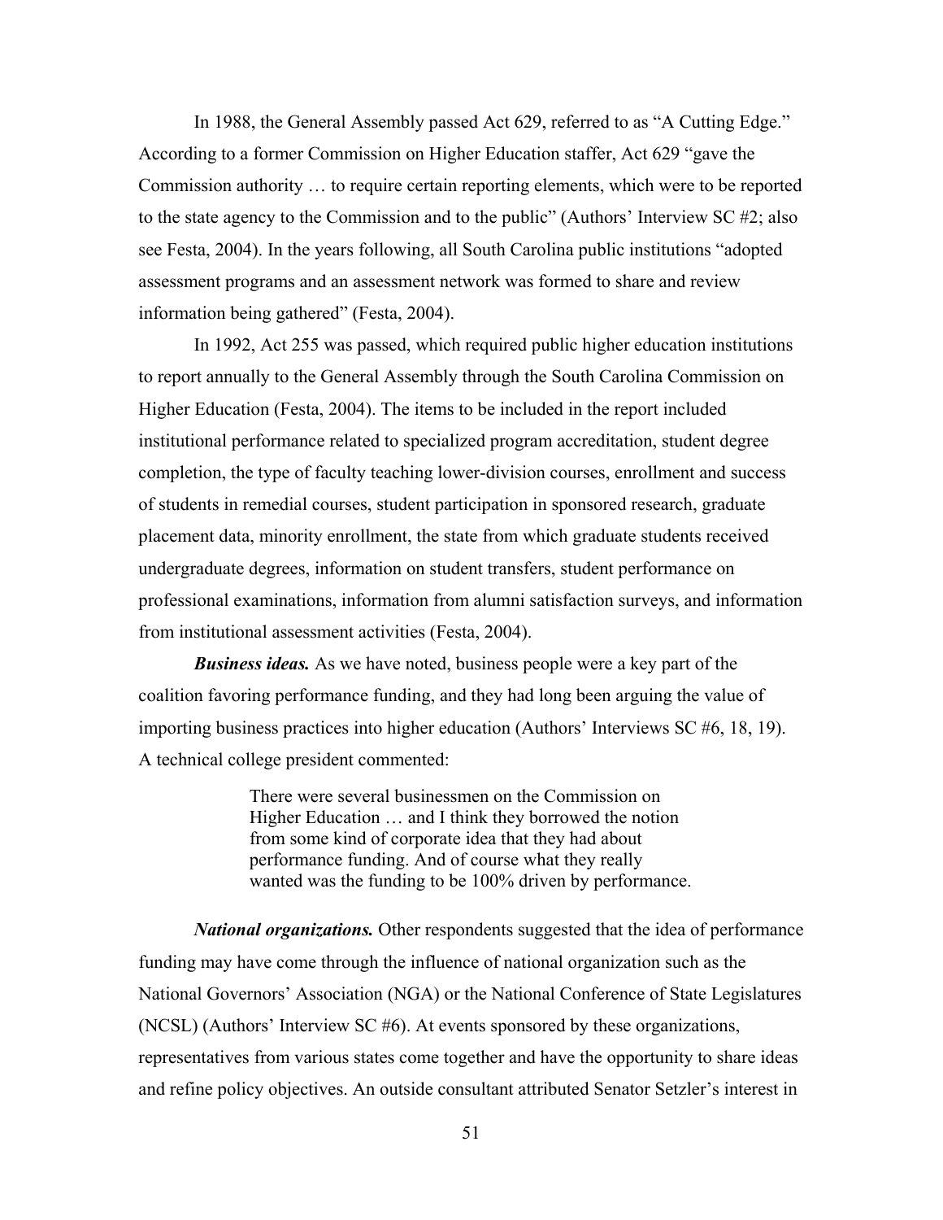In 1988, the General Assembly passed Act 629, referred to as "A Cutting Edge." According to a former Commission on Higher Education staffer, Act 629 "gave the Commission authority … to require certain reporting elements, which were to be reported to the state agency to the Commission and to the public" (Authors' Interview SC #2; also see Festa, 2004). In the years following, all South Carolina public institutions "adopted assessment programs and an assessment network was formed to share and review information being gathered" (Festa, 2004).

In 1992, Act 255 was passed, which required public higher education institutions to report annually to the General Assembly through the South Carolina Commission on Higher Education (Festa, 2004). The items to be included in the report included institutional performance related to specialized program accreditation, student degree completion, the type of faculty teaching lower-division courses, enrollment and success of students in remedial courses, student participation in sponsored research, graduate placement data, minority enrollment, the state from which graduate students received undergraduate degrees, information on student transfers, student performance on professional examinations, information from alumni satisfaction surveys, and information from institutional assessment activities (Festa, 2004).

***Business ideas.*** As we have noted, business people were a key part of the coalition favoring performance funding, and they had long been arguing the value of importing business practices into higher education (Authors' Interviews SC #6, 18, 19). A technical college president commented:

> There were several businessmen on the Commission on Higher Education … and I think they borrowed the notion from some kind of corporate idea that they had about performance funding. And of course what they really wanted was the funding to be 100% driven by performance.

***National organizations.*** Other respondents suggested that the idea of performance funding may have come through the influence of national organization such as the National Governors' Association (NGA) or the National Conference of State Legislatures (NCSL) (Authors' Interview SC #6). At events sponsored by these organizations, representatives from various states come together and have the opportunity to share ideas and refine policy objectives. An outside consultant attributed Senator Setzler's interest in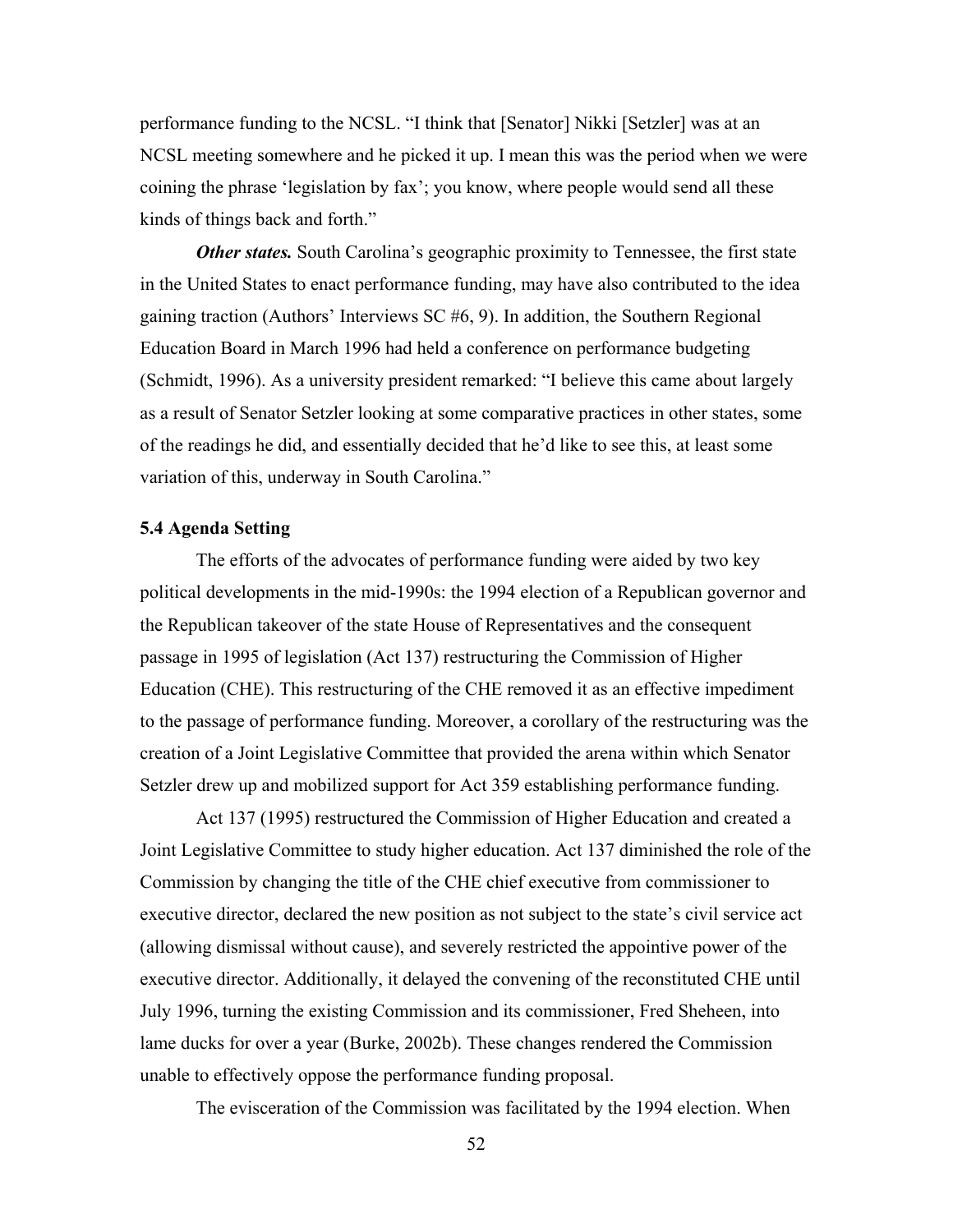performance funding to the NCSL. "I think that [Senator] Nikki [Setzler] was at an NCSL meeting somewhere and he picked it up. I mean this was the period when we were coining the phrase 'legislation by fax'; you know, where people would send all these kinds of things back and forth."

***Other states.*** South Carolina's geographic proximity to Tennessee, the first state in the United States to enact performance funding, may have also contributed to the idea gaining traction (Authors' Interviews SC #6, 9). In addition, the Southern Regional Education Board in March 1996 had held a conference on performance budgeting (Schmidt, 1996). As a university president remarked: "I believe this came about largely as a result of Senator Setzler looking at some comparative practices in other states, some of the readings he did, and essentially decided that he'd like to see this, at least some variation of this, underway in South Carolina."

### 5.4 Agenda Setting

The efforts of the advocates of performance funding were aided by two key political developments in the mid-1990s: the 1994 election of a Republican governor and the Republican takeover of the state House of Representatives and the consequent passage in 1995 of legislation (Act 137) restructuring the Commission of Higher Education (CHE). This restructuring of the CHE removed it as an effective impediment to the passage of performance funding. Moreover, a corollary of the restructuring was the creation of a Joint Legislative Committee that provided the arena within which Senator Setzler drew up and mobilized support for Act 359 establishing performance funding.

Act 137 (1995) restructured the Commission of Higher Education and created a Joint Legislative Committee to study higher education. Act 137 diminished the role of the Commission by changing the title of the CHE chief executive from commissioner to executive director, declared the new position as not subject to the state's civil service act (allowing dismissal without cause), and severely restricted the appointive power of the executive director. Additionally, it delayed the convening of the reconstituted CHE until July 1996, turning the existing Commission and its commissioner, Fred Sheheen, into lame ducks for over a year (Burke, 2002b). These changes rendered the Commission unable to effectively oppose the performance funding proposal.

The evisceration of the Commission was facilitated by the 1994 election. When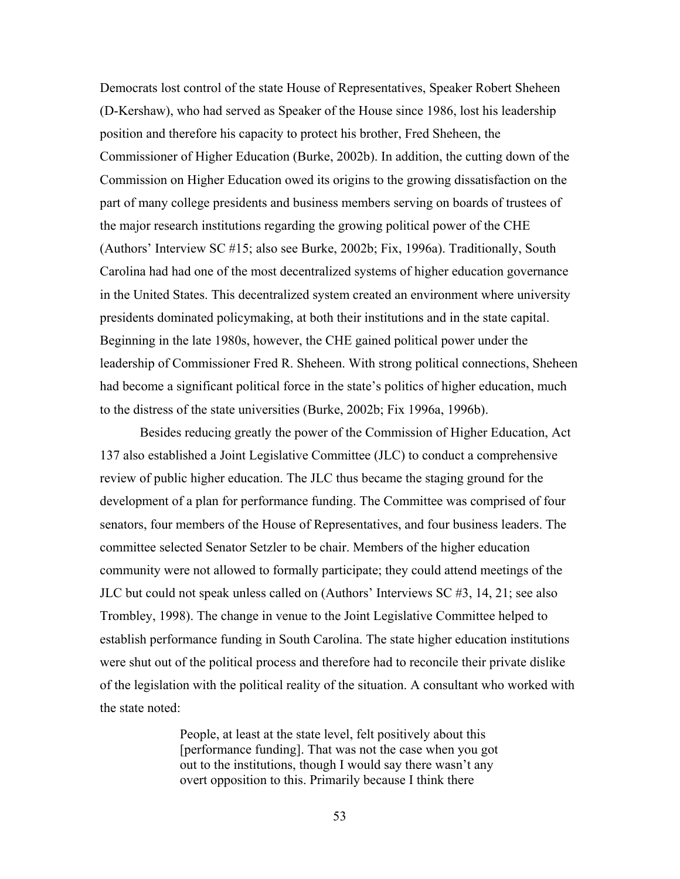Democrats lost control of the state House of Representatives, Speaker Robert Sheheen (D-Kershaw), who had served as Speaker of the House since 1986, lost his leadership position and therefore his capacity to protect his brother, Fred Sheheen, the Commissioner of Higher Education (Burke, 2002b). In addition, the cutting down of the Commission on Higher Education owed its origins to the growing dissatisfaction on the part of many college presidents and business members serving on boards of trustees of the major research institutions regarding the growing political power of the CHE (Authors' Interview SC #15; also see Burke, 2002b; Fix, 1996a). Traditionally, South Carolina had had one of the most decentralized systems of higher education governance in the United States. This decentralized system created an environment where university presidents dominated policymaking, at both their institutions and in the state capital. Beginning in the late 1980s, however, the CHE gained political power under the leadership of Commissioner Fred R. Sheheen. With strong political connections, Sheheen had become a significant political force in the state's politics of higher education, much to the distress of the state universities (Burke, 2002b; Fix 1996a, 1996b).

Besides reducing greatly the power of the Commission of Higher Education, Act 137 also established a Joint Legislative Committee (JLC) to conduct a comprehensive review of public higher education. The JLC thus became the staging ground for the development of a plan for performance funding. The Committee was comprised of four senators, four members of the House of Representatives, and four business leaders. The committee selected Senator Setzler to be chair. Members of the higher education community were not allowed to formally participate; they could attend meetings of the JLC but could not speak unless called on (Authors' Interviews SC #3, 14, 21; see also Trombley, 1998). The change in venue to the Joint Legislative Committee helped to establish performance funding in South Carolina. The state higher education institutions were shut out of the political process and therefore had to reconcile their private dislike of the legislation with the political reality of the situation. A consultant who worked with the state noted:

> People, at least at the state level, felt positively about this [performance funding]. That was not the case when you got out to the institutions, though I would say there wasn't any overt opposition to this. Primarily because I think there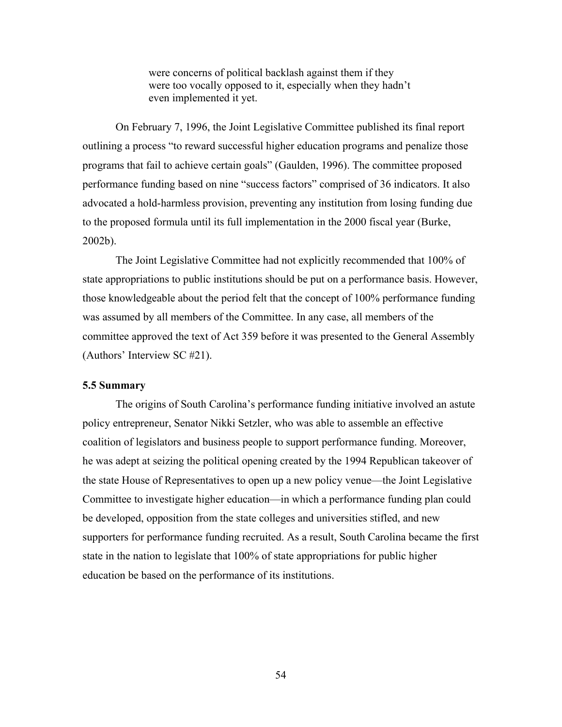> were concerns of political backlash against them if they were too vocally opposed to it, especially when they hadn't even implemented it yet.

On February 7, 1996, the Joint Legislative Committee published its final report outlining a process "to reward successful higher education programs and penalize those programs that fail to achieve certain goals" (Gaulden, 1996). The committee proposed performance funding based on nine "success factors" comprised of 36 indicators. It also advocated a hold-harmless provision, preventing any institution from losing funding due to the proposed formula until its full implementation in the 2000 fiscal year (Burke, 2002b).

The Joint Legislative Committee had not explicitly recommended that 100% of state appropriations to public institutions should be put on a performance basis. However, those knowledgeable about the period felt that the concept of 100% performance funding was assumed by all members of the Committee. In any case, all members of the committee approved the text of Act 359 before it was presented to the General Assembly (Authors' Interview SC #21).

### 5.5 Summary

The origins of South Carolina's performance funding initiative involved an astute policy entrepreneur, Senator Nikki Setzler, who was able to assemble an effective coalition of legislators and business people to support performance funding. Moreover, he was adept at seizing the political opening created by the 1994 Republican takeover of the state House of Representatives to open up a new policy venue—the Joint Legislative Committee to investigate higher education—in which a performance funding plan could be developed, opposition from the state colleges and universities stifled, and new supporters for performance funding recruited. As a result, South Carolina became the first state in the nation to legislate that 100% of state appropriations for public higher education be based on the performance of its institutions.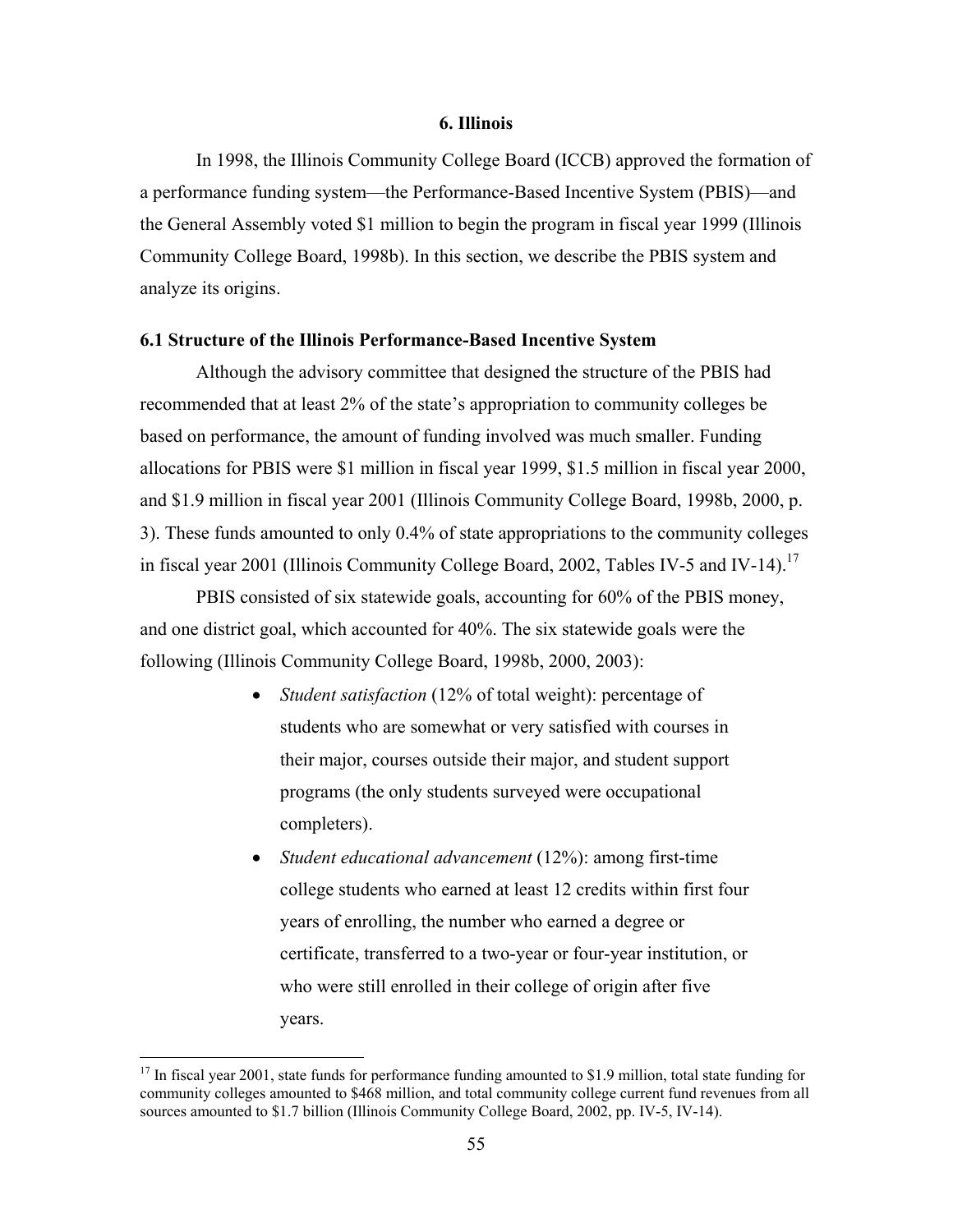## 6. Illinois

In 1998, the Illinois Community College Board (ICCB) approved the formation of a performance funding system—the Performance-Based Incentive System (PBIS)—and the General Assembly voted $1 million to begin the program in fiscal year 1999 (Illinois Community College Board, 1998b). In this section, we describe the PBIS system and analyze its origins.

### 6.1 Structure of the Illinois Performance-Based Incentive System

Although the advisory committee that designed the structure of the PBIS had recommended that at least 2% of the state's appropriation to community colleges be based on performance, the amount of funding involved was much smaller. Funding allocations for PBIS were $1 million in fiscal year 1999, $1.5 million in fiscal year 2000, and $1.9 million in fiscal year 2001 (Illinois Community College Board, 1998b, 2000, p. 3). These funds amounted to only 0.4% of state appropriations to the community colleges in fiscal year 2001 (Illinois Community College Board, 2002, Tables IV-5 and IV-14).[17]

PBIS consisted of six statewide goals, accounting for 60% of the PBIS money, and one district goal, which accounted for 40%. The six statewide goals were the following (Illinois Community College Board, 1998b, 2000, 2003):

- *Student satisfaction* (12% of total weight): percentage of students who are somewhat or very satisfied with courses in their major, courses outside their major, and student support programs (the only students surveyed were occupational completers).
- *Student educational advancement* (12%): among first-time college students who earned at least 12 credits within first four years of enrolling, the number who earned a degree or certificate, transferred to a two-year or four-year institution, or who were still enrolled in their college of origin after five years.

[17] In fiscal year 2001, state funds for performance funding amounted to $1.9 million, total state funding for community colleges amounted to $468 million, and total community college current fund revenues from all sources amounted to $1.7 billion (Illinois Community College Board, 2002, pp. IV-5, IV-14).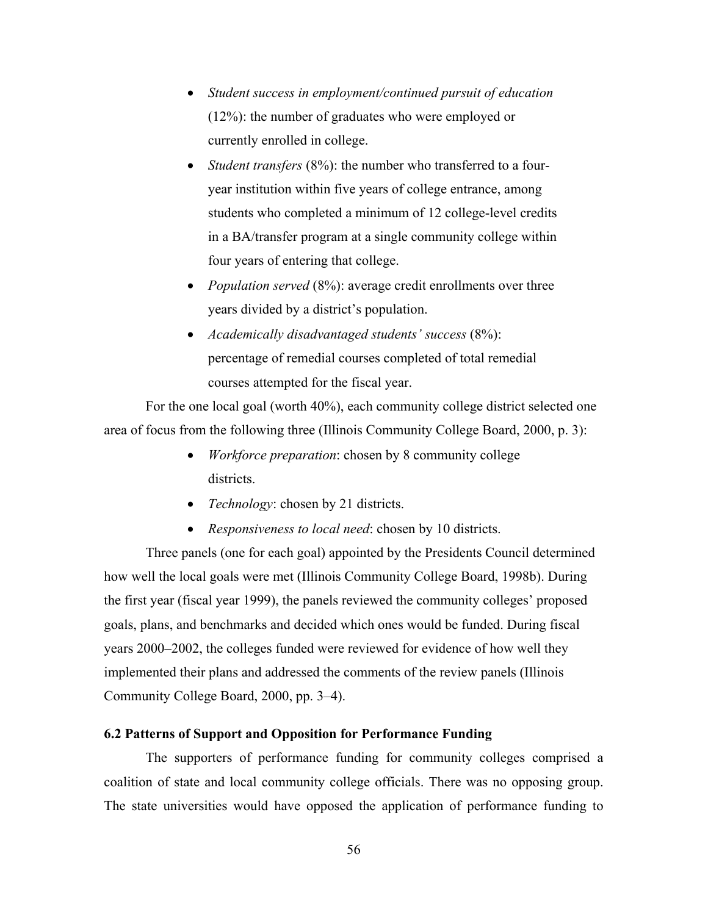- *Student success in employment/continued pursuit of education* (12%): the number of graduates who were employed or currently enrolled in college.
- *Student transfers* (8%): the number who transferred to a four-year institution within five years of college entrance, among students who completed a minimum of 12 college-level credits in a BA/transfer program at a single community college within four years of entering that college.
- *Population served* (8%): average credit enrollments over three years divided by a district's population.
- *Academically disadvantaged students' success* (8%): percentage of remedial courses completed of total remedial courses attempted for the fiscal year.

For the one local goal (worth 40%), each community college district selected one area of focus from the following three (Illinois Community College Board, 2000, p. 3):

- *Workforce preparation*: chosen by 8 community college districts.
- *Technology*: chosen by 21 districts.
- *Responsiveness to local need*: chosen by 10 districts.

Three panels (one for each goal) appointed by the Presidents Council determined how well the local goals were met (Illinois Community College Board, 1998b). During the first year (fiscal year 1999), the panels reviewed the community colleges' proposed goals, plans, and benchmarks and decided which ones would be funded. During fiscal years 2000–2002, the colleges funded were reviewed for evidence of how well they implemented their plans and addressed the comments of the review panels (Illinois Community College Board, 2000, pp. 3–4).

### 6.2 Patterns of Support and Opposition for Performance Funding

The supporters of performance funding for community colleges comprised a coalition of state and local community college officials. There was no opposing group. The state universities would have opposed the application of performance funding to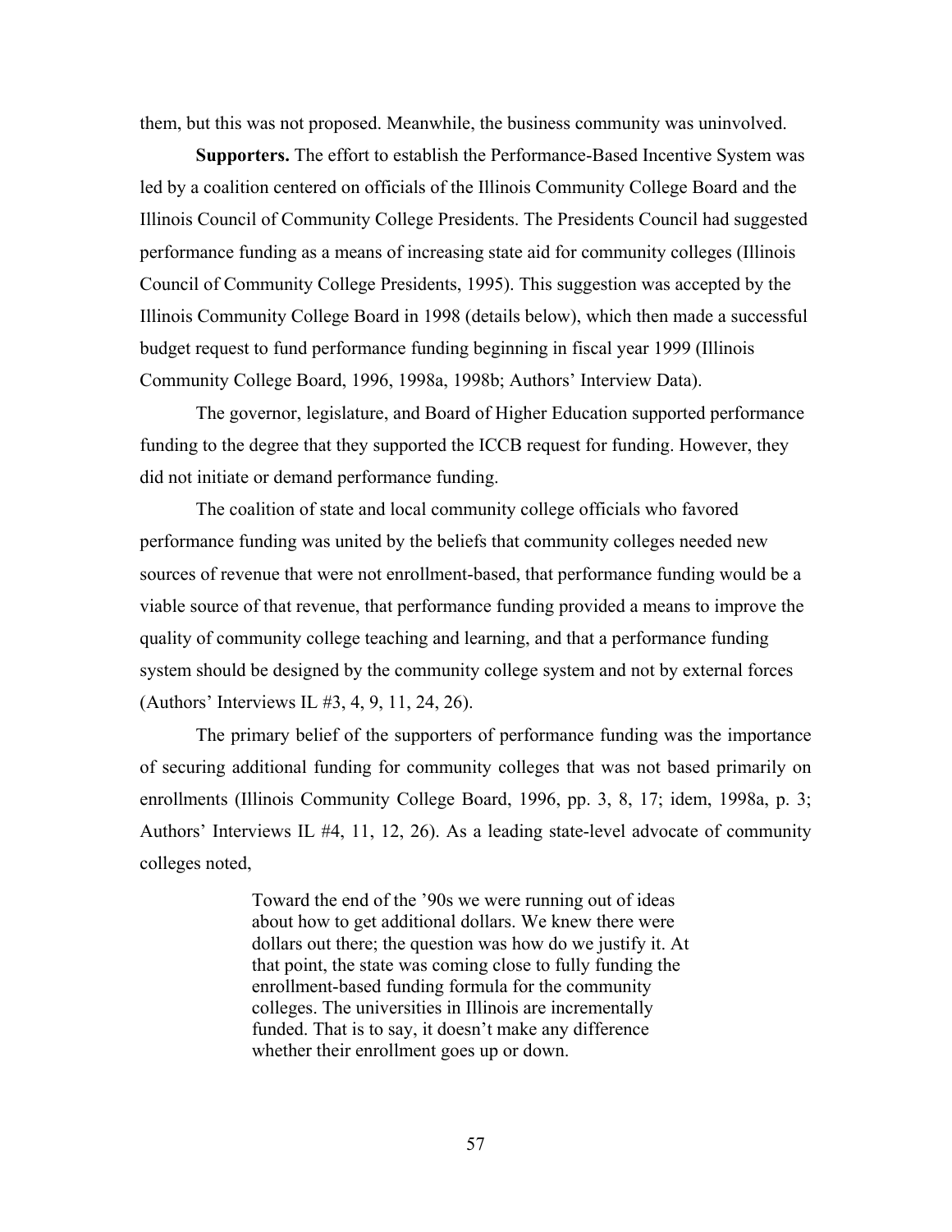them, but this was not proposed. Meanwhile, the business community was uninvolved.

**Supporters.** The effort to establish the Performance-Based Incentive System was led by a coalition centered on officials of the Illinois Community College Board and the Illinois Council of Community College Presidents. The Presidents Council had suggested performance funding as a means of increasing state aid for community colleges (Illinois Council of Community College Presidents, 1995). This suggestion was accepted by the Illinois Community College Board in 1998 (details below), which then made a successful budget request to fund performance funding beginning in fiscal year 1999 (Illinois Community College Board, 1996, 1998a, 1998b; Authors' Interview Data).

The governor, legislature, and Board of Higher Education supported performance funding to the degree that they supported the ICCB request for funding. However, they did not initiate or demand performance funding.

The coalition of state and local community college officials who favored performance funding was united by the beliefs that community colleges needed new sources of revenue that were not enrollment-based, that performance funding would be a viable source of that revenue, that performance funding provided a means to improve the quality of community college teaching and learning, and that a performance funding system should be designed by the community college system and not by external forces (Authors' Interviews IL #3, 4, 9, 11, 24, 26).

The primary belief of the supporters of performance funding was the importance of securing additional funding for community colleges that was not based primarily on enrollments (Illinois Community College Board, 1996, pp. 3, 8, 17; idem, 1998a, p. 3; Authors' Interviews IL #4, 11, 12, 26). As a leading state-level advocate of community colleges noted,

> Toward the end of the '90s we were running out of ideas about how to get additional dollars. We knew there were dollars out there; the question was how do we justify it. At that point, the state was coming close to fully funding the enrollment-based funding formula for the community colleges. The universities in Illinois are incrementally funded. That is to say, it doesn't make any difference whether their enrollment goes up or down.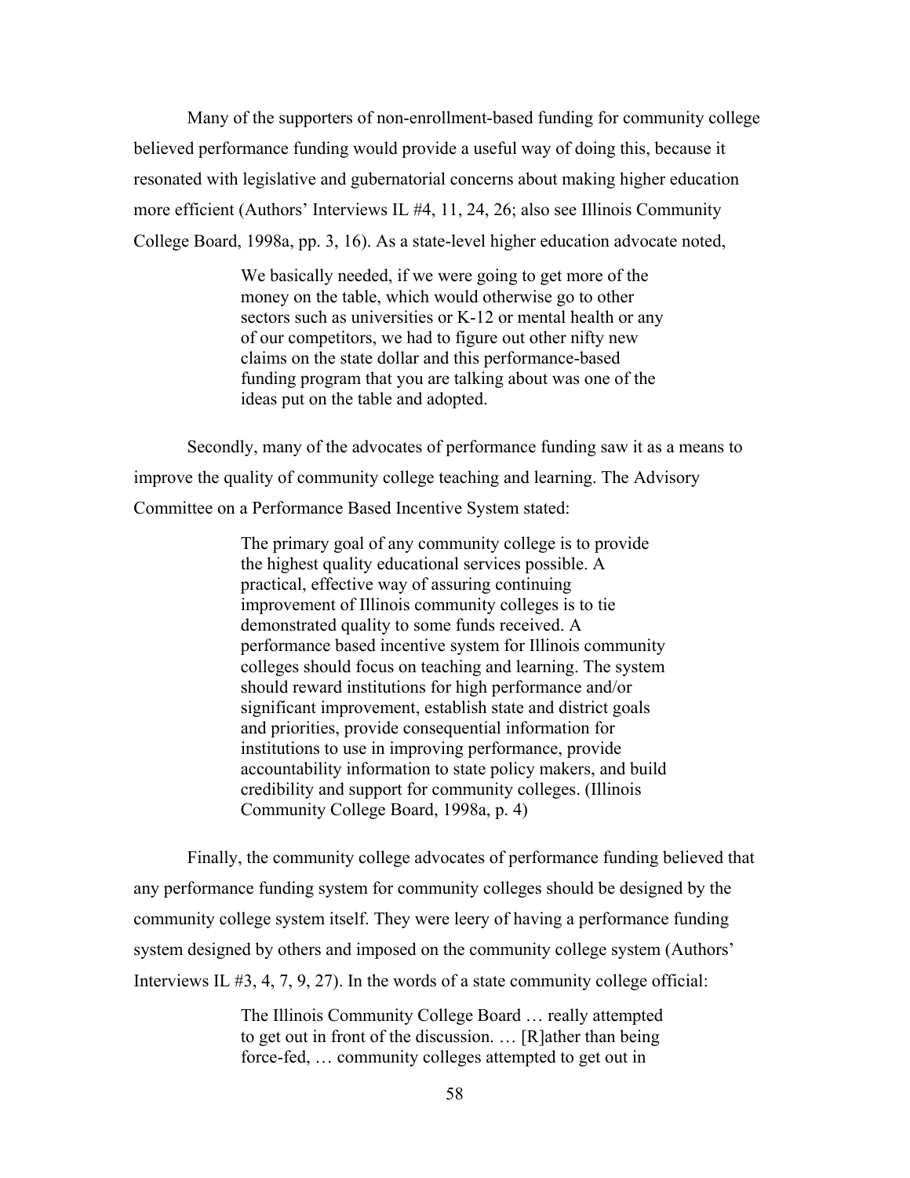Many of the supporters of non-enrollment-based funding for community college believed performance funding would provide a useful way of doing this, because it resonated with legislative and gubernatorial concerns about making higher education more efficient (Authors' Interviews IL #4, 11, 24, 26; also see Illinois Community College Board, 1998a, pp. 3, 16). As a state-level higher education advocate noted,

> We basically needed, if we were going to get more of the money on the table, which would otherwise go to other sectors such as universities or K-12 or mental health or any of our competitors, we had to figure out other nifty new claims on the state dollar and this performance-based funding program that you are talking about was one of the ideas put on the table and adopted.

Secondly, many of the advocates of performance funding saw it as a means to improve the quality of community college teaching and learning. The Advisory Committee on a Performance Based Incentive System stated:

> The primary goal of any community college is to provide the highest quality educational services possible. A practical, effective way of assuring continuing improvement of Illinois community colleges is to tie demonstrated quality to some funds received. A performance based incentive system for Illinois community colleges should focus on teaching and learning. The system should reward institutions for high performance and/or significant improvement, establish state and district goals and priorities, provide consequential information for institutions to use in improving performance, provide accountability information to state policy makers, and build credibility and support for community colleges. (Illinois Community College Board, 1998a, p. 4)

Finally, the community college advocates of performance funding believed that any performance funding system for community colleges should be designed by the community college system itself. They were leery of having a performance funding system designed by others and imposed on the community college system (Authors' Interviews IL #3, 4, 7, 9, 27). In the words of a state community college official:

> The Illinois Community College Board … really attempted to get out in front of the discussion. … [R]ather than being force-fed, … community colleges attempted to get out in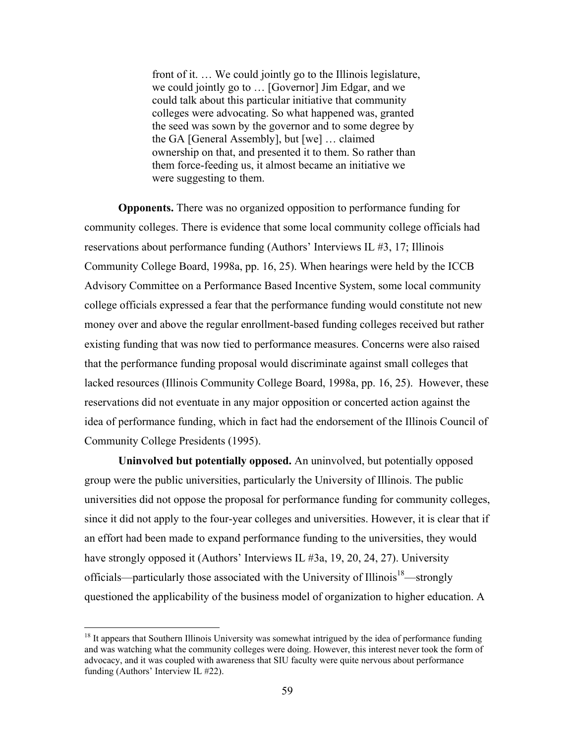> front of it. … We could jointly go to the Illinois legislature, we could jointly go to … [Governor] Jim Edgar, and we could talk about this particular initiative that community colleges were advocating. So what happened was, granted the seed was sown by the governor and to some degree by the GA [General Assembly], but [we] … claimed ownership on that, and presented it to them. So rather than them force-feeding us, it almost became an initiative we were suggesting to them.

**Opponents.** There was no organized opposition to performance funding for community colleges. There is evidence that some local community college officials had reservations about performance funding (Authors' Interviews IL #3, 17; Illinois Community College Board, 1998a, pp. 16, 25). When hearings were held by the ICCB Advisory Committee on a Performance Based Incentive System, some local community college officials expressed a fear that the performance funding would constitute not new money over and above the regular enrollment-based funding colleges received but rather existing funding that was now tied to performance measures. Concerns were also raised that the performance funding proposal would discriminate against small colleges that lacked resources (Illinois Community College Board, 1998a, pp. 16, 25). However, these reservations did not eventuate in any major opposition or concerted action against the idea of performance funding, which in fact had the endorsement of the Illinois Council of Community College Presidents (1995).

**Uninvolved but potentially opposed.** An uninvolved, but potentially opposed group were the public universities, particularly the University of Illinois. The public universities did not oppose the proposal for performance funding for community colleges, since it did not apply to the four-year colleges and universities. However, it is clear that if an effort had been made to expand performance funding to the universities, they would have strongly opposed it (Authors' Interviews IL #3a, 19, 20, 24, 27). University officials—particularly those associated with the University of Illinois[18]—strongly questioned the applicability of the business model of organization to higher education. A

[18] It appears that Southern Illinois University was somewhat intrigued by the idea of performance funding and was watching what the community colleges were doing. However, this interest never took the form of advocacy, and it was coupled with awareness that SIU faculty were quite nervous about performance funding (Authors' Interview IL #22).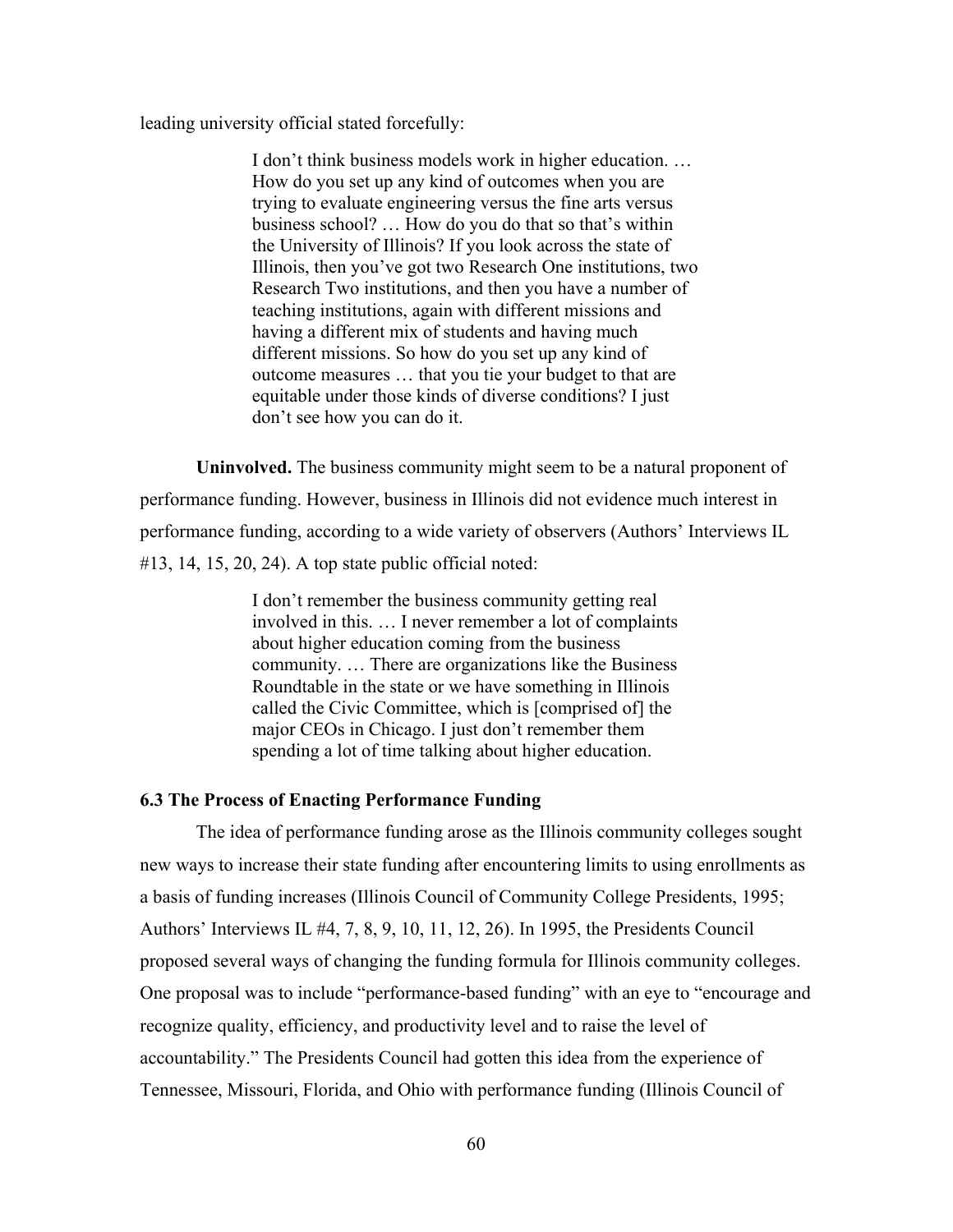leading university official stated forcefully:

> I don't think business models work in higher education. … How do you set up any kind of outcomes when you are trying to evaluate engineering versus the fine arts versus business school? … How do you do that so that's within the University of Illinois? If you look across the state of Illinois, then you've got two Research One institutions, two Research Two institutions, and then you have a number of teaching institutions, again with different missions and having a different mix of students and having much different missions. So how do you set up any kind of outcome measures … that you tie your budget to that are equitable under those kinds of diverse conditions? I just don't see how you can do it.

**Uninvolved.** The business community might seem to be a natural proponent of performance funding. However, business in Illinois did not evidence much interest in performance funding, according to a wide variety of observers (Authors' Interviews IL #13, 14, 15, 20, 24). A top state public official noted:

> I don't remember the business community getting real involved in this. … I never remember a lot of complaints about higher education coming from the business community. … There are organizations like the Business Roundtable in the state or we have something in Illinois called the Civic Committee, which is [comprised of] the major CEOs in Chicago. I just don't remember them spending a lot of time talking about higher education.

### 6.3 The Process of Enacting Performance Funding

The idea of performance funding arose as the Illinois community colleges sought new ways to increase their state funding after encountering limits to using enrollments as a basis of funding increases (Illinois Council of Community College Presidents, 1995; Authors' Interviews IL #4, 7, 8, 9, 10, 11, 12, 26). In 1995, the Presidents Council proposed several ways of changing the funding formula for Illinois community colleges. One proposal was to include "performance-based funding" with an eye to "encourage and recognize quality, efficiency, and productivity level and to raise the level of accountability." The Presidents Council had gotten this idea from the experience of Tennessee, Missouri, Florida, and Ohio with performance funding (Illinois Council of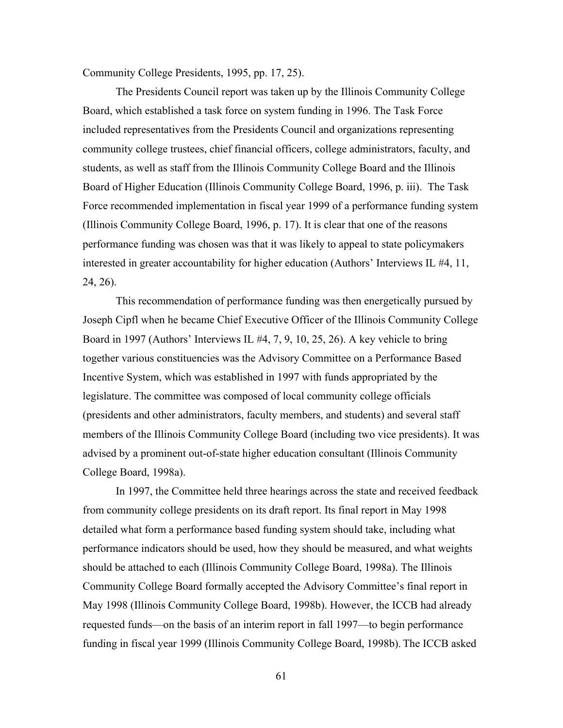Community College Presidents, 1995, pp. 17, 25).

The Presidents Council report was taken up by the Illinois Community College Board, which established a task force on system funding in 1996. The Task Force included representatives from the Presidents Council and organizations representing community college trustees, chief financial officers, college administrators, faculty, and students, as well as staff from the Illinois Community College Board and the Illinois Board of Higher Education (Illinois Community College Board, 1996, p. iii). The Task Force recommended implementation in fiscal year 1999 of a performance funding system (Illinois Community College Board, 1996, p. 17). It is clear that one of the reasons performance funding was chosen was that it was likely to appeal to state policymakers interested in greater accountability for higher education (Authors' Interviews IL #4, 11, 24, 26).

This recommendation of performance funding was then energetically pursued by Joseph Cipfl when he became Chief Executive Officer of the Illinois Community College Board in 1997 (Authors' Interviews IL #4, 7, 9, 10, 25, 26). A key vehicle to bring together various constituencies was the Advisory Committee on a Performance Based Incentive System, which was established in 1997 with funds appropriated by the legislature. The committee was composed of local community college officials (presidents and other administrators, faculty members, and students) and several staff members of the Illinois Community College Board (including two vice presidents). It was advised by a prominent out-of-state higher education consultant (Illinois Community College Board, 1998a).

In 1997, the Committee held three hearings across the state and received feedback from community college presidents on its draft report. Its final report in May 1998 detailed what form a performance based funding system should take, including what performance indicators should be used, how they should be measured, and what weights should be attached to each (Illinois Community College Board, 1998a). The Illinois Community College Board formally accepted the Advisory Committee's final report in May 1998 (Illinois Community College Board, 1998b). However, the ICCB had already requested funds—on the basis of an interim report in fall 1997—to begin performance funding in fiscal year 1999 (Illinois Community College Board, 1998b). The ICCB asked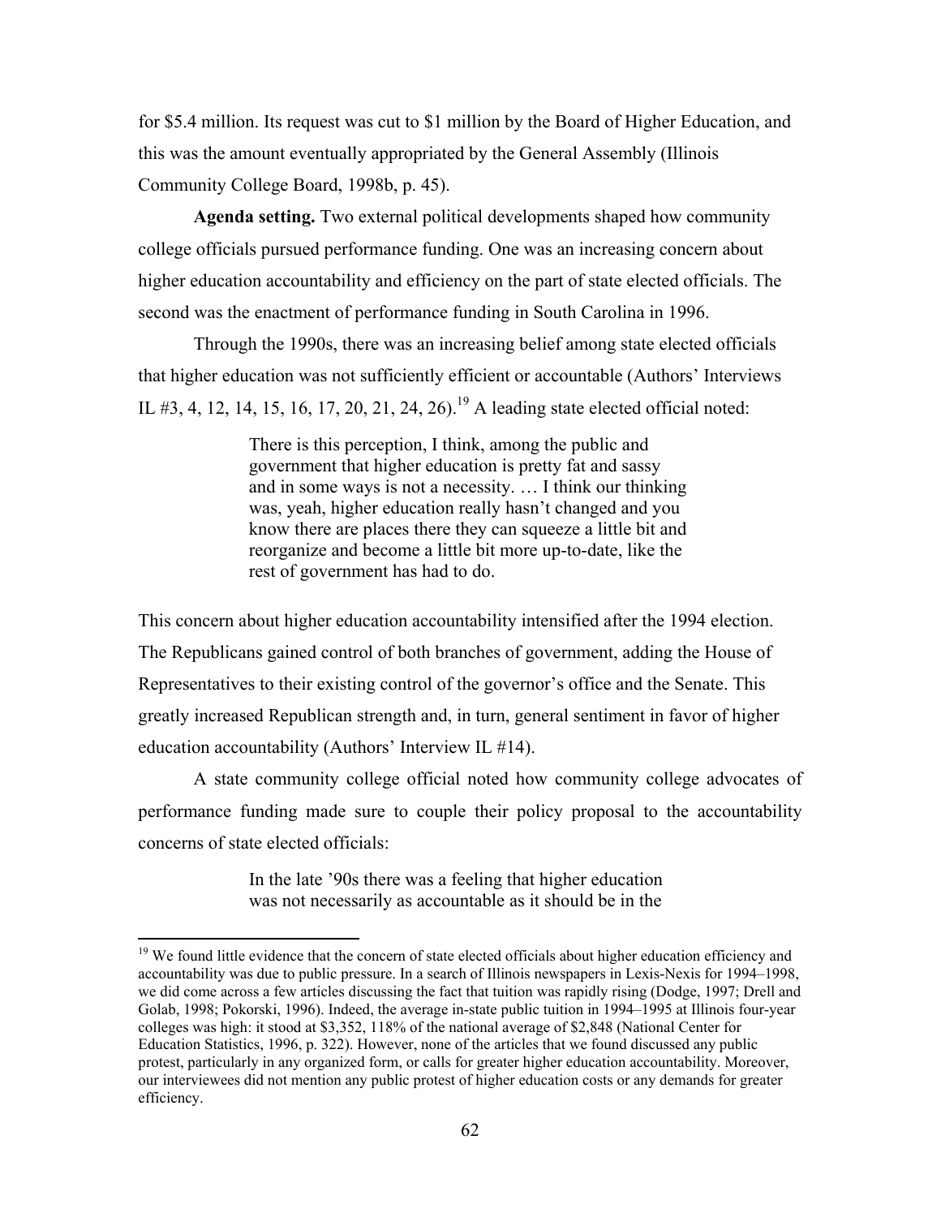for $5.4 million. Its request was cut to $1 million by the Board of Higher Education, and this was the amount eventually appropriated by the General Assembly (Illinois Community College Board, 1998b, p. 45).

**Agenda setting.** Two external political developments shaped how community college officials pursued performance funding. One was an increasing concern about higher education accountability and efficiency on the part of state elected officials. The second was the enactment of performance funding in South Carolina in 1996.

Through the 1990s, there was an increasing belief among state elected officials that higher education was not sufficiently efficient or accountable (Authors' Interviews IL #3, 4, 12, 14, 15, 16, 17, 20, 21, 24, 26).[19] A leading state elected official noted:

> There is this perception, I think, among the public and government that higher education is pretty fat and sassy and in some ways is not a necessity. … I think our thinking was, yeah, higher education really hasn't changed and you know there are places there they can squeeze a little bit and reorganize and become a little bit more up-to-date, like the rest of government has had to do.

This concern about higher education accountability intensified after the 1994 election. The Republicans gained control of both branches of government, adding the House of Representatives to their existing control of the governor's office and the Senate. This greatly increased Republican strength and, in turn, general sentiment in favor of higher education accountability (Authors' Interview IL #14).

A state community college official noted how community college advocates of performance funding made sure to couple their policy proposal to the accountability concerns of state elected officials:

> In the late '90s there was a feeling that higher education was not necessarily as accountable as it should be in the

[19] We found little evidence that the concern of state elected officials about higher education efficiency and accountability was due to public pressure. In a search of Illinois newspapers in Lexis-Nexis for 1994–1998, we did come across a few articles discussing the fact that tuition was rapidly rising (Dodge, 1997; Drell and Golab, 1998; Pokorski, 1996). Indeed, the average in-state public tuition in 1994–1995 at Illinois four-year colleges was high: it stood at $3,352, 118% of the national average of $2,848 (National Center for Education Statistics, 1996, p. 322). However, none of the articles that we found discussed any public protest, particularly in any organized form, or calls for greater higher education accountability. Moreover, our interviewees did not mention any public protest of higher education costs or any demands for greater efficiency.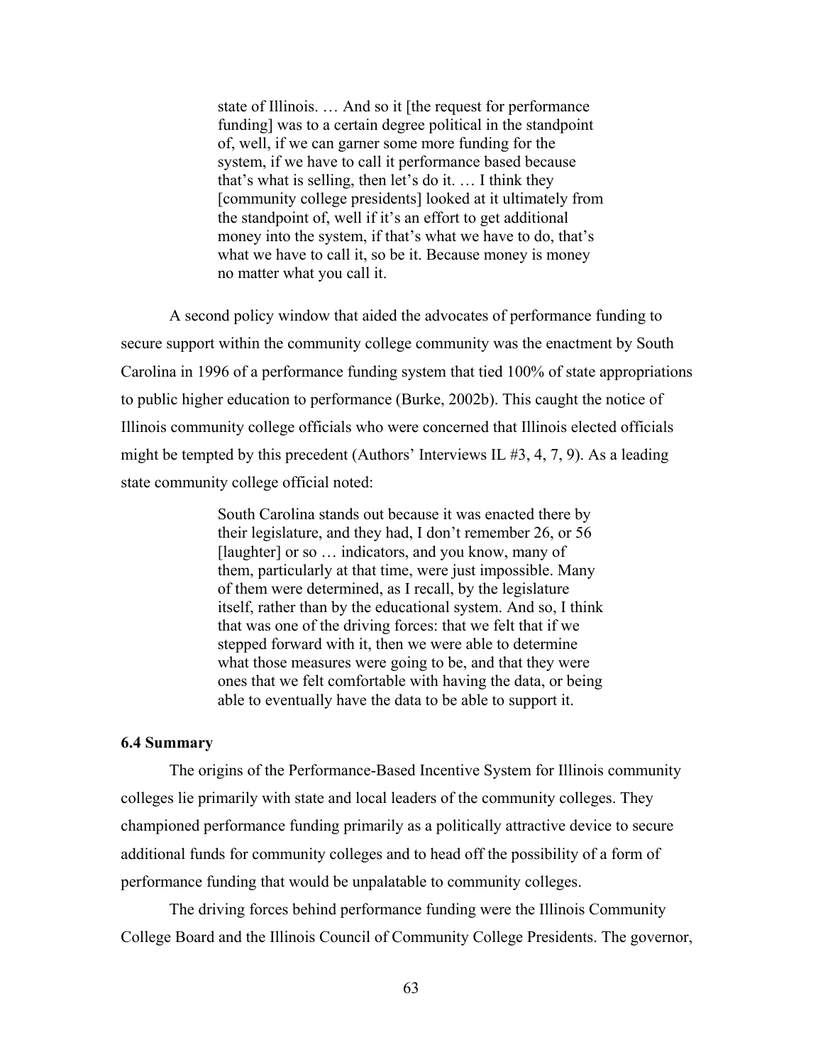> state of Illinois. … And so it [the request for performance funding] was to a certain degree political in the standpoint of, well, if we can garner some more funding for the system, if we have to call it performance based because that's what is selling, then let's do it. … I think they [community college presidents] looked at it ultimately from the standpoint of, well if it's an effort to get additional money into the system, if that's what we have to do, that's what we have to call it, so be it. Because money is money no matter what you call it.

A second policy window that aided the advocates of performance funding to secure support within the community college community was the enactment by South Carolina in 1996 of a performance funding system that tied 100% of state appropriations to public higher education to performance (Burke, 2002b). This caught the notice of Illinois community college officials who were concerned that Illinois elected officials might be tempted by this precedent (Authors' Interviews IL #3, 4, 7, 9). As a leading state community college official noted:

> South Carolina stands out because it was enacted there by their legislature, and they had, I don't remember 26, or 56 [laughter] or so … indicators, and you know, many of them, particularly at that time, were just impossible. Many of them were determined, as I recall, by the legislature itself, rather than by the educational system. And so, I think that was one of the driving forces: that we felt that if we stepped forward with it, then we were able to determine what those measures were going to be, and that they were ones that we felt comfortable with having the data, or being able to eventually have the data to be able to support it.

### 6.4 Summary

The origins of the Performance-Based Incentive System for Illinois community colleges lie primarily with state and local leaders of the community colleges. They championed performance funding primarily as a politically attractive device to secure additional funds for community colleges and to head off the possibility of a form of performance funding that would be unpalatable to community colleges.

The driving forces behind performance funding were the Illinois Community College Board and the Illinois Council of Community College Presidents. The governor,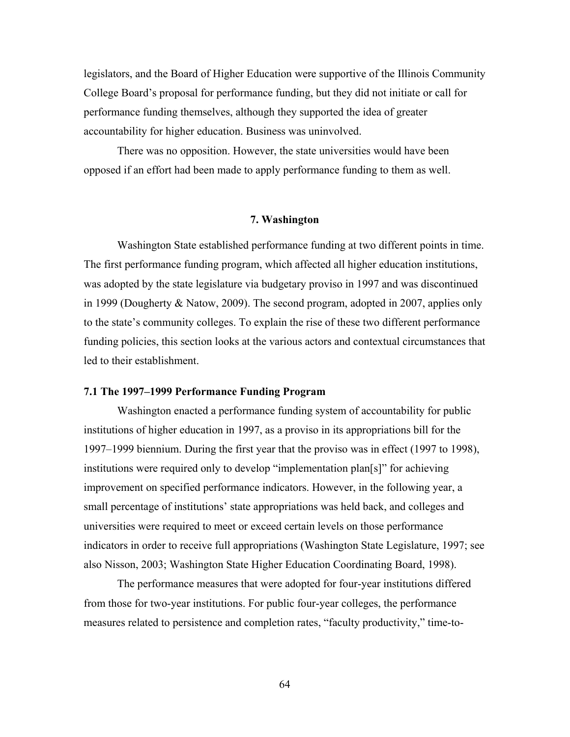legislators, and the Board of Higher Education were supportive of the Illinois Community College Board's proposal for performance funding, but they did not initiate or call for performance funding themselves, although they supported the idea of greater accountability for higher education. Business was uninvolved.

There was no opposition. However, the state universities would have been opposed if an effort had been made to apply performance funding to them as well.

## 7. Washington

Washington State established performance funding at two different points in time. The first performance funding program, which affected all higher education institutions, was adopted by the state legislature via budgetary proviso in 1997 and was discontinued in 1999 (Dougherty & Natow, 2009). The second program, adopted in 2007, applies only to the state's community colleges. To explain the rise of these two different performance funding policies, this section looks at the various actors and contextual circumstances that led to their establishment.

### 7.1 The 1997–1999 Performance Funding Program

Washington enacted a performance funding system of accountability for public institutions of higher education in 1997, as a proviso in its appropriations bill for the 1997–1999 biennium. During the first year that the proviso was in effect (1997 to 1998), institutions were required only to develop "implementation plan[s]" for achieving improvement on specified performance indicators. However, in the following year, a small percentage of institutions' state appropriations was held back, and colleges and universities were required to meet or exceed certain levels on those performance indicators in order to receive full appropriations (Washington State Legislature, 1997; see also Nisson, 2003; Washington State Higher Education Coordinating Board, 1998).

The performance measures that were adopted for four-year institutions differed from those for two-year institutions. For public four-year colleges, the performance measures related to persistence and completion rates, "faculty productivity," time-to-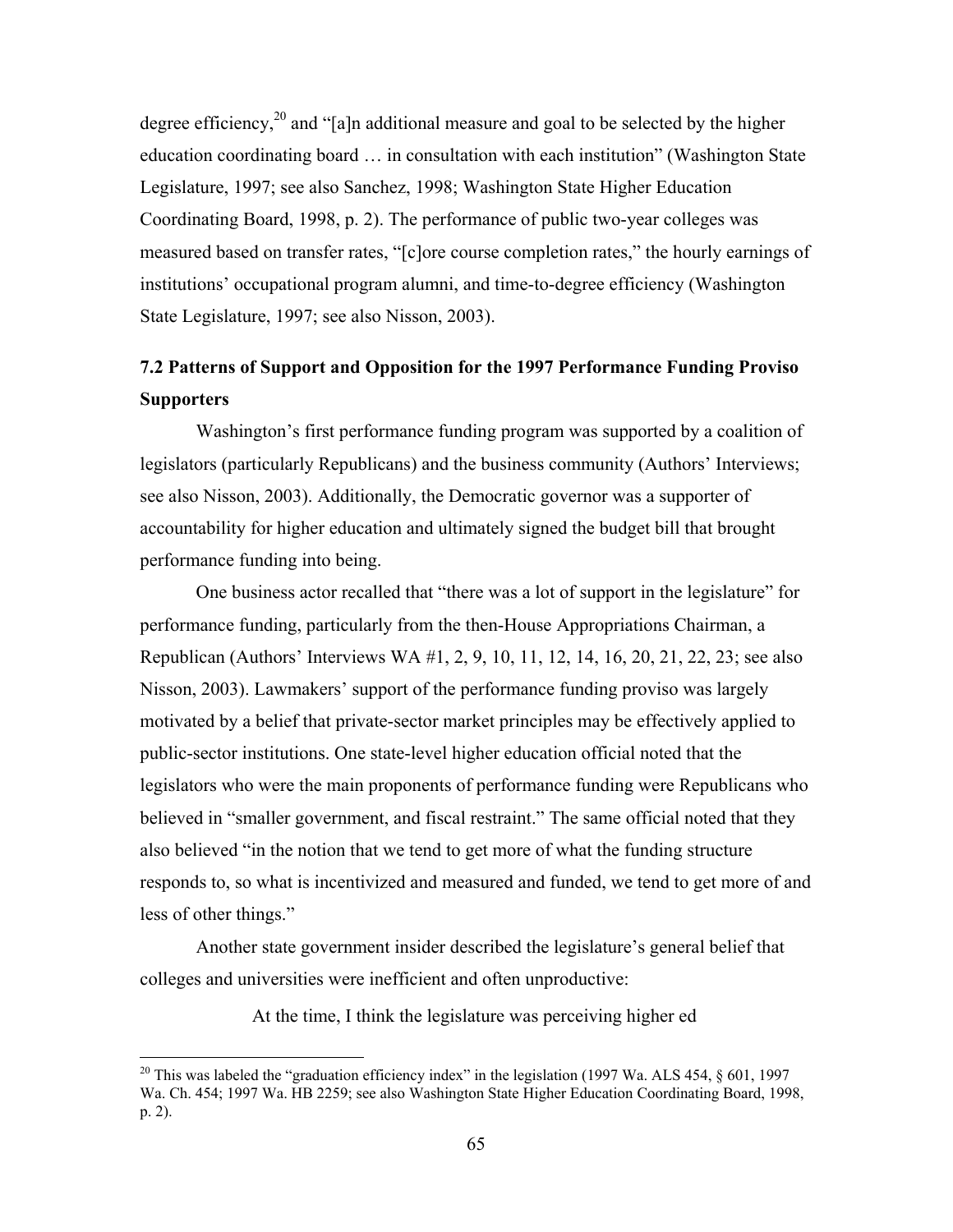degree efficiency,[20] and "[a]n additional measure and goal to be selected by the higher education coordinating board … in consultation with each institution" (Washington State Legislature, 1997; see also Sanchez, 1998; Washington State Higher Education Coordinating Board, 1998, p. 2). The performance of public two-year colleges was measured based on transfer rates, "[c]ore course completion rates," the hourly earnings of institutions' occupational program alumni, and time-to-degree efficiency (Washington State Legislature, 1997; see also Nisson, 2003).

## 7.2 Patterns of Support and Opposition for the 1997 Performance Funding Proviso

### Supporters

Washington's first performance funding program was supported by a coalition of legislators (particularly Republicans) and the business community (Authors' Interviews; see also Nisson, 2003). Additionally, the Democratic governor was a supporter of accountability for higher education and ultimately signed the budget bill that brought performance funding into being.

One business actor recalled that "there was a lot of support in the legislature" for performance funding, particularly from the then-House Appropriations Chairman, a Republican (Authors' Interviews WA #1, 2, 9, 10, 11, 12, 14, 16, 20, 21, 22, 23; see also Nisson, 2003). Lawmakers' support of the performance funding proviso was largely motivated by a belief that private-sector market principles may be effectively applied to public-sector institutions. One state-level higher education official noted that the legislators who were the main proponents of performance funding were Republicans who believed in "smaller government, and fiscal restraint." The same official noted that they also believed "in the notion that we tend to get more of what the funding structure responds to, so what is incentivized and measured and funded, we tend to get more of and less of other things."

Another state government insider described the legislature's general belief that colleges and universities were inefficient and often unproductive:

> At the time, I think the legislature was perceiving higher ed

[20] This was labeled the "graduation efficiency index" in the legislation (1997 Wa. ALS 454, § 601, 1997 Wa. Ch. 454; 1997 Wa. HB 2259; see also Washington State Higher Education Coordinating Board, 1998, p. 2).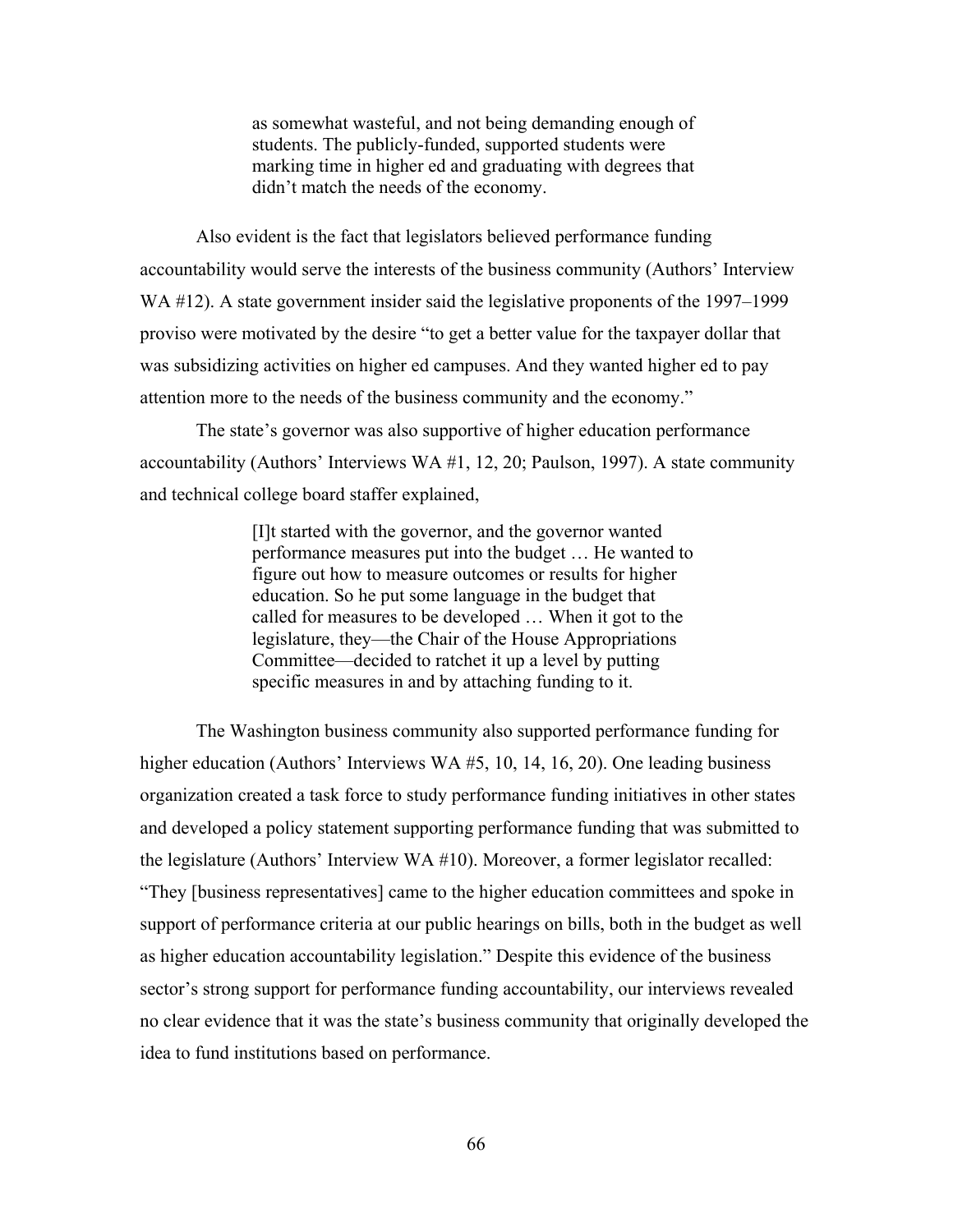> as somewhat wasteful, and not being demanding enough of students. The publicly-funded, supported students were marking time in higher ed and graduating with degrees that didn't match the needs of the economy.

Also evident is the fact that legislators believed performance funding accountability would serve the interests of the business community (Authors' Interview WA #12). A state government insider said the legislative proponents of the 1997–1999 proviso were motivated by the desire "to get a better value for the taxpayer dollar that was subsidizing activities on higher ed campuses. And they wanted higher ed to pay attention more to the needs of the business community and the economy."

The state's governor was also supportive of higher education performance accountability (Authors' Interviews WA #1, 12, 20; Paulson, 1997). A state community and technical college board staffer explained,

> [I]t started with the governor, and the governor wanted performance measures put into the budget … He wanted to figure out how to measure outcomes or results for higher education. So he put some language in the budget that called for measures to be developed … When it got to the legislature, they—the Chair of the House Appropriations Committee—decided to ratchet it up a level by putting specific measures in and by attaching funding to it.

The Washington business community also supported performance funding for higher education (Authors' Interviews WA #5, 10, 14, 16, 20). One leading business organization created a task force to study performance funding initiatives in other states and developed a policy statement supporting performance funding that was submitted to the legislature (Authors' Interview WA #10). Moreover, a former legislator recalled: "They [business representatives] came to the higher education committees and spoke in support of performance criteria at our public hearings on bills, both in the budget as well as higher education accountability legislation." Despite this evidence of the business sector's strong support for performance funding accountability, our interviews revealed no clear evidence that it was the state's business community that originally developed the idea to fund institutions based on performance.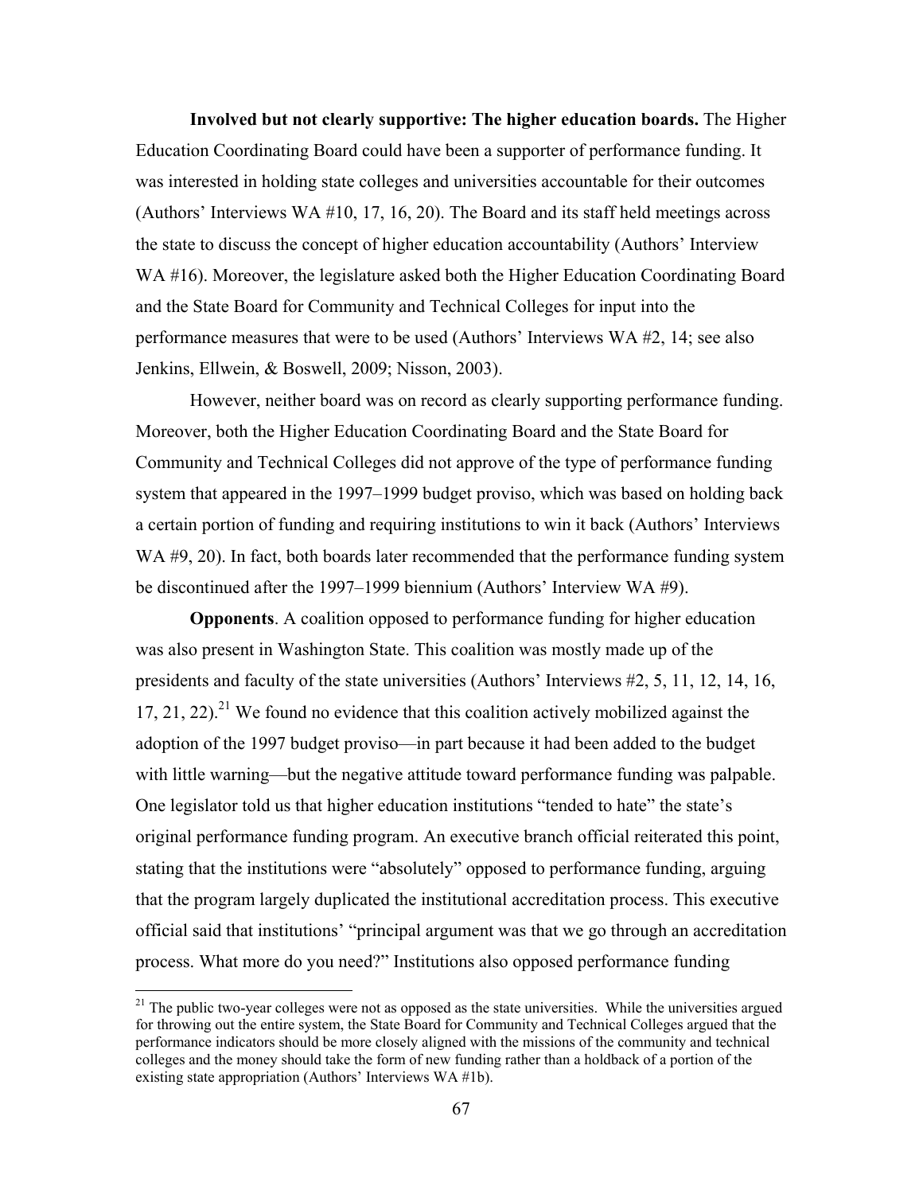**Involved but not clearly supportive: The higher education boards.** The Higher Education Coordinating Board could have been a supporter of performance funding. It was interested in holding state colleges and universities accountable for their outcomes (Authors' Interviews WA #10, 17, 16, 20). The Board and its staff held meetings across the state to discuss the concept of higher education accountability (Authors' Interview WA #16). Moreover, the legislature asked both the Higher Education Coordinating Board and the State Board for Community and Technical Colleges for input into the performance measures that were to be used (Authors' Interviews WA #2, 14; see also Jenkins, Ellwein, & Boswell, 2009; Nisson, 2003).

However, neither board was on record as clearly supporting performance funding. Moreover, both the Higher Education Coordinating Board and the State Board for Community and Technical Colleges did not approve of the type of performance funding system that appeared in the 1997–1999 budget proviso, which was based on holding back a certain portion of funding and requiring institutions to win it back (Authors' Interviews WA #9, 20). In fact, both boards later recommended that the performance funding system be discontinued after the 1997–1999 biennium (Authors' Interview WA #9).

**Opponents**. A coalition opposed to performance funding for higher education was also present in Washington State. This coalition was mostly made up of the presidents and faculty of the state universities (Authors' Interviews #2, 5, 11, 12, 14, 16, 17, 21, 22).[21] We found no evidence that this coalition actively mobilized against the adoption of the 1997 budget proviso—in part because it had been added to the budget with little warning—but the negative attitude toward performance funding was palpable. One legislator told us that higher education institutions "tended to hate" the state's original performance funding program. An executive branch official reiterated this point, stating that the institutions were "absolutely" opposed to performance funding, arguing that the program largely duplicated the institutional accreditation process. This executive official said that institutions' "principal argument was that we go through an accreditation process. What more do you need?" Institutions also opposed performance funding

[21] The public two-year colleges were not as opposed as the state universities. While the universities argued for throwing out the entire system, the State Board for Community and Technical Colleges argued that the performance indicators should be more closely aligned with the missions of the community and technical colleges and the money should take the form of new funding rather than a holdback of a portion of the existing state appropriation (Authors' Interviews WA #1b).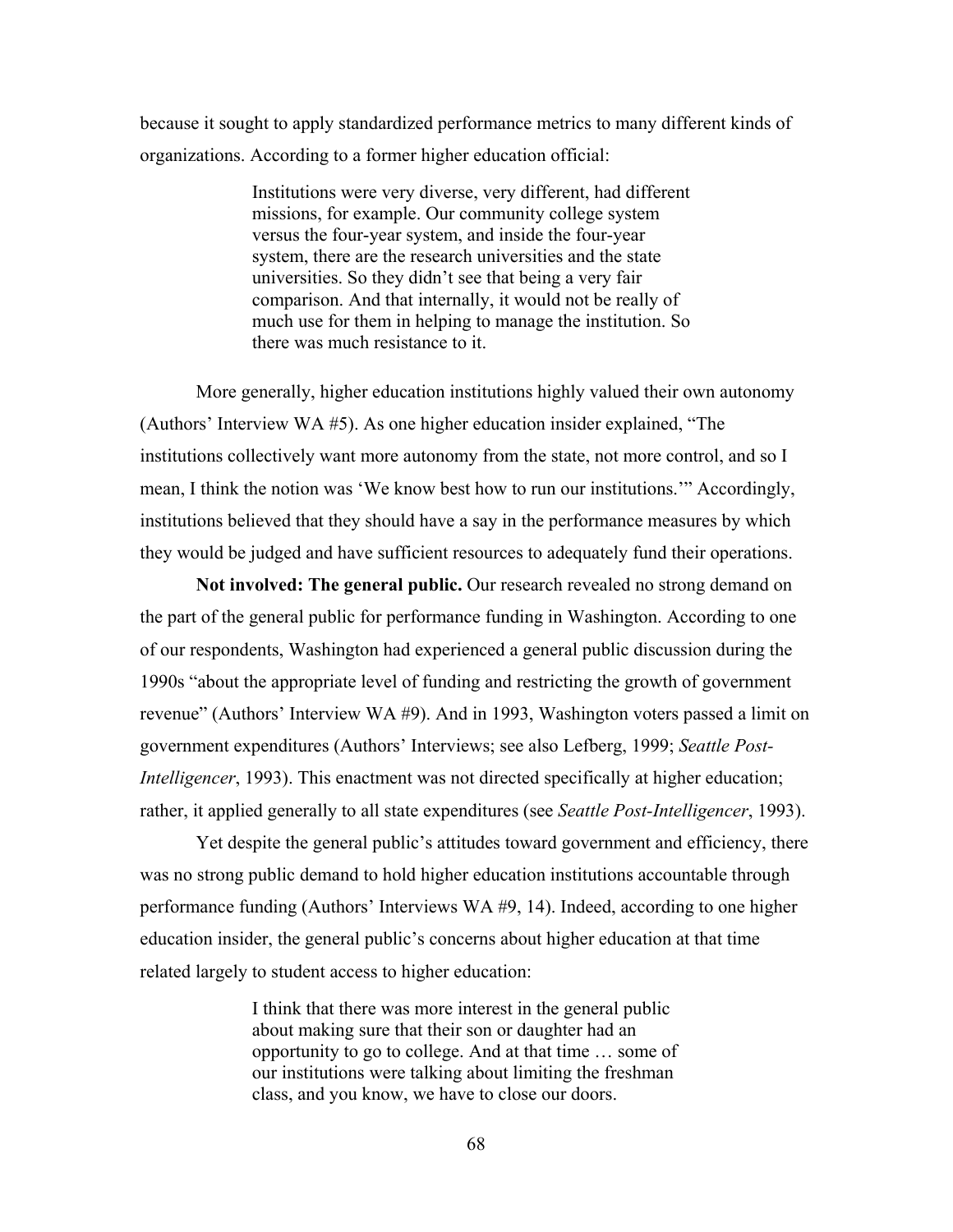because it sought to apply standardized performance metrics to many different kinds of organizations. According to a former higher education official:

> Institutions were very diverse, very different, had different missions, for example. Our community college system versus the four-year system, and inside the four-year system, there are the research universities and the state universities. So they didn't see that being a very fair comparison. And that internally, it would not be really of much use for them in helping to manage the institution. So there was much resistance to it.

More generally, higher education institutions highly valued their own autonomy (Authors' Interview WA #5). As one higher education insider explained, "The institutions collectively want more autonomy from the state, not more control, and so I mean, I think the notion was 'We know best how to run our institutions.'" Accordingly, institutions believed that they should have a say in the performance measures by which they would be judged and have sufficient resources to adequately fund their operations.

**Not involved: The general public.** Our research revealed no strong demand on the part of the general public for performance funding in Washington. According to one of our respondents, Washington had experienced a general public discussion during the 1990s "about the appropriate level of funding and restricting the growth of government revenue" (Authors' Interview WA #9). And in 1993, Washington voters passed a limit on government expenditures (Authors' Interviews; see also Lefberg, 1999; *Seattle Post-Intelligencer*, 1993). This enactment was not directed specifically at higher education; rather, it applied generally to all state expenditures (see *Seattle Post-Intelligencer*, 1993).

Yet despite the general public's attitudes toward government and efficiency, there was no strong public demand to hold higher education institutions accountable through performance funding (Authors' Interviews WA #9, 14). Indeed, according to one higher education insider, the general public's concerns about higher education at that time related largely to student access to higher education:

> I think that there was more interest in the general public about making sure that their son or daughter had an opportunity to go to college. And at that time … some of our institutions were talking about limiting the freshman class, and you know, we have to close our doors.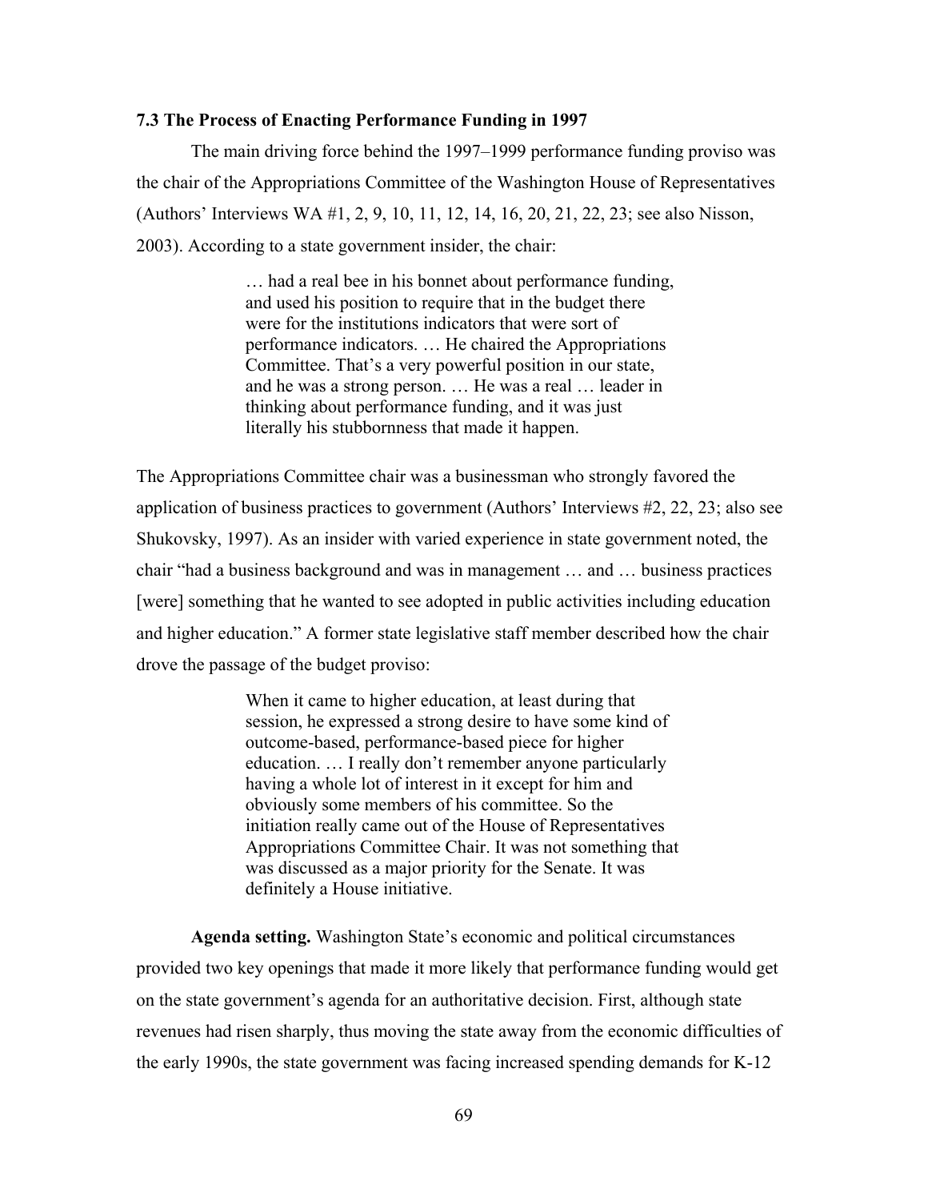### 7.3 The Process of Enacting Performance Funding in 1997

The main driving force behind the 1997–1999 performance funding proviso was the chair of the Appropriations Committee of the Washington House of Representatives (Authors' Interviews WA #1, 2, 9, 10, 11, 12, 14, 16, 20, 21, 22, 23; see also Nisson, 2003). According to a state government insider, the chair:

> … had a real bee in his bonnet about performance funding, and used his position to require that in the budget there were for the institutions indicators that were sort of performance indicators. … He chaired the Appropriations Committee. That's a very powerful position in our state, and he was a strong person. … He was a real … leader in thinking about performance funding, and it was just literally his stubbornness that made it happen.

The Appropriations Committee chair was a businessman who strongly favored the application of business practices to government (Authors' Interviews #2, 22, 23; also see Shukovsky, 1997). As an insider with varied experience in state government noted, the chair "had a business background and was in management … and … business practices [were] something that he wanted to see adopted in public activities including education and higher education." A former state legislative staff member described how the chair drove the passage of the budget proviso:

> When it came to higher education, at least during that session, he expressed a strong desire to have some kind of outcome-based, performance-based piece for higher education. … I really don't remember anyone particularly having a whole lot of interest in it except for him and obviously some members of his committee. So the initiation really came out of the House of Representatives Appropriations Committee Chair. It was not something that was discussed as a major priority for the Senate. It was definitely a House initiative.

**Agenda setting.** Washington State's economic and political circumstances provided two key openings that made it more likely that performance funding would get on the state government's agenda for an authoritative decision. First, although state revenues had risen sharply, thus moving the state away from the economic difficulties of the early 1990s, the state government was facing increased spending demands for K-12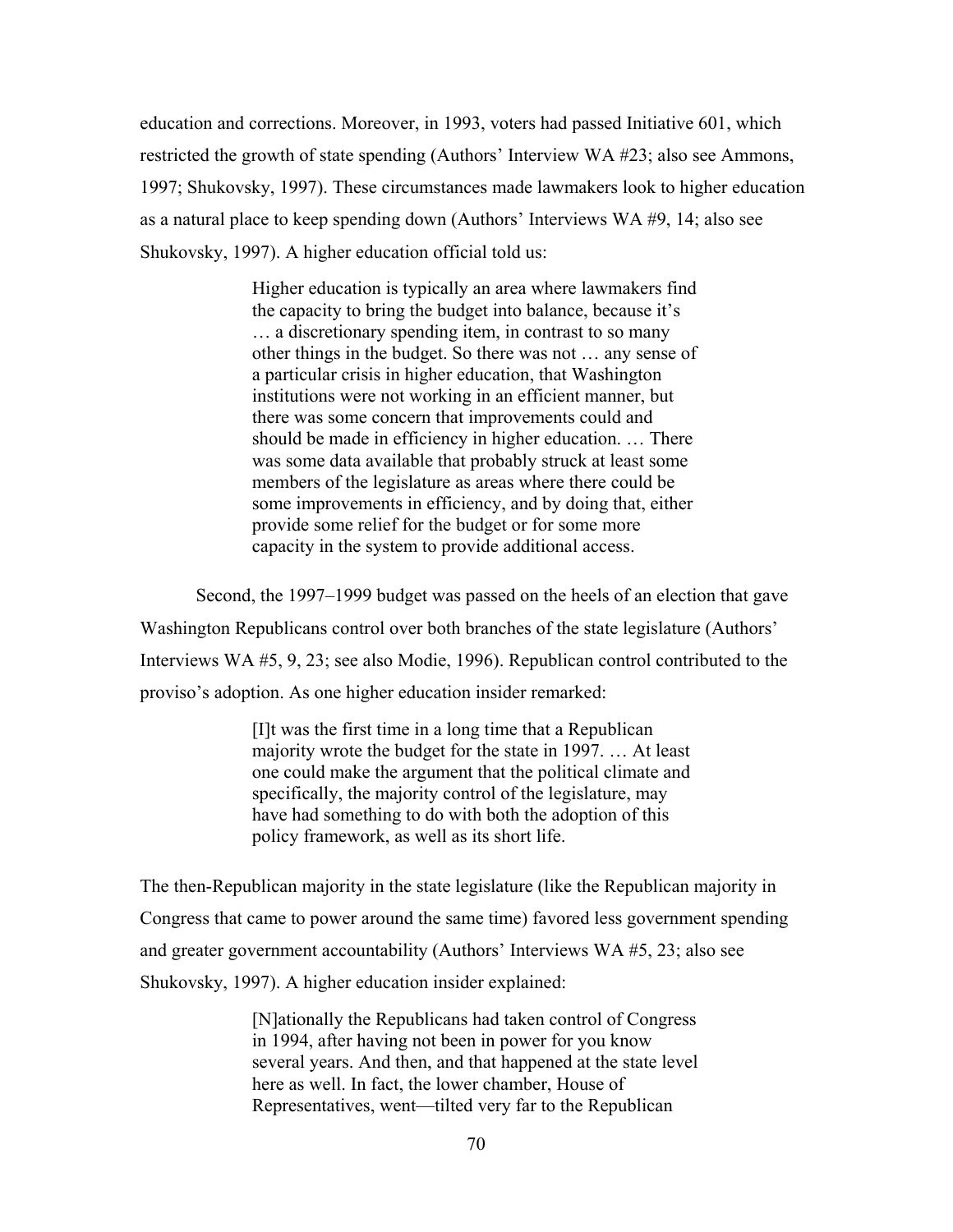education and corrections. Moreover, in 1993, voters had passed Initiative 601, which restricted the growth of state spending (Authors' Interview WA #23; also see Ammons, 1997; Shukovsky, 1997). These circumstances made lawmakers look to higher education as a natural place to keep spending down (Authors' Interviews WA #9, 14; also see Shukovsky, 1997). A higher education official told us:

> Higher education is typically an area where lawmakers find the capacity to bring the budget into balance, because it's … a discretionary spending item, in contrast to so many other things in the budget. So there was not … any sense of a particular crisis in higher education, that Washington institutions were not working in an efficient manner, but there was some concern that improvements could and should be made in efficiency in higher education. … There was some data available that probably struck at least some members of the legislature as areas where there could be some improvements in efficiency, and by doing that, either provide some relief for the budget or for some more capacity in the system to provide additional access.

Second, the 1997–1999 budget was passed on the heels of an election that gave Washington Republicans control over both branches of the state legislature (Authors' Interviews WA #5, 9, 23; see also Modie, 1996). Republican control contributed to the proviso's adoption. As one higher education insider remarked:

> [I]t was the first time in a long time that a Republican majority wrote the budget for the state in 1997. … At least one could make the argument that the political climate and specifically, the majority control of the legislature, may have had something to do with both the adoption of this policy framework, as well as its short life.

The then-Republican majority in the state legislature (like the Republican majority in Congress that came to power around the same time) favored less government spending and greater government accountability (Authors' Interviews WA #5, 23; also see Shukovsky, 1997). A higher education insider explained:

> [N]ationally the Republicans had taken control of Congress in 1994, after having not been in power for you know several years. And then, and that happened at the state level here as well. In fact, the lower chamber, House of Representatives, went—tilted very far to the Republican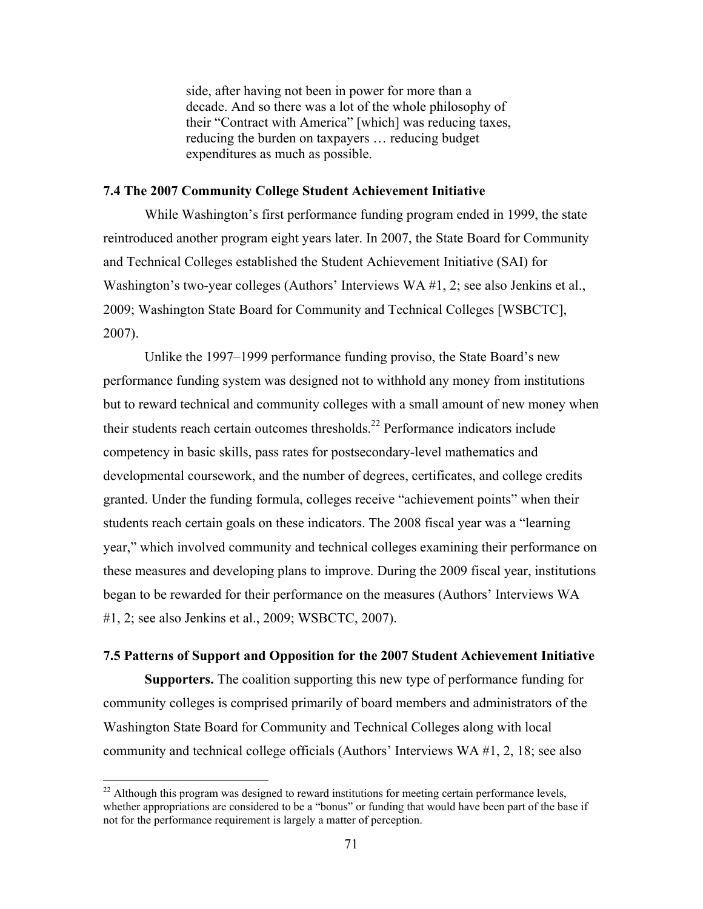> side, after having not been in power for more than a decade. And so there was a lot of the whole philosophy of their "Contract with America" [which] was reducing taxes, reducing the burden on taxpayers … reducing budget expenditures as much as possible.

### 7.4 The 2007 Community College Student Achievement Initiative

While Washington's first performance funding program ended in 1999, the state reintroduced another program eight years later. In 2007, the State Board for Community and Technical Colleges established the Student Achievement Initiative (SAI) for Washington's two-year colleges (Authors' Interviews WA #1, 2; see also Jenkins et al., 2009; Washington State Board for Community and Technical Colleges [WSBCTC], 2007).

Unlike the 1997–1999 performance funding proviso, the State Board's new performance funding system was designed not to withhold any money from institutions but to reward technical and community colleges with a small amount of new money when their students reach certain outcomes thresholds.[22] Performance indicators include competency in basic skills, pass rates for postsecondary-level mathematics and developmental coursework, and the number of degrees, certificates, and college credits granted. Under the funding formula, colleges receive "achievement points" when their students reach certain goals on these indicators. The 2008 fiscal year was a "learning year," which involved community and technical colleges examining their performance on these measures and developing plans to improve. During the 2009 fiscal year, institutions began to be rewarded for their performance on the measures (Authors' Interviews WA #1, 2; see also Jenkins et al., 2009; WSBCTC, 2007).

### 7.5 Patterns of Support and Opposition for the 2007 Student Achievement Initiative

**Supporters.** The coalition supporting this new type of performance funding for community colleges is comprised primarily of board members and administrators of the Washington State Board for Community and Technical Colleges along with local community and technical college officials (Authors' Interviews WA #1, 2, 18; see also

[22] Although this program was designed to reward institutions for meeting certain performance levels, whether appropriations are considered to be a "bonus" or funding that would have been part of the base if not for the performance requirement is largely a matter of perception.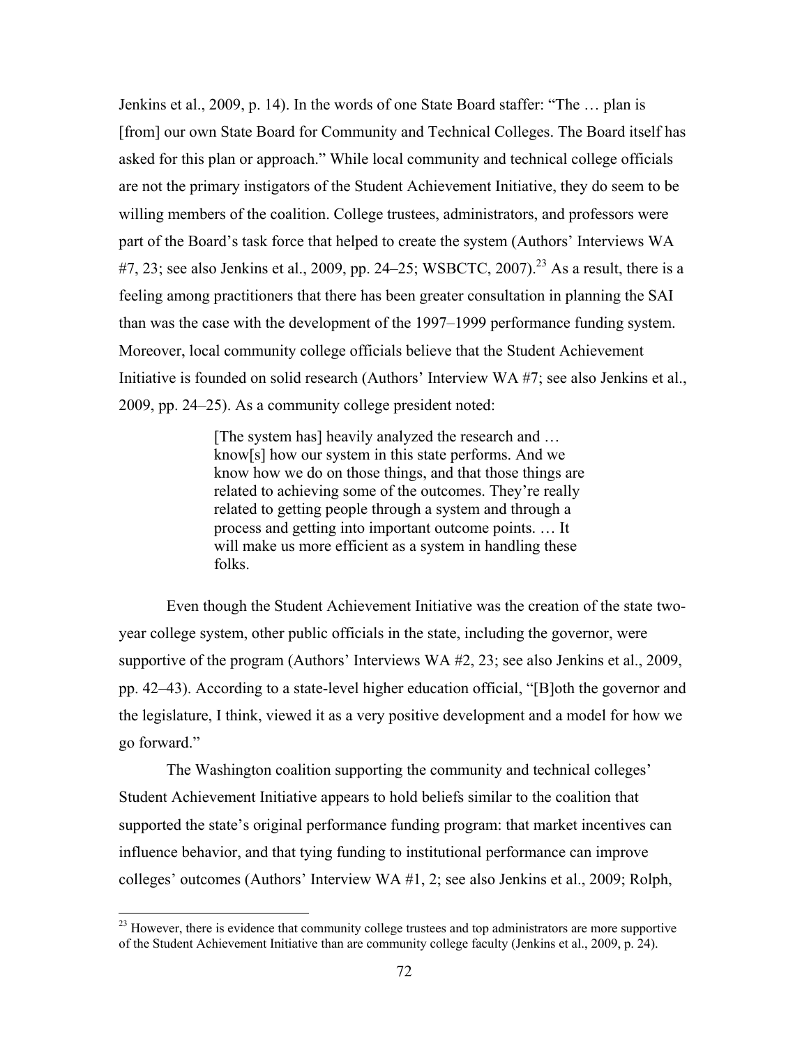Jenkins et al., 2009, p. 14). In the words of one State Board staffer: "The … plan is [from] our own State Board for Community and Technical Colleges. The Board itself has asked for this plan or approach." While local community and technical college officials are not the primary instigators of the Student Achievement Initiative, they do seem to be willing members of the coalition. College trustees, administrators, and professors were part of the Board's task force that helped to create the system (Authors' Interviews WA #7, 23; see also Jenkins et al., 2009, pp. 24–25; WSBCTC, 2007).[23] As a result, there is a feeling among practitioners that there has been greater consultation in planning the SAI than was the case with the development of the 1997–1999 performance funding system. Moreover, local community college officials believe that the Student Achievement Initiative is founded on solid research (Authors' Interview WA #7; see also Jenkins et al., 2009, pp. 24–25). As a community college president noted:

> [The system has] heavily analyzed the research and … know[s] how our system in this state performs. And we know how we do on those things, and that those things are related to achieving some of the outcomes. They're really related to getting people through a system and through a process and getting into important outcome points. … It will make us more efficient as a system in handling these folks.

Even though the Student Achievement Initiative was the creation of the state two-year college system, other public officials in the state, including the governor, were supportive of the program (Authors' Interviews WA #2, 23; see also Jenkins et al., 2009, pp. 42–43). According to a state-level higher education official, "[B]oth the governor and the legislature, I think, viewed it as a very positive development and a model for how we go forward."

The Washington coalition supporting the community and technical colleges' Student Achievement Initiative appears to hold beliefs similar to the coalition that supported the state's original performance funding program: that market incentives can influence behavior, and that tying funding to institutional performance can improve colleges' outcomes (Authors' Interview WA #1, 2; see also Jenkins et al., 2009; Rolph,

[23] However, there is evidence that community college trustees and top administrators are more supportive of the Student Achievement Initiative than are community college faculty (Jenkins et al., 2009, p. 24).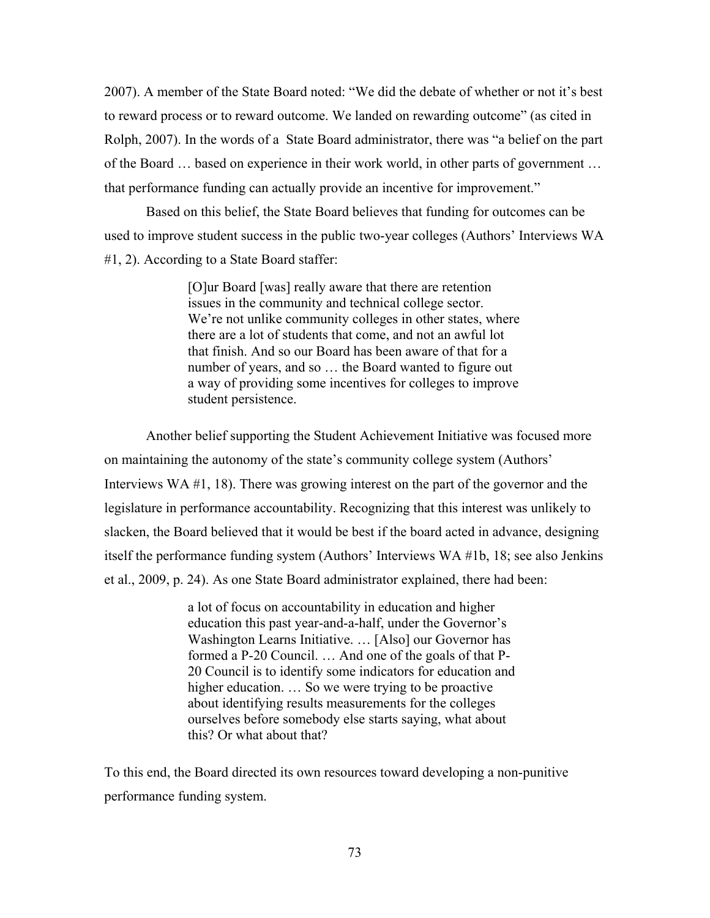2007). A member of the State Board noted: "We did the debate of whether or not it's best to reward process or to reward outcome. We landed on rewarding outcome" (as cited in Rolph, 2007). In the words of a State Board administrator, there was "a belief on the part of the Board … based on experience in their work world, in other parts of government … that performance funding can actually provide an incentive for improvement."

Based on this belief, the State Board believes that funding for outcomes can be used to improve student success in the public two-year colleges (Authors' Interviews WA #1, 2). According to a State Board staffer:

> [O]ur Board [was] really aware that there are retention issues in the community and technical college sector. We're not unlike community colleges in other states, where there are a lot of students that come, and not an awful lot that finish. And so our Board has been aware of that for a number of years, and so … the Board wanted to figure out a way of providing some incentives for colleges to improve student persistence.

Another belief supporting the Student Achievement Initiative was focused more on maintaining the autonomy of the state's community college system (Authors' Interviews WA #1, 18). There was growing interest on the part of the governor and the legislature in performance accountability. Recognizing that this interest was unlikely to slacken, the Board believed that it would be best if the board acted in advance, designing itself the performance funding system (Authors' Interviews WA #1b, 18; see also Jenkins et al., 2009, p. 24). As one State Board administrator explained, there had been:

> a lot of focus on accountability in education and higher education this past year-and-a-half, under the Governor's Washington Learns Initiative. … [Also] our Governor has formed a P-20 Council. … And one of the goals of that P-20 Council is to identify some indicators for education and higher education. … So we were trying to be proactive about identifying results measurements for the colleges ourselves before somebody else starts saying, what about this? Or what about that?

To this end, the Board directed its own resources toward developing a non-punitive performance funding system.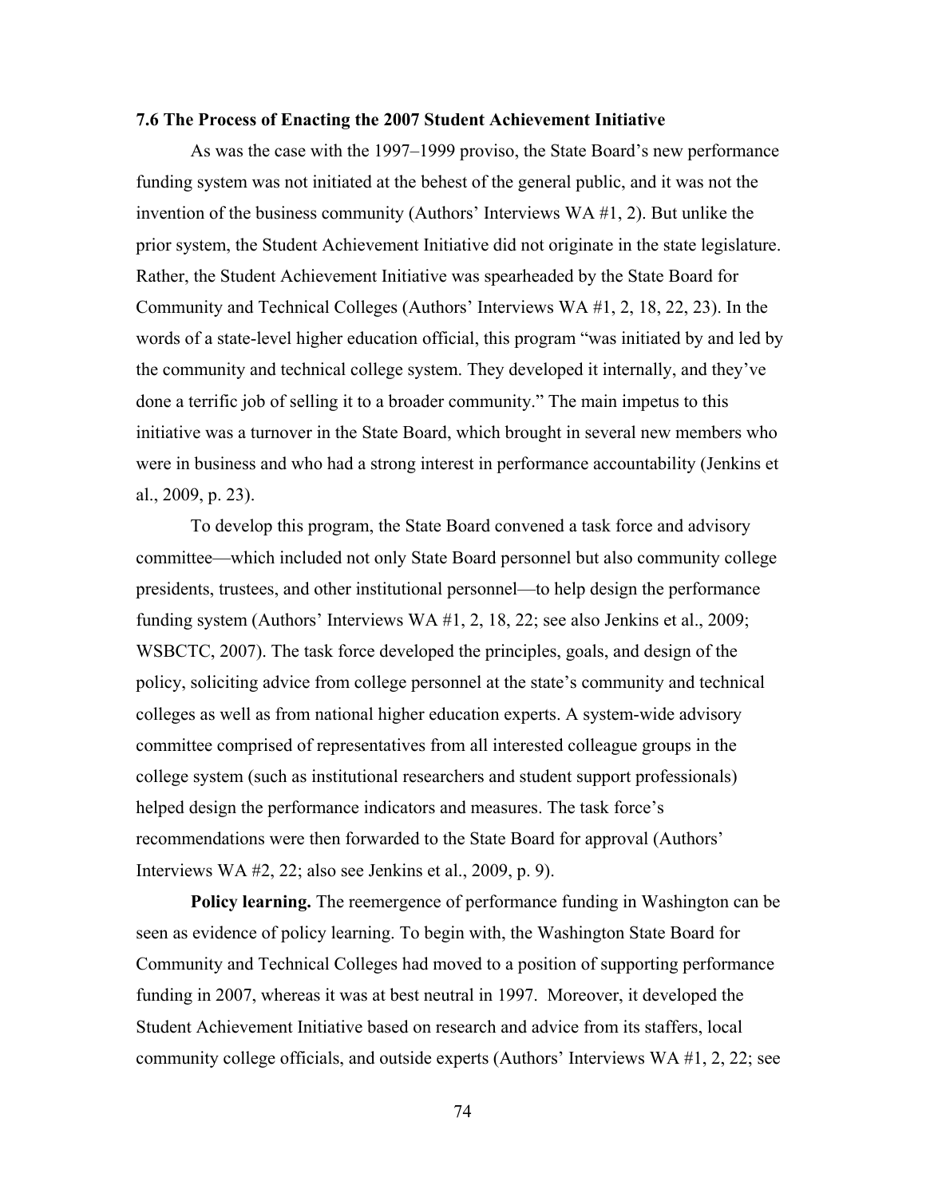### 7.6 The Process of Enacting the 2007 Student Achievement Initiative

As was the case with the 1997–1999 proviso, the State Board's new performance funding system was not initiated at the behest of the general public, and it was not the invention of the business community (Authors' Interviews WA #1, 2). But unlike the prior system, the Student Achievement Initiative did not originate in the state legislature. Rather, the Student Achievement Initiative was spearheaded by the State Board for Community and Technical Colleges (Authors' Interviews WA #1, 2, 18, 22, 23). In the words of a state-level higher education official, this program "was initiated by and led by the community and technical college system. They developed it internally, and they've done a terrific job of selling it to a broader community." The main impetus to this initiative was a turnover in the State Board, which brought in several new members who were in business and who had a strong interest in performance accountability (Jenkins et al., 2009, p. 23).

To develop this program, the State Board convened a task force and advisory committee—which included not only State Board personnel but also community college presidents, trustees, and other institutional personnel—to help design the performance funding system (Authors' Interviews WA #1, 2, 18, 22; see also Jenkins et al., 2009; WSBCTC, 2007). The task force developed the principles, goals, and design of the policy, soliciting advice from college personnel at the state's community and technical colleges as well as from national higher education experts. A system-wide advisory committee comprised of representatives from all interested colleague groups in the college system (such as institutional researchers and student support professionals) helped design the performance indicators and measures. The task force's recommendations were then forwarded to the State Board for approval (Authors' Interviews WA #2, 22; also see Jenkins et al., 2009, p. 9).

**Policy learning.** The reemergence of performance funding in Washington can be seen as evidence of policy learning. To begin with, the Washington State Board for Community and Technical Colleges had moved to a position of supporting performance funding in 2007, whereas it was at best neutral in 1997. Moreover, it developed the Student Achievement Initiative based on research and advice from its staffers, local community college officials, and outside experts (Authors' Interviews WA #1, 2, 22; see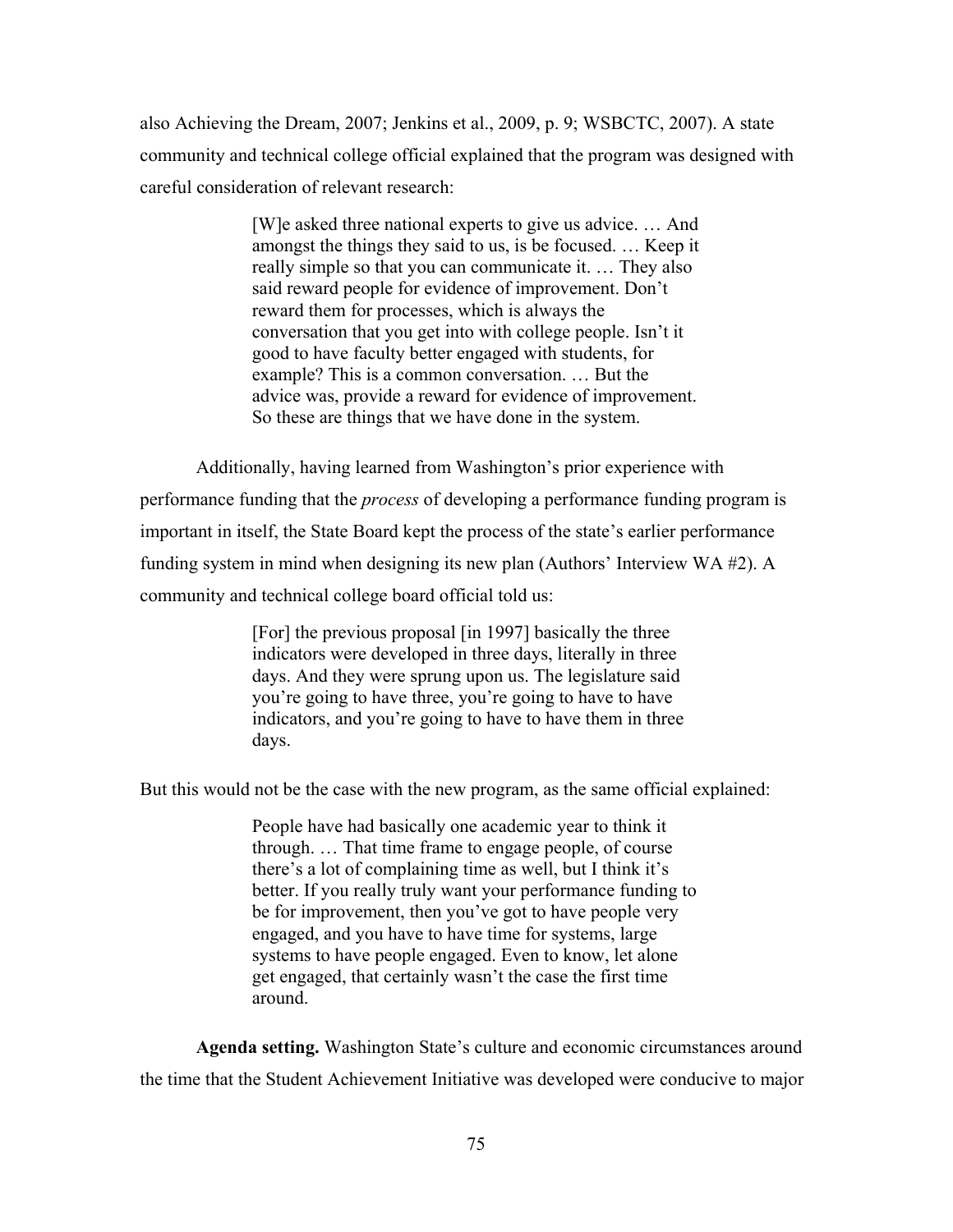also Achieving the Dream, 2007; Jenkins et al., 2009, p. 9; WSBCTC, 2007). A state community and technical college official explained that the program was designed with careful consideration of relevant research:

> [W]e asked three national experts to give us advice. … And amongst the things they said to us, is be focused. … Keep it really simple so that you can communicate it. … They also said reward people for evidence of improvement. Don't reward them for processes, which is always the conversation that you get into with college people. Isn't it good to have faculty better engaged with students, for example? This is a common conversation. … But the advice was, provide a reward for evidence of improvement. So these are things that we have done in the system.

Additionally, having learned from Washington's prior experience with performance funding that the *process* of developing a performance funding program is important in itself, the State Board kept the process of the state's earlier performance funding system in mind when designing its new plan (Authors' Interview WA #2). A community and technical college board official told us:

> [For] the previous proposal [in 1997] basically the three indicators were developed in three days, literally in three days. And they were sprung upon us. The legislature said you're going to have three, you're going to have to have indicators, and you're going to have to have them in three days.

But this would not be the case with the new program, as the same official explained:

> People have had basically one academic year to think it through. … That time frame to engage people, of course there's a lot of complaining time as well, but I think it's better. If you really truly want your performance funding to be for improvement, then you've got to have people very engaged, and you have to have time for systems, large systems to have people engaged. Even to know, let alone get engaged, that certainly wasn't the case the first time around.

**Agenda setting.** Washington State's culture and economic circumstances around the time that the Student Achievement Initiative was developed were conducive to major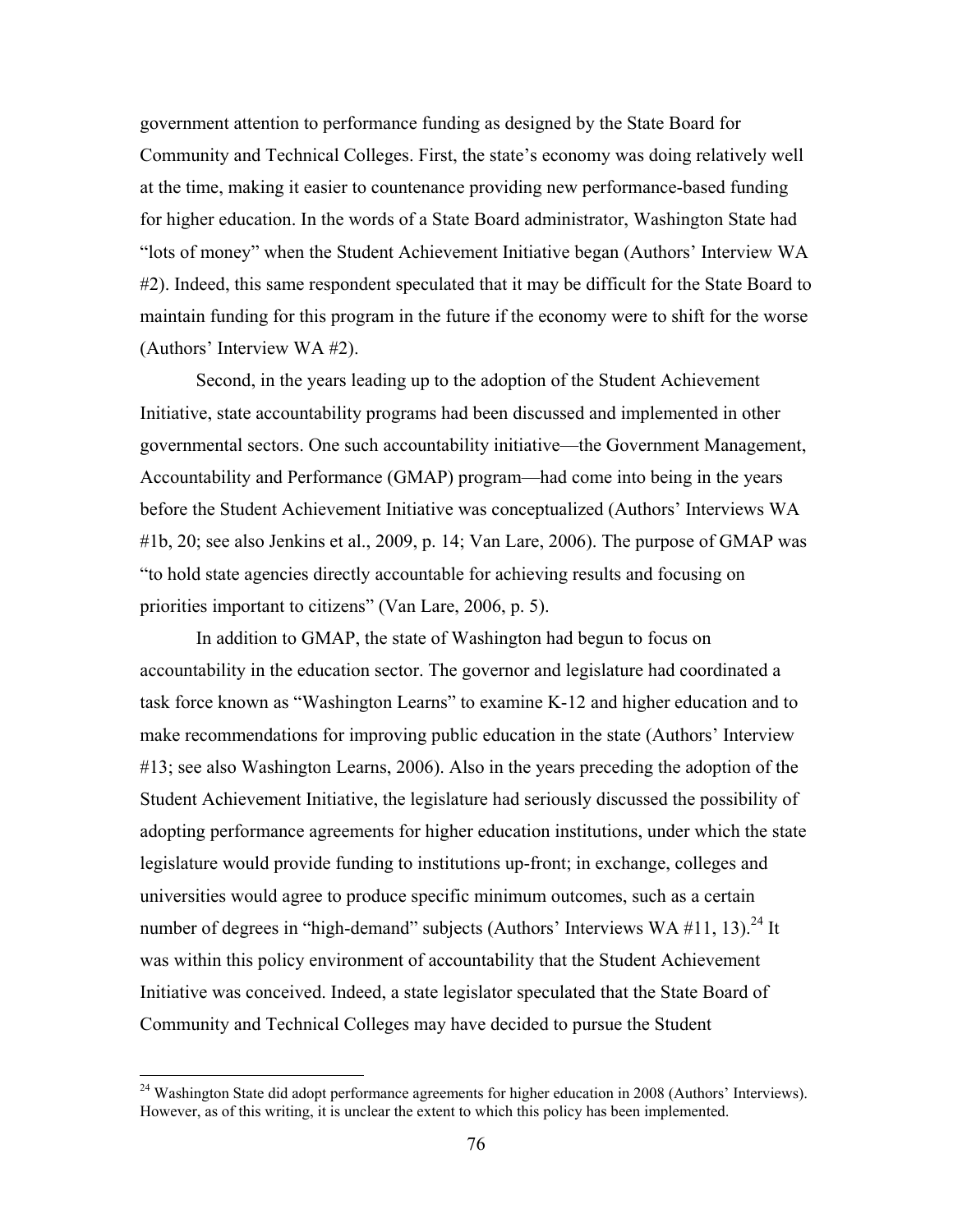government attention to performance funding as designed by the State Board for Community and Technical Colleges. First, the state's economy was doing relatively well at the time, making it easier to countenance providing new performance-based funding for higher education. In the words of a State Board administrator, Washington State had "lots of money" when the Student Achievement Initiative began (Authors' Interview WA #2). Indeed, this same respondent speculated that it may be difficult for the State Board to maintain funding for this program in the future if the economy were to shift for the worse (Authors' Interview WA #2).

Second, in the years leading up to the adoption of the Student Achievement Initiative, state accountability programs had been discussed and implemented in other governmental sectors. One such accountability initiative—the Government Management, Accountability and Performance (GMAP) program—had come into being in the years before the Student Achievement Initiative was conceptualized (Authors' Interviews WA #1b, 20; see also Jenkins et al., 2009, p. 14; Van Lare, 2006). The purpose of GMAP was "to hold state agencies directly accountable for achieving results and focusing on priorities important to citizens" (Van Lare, 2006, p. 5).

In addition to GMAP, the state of Washington had begun to focus on accountability in the education sector. The governor and legislature had coordinated a task force known as "Washington Learns" to examine K-12 and higher education and to make recommendations for improving public education in the state (Authors' Interview #13; see also Washington Learns, 2006). Also in the years preceding the adoption of the Student Achievement Initiative, the legislature had seriously discussed the possibility of adopting performance agreements for higher education institutions, under which the state legislature would provide funding to institutions up-front; in exchange, colleges and universities would agree to produce specific minimum outcomes, such as a certain number of degrees in "high-demand" subjects (Authors' Interviews WA #11, 13).[24] It was within this policy environment of accountability that the Student Achievement Initiative was conceived. Indeed, a state legislator speculated that the State Board of Community and Technical Colleges may have decided to pursue the Student

[24] Washington State did adopt performance agreements for higher education in 2008 (Authors' Interviews). However, as of this writing, it is unclear the extent to which this policy has been implemented.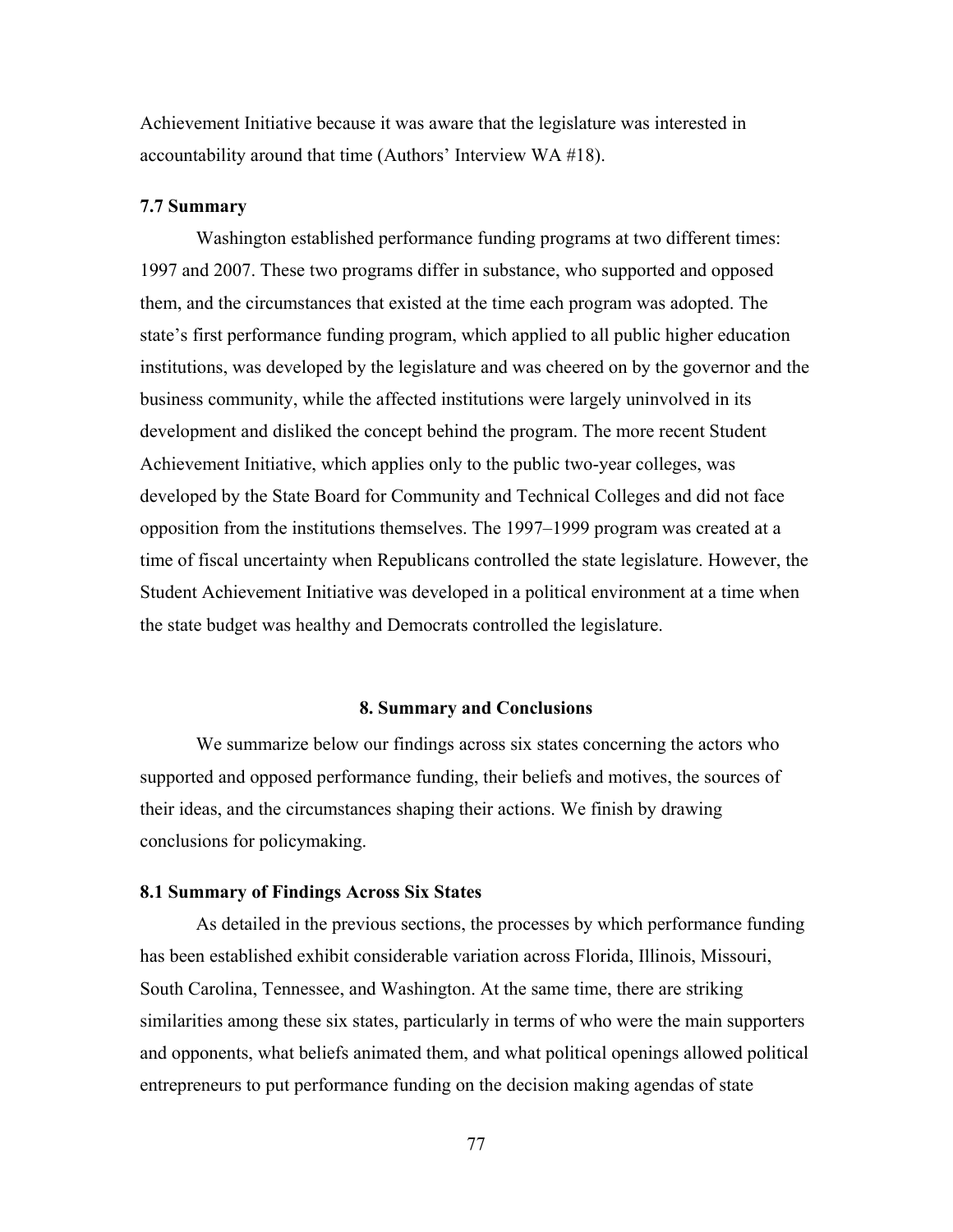Achievement Initiative because it was aware that the legislature was interested in accountability around that time (Authors' Interview WA #18).

### 7.7 Summary

Washington established performance funding programs at two different times: 1997 and 2007. These two programs differ in substance, who supported and opposed them, and the circumstances that existed at the time each program was adopted. The state's first performance funding program, which applied to all public higher education institutions, was developed by the legislature and was cheered on by the governor and the business community, while the affected institutions were largely uninvolved in its development and disliked the concept behind the program. The more recent Student Achievement Initiative, which applies only to the public two-year colleges, was developed by the State Board for Community and Technical Colleges and did not face opposition from the institutions themselves. The 1997–1999 program was created at a time of fiscal uncertainty when Republicans controlled the state legislature. However, the Student Achievement Initiative was developed in a political environment at a time when the state budget was healthy and Democrats controlled the legislature.

## 8. Summary and Conclusions

We summarize below our findings across six states concerning the actors who supported and opposed performance funding, their beliefs and motives, the sources of their ideas, and the circumstances shaping their actions. We finish by drawing conclusions for policymaking.

### 8.1 Summary of Findings Across Six States

As detailed in the previous sections, the processes by which performance funding has been established exhibit considerable variation across Florida, Illinois, Missouri, South Carolina, Tennessee, and Washington. At the same time, there are striking similarities among these six states, particularly in terms of who were the main supporters and opponents, what beliefs animated them, and what political openings allowed political entrepreneurs to put performance funding on the decision making agendas of state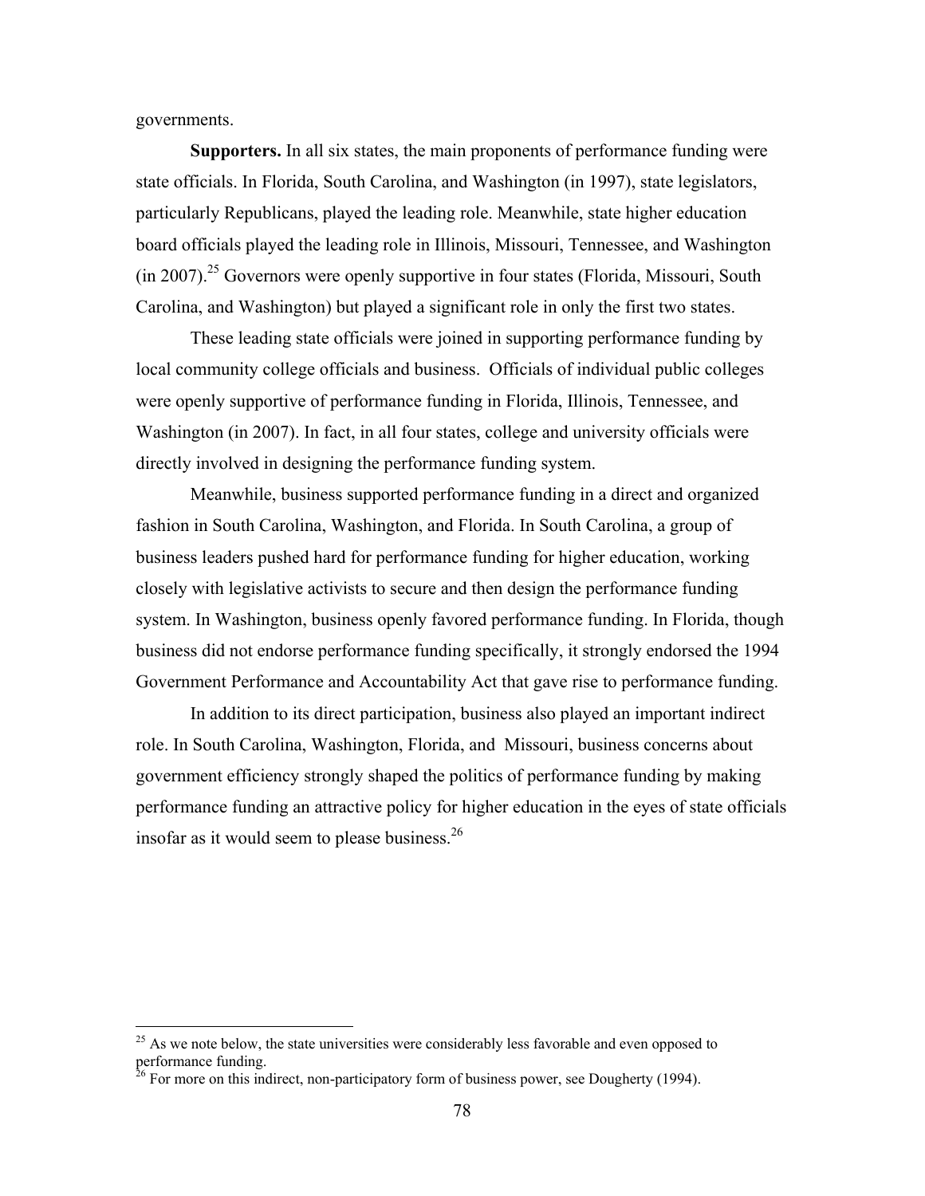governments.

**Supporters.** In all six states, the main proponents of performance funding were state officials. In Florida, South Carolina, and Washington (in 1997), state legislators, particularly Republicans, played the leading role. Meanwhile, state higher education board officials played the leading role in Illinois, Missouri, Tennessee, and Washington (in 2007).[25] Governors were openly supportive in four states (Florida, Missouri, South Carolina, and Washington) but played a significant role in only the first two states.

These leading state officials were joined in supporting performance funding by local community college officials and business. Officials of individual public colleges were openly supportive of performance funding in Florida, Illinois, Tennessee, and Washington (in 2007). In fact, in all four states, college and university officials were directly involved in designing the performance funding system.

Meanwhile, business supported performance funding in a direct and organized fashion in South Carolina, Washington, and Florida. In South Carolina, a group of business leaders pushed hard for performance funding for higher education, working closely with legislative activists to secure and then design the performance funding system. In Washington, business openly favored performance funding. In Florida, though business did not endorse performance funding specifically, it strongly endorsed the 1994 Government Performance and Accountability Act that gave rise to performance funding.

In addition to its direct participation, business also played an important indirect role. In South Carolina, Washington, Florida, and Missouri, business concerns about government efficiency strongly shaped the politics of performance funding by making performance funding an attractive policy for higher education in the eyes of state officials insofar as it would seem to please business.[26]

---

[25] As we note below, the state universities were considerably less favorable and even opposed to performance funding.

[26] For more on this indirect, non-participatory form of business power, see Dougherty (1994).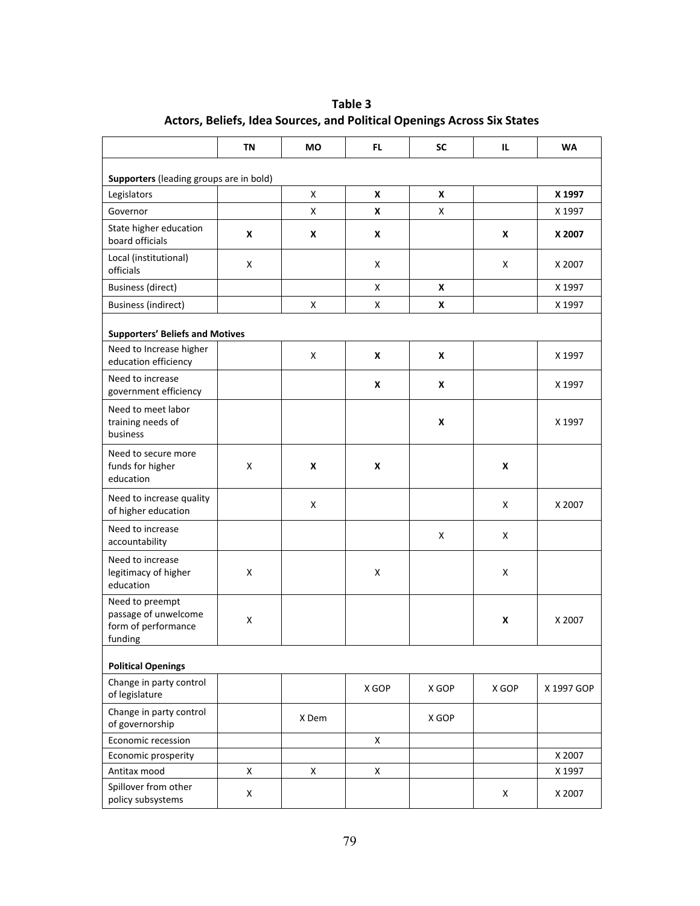**Table 3**
**Actors, Beliefs, Idea Sources, and Political Openings Across Six States**

| | TN | MO | FL | SC | IL | WA |
|---|---|---|---|---|---|---|
| **Supporters** (leading groups are in bold) | | | | | | |
| Legislators | | X | **X** | **X** | | **X 1997** |
| Governor | | X | **X** | X | | X 1997 |
| State higher education board officials | **X** | **X** | **X** | | **X** | **X 2007** |
| Local (institutional) officials | X | | X | | X | X 2007 |
| Business (direct) | | | X | **X** | | X 1997 |
| Business (indirect) | | X | X | **X** | | X 1997 |
| **Supporters' Beliefs and Motives** | | | | | | |
| Need to Increase higher education efficiency | | X | **X** | **X** | | X 1997 |
| Need to increase government efficiency | | | **X** | **X** | | X 1997 |
| Need to meet labor training needs of business | | | | **X** | | X 1997 |
| Need to secure more funds for higher education | X | **X** | **X** | | **X** | |
| Need to increase quality of higher education | | X | | | X | X 2007 |
| Need to increase accountability | | | | X | X | |
| Need to increase legitimacy of higher education | X | | X | | X | |
| Need to preempt passage of unwelcome form of performance funding | X | | | | **X** | X 2007 |
| **Political Openings** | | | | | | |
| Change in party control of legislature | | | X GOP | X GOP | X GOP | X 1997 GOP |
| Change in party control of governorship | | X Dem | | X GOP | | |
| Economic recession | | | X | | | |
| Economic prosperity | | | | | | X 2007 |
| Antitax mood | X | X | X | | | X 1997 |
| Spillover from other policy subsystems | X | | | | X | X 2007 |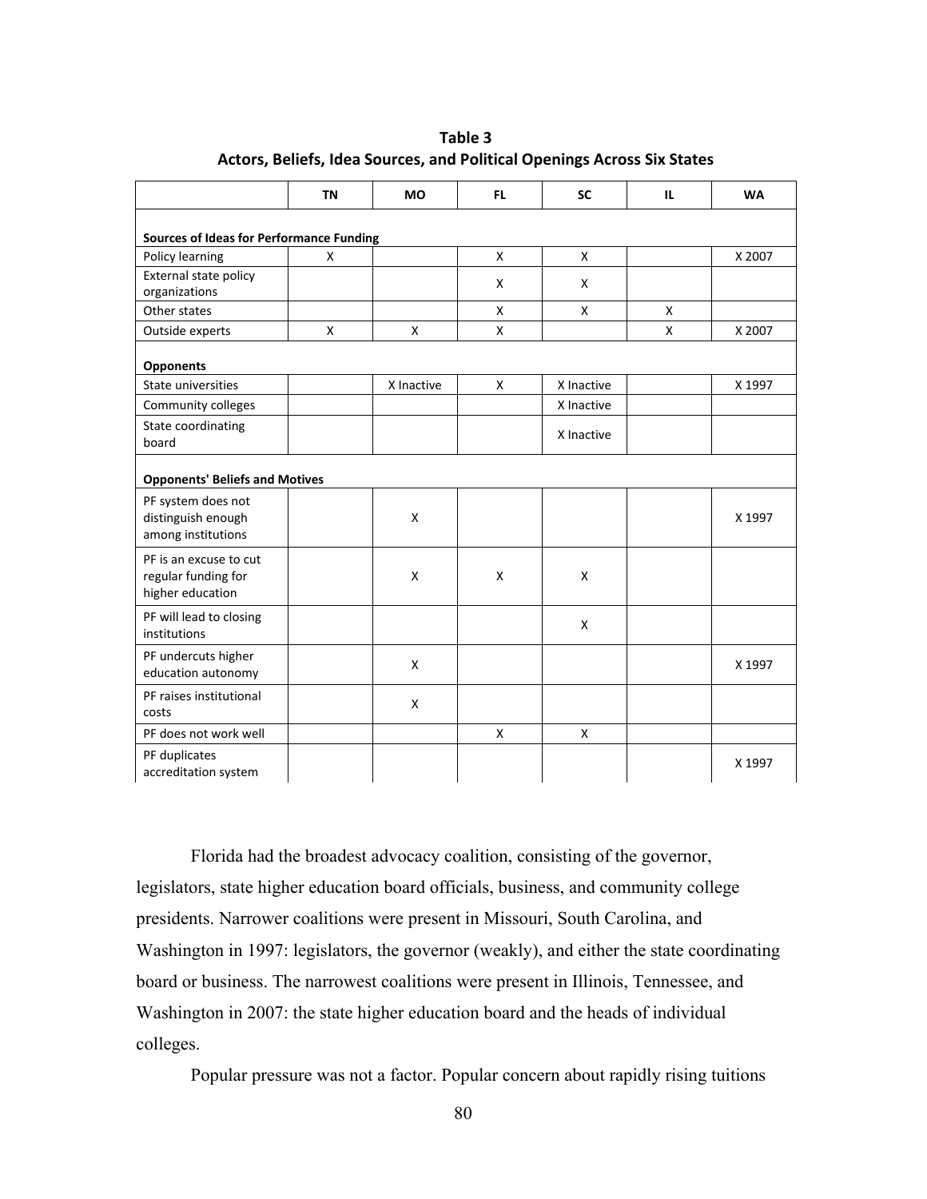**Table 3**
**Actors, Beliefs, Idea Sources, and Political Openings Across Six States**

| | TN | MO | FL | SC | IL | WA |
|---|---|---|---|---|---|---|
| **Sources of Ideas for Performance Funding** | | | | | | |
| Policy learning | X | | X | X | | X 2007 |
| External state policy organizations | | | X | X | | |
| Other states | | | X | X | X | |
| Outside experts | X | X | X | | X | X 2007 |
| **Opponents** | | | | | | |
| State universities | | X Inactive | X | X Inactive | | X 1997 |
| Community colleges | | | | X Inactive | | |
| State coordinating board | | | | X Inactive | | |
| **Opponents' Beliefs and Motives** | | | | | | |
| PF system does not distinguish enough among institutions | | X | | | | X 1997 |
| PF is an excuse to cut regular funding for higher education | | X | X | X | | |
| PF will lead to closing institutions | | | | X | | |
| PF undercuts higher education autonomy | | X | | | | X 1997 |
| PF raises institutional costs | | X | | | | |
| PF does not work well | | | X | X | | |
| PF duplicates accreditation system | | | | | | X 1997 |

Florida had the broadest advocacy coalition, consisting of the governor, legislators, state higher education board officials, business, and community college presidents. Narrower coalitions were present in Missouri, South Carolina, and Washington in 1997: legislators, the governor (weakly), and either the state coordinating board or business. The narrowest coalitions were present in Illinois, Tennessee, and Washington in 2007: the state higher education board and the heads of individual colleges.

Popular pressure was not a factor. Popular concern about rapidly rising tuitions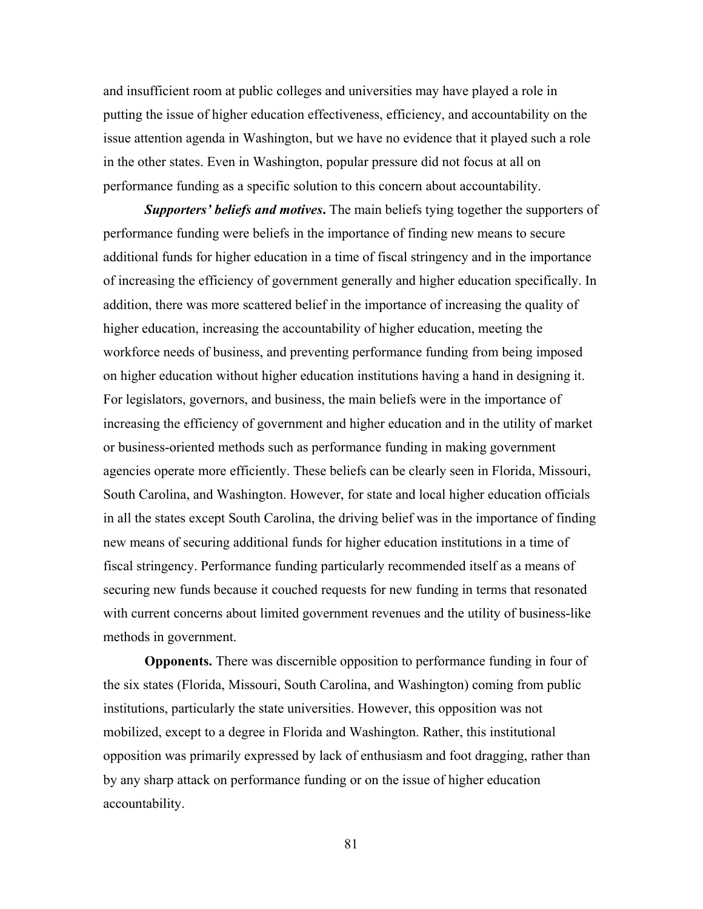and insufficient room at public colleges and universities may have played a role in putting the issue of higher education effectiveness, efficiency, and accountability on the issue attention agenda in Washington, but we have no evidence that it played such a role in the other states. Even in Washington, popular pressure did not focus at all on performance funding as a specific solution to this concern about accountability.

***Supporters' beliefs and motives*.** The main beliefs tying together the supporters of performance funding were beliefs in the importance of finding new means to secure additional funds for higher education in a time of fiscal stringency and in the importance of increasing the efficiency of government generally and higher education specifically. In addition, there was more scattered belief in the importance of increasing the quality of higher education, increasing the accountability of higher education, meeting the workforce needs of business, and preventing performance funding from being imposed on higher education without higher education institutions having a hand in designing it. For legislators, governors, and business, the main beliefs were in the importance of increasing the efficiency of government and higher education and in the utility of market or business-oriented methods such as performance funding in making government agencies operate more efficiently. These beliefs can be clearly seen in Florida, Missouri, South Carolina, and Washington. However, for state and local higher education officials in all the states except South Carolina, the driving belief was in the importance of finding new means of securing additional funds for higher education institutions in a time of fiscal stringency. Performance funding particularly recommended itself as a means of securing new funds because it couched requests for new funding in terms that resonated with current concerns about limited government revenues and the utility of business-like methods in government.

**Opponents.** There was discernible opposition to performance funding in four of the six states (Florida, Missouri, South Carolina, and Washington) coming from public institutions, particularly the state universities. However, this opposition was not mobilized, except to a degree in Florida and Washington. Rather, this institutional opposition was primarily expressed by lack of enthusiasm and foot dragging, rather than by any sharp attack on performance funding or on the issue of higher education accountability.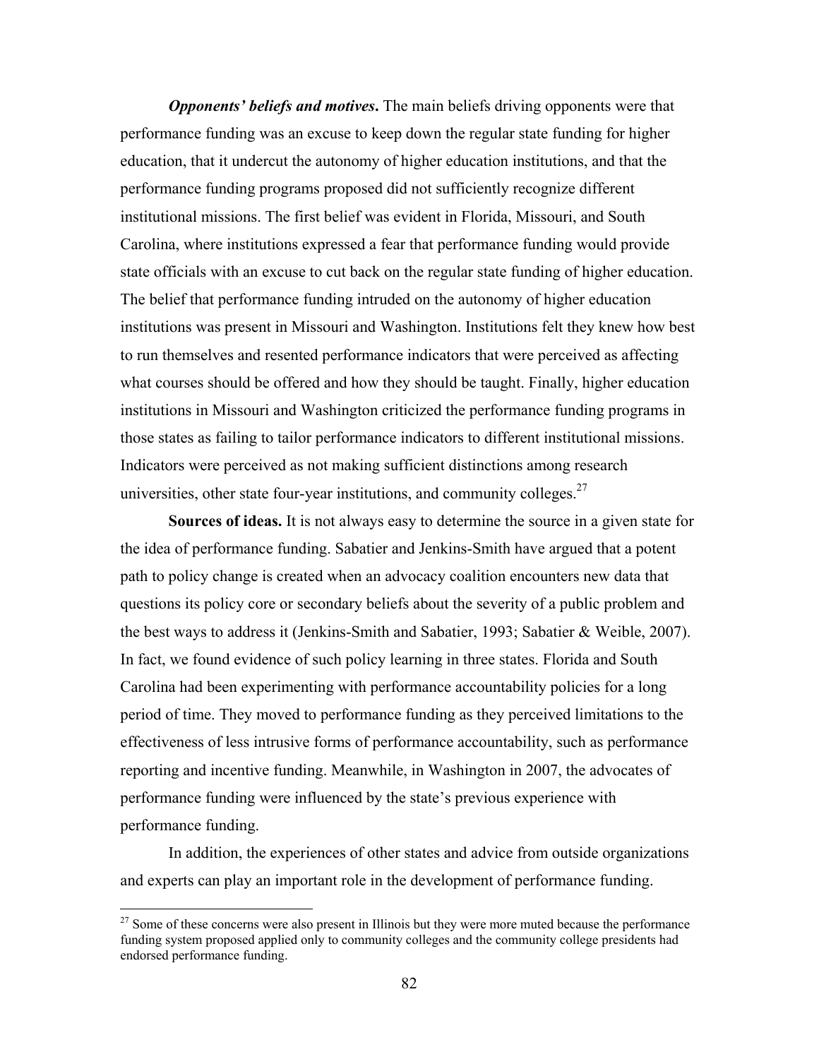***Opponents' beliefs and motives***. The main beliefs driving opponents were that performance funding was an excuse to keep down the regular state funding for higher education, that it undercut the autonomy of higher education institutions, and that the performance funding programs proposed did not sufficiently recognize different institutional missions. The first belief was evident in Florida, Missouri, and South Carolina, where institutions expressed a fear that performance funding would provide state officials with an excuse to cut back on the regular state funding of higher education. The belief that performance funding intruded on the autonomy of higher education institutions was present in Missouri and Washington. Institutions felt they knew how best to run themselves and resented performance indicators that were perceived as affecting what courses should be offered and how they should be taught. Finally, higher education institutions in Missouri and Washington criticized the performance funding programs in those states as failing to tailor performance indicators to different institutional missions. Indicators were perceived as not making sufficient distinctions among research universities, other state four-year institutions, and community colleges.[27]

**Sources of ideas.** It is not always easy to determine the source in a given state for the idea of performance funding. Sabatier and Jenkins-Smith have argued that a potent path to policy change is created when an advocacy coalition encounters new data that questions its policy core or secondary beliefs about the severity of a public problem and the best ways to address it (Jenkins-Smith and Sabatier, 1993; Sabatier & Weible, 2007). In fact, we found evidence of such policy learning in three states. Florida and South Carolina had been experimenting with performance accountability policies for a long period of time. They moved to performance funding as they perceived limitations to the effectiveness of less intrusive forms of performance accountability, such as performance reporting and incentive funding. Meanwhile, in Washington in 2007, the advocates of performance funding were influenced by the state's previous experience with performance funding.

In addition, the experiences of other states and advice from outside organizations and experts can play an important role in the development of performance funding.

[27] Some of these concerns were also present in Illinois but they were more muted because the performance funding system proposed applied only to community colleges and the community college presidents had endorsed performance funding.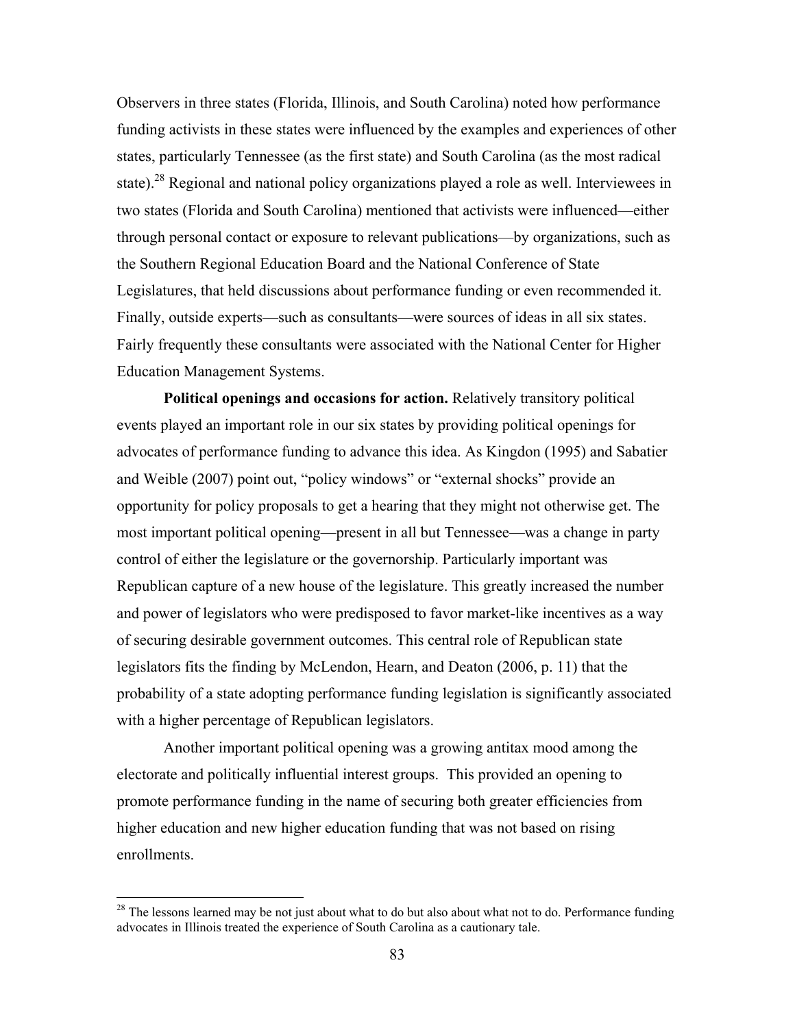Observers in three states (Florida, Illinois, and South Carolina) noted how performance funding activists in these states were influenced by the examples and experiences of other states, particularly Tennessee (as the first state) and South Carolina (as the most radical state).[28] Regional and national policy organizations played a role as well. Interviewees in two states (Florida and South Carolina) mentioned that activists were influenced—either through personal contact or exposure to relevant publications—by organizations, such as the Southern Regional Education Board and the National Conference of State Legislatures, that held discussions about performance funding or even recommended it. Finally, outside experts—such as consultants—were sources of ideas in all six states. Fairly frequently these consultants were associated with the National Center for Higher Education Management Systems.

**Political openings and occasions for action.** Relatively transitory political events played an important role in our six states by providing political openings for advocates of performance funding to advance this idea. As Kingdon (1995) and Sabatier and Weible (2007) point out, "policy windows" or "external shocks" provide an opportunity for policy proposals to get a hearing that they might not otherwise get. The most important political opening—present in all but Tennessee—was a change in party control of either the legislature or the governorship. Particularly important was Republican capture of a new house of the legislature. This greatly increased the number and power of legislators who were predisposed to favor market-like incentives as a way of securing desirable government outcomes. This central role of Republican state legislators fits the finding by McLendon, Hearn, and Deaton (2006, p. 11) that the probability of a state adopting performance funding legislation is significantly associated with a higher percentage of Republican legislators.

Another important political opening was a growing antitax mood among the electorate and politically influential interest groups. This provided an opening to promote performance funding in the name of securing both greater efficiencies from higher education and new higher education funding that was not based on rising enrollments.

---

[28] The lessons learned may be not just about what to do but also about what not to do. Performance funding advocates in Illinois treated the experience of South Carolina as a cautionary tale.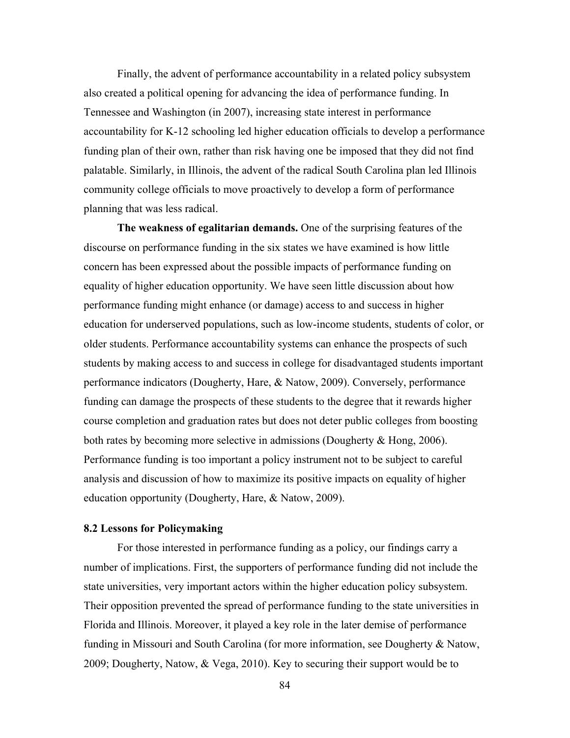Finally, the advent of performance accountability in a related policy subsystem also created a political opening for advancing the idea of performance funding. In Tennessee and Washington (in 2007), increasing state interest in performance accountability for K-12 schooling led higher education officials to develop a performance funding plan of their own, rather than risk having one be imposed that they did not find palatable. Similarly, in Illinois, the advent of the radical South Carolina plan led Illinois community college officials to move proactively to develop a form of performance planning that was less radical.

**The weakness of egalitarian demands.** One of the surprising features of the discourse on performance funding in the six states we have examined is how little concern has been expressed about the possible impacts of performance funding on equality of higher education opportunity. We have seen little discussion about how performance funding might enhance (or damage) access to and success in higher education for underserved populations, such as low-income students, students of color, or older students. Performance accountability systems can enhance the prospects of such students by making access to and success in college for disadvantaged students important performance indicators (Dougherty, Hare, & Natow, 2009). Conversely, performance funding can damage the prospects of these students to the degree that it rewards higher course completion and graduation rates but does not deter public colleges from boosting both rates by becoming more selective in admissions (Dougherty & Hong, 2006). Performance funding is too important a policy instrument not to be subject to careful analysis and discussion of how to maximize its positive impacts on equality of higher education opportunity (Dougherty, Hare, & Natow, 2009).

### 8.2 Lessons for Policymaking

For those interested in performance funding as a policy, our findings carry a number of implications. First, the supporters of performance funding did not include the state universities, very important actors within the higher education policy subsystem. Their opposition prevented the spread of performance funding to the state universities in Florida and Illinois. Moreover, it played a key role in the later demise of performance funding in Missouri and South Carolina (for more information, see Dougherty & Natow, 2009; Dougherty, Natow, & Vega, 2010). Key to securing their support would be to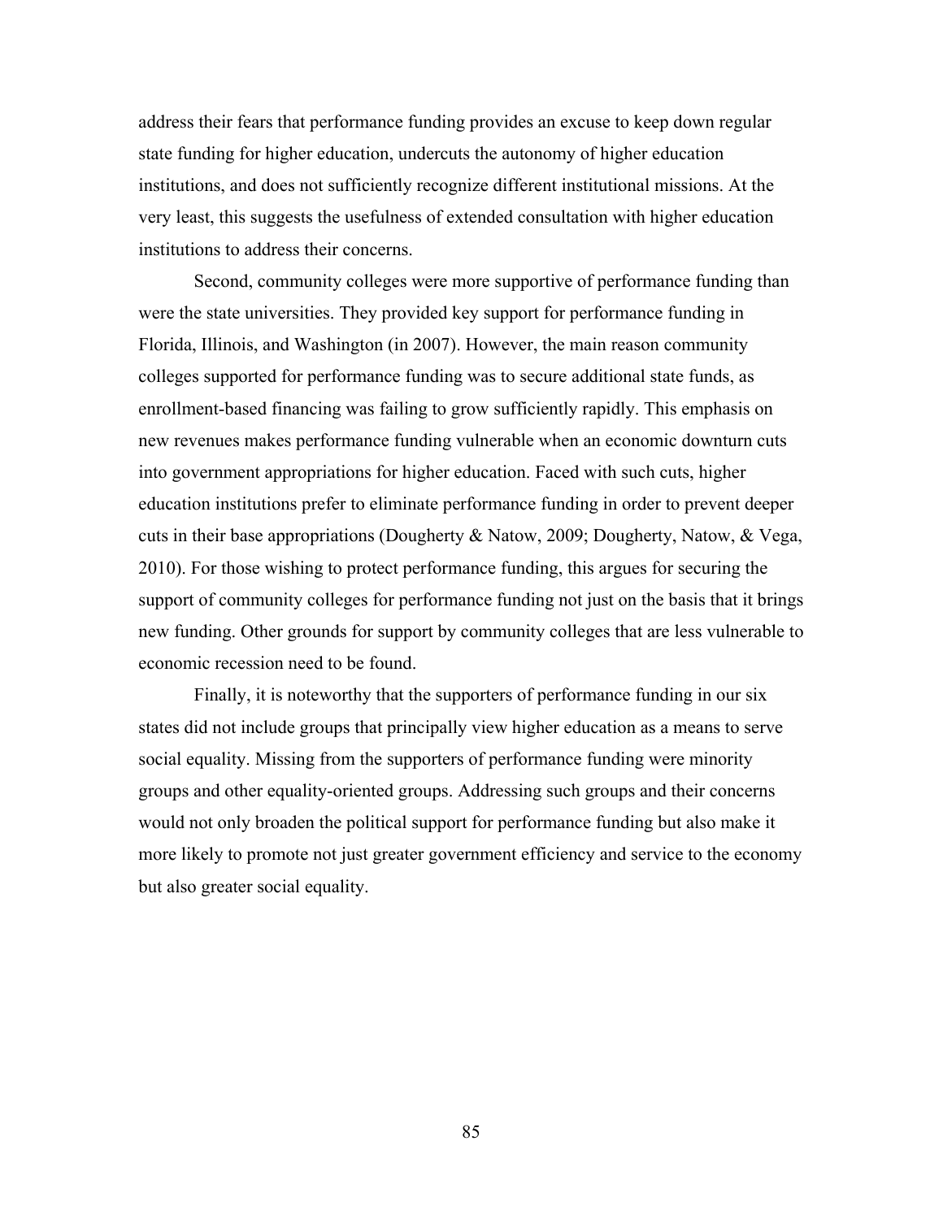address their fears that performance funding provides an excuse to keep down regular state funding for higher education, undercuts the autonomy of higher education institutions, and does not sufficiently recognize different institutional missions. At the very least, this suggests the usefulness of extended consultation with higher education institutions to address their concerns.

Second, community colleges were more supportive of performance funding than were the state universities. They provided key support for performance funding in Florida, Illinois, and Washington (in 2007). However, the main reason community colleges supported for performance funding was to secure additional state funds, as enrollment-based financing was failing to grow sufficiently rapidly. This emphasis on new revenues makes performance funding vulnerable when an economic downturn cuts into government appropriations for higher education. Faced with such cuts, higher education institutions prefer to eliminate performance funding in order to prevent deeper cuts in their base appropriations (Dougherty & Natow, 2009; Dougherty, Natow, & Vega, 2010). For those wishing to protect performance funding, this argues for securing the support of community colleges for performance funding not just on the basis that it brings new funding. Other grounds for support by community colleges that are less vulnerable to economic recession need to be found.

Finally, it is noteworthy that the supporters of performance funding in our six states did not include groups that principally view higher education as a means to serve social equality. Missing from the supporters of performance funding were minority groups and other equality-oriented groups. Addressing such groups and their concerns would not only broaden the political support for performance funding but also make it more likely to promote not just greater government efficiency and service to the economy but also greater social equality.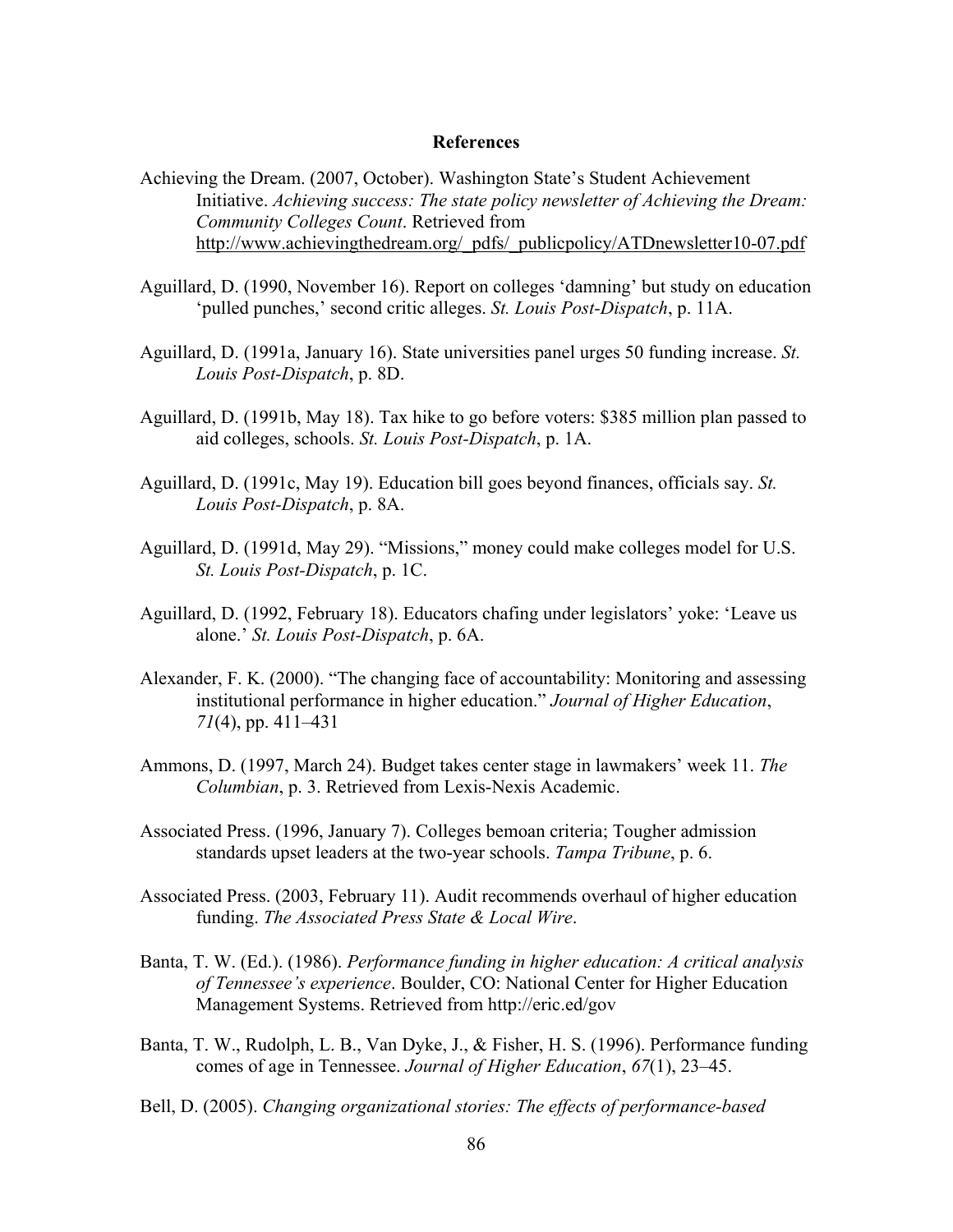## References

Achieving the Dream. (2007, October). Washington State's Student Achievement Initiative. *Achieving success: The state policy newsletter of Achieving the Dream: Community Colleges Count*. Retrieved from http://www.achievingthedream.org/_pdfs/_publicpolicy/ATDnewsletter10-07.pdf

Aguillard, D. (1990, November 16). Report on colleges 'damning' but study on education 'pulled punches,' second critic alleges. *St. Louis Post-Dispatch*, p. 11A.

Aguillard, D. (1991a, January 16). State universities panel urges 50 funding increase. *St. Louis Post-Dispatch*, p. 8D.

Aguillard, D. (1991b, May 18). Tax hike to go before voters: $385 million plan passed to aid colleges, schools. *St. Louis Post-Dispatch*, p. 1A.

Aguillard, D. (1991c, May 19). Education bill goes beyond finances, officials say. *St. Louis Post-Dispatch*, p. 8A.

Aguillard, D. (1991d, May 29). "Missions," money could make colleges model for U.S. *St. Louis Post-Dispatch*, p. 1C.

Aguillard, D. (1992, February 18). Educators chafing under legislators' yoke: 'Leave us alone.' *St. Louis Post-Dispatch*, p. 6A.

Alexander, F. K. (2000). "The changing face of accountability: Monitoring and assessing institutional performance in higher education." *Journal of Higher Education*, *71*(4), pp. 411–431

Ammons, D. (1997, March 24). Budget takes center stage in lawmakers' week 11. *The Columbian*, p. 3. Retrieved from Lexis-Nexis Academic.

Associated Press. (1996, January 7). Colleges bemoan criteria; Tougher admission standards upset leaders at the two-year schools. *Tampa Tribune*, p. 6.

Associated Press. (2003, February 11). Audit recommends overhaul of higher education funding. *The Associated Press State & Local Wire*.

Banta, T. W. (Ed.). (1986). *Performance funding in higher education: A critical analysis of Tennessee's experience*. Boulder, CO: National Center for Higher Education Management Systems. Retrieved from http://eric.ed/gov

Banta, T. W., Rudolph, L. B., Van Dyke, J., & Fisher, H. S. (1996). Performance funding comes of age in Tennessee. *Journal of Higher Education*, *67*(1), 23–45.

Bell, D. (2005). *Changing organizational stories: The effects of performance-based*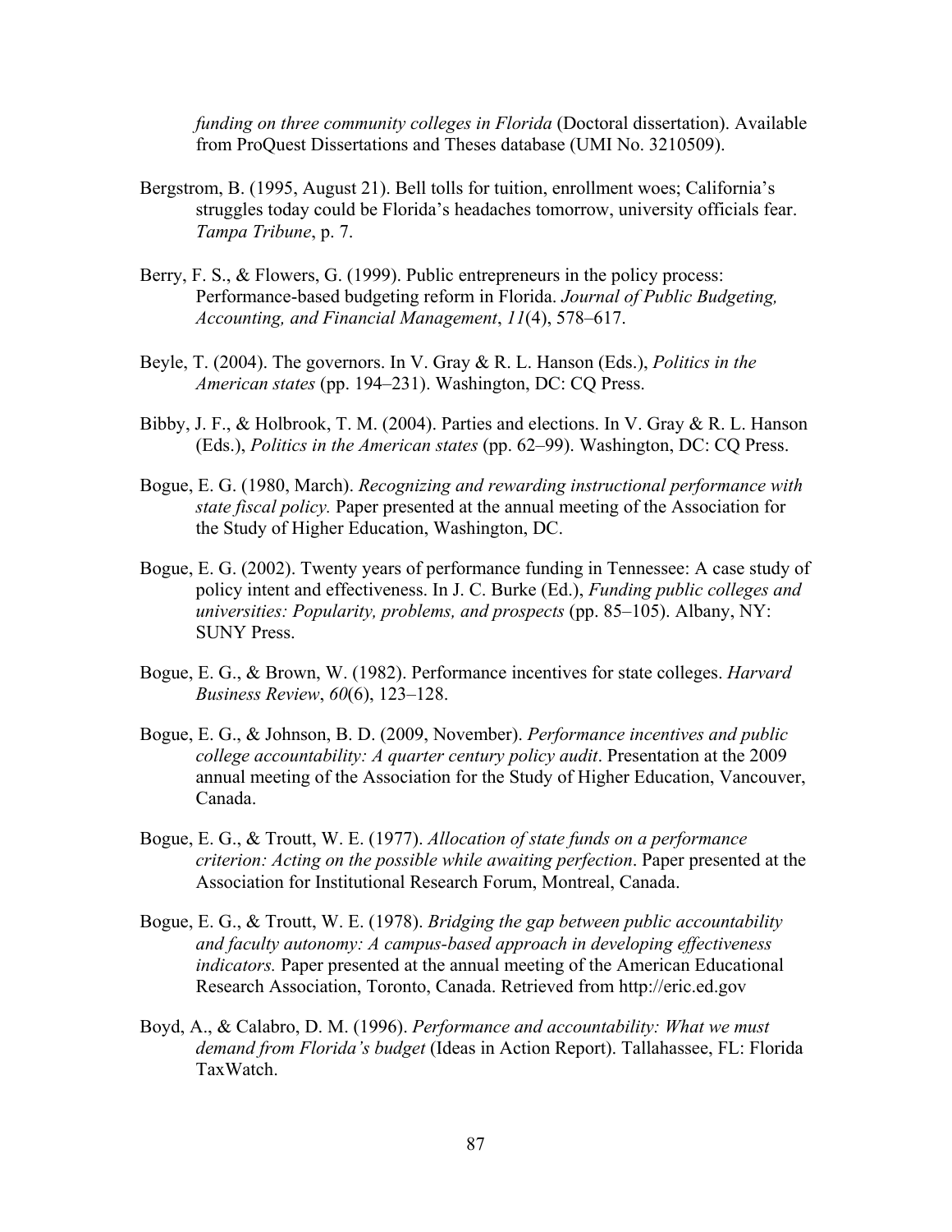*funding on three community colleges in Florida* (Doctoral dissertation). Available from ProQuest Dissertations and Theses database (UMI No. 3210509).

Bergstrom, B. (1995, August 21). Bell tolls for tuition, enrollment woes; California's struggles today could be Florida's headaches tomorrow, university officials fear. *Tampa Tribune*, p. 7.

Berry, F. S., & Flowers, G. (1999). Public entrepreneurs in the policy process: Performance-based budgeting reform in Florida. *Journal of Public Budgeting, Accounting, and Financial Management*, *11*(4), 578–617.

Beyle, T. (2004). The governors. In V. Gray & R. L. Hanson (Eds.), *Politics in the American states* (pp. 194–231). Washington, DC: CQ Press.

Bibby, J. F., & Holbrook, T. M. (2004). Parties and elections. In V. Gray & R. L. Hanson (Eds.), *Politics in the American states* (pp. 62–99). Washington, DC: CQ Press.

Bogue, E. G. (1980, March). *Recognizing and rewarding instructional performance with state fiscal policy.* Paper presented at the annual meeting of the Association for the Study of Higher Education, Washington, DC.

Bogue, E. G. (2002). Twenty years of performance funding in Tennessee: A case study of policy intent and effectiveness. In J. C. Burke (Ed.), *Funding public colleges and universities: Popularity, problems, and prospects* (pp. 85–105). Albany, NY: SUNY Press.

Bogue, E. G., & Brown, W. (1982). Performance incentives for state colleges. *Harvard Business Review*, *60*(6), 123–128.

Bogue, E. G., & Johnson, B. D. (2009, November). *Performance incentives and public college accountability: A quarter century policy audit*. Presentation at the 2009 annual meeting of the Association for the Study of Higher Education, Vancouver, Canada.

Bogue, E. G., & Troutt, W. E. (1977). *Allocation of state funds on a performance criterion: Acting on the possible while awaiting perfection*. Paper presented at the Association for Institutional Research Forum, Montreal, Canada.

Bogue, E. G., & Troutt, W. E. (1978). *Bridging the gap between public accountability and faculty autonomy: A campus-based approach in developing effectiveness indicators.* Paper presented at the annual meeting of the American Educational Research Association, Toronto, Canada. Retrieved from http://eric.ed.gov

Boyd, A., & Calabro, D. M. (1996). *Performance and accountability: What we must demand from Florida's budget* (Ideas in Action Report). Tallahassee, FL: Florida TaxWatch.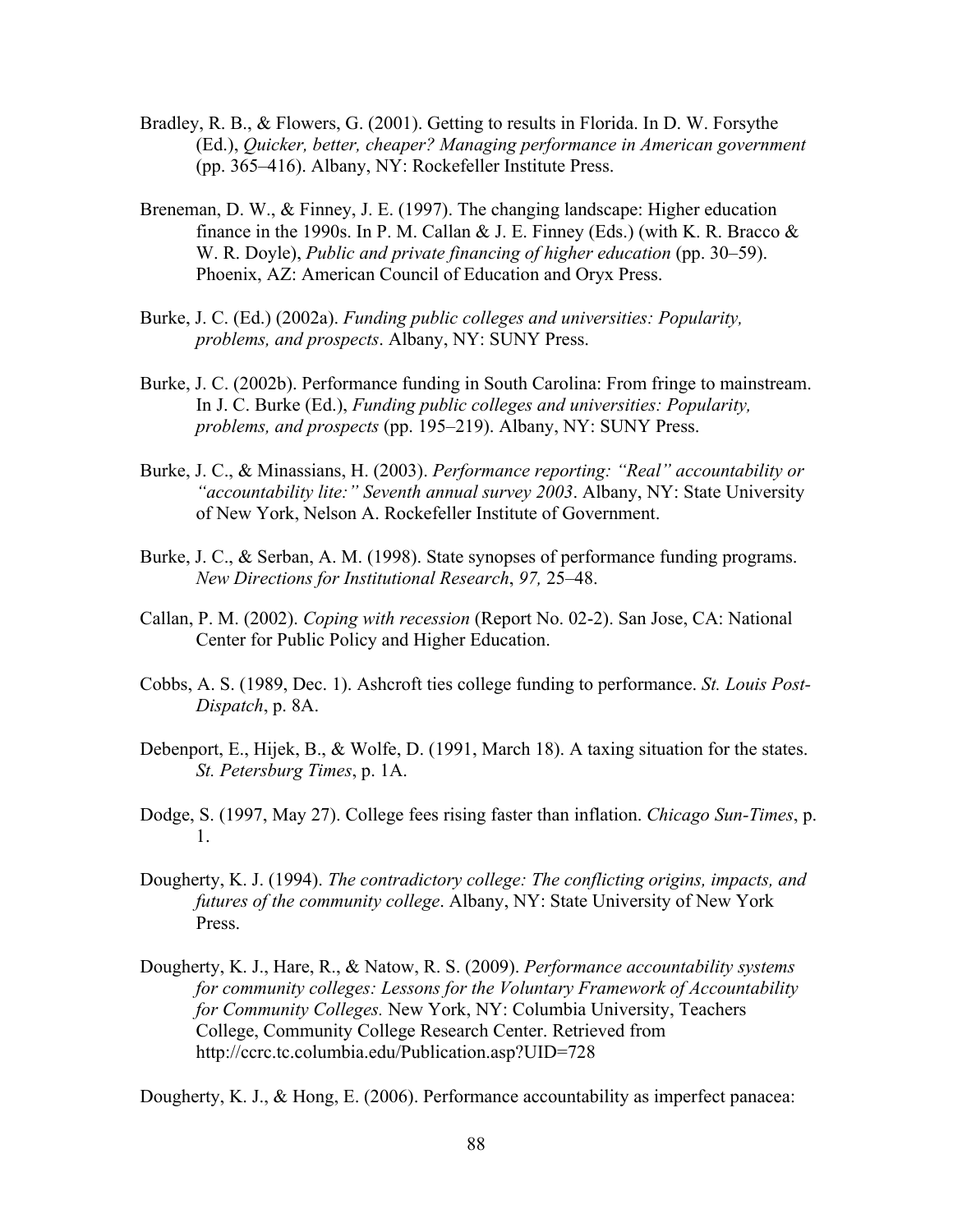Bradley, R. B., & Flowers, G. (2001). Getting to results in Florida. In D. W. Forsythe (Ed.), *Quicker, better, cheaper? Managing performance in American government* (pp. 365–416). Albany, NY: Rockefeller Institute Press.

Breneman, D. W., & Finney, J. E. (1997). The changing landscape: Higher education finance in the 1990s. In P. M. Callan & J. E. Finney (Eds.) (with K. R. Bracco & W. R. Doyle), *Public and private financing of higher education* (pp. 30–59). Phoenix, AZ: American Council of Education and Oryx Press.

Burke, J. C. (Ed.) (2002a). *Funding public colleges and universities: Popularity, problems, and prospects*. Albany, NY: SUNY Press.

Burke, J. C. (2002b). Performance funding in South Carolina: From fringe to mainstream. In J. C. Burke (Ed.), *Funding public colleges and universities: Popularity, problems, and prospects* (pp. 195–219). Albany, NY: SUNY Press.

Burke, J. C., & Minassians, H. (2003). *Performance reporting: "Real" accountability or "accountability lite:" Seventh annual survey 2003*. Albany, NY: State University of New York, Nelson A. Rockefeller Institute of Government.

Burke, J. C., & Serban, A. M. (1998). State synopses of performance funding programs. *New Directions for Institutional Research*, *97,* 25–48.

Callan, P. M. (2002). *Coping with recession* (Report No. 02-2). San Jose, CA: National Center for Public Policy and Higher Education.

Cobbs, A. S. (1989, Dec. 1). Ashcroft ties college funding to performance. *St. Louis Post-Dispatch*, p. 8A.

Debenport, E., Hijek, B., & Wolfe, D. (1991, March 18). A taxing situation for the states. *St. Petersburg Times*, p. 1A.

Dodge, S. (1997, May 27). College fees rising faster than inflation. *Chicago Sun-Times*, p. 1.

Dougherty, K. J. (1994). *The contradictory college: The conflicting origins, impacts, and futures of the community college*. Albany, NY: State University of New York Press.

Dougherty, K. J., Hare, R., & Natow, R. S. (2009). *Performance accountability systems for community colleges: Lessons for the Voluntary Framework of Accountability for Community Colleges.* New York, NY: Columbia University, Teachers College, Community College Research Center. Retrieved from http://ccrc.tc.columbia.edu/Publication.asp?UID=728

Dougherty, K. J., & Hong, E. (2006). Performance accountability as imperfect panacea: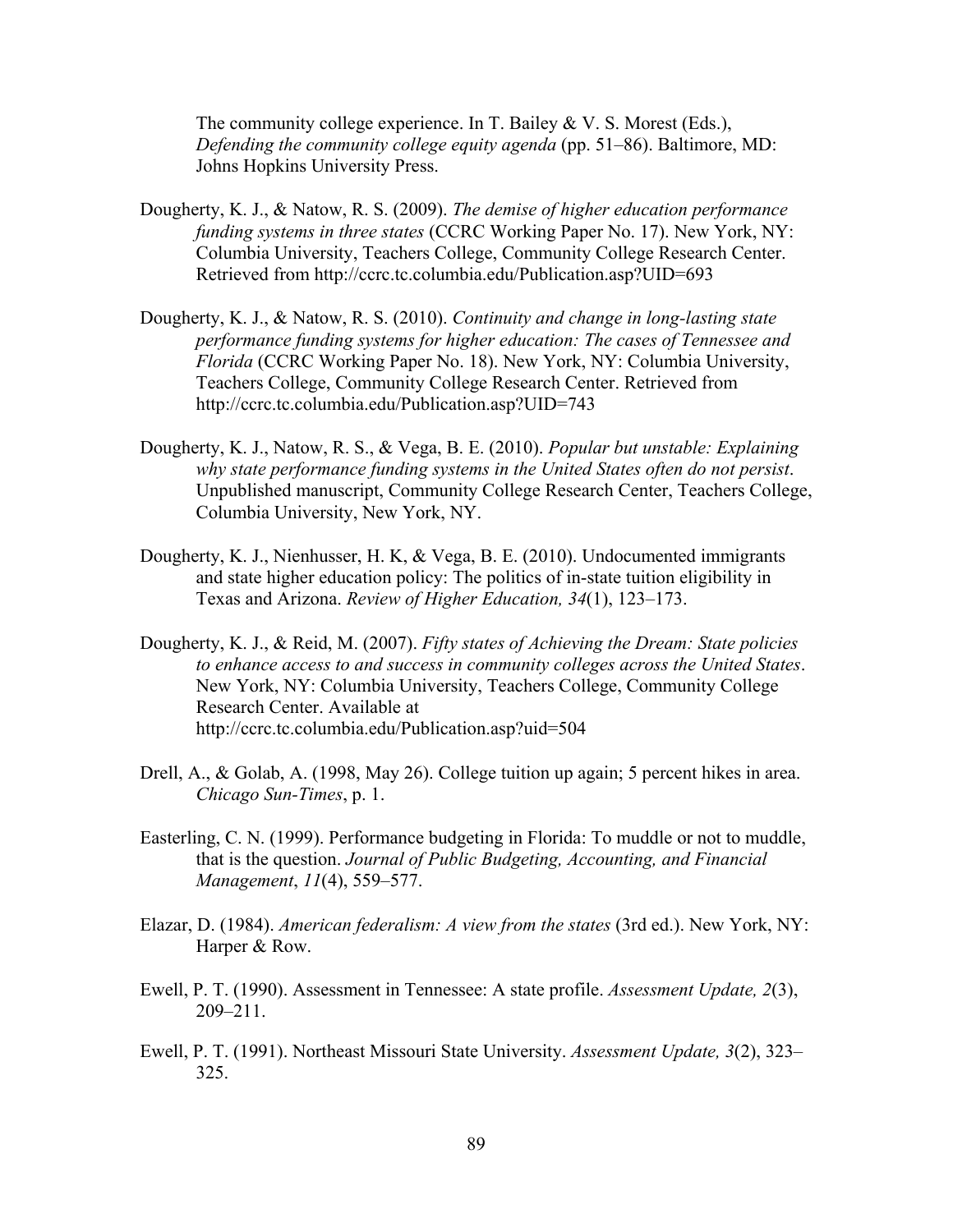The community college experience. In T. Bailey & V. S. Morest (Eds.), *Defending the community college equity agenda* (pp. 51–86). Baltimore, MD: Johns Hopkins University Press.

Dougherty, K. J., & Natow, R. S. (2009). *The demise of higher education performance funding systems in three states* (CCRC Working Paper No. 17). New York, NY: Columbia University, Teachers College, Community College Research Center. Retrieved from http://ccrc.tc.columbia.edu/Publication.asp?UID=693

Dougherty, K. J., & Natow, R. S. (2010). *Continuity and change in long-lasting state performance funding systems for higher education: The cases of Tennessee and Florida* (CCRC Working Paper No. 18). New York, NY: Columbia University, Teachers College, Community College Research Center. Retrieved from http://ccrc.tc.columbia.edu/Publication.asp?UID=743

Dougherty, K. J., Natow, R. S., & Vega, B. E. (2010). *Popular but unstable: Explaining why state performance funding systems in the United States often do not persist*. Unpublished manuscript, Community College Research Center, Teachers College, Columbia University, New York, NY.

Dougherty, K. J., Nienhusser, H. K, & Vega, B. E. (2010). Undocumented immigrants and state higher education policy: The politics of in-state tuition eligibility in Texas and Arizona. *Review of Higher Education, 34*(1), 123–173.

Dougherty, K. J., & Reid, M. (2007). *Fifty states of Achieving the Dream: State policies to enhance access to and success in community colleges across the United States*. New York, NY: Columbia University, Teachers College, Community College Research Center. Available at http://ccrc.tc.columbia.edu/Publication.asp?uid=504

Drell, A., & Golab, A. (1998, May 26). College tuition up again; 5 percent hikes in area. *Chicago Sun-Times*, p. 1.

Easterling, C. N. (1999). Performance budgeting in Florida: To muddle or not to muddle, that is the question. *Journal of Public Budgeting, Accounting, and Financial Management*, *11*(4), 559–577.

Elazar, D. (1984). *American federalism: A view from the states* (3rd ed.). New York, NY: Harper & Row.

Ewell, P. T. (1990). Assessment in Tennessee: A state profile. *Assessment Update, 2*(3), 209–211.

Ewell, P. T. (1991). Northeast Missouri State University. *Assessment Update, 3*(2), 323–325.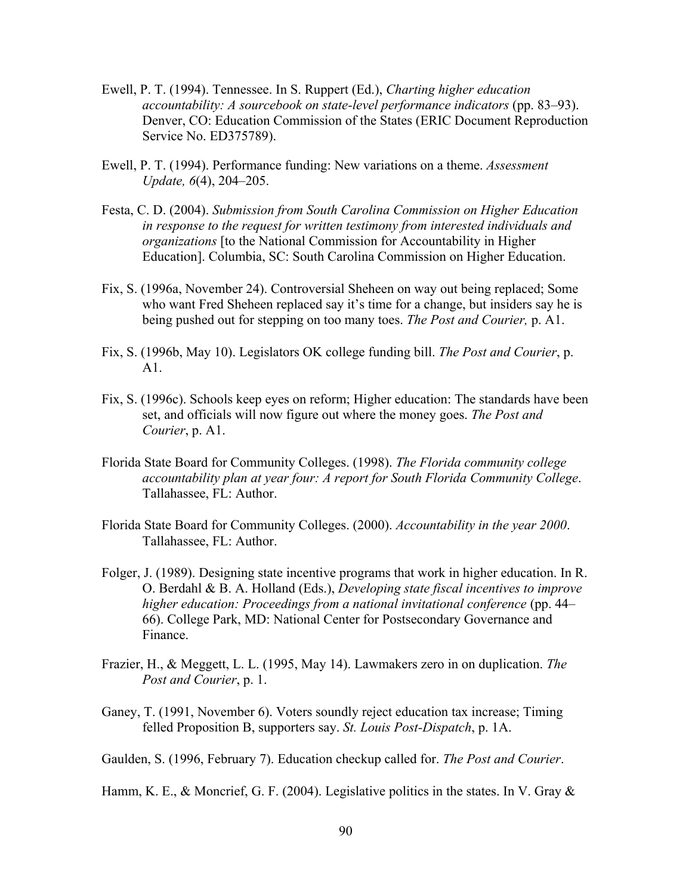Ewell, P. T. (1994). Tennessee. In S. Ruppert (Ed.), *Charting higher education accountability: A sourcebook on state-level performance indicators* (pp. 83–93). Denver, CO: Education Commission of the States (ERIC Document Reproduction Service No. ED375789).

Ewell, P. T. (1994). Performance funding: New variations on a theme. *Assessment Update, 6*(4), 204–205.

Festa, C. D. (2004). *Submission from South Carolina Commission on Higher Education in response to the request for written testimony from interested individuals and organizations* [to the National Commission for Accountability in Higher Education]. Columbia, SC: South Carolina Commission on Higher Education.

Fix, S. (1996a, November 24). Controversial Sheheen on way out being replaced; Some who want Fred Sheheen replaced say it's time for a change, but insiders say he is being pushed out for stepping on too many toes. *The Post and Courier,* p. A1.

Fix, S. (1996b, May 10). Legislators OK college funding bill. *The Post and Courier*, p. A1.

Fix, S. (1996c). Schools keep eyes on reform; Higher education: The standards have been set, and officials will now figure out where the money goes. *The Post and Courier*, p. A1.

Florida State Board for Community Colleges. (1998). *The Florida community college accountability plan at year four: A report for South Florida Community College*. Tallahassee, FL: Author.

Florida State Board for Community Colleges. (2000). *Accountability in the year 2000*. Tallahassee, FL: Author.

Folger, J. (1989). Designing state incentive programs that work in higher education. In R. O. Berdahl & B. A. Holland (Eds.), *Developing state fiscal incentives to improve higher education: Proceedings from a national invitational conference* (pp. 44–66). College Park, MD: National Center for Postsecondary Governance and Finance.

Frazier, H., & Meggett, L. L. (1995, May 14). Lawmakers zero in on duplication. *The Post and Courier*, p. 1.

Ganey, T. (1991, November 6). Voters soundly reject education tax increase; Timing felled Proposition B, supporters say. *St. Louis Post-Dispatch*, p. 1A.

Gaulden, S. (1996, February 7). Education checkup called for. *The Post and Courier*.

Hamm, K. E., & Moncrief, G. F. (2004). Legislative politics in the states. In V. Gray &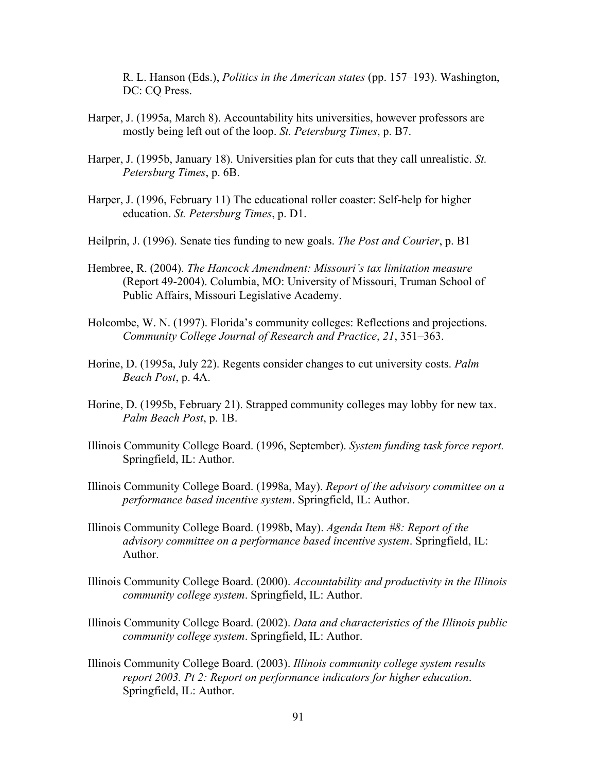R. L. Hanson (Eds.), *Politics in the American states* (pp. 157–193). Washington, DC: CQ Press.

Harper, J. (1995a, March 8). Accountability hits universities, however professors are mostly being left out of the loop. *St. Petersburg Times*, p. B7.

Harper, J. (1995b, January 18). Universities plan for cuts that they call unrealistic. *St. Petersburg Times*, p. 6B.

Harper, J. (1996, February 11) The educational roller coaster: Self-help for higher education. *St. Petersburg Times*, p. D1.

Heilprin, J. (1996). Senate ties funding to new goals. *The Post and Courier*, p. B1

Hembree, R. (2004). *The Hancock Amendment: Missouri's tax limitation measure* (Report 49-2004). Columbia, MO: University of Missouri, Truman School of Public Affairs, Missouri Legislative Academy.

Holcombe, W. N. (1997). Florida's community colleges: Reflections and projections. *Community College Journal of Research and Practice*, *21*, 351–363.

Horine, D. (1995a, July 22). Regents consider changes to cut university costs. *Palm Beach Post*, p. 4A.

Horine, D. (1995b, February 21). Strapped community colleges may lobby for new tax. *Palm Beach Post*, p. 1B.

Illinois Community College Board. (1996, September). *System funding task force report.* Springfield, IL: Author.

Illinois Community College Board. (1998a, May). *Report of the advisory committee on a performance based incentive system*. Springfield, IL: Author.

Illinois Community College Board. (1998b, May). *Agenda Item #8: Report of the advisory committee on a performance based incentive system*. Springfield, IL: Author.

Illinois Community College Board. (2000). *Accountability and productivity in the Illinois community college system*. Springfield, IL: Author.

Illinois Community College Board. (2002). *Data and characteristics of the Illinois public community college system*. Springfield, IL: Author.

Illinois Community College Board. (2003). *Illinois community college system results report 2003. Pt 2: Report on performance indicators for higher education*. Springfield, IL: Author.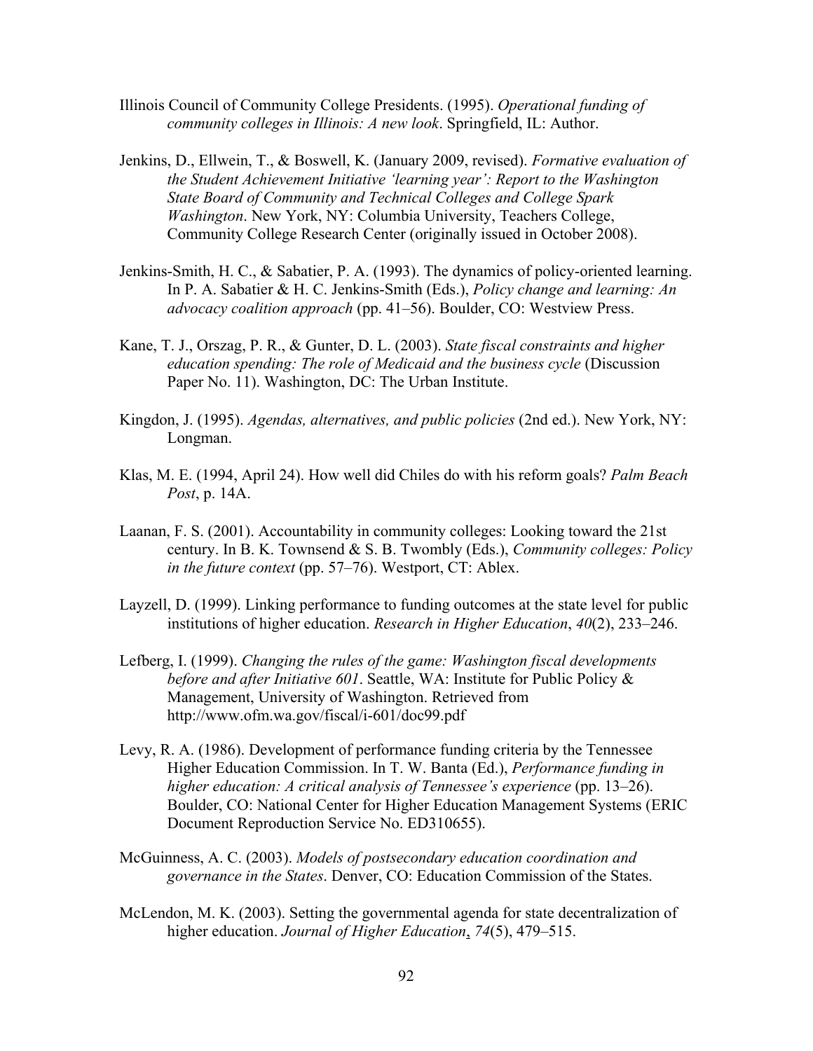Illinois Council of Community College Presidents. (1995). *Operational funding of community colleges in Illinois: A new look*. Springfield, IL: Author.

Jenkins, D., Ellwein, T., & Boswell, K. (January 2009, revised). *Formative evaluation of the Student Achievement Initiative 'learning year': Report to the Washington State Board of Community and Technical Colleges and College Spark Washington*. New York, NY: Columbia University, Teachers College, Community College Research Center (originally issued in October 2008).

Jenkins-Smith, H. C., & Sabatier, P. A. (1993). The dynamics of policy-oriented learning. In P. A. Sabatier & H. C. Jenkins-Smith (Eds.), *Policy change and learning: An advocacy coalition approach* (pp. 41–56). Boulder, CO: Westview Press.

Kane, T. J., Orszag, P. R., & Gunter, D. L. (2003). *State fiscal constraints and higher education spending: The role of Medicaid and the business cycle* (Discussion Paper No. 11). Washington, DC: The Urban Institute.

Kingdon, J. (1995). *Agendas, alternatives, and public policies* (2nd ed.). New York, NY: Longman.

Klas, M. E. (1994, April 24). How well did Chiles do with his reform goals? *Palm Beach Post*, p. 14A.

Laanan, F. S. (2001). Accountability in community colleges: Looking toward the 21st century. In B. K. Townsend & S. B. Twombly (Eds.), *Community colleges: Policy in the future context* (pp. 57–76). Westport, CT: Ablex.

Layzell, D. (1999). Linking performance to funding outcomes at the state level for public institutions of higher education. *Research in Higher Education*, *40*(2), 233–246.

Lefberg, I. (1999). *Changing the rules of the game: Washington fiscal developments before and after Initiative 601*. Seattle, WA: Institute for Public Policy & Management, University of Washington. Retrieved from http://www.ofm.wa.gov/fiscal/i-601/doc99.pdf

Levy, R. A. (1986). Development of performance funding criteria by the Tennessee Higher Education Commission. In T. W. Banta (Ed.), *Performance funding in higher education: A critical analysis of Tennessee's experience* (pp. 13–26). Boulder, CO: National Center for Higher Education Management Systems (ERIC Document Reproduction Service No. ED310655).

McGuinness, A. C. (2003). *Models of postsecondary education coordination and governance in the States*. Denver, CO: Education Commission of the States.

McLendon, M. K. (2003). Setting the governmental agenda for state decentralization of higher education. *Journal of Higher Education*, *74*(5), 479–515.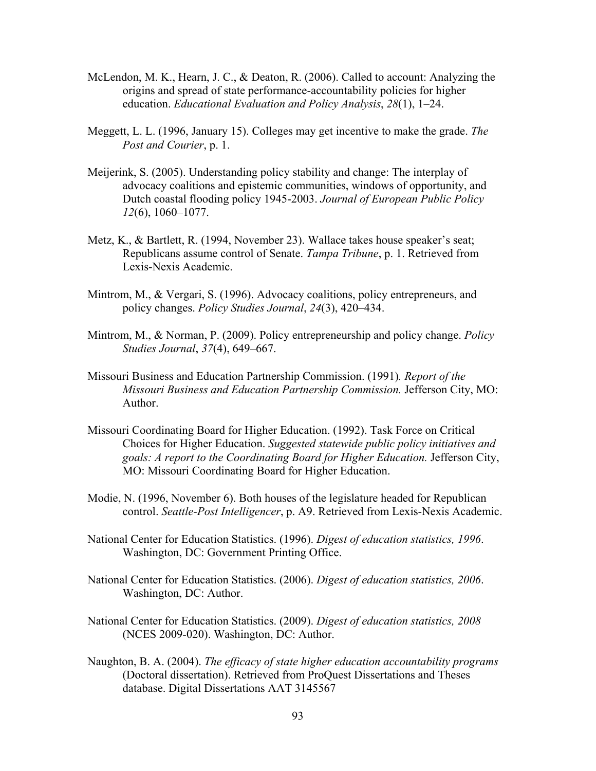McLendon, M. K., Hearn, J. C., & Deaton, R. (2006). Called to account: Analyzing the origins and spread of state performance-accountability policies for higher education. *Educational Evaluation and Policy Analysis*, *28*(1), 1–24.

Meggett, L. L. (1996, January 15). Colleges may get incentive to make the grade. *The Post and Courier*, p. 1.

Meijerink, S. (2005). Understanding policy stability and change: The interplay of advocacy coalitions and epistemic communities, windows of opportunity, and Dutch coastal flooding policy 1945-2003. *Journal of European Public Policy 12*(6), 1060–1077.

Metz, K., & Bartlett, R. (1994, November 23). Wallace takes house speaker's seat; Republicans assume control of Senate. *Tampa Tribune*, p. 1. Retrieved from Lexis-Nexis Academic.

Mintrom, M., & Vergari, S. (1996). Advocacy coalitions, policy entrepreneurs, and policy changes. *Policy Studies Journal*, *24*(3), 420–434.

Mintrom, M., & Norman, P. (2009). Policy entrepreneurship and policy change. *Policy Studies Journal*, *37*(4), 649–667.

Missouri Business and Education Partnership Commission. (1991)*. Report of the Missouri Business and Education Partnership Commission.* Jefferson City, MO: Author.

Missouri Coordinating Board for Higher Education. (1992). Task Force on Critical Choices for Higher Education. *Suggested statewide public policy initiatives and goals: A report to the Coordinating Board for Higher Education.* Jefferson City, MO: Missouri Coordinating Board for Higher Education.

Modie, N. (1996, November 6). Both houses of the legislature headed for Republican control. *Seattle-Post Intelligencer*, p. A9. Retrieved from Lexis-Nexis Academic.

National Center for Education Statistics. (1996). *Digest of education statistics, 1996*. Washington, DC: Government Printing Office.

National Center for Education Statistics. (2006). *Digest of education statistics, 2006*. Washington, DC: Author.

National Center for Education Statistics. (2009). *Digest of education statistics, 2008* (NCES 2009-020). Washington, DC: Author.

Naughton, B. A. (2004). *The efficacy of state higher education accountability programs* (Doctoral dissertation). Retrieved from ProQuest Dissertations and Theses database. Digital Dissertations AAT 3145567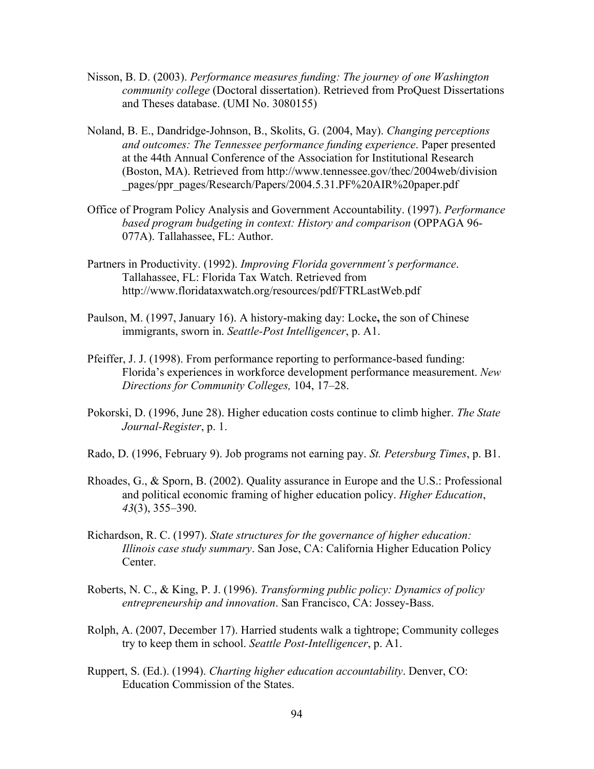Nisson, B. D. (2003). *Performance measures funding: The journey of one Washington community college* (Doctoral dissertation). Retrieved from ProQuest Dissertations and Theses database. (UMI No. 3080155)

Noland, B. E., Dandridge-Johnson, B., Skolits, G. (2004, May). *Changing perceptions and outcomes: The Tennessee performance funding experience*. Paper presented at the 44th Annual Conference of the Association for Institutional Research (Boston, MA). Retrieved from http://www.tennessee.gov/thec/2004web/division_pages/ppr_pages/Research/Papers/2004.5.31.PF%20AIR%20paper.pdf

Office of Program Policy Analysis and Government Accountability. (1997). *Performance based program budgeting in context: History and comparison* (OPPAGA 96-077A). Tallahassee, FL: Author.

Partners in Productivity. (1992). *Improving Florida government's performance*. Tallahassee, FL: Florida Tax Watch. Retrieved from http://www.floridataxwatch.org/resources/pdf/FTRLastWeb.pdf

Paulson, M. (1997, January 16). A history-making day: Locke**,** the son of Chinese immigrants, sworn in. *Seattle-Post Intelligencer*, p. A1.

Pfeiffer, J. J. (1998). From performance reporting to performance-based funding: Florida's experiences in workforce development performance measurement. *New Directions for Community Colleges,* 104, 17–28.

Pokorski, D. (1996, June 28). Higher education costs continue to climb higher. *The State Journal-Register*, p. 1.

Rado, D. (1996, February 9). Job programs not earning pay. *St. Petersburg Times*, p. B1.

Rhoades, G., & Sporn, B. (2002). Quality assurance in Europe and the U.S.: Professional and political economic framing of higher education policy. *Higher Education*, *43*(3), 355–390.

Richardson, R. C. (1997). *State structures for the governance of higher education: Illinois case study summary*. San Jose, CA: California Higher Education Policy Center.

Roberts, N. C., & King, P. J. (1996). *Transforming public policy: Dynamics of policy entrepreneurship and innovation*. San Francisco, CA: Jossey-Bass.

Rolph, A. (2007, December 17). Harried students walk a tightrope; Community colleges try to keep them in school. *Seattle Post-Intelligencer*, p. A1.

Ruppert, S. (Ed.). (1994). *Charting higher education accountability*. Denver, CO: Education Commission of the States.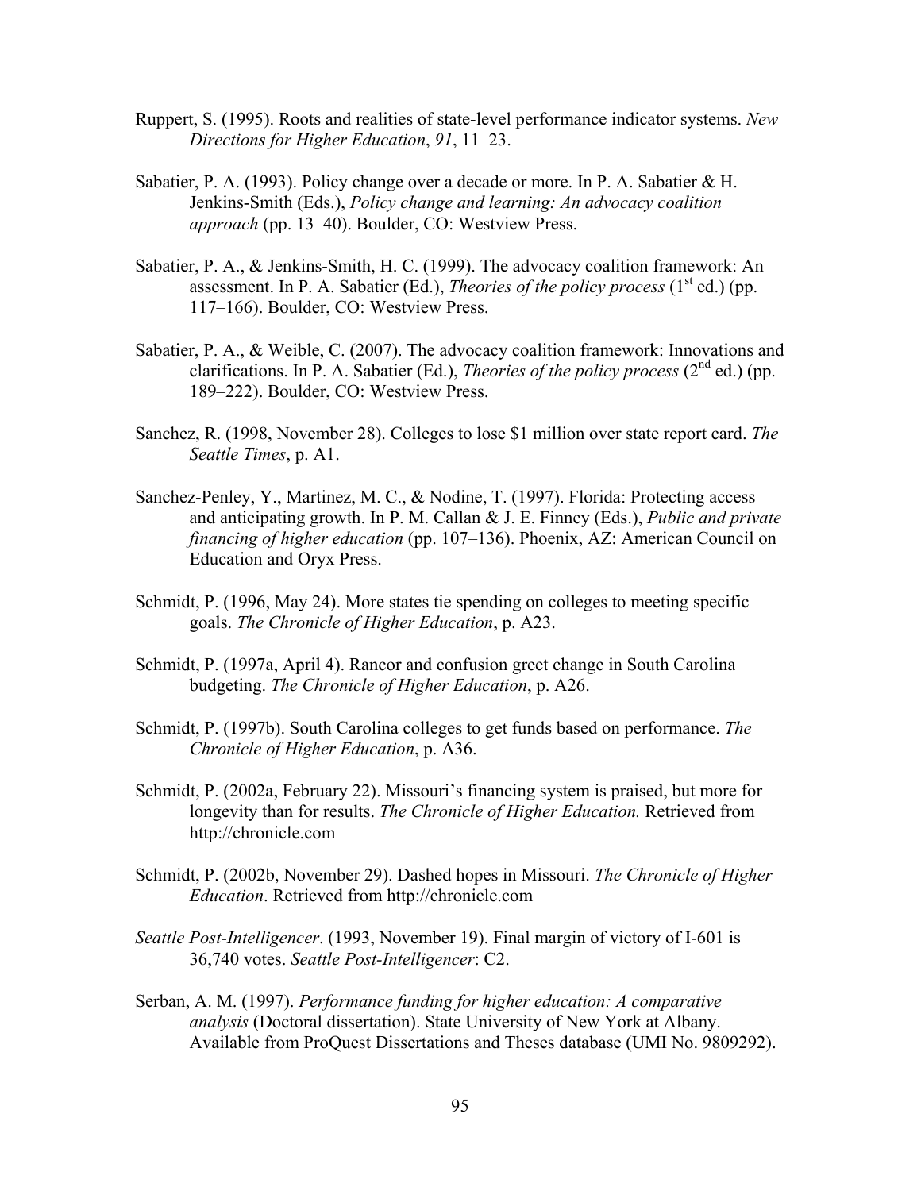Ruppert, S. (1995). Roots and realities of state-level performance indicator systems. *New Directions for Higher Education*, *91*, 11–23.

Sabatier, P. A. (1993). Policy change over a decade or more. In P. A. Sabatier & H. Jenkins-Smith (Eds.), *Policy change and learning: An advocacy coalition approach* (pp. 13–40). Boulder, CO: Westview Press.

Sabatier, P. A., & Jenkins-Smith, H. C. (1999). The advocacy coalition framework: An assessment. In P. A. Sabatier (Ed.), *Theories of the policy process* (1st ed.) (pp. 117–166). Boulder, CO: Westview Press.

Sabatier, P. A., & Weible, C. (2007). The advocacy coalition framework: Innovations and clarifications. In P. A. Sabatier (Ed.), *Theories of the policy process* (2nd ed.) (pp. 189–222). Boulder, CO: Westview Press.

Sanchez, R. (1998, November 28). Colleges to lose $1 million over state report card. *The Seattle Times*, p. A1.

Sanchez-Penley, Y., Martinez, M. C., & Nodine, T. (1997). Florida: Protecting access and anticipating growth. In P. M. Callan & J. E. Finney (Eds.), *Public and private financing of higher education* (pp. 107–136). Phoenix, AZ: American Council on Education and Oryx Press.

Schmidt, P. (1996, May 24). More states tie spending on colleges to meeting specific goals. *The Chronicle of Higher Education*, p. A23.

Schmidt, P. (1997a, April 4). Rancor and confusion greet change in South Carolina budgeting. *The Chronicle of Higher Education*, p. A26.

Schmidt, P. (1997b). South Carolina colleges to get funds based on performance. *The Chronicle of Higher Education*, p. A36.

Schmidt, P. (2002a, February 22). Missouri's financing system is praised, but more for longevity than for results. *The Chronicle of Higher Education.* Retrieved from http://chronicle.com

Schmidt, P. (2002b, November 29). Dashed hopes in Missouri. *The Chronicle of Higher Education*. Retrieved from http://chronicle.com

*Seattle Post-Intelligencer*. (1993, November 19). Final margin of victory of I-601 is 36,740 votes. *Seattle Post-Intelligencer*: C2.

Serban, A. M. (1997). *Performance funding for higher education: A comparative analysis* (Doctoral dissertation). State University of New York at Albany. Available from ProQuest Dissertations and Theses database (UMI No. 9809292).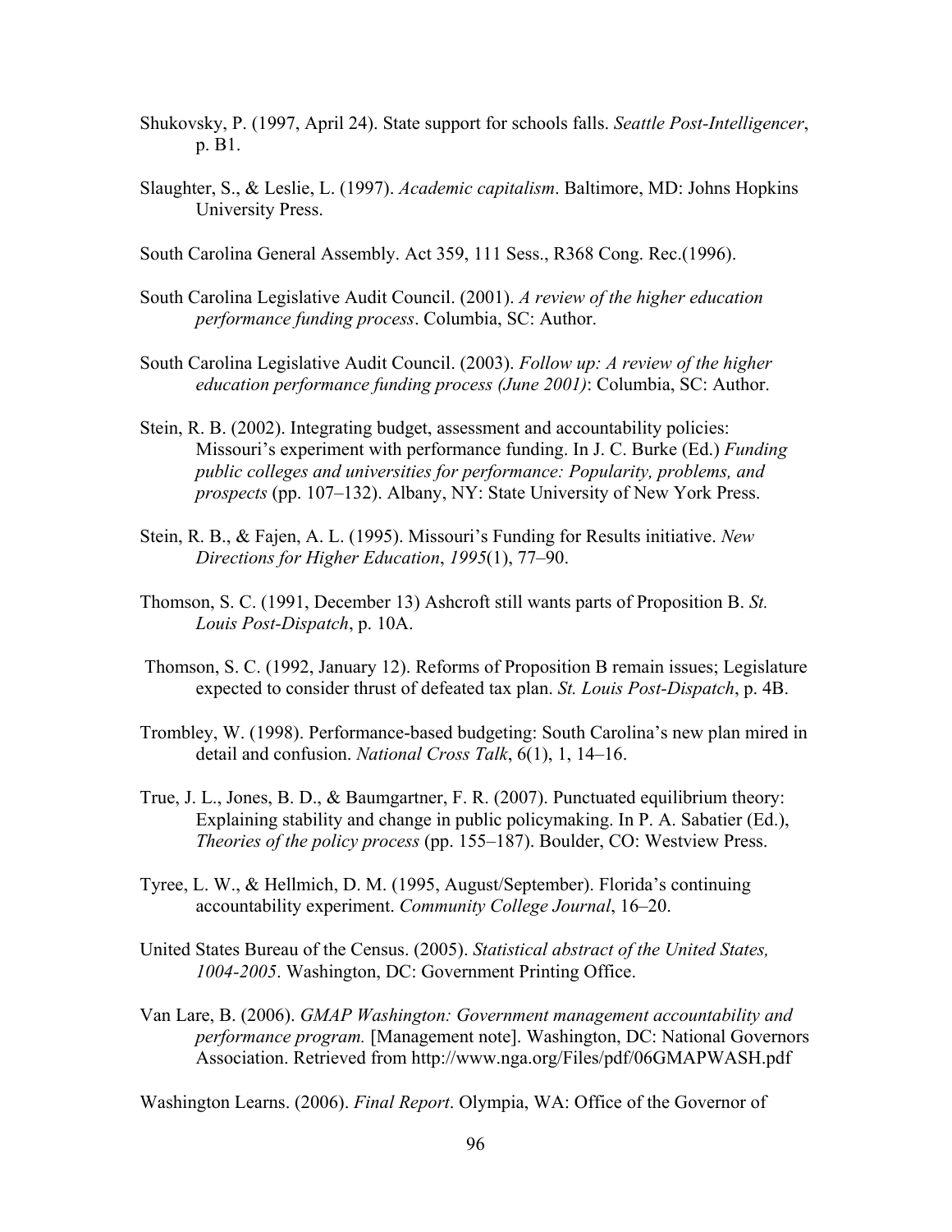Shukovsky, P. (1997, April 24). State support for schools falls. *Seattle Post-Intelligencer*, p. B1.

Slaughter, S., & Leslie, L. (1997). *Academic capitalism*. Baltimore, MD: Johns Hopkins University Press.

South Carolina General Assembly. Act 359, 111 Sess., R368 Cong. Rec.(1996).

South Carolina Legislative Audit Council. (2001). *A review of the higher education performance funding process*. Columbia, SC: Author.

South Carolina Legislative Audit Council. (2003). *Follow up: A review of the higher education performance funding process (June 2001)*: Columbia, SC: Author.

Stein, R. B. (2002). Integrating budget, assessment and accountability policies: Missouri's experiment with performance funding. In J. C. Burke (Ed.) *Funding public colleges and universities for performance: Popularity, problems, and prospects* (pp. 107–132). Albany, NY: State University of New York Press.

Stein, R. B., & Fajen, A. L. (1995). Missouri's Funding for Results initiative. *New Directions for Higher Education*, *1995*(1), 77–90.

Thomson, S. C. (1991, December 13) Ashcroft still wants parts of Proposition B. *St. Louis Post-Dispatch*, p. 10A.

Thomson, S. C. (1992, January 12). Reforms of Proposition B remain issues; Legislature expected to consider thrust of defeated tax plan. *St. Louis Post-Dispatch*, p. 4B.

Trombley, W. (1998). Performance-based budgeting: South Carolina's new plan mired in detail and confusion. *National Cross Talk*, 6(1), 1, 14–16.

True, J. L., Jones, B. D., & Baumgartner, F. R. (2007). Punctuated equilibrium theory: Explaining stability and change in public policymaking. In P. A. Sabatier (Ed.), *Theories of the policy process* (pp. 155–187). Boulder, CO: Westview Press.

Tyree, L. W., & Hellmich, D. M. (1995, August/September). Florida's continuing accountability experiment. *Community College Journal*, 16–20.

United States Bureau of the Census. (2005). *Statistical abstract of the United States, 1004-2005*. Washington, DC: Government Printing Office.

Van Lare, B. (2006). *GMAP Washington: Government management accountability and performance program.* [Management note]. Washington, DC: National Governors Association. Retrieved from http://www.nga.org/Files/pdf/06GMAPWASH.pdf

Washington Learns. (2006). *Final Report*. Olympia, WA: Office of the Governor of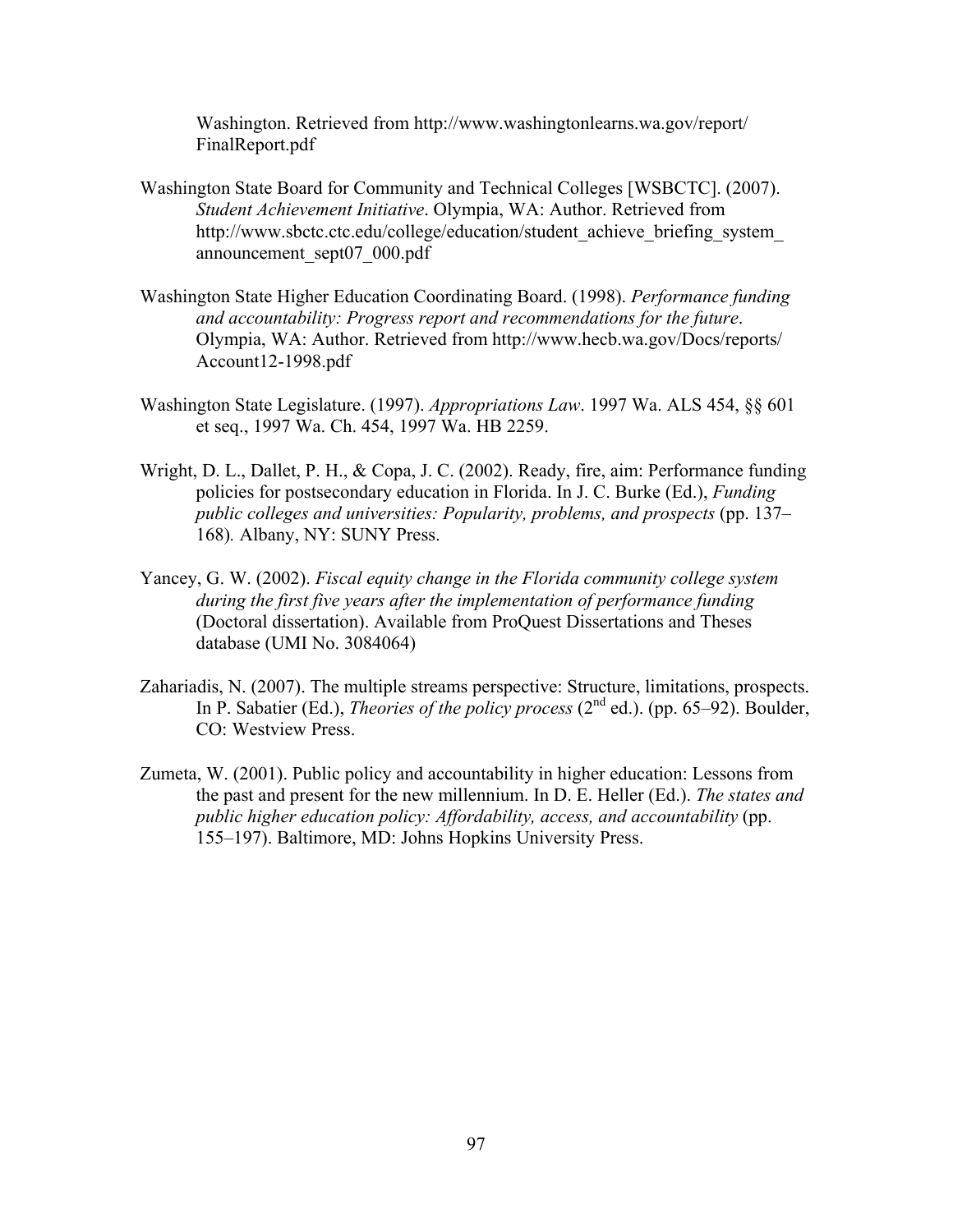Washington. Retrieved from http://www.washingtonlearns.wa.gov/report/FinalReport.pdf

Washington State Board for Community and Technical Colleges [WSBCTC]. (2007). *Student Achievement Initiative*. Olympia, WA: Author. Retrieved from http://www.sbctc.ctc.edu/college/education/student_achieve_briefing_system_announcement_sept07_000.pdf

Washington State Higher Education Coordinating Board. (1998). *Performance funding and accountability: Progress report and recommendations for the future*. Olympia, WA: Author. Retrieved from http://www.hecb.wa.gov/Docs/reports/Account12-1998.pdf

Washington State Legislature. (1997). *Appropriations Law*. 1997 Wa. ALS 454, §§ 601 et seq., 1997 Wa. Ch. 454, 1997 Wa. HB 2259.

Wright, D. L., Dallet, P. H., & Copa, J. C. (2002). Ready, fire, aim: Performance funding policies for postsecondary education in Florida. In J. C. Burke (Ed.), *Funding public colleges and universities: Popularity, problems, and prospects* (pp. 137–168)*.* Albany, NY: SUNY Press.

Yancey, G. W. (2002). *Fiscal equity change in the Florida community college system during the first five years after the implementation of performance funding* (Doctoral dissertation). Available from ProQuest Dissertations and Theses database (UMI No. 3084064)

Zahariadis, N. (2007). The multiple streams perspective: Structure, limitations, prospects. In P. Sabatier (Ed.), *Theories of the policy process* (2nd ed.). (pp. 65–92). Boulder, CO: Westview Press.

Zumeta, W. (2001). Public policy and accountability in higher education: Lessons from the past and present for the new millennium. In D. E. Heller (Ed.). *The states and public higher education policy: Affordability, access, and accountability* (pp. 155–197). Baltimore, MD: Johns Hopkins University Press.